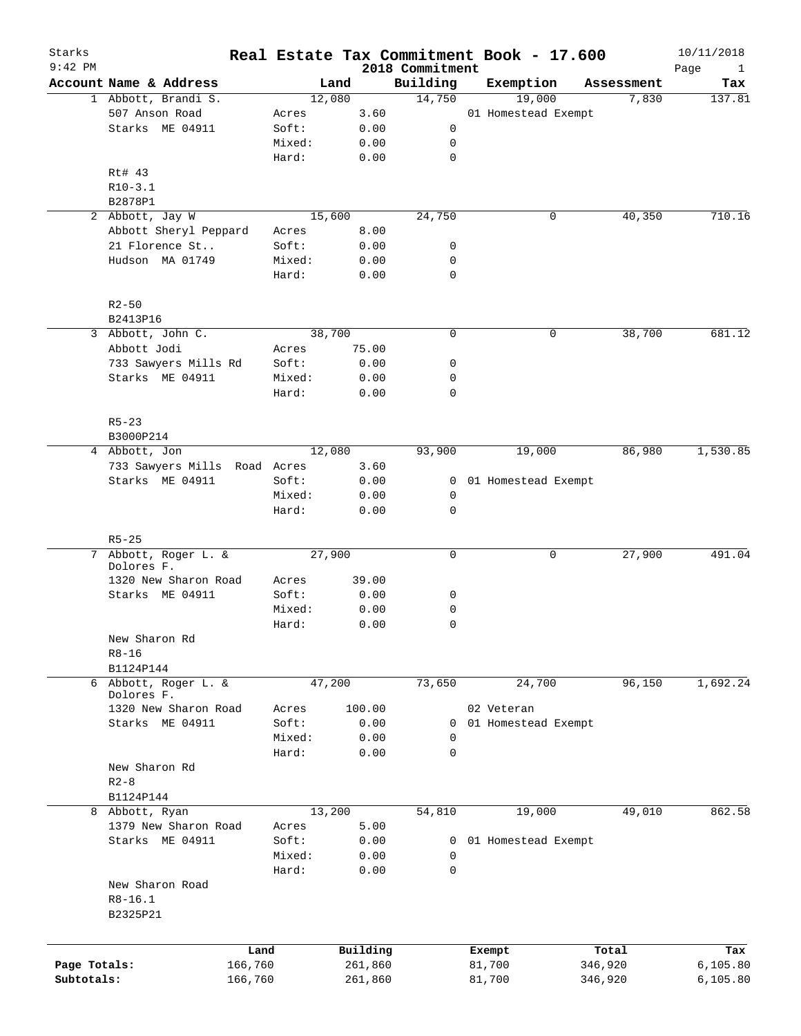Starks
9:42 PM

# Real Estate Tax Commitment Book - 17.600

## 2018 Commitment

10/11/2018

| Account | Name & Address | | Land | Building | Exemption | Assessment | Tax |
|---|---|---|---|---|---|---|---|
| 1 | Abbott, Brandi S. | | 12,080 | 14,750 | 19,000 | 7,830 | 137.81 |
| | 507 Anson Road | Acres | 3.60 | | 01 Homestead Exempt | | |
| | Starks ME 04911 | Soft: | 0.00 | 0 | | | |
| | | Mixed: | 0.00 | 0 | | | |
| | | Hard: | 0.00 | 0 | | | |
| | Rt# 43 | | | | | | |
| | R10-3.1 | | | | | | |
| | B2878P1 | | | | | | |
| 2 | Abbott, Jay W | | 15,600 | 24,750 | 0 | 40,350 | 710.16 |
| | Abbott Sheryl Peppard | Acres | 8.00 | | | | |
| | 21 Florence St.. | Soft: | 0.00 | 0 | | | |
| | Hudson MA 01749 | Mixed: | 0.00 | 0 | | | |
| | | Hard: | 0.00 | 0 | | | |
| | R2-50 | | | | | | |
| | B2413P16 | | | | | | |
| 3 | Abbott, John C. | | 38,700 | 0 | 0 | 38,700 | 681.12 |
| | Abbott Jodi | Acres | 75.00 | | | | |
| | 733 Sawyers Mills Rd | Soft: | 0.00 | 0 | | | |
| | Starks ME 04911 | Mixed: | 0.00 | 0 | | | |
| | | Hard: | 0.00 | 0 | | | |
| | R5-23 | | | | | | |
| | B3000P214 | | | | | | |
| 4 | Abbott, Jon | | 12,080 | 93,900 | 19,000 | 86,980 | 1,530.85 |
| | 733 Sawyers Mills Road | Acres | 3.60 | | | | |
| | Starks ME 04911 | Soft: | 0.00 | 0 | 01 Homestead Exempt | | |
| | | Mixed: | 0.00 | 0 | | | |
| | | Hard: | 0.00 | 0 | | | |
| | R5-25 | | | | | | |
| 7 | Abbott, Roger L. & Dolores F. | | 27,900 | 0 | 0 | 27,900 | 491.04 |
| | 1320 New Sharon Road | Acres | 39.00 | | | | |
| | Starks ME 04911 | Soft: | 0.00 | 0 | | | |
| | | Mixed: | 0.00 | 0 | | | |
| | | Hard: | 0.00 | 0 | | | |
| | New Sharon Rd | | | | | | |
| | R8-16 | | | | | | |
| | B1124P144 | | | | | | |
| 6 | Abbott, Roger L. & Dolores F. | | 47,200 | 73,650 | 24,700 | 96,150 | 1,692.24 |
| | 1320 New Sharon Road | Acres | 100.00 | | 02 Veteran | | |
| | Starks ME 04911 | Soft: | 0.00 | 0 | 01 Homestead Exempt | | |
| | | Mixed: | 0.00 | 0 | | | |
| | | Hard: | 0.00 | 0 | | | |
| | New Sharon Rd | | | | | | |
| | R2-8 | | | | | | |
| | B1124P144 | | | | | | |
| 8 | Abbott, Ryan | | 13,200 | 54,810 | 19,000 | 49,010 | 862.58 |
| | 1379 New Sharon Road | Acres | 5.00 | | | | |
| | Starks ME 04911 | Soft: | 0.00 | 0 | 01 Homestead Exempt | | |
| | | Mixed: | 0.00 | 0 | | | |
| | | Hard: | 0.00 | 0 | | | |
| | New Sharon Road | | | | | | |
| | R8-16.1 | | | | | | |
| | B2325P21 | | | | | | |

| | Land | Building | Exempt | Total | Tax |
|---|---|---|---|---|---|
| Page Totals: | 166,760 | 261,860 | 81,700 | 346,920 | 6,105.80 |
| Subtotals: | 166,760 | 261,860 | 81,700 | 346,920 | 6,105.80 |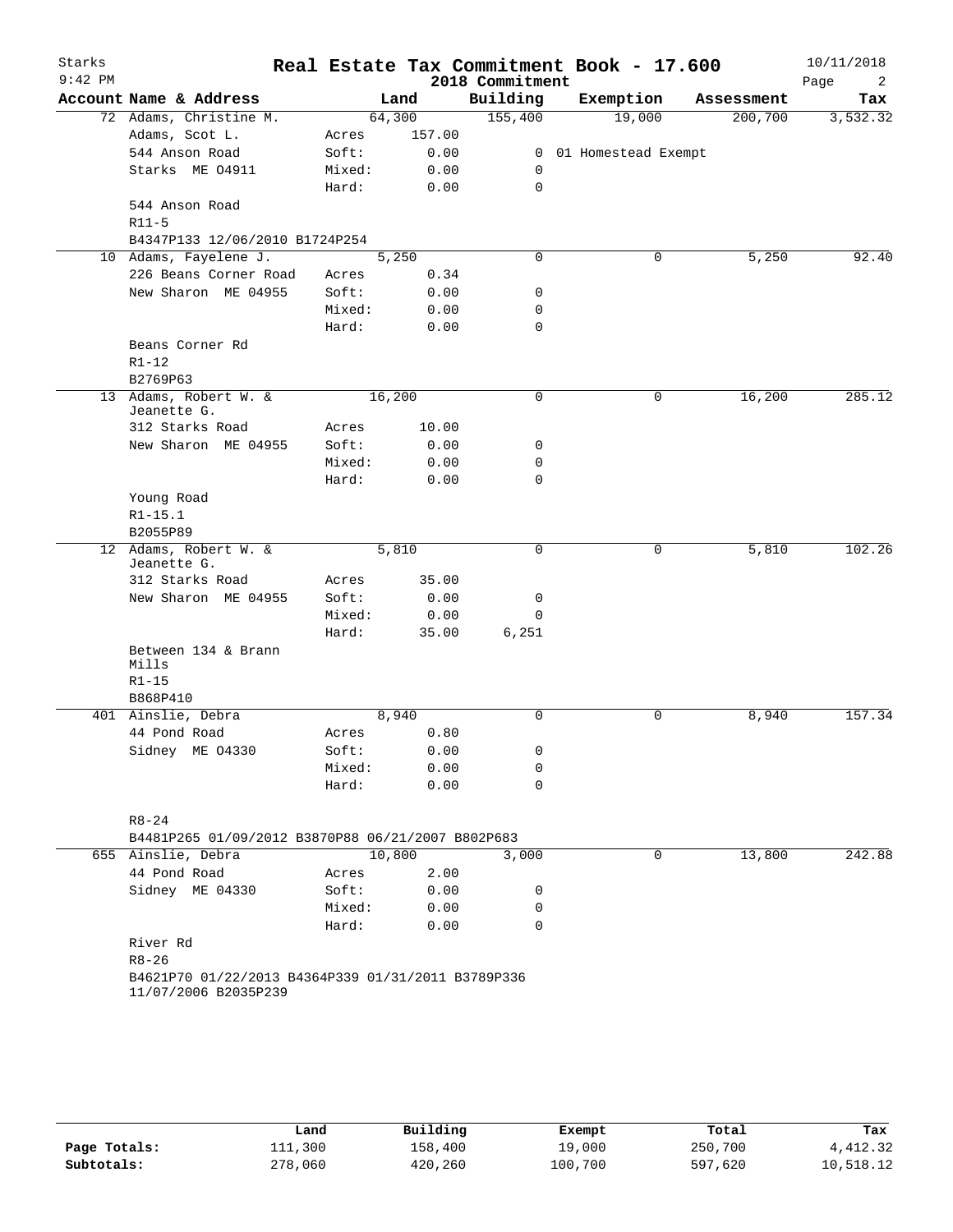# Real Estate Tax Commitment Book - 17.600

Starks
9:42 PM

2018 Commitment

10/11/2018

| Account | Name & Address | | Land | Building | Exemption | Assessment | Tax |
|---|---|---|---|---|---|---|---|
| 72 | Adams, Christine M. | | 64,300 | 155,400 | 19,000 | 200,700 | 3,532.32 |
| | Adams, Scot L. | Acres | 157.00 | | | | |
| | 544 Anson Road | Soft: | 0.00 | 0 | 01 Homestead Exempt | | |
| | Starks ME 04911 | Mixed: | 0.00 | 0 | | | |
| | | Hard: | 0.00 | 0 | | | |
| | 544 Anson Road | | | | | | |
| | R11-5 | | | | | | |
| | B4347P133 12/06/2010 B1724P254 | | | | | | |
| 10 | Adams, Fayelene J. | | 5,250 | 0 | 0 | 5,250 | 92.40 |
| | 226 Beans Corner Road | Acres | 0.34 | | | | |
| | New Sharon ME 04955 | Soft: | 0.00 | 0 | | | |
| | | Mixed: | 0.00 | 0 | | | |
| | | Hard: | 0.00 | 0 | | | |
| | Beans Corner Rd | | | | | | |
| | R1-12 | | | | | | |
| | B2769P63 | | | | | | |
| 13 | Adams, Robert W. & Jeanette G. | | 16,200 | 0 | 0 | 16,200 | 285.12 |
| | 312 Starks Road | Acres | 10.00 | | | | |
| | New Sharon ME 04955 | Soft: | 0.00 | 0 | | | |
| | | Mixed: | 0.00 | 0 | | | |
| | | Hard: | 0.00 | 0 | | | |
| | Young Road | | | | | | |
| | R1-15.1 | | | | | | |
| | B2055P89 | | | | | | |
| 12 | Adams, Robert W. & Jeanette G. | | 5,810 | 0 | 0 | 5,810 | 102.26 |
| | 312 Starks Road | Acres | 35.00 | | | | |
| | New Sharon ME 04955 | Soft: | 0.00 | 0 | | | |
| | | Mixed: | 0.00 | 0 | | | |
| | | Hard: | 35.00 | 6,251 | | | |
| | Between 134 & Brann Mills | | | | | | |
| | R1-15 | | | | | | |
| | B868P410 | | | | | | |
| 401 | Ainslie, Debra | | 8,940 | 0 | 0 | 8,940 | 157.34 |
| | 44 Pond Road | Acres | 0.80 | | | | |
| | Sidney ME 04330 | Soft: | 0.00 | 0 | | | |
| | | Mixed: | 0.00 | 0 | | | |
| | | Hard: | 0.00 | 0 | | | |
| | R8-24 | | | | | | |
| | B4481P265 01/09/2012 B3870P88 06/21/2007 B802P683 | | | | | | |
| 655 | Ainslie, Debra | | 10,800 | 3,000 | 0 | 13,800 | 242.88 |
| | 44 Pond Road | Acres | 2.00 | | | | |
| | Sidney ME 04330 | Soft: | 0.00 | 0 | | | |
| | | Mixed: | 0.00 | 0 | | | |
| | | Hard: | 0.00 | 0 | | | |
| | River Rd | | | | | | |
| | R8-26 | | | | | | |
| | B4621P70 01/22/2013 B4364P339 01/31/2011 B3789P336 11/07/2006 B2035P239 | | | | | | |

| | Land | Building | Exempt | Total | Tax |
|---|---|---|---|---|---|
| **Page Totals:** | 111,300 | 158,400 | 19,000 | 250,700 | 4,412.32 |
| **Subtotals:** | 278,060 | 420,260 | 100,700 | 597,620 | 10,518.12 |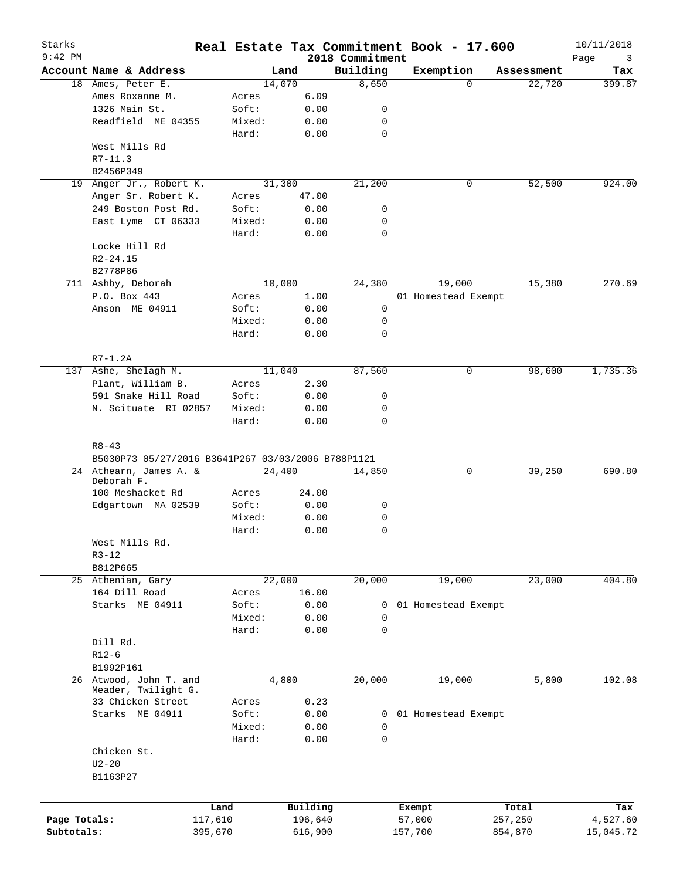# Real Estate Tax Commitment Book - 17.600

Starks
9:42 PM

2018 Commitment

10/11/2018

| Account | Name & Address | Land | | Building | Exemption | Assessment | Tax |
|---|---|---|---|---|---|---|---|
| 18 | Ames, Peter E. | 14,070 | | 8,650 | 0 | 22,720 | 399.87 |
| | Ames Roxanne M. | Acres | 6.09 | | | | |
| | 1326 Main St. | Soft: | 0.00 | 0 | | | |
| | Readfield ME 04355 | Mixed: | 0.00 | 0 | | | |
| | | Hard: | 0.00 | 0 | | | |
| | West Mills Rd | | | | | | |
| | R7-11.3 | | | | | | |
| | B2456P349 | | | | | | |
| 19 | Anger Jr., Robert K. | 31,300 | | 21,200 | 0 | 52,500 | 924.00 |
| | Anger Sr. Robert K. | Acres | 47.00 | | | | |
| | 249 Boston Post Rd. | Soft: | 0.00 | 0 | | | |
| | East Lyme CT 06333 | Mixed: | 0.00 | 0 | | | |
| | | Hard: | 0.00 | 0 | | | |
| | Locke Hill Rd | | | | | | |
| | R2-24.15 | | | | | | |
| | B2778P86 | | | | | | |
| 711 | Ashby, Deborah | 10,000 | | 24,380 | 19,000 | 15,380 | 270.69 |
| | P.O. Box 443 | Acres | 1.00 | | 01 Homestead Exempt | | |
| | Anson ME 04911 | Soft: | 0.00 | 0 | | | |
| | | Mixed: | 0.00 | 0 | | | |
| | | Hard: | 0.00 | 0 | | | |
| | R7-1.2A | | | | | | |
| 137 | Ashe, Shelagh M. | 11,040 | | 87,560 | 0 | 98,600 | 1,735.36 |
| | Plant, William B. | Acres | 2.30 | | | | |
| | 591 Snake Hill Road | Soft: | 0.00 | 0 | | | |
| | N. Scituate RI 02857 | Mixed: | 0.00 | 0 | | | |
| | | Hard: | 0.00 | 0 | | | |
| | R8-43 | | | | | | |
| | B5030P73 05/27/2016 B3641P267 03/03/2006 B788P1121 | | | | | | |
| 24 | Athearn, James A. & Deborah F. | 24,400 | | 14,850 | 0 | 39,250 | 690.80 |
| | 100 Meshacket Rd | Acres | 24.00 | | | | |
| | Edgartown MA 02539 | Soft: | 0.00 | 0 | | | |
| | | Mixed: | 0.00 | 0 | | | |
| | | Hard: | 0.00 | 0 | | | |
| | West Mills Rd. | | | | | | |
| | R3-12 | | | | | | |
| | B812P665 | | | | | | |
| 25 | Athenian, Gary | 22,000 | | 20,000 | 19,000 | 23,000 | 404.80 |
| | 164 Dill Road | Acres | 16.00 | | | | |
| | Starks ME 04911 | Soft: | 0.00 | 0 | 01 Homestead Exempt | | |
| | | Mixed: | 0.00 | 0 | | | |
| | | Hard: | 0.00 | 0 | | | |
| | Dill Rd. | | | | | | |
| | R12-6 | | | | | | |
| | B1992P161 | | | | | | |
| 26 | Atwood, John T. and Meader, Twilight G. | 4,800 | | 20,000 | 19,000 | 5,800 | 102.08 |
| | 33 Chicken Street | Acres | 0.23 | | | | |
| | Starks ME 04911 | Soft: | 0.00 | 0 | 01 Homestead Exempt | | |
| | | Mixed: | 0.00 | 0 | | | |
| | | Hard: | 0.00 | 0 | | | |
| | Chicken St. | | | | | | |
| | U2-20 | | | | | | |
| | B1163P27 | | | | | | |

| | Land | Building | Exempt | Total | Tax |
|---|---|---|---|---|---|
| Page Totals: | 117,610 | 196,640 | 57,000 | 257,250 | 4,527.60 |
| Subtotals: | 395,670 | 616,900 | 157,700 | 854,870 | 15,045.72 |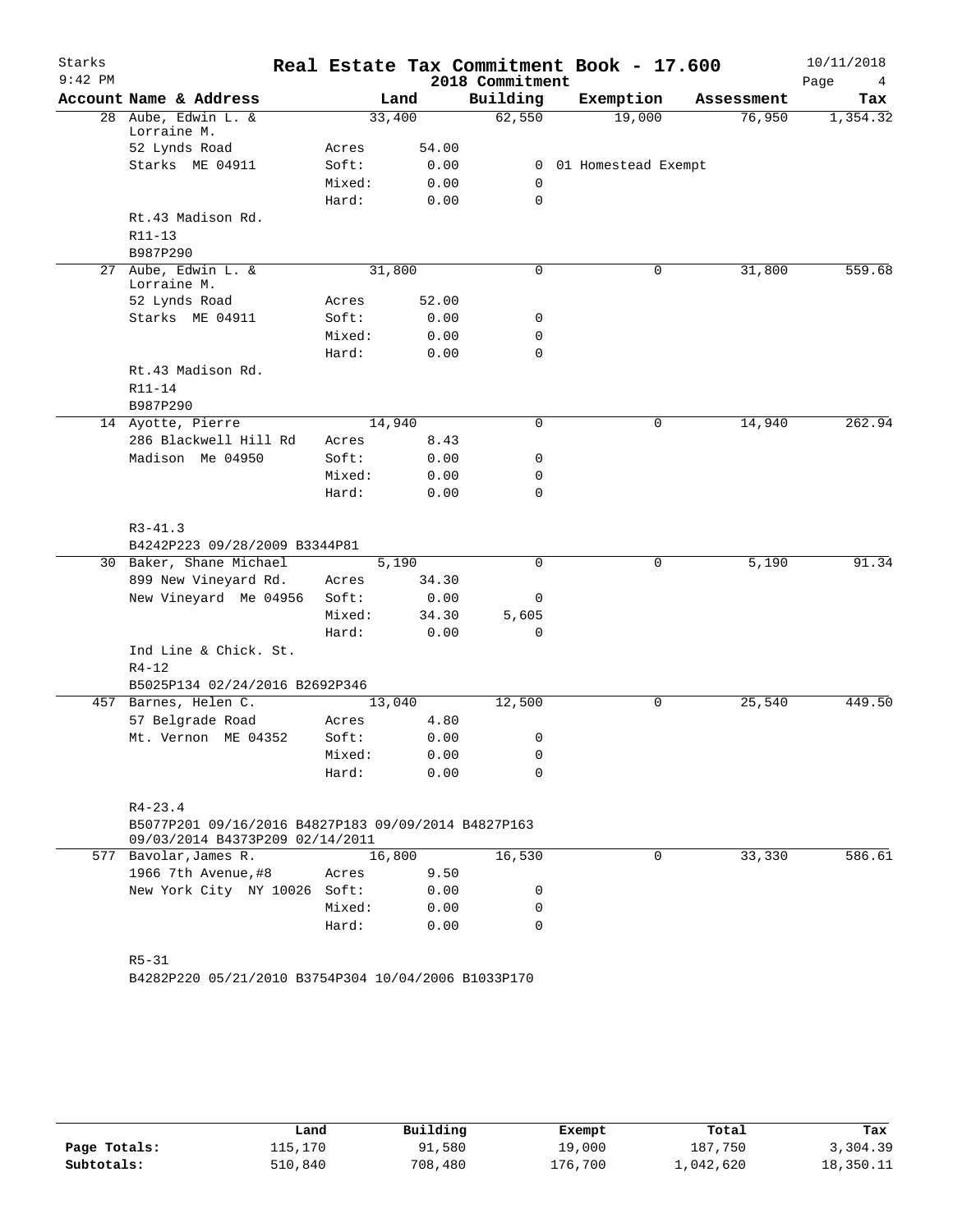# Real Estate Tax Commitment Book - 17.600

Starks 9:42 PM — 2018 Commitment — 10/11/2018

| Account Name & Address | | Land | Building | Exemption | Assessment | Tax |
|---|---|---|---|---|---|---|
| 28 Aube, Edwin L. & Lorraine M. | | 33,400 | 62,550 | 19,000 | 76,950 | 1,354.32 |
| 52 Lynds Road | Acres | 54.00 | | | | |
| Starks ME 04911 | Soft: | 0.00 | 0 | 01 Homestead Exempt | | |
| | Mixed: | 0.00 | 0 | | | |
| | Hard: | 0.00 | 0 | | | |
| Rt.43 Madison Rd. | | | | | | |
| R11-13 | | | | | | |
| B987P290 | | | | | | |
| 27 Aube, Edwin L. & Lorraine M. | | 31,800 | 0 | 0 | 31,800 | 559.68 |
| 52 Lynds Road | Acres | 52.00 | | | | |
| Starks ME 04911 | Soft: | 0.00 | 0 | | | |
| | Mixed: | 0.00 | 0 | | | |
| | Hard: | 0.00 | 0 | | | |
| Rt.43 Madison Rd. | | | | | | |
| R11-14 | | | | | | |
| B987P290 | | | | | | |
| 14 Ayotte, Pierre | | 14,940 | 0 | 0 | 14,940 | 262.94 |
| 286 Blackwell Hill Rd | Acres | 8.43 | | | | |
| Madison Me 04950 | Soft: | 0.00 | 0 | | | |
| | Mixed: | 0.00 | 0 | | | |
| | Hard: | 0.00 | 0 | | | |
| R3-41.3 | | | | | | |
| B4242P223 09/28/2009 B3344P81 | | | | | | |
| 30 Baker, Shane Michael | | 5,190 | 0 | 0 | 5,190 | 91.34 |
| 899 New Vineyard Rd. | Acres | 34.30 | | | | |
| New Vineyard Me 04956 | Soft: | 0.00 | 0 | | | |
| | Mixed: | 34.30 | 5,605 | | | |
| | Hard: | 0.00 | 0 | | | |
| Ind Line & Chick. St. | | | | | | |
| R4-12 | | | | | | |
| B5025P134 02/24/2016 B2692P346 | | | | | | |
| 457 Barnes, Helen C. | | 13,040 | 12,500 | 0 | 25,540 | 449.50 |
| 57 Belgrade Road | Acres | 4.80 | | | | |
| Mt. Vernon ME 04352 | Soft: | 0.00 | 0 | | | |
| | Mixed: | 0.00 | 0 | | | |
| | Hard: | 0.00 | 0 | | | |
| R4-23.4 | | | | | | |
| B5077P201 09/16/2016 B4827P183 09/09/2014 B4827P163 09/03/2014 B4373P209 02/14/2011 | | | | | | |
| 577 Bavolar, James R. | | 16,800 | 16,530 | 0 | 33,330 | 586.61 |
| 1966 7th Avenue,#8 | Acres | 9.50 | | | | |
| New York City NY 10026 | Soft: | 0.00 | 0 | | | |
| | Mixed: | 0.00 | 0 | | | |
| | Hard: | 0.00 | 0 | | | |
| R5-31 | | | | | | |
| B4282P220 05/21/2010 B3754P304 10/04/2006 B1033P170 | | | | | | |

| | Land | Building | Exempt | Total | Tax |
|---|---|---|---|---|---|
| Page Totals: | 115,170 | 91,580 | 19,000 | 187,750 | 3,304.39 |
| Subtotals: | 510,840 | 708,480 | 176,700 | 1,042,620 | 18,350.11 |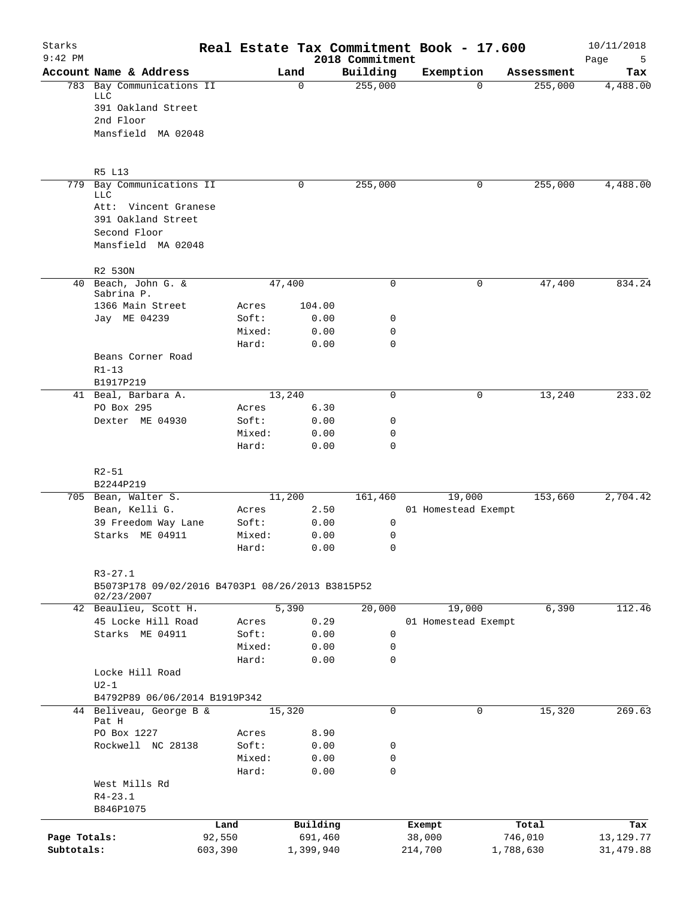# Real Estate Tax Commitment Book - 17.600

Starks
9:42 PM

2018 Commitment

10/11/2018

| Account | Name & Address | Land | | Building | Exemption | Assessment | Tax |
|---|---|---|---|---|---|---|---|
| 783 | Bay Communications II LLC | 0 | | 255,000 | 0 | 255,000 | 4,488.00 |
| | 391 Oakland Street | | | | | | |
| | 2nd Floor | | | | | | |
| | Mansfield MA 02048 | | | | | | |
| | R5 L13 | | | | | | |
| 779 | Bay Communications II LLC | 0 | | 255,000 | 0 | 255,000 | 4,488.00 |
| | Att: Vincent Granese | | | | | | |
| | 391 Oakland Street | | | | | | |
| | Second Floor | | | | | | |
| | Mansfield MA 02048 | | | | | | |
| | R2 53ON | | | | | | |
| 40 | Beach, John G. & Sabrina P. | 47,400 | | 0 | 0 | 47,400 | 834.24 |
| | 1366 Main Street | Acres | 104.00 | | | | |
| | Jay ME 04239 | Soft: | 0.00 | 0 | | | |
| | | Mixed: | 0.00 | 0 | | | |
| | | Hard: | 0.00 | 0 | | | |
| | Beans Corner Road | | | | | | |
| | R1-13 | | | | | | |
| | B1917P219 | | | | | | |
| 41 | Beal, Barbara A. | 13,240 | | 0 | 0 | 13,240 | 233.02 |
| | PO Box 295 | Acres | 6.30 | | | | |
| | Dexter ME 04930 | Soft: | 0.00 | 0 | | | |
| | | Mixed: | 0.00 | 0 | | | |
| | | Hard: | 0.00 | 0 | | | |
| | R2-51 | | | | | | |
| | B2244P219 | | | | | | |
| 705 | Bean, Walter S. | 11,200 | | 161,460 | 19,000 | 153,660 | 2,704.42 |
| | Bean, Kelli G. | Acres | 2.50 | | 01 Homestead Exempt | | |
| | 39 Freedom Way Lane | Soft: | 0.00 | 0 | | | |
| | Starks ME 04911 | Mixed: | 0.00 | 0 | | | |
| | | Hard: | 0.00 | 0 | | | |
| | R3-27.1 | | | | | | |
| | B5073P178 09/02/2016 B4703P1 08/26/2013 B3815P52 02/23/2007 | | | | | | |
| 42 | Beaulieu, Scott H. | 5,390 | | 20,000 | 19,000 | 6,390 | 112.46 |
| | 45 Locke Hill Road | Acres | 0.29 | | 01 Homestead Exempt | | |
| | Starks ME 04911 | Soft: | 0.00 | 0 | | | |
| | | Mixed: | 0.00 | 0 | | | |
| | | Hard: | 0.00 | 0 | | | |
| | Locke Hill Road | | | | | | |
| | U2-1 | | | | | | |
| | B4792P89 06/06/2014 B1919P342 | | | | | | |
| 44 | Beliveau, George B & Pat H | 15,320 | | 0 | 0 | 15,320 | 269.63 |
| | PO Box 1227 | Acres | 8.90 | | | | |
| | Rockwell NC 28138 | Soft: | 0.00 | 0 | | | |
| | | Mixed: | 0.00 | 0 | | | |
| | | Hard: | 0.00 | 0 | | | |
| | West Mills Rd | | | | | | |
| | R4-23.1 | | | | | | |
| | B846P1075 | | | | | | |

| | Land | Building | Exempt | Total | Tax |
|---|---|---|---|---|---|
| Page Totals: | 92,550 | 691,460 | 38,000 | 746,010 | 13,129.77 |
| Subtotals: | 603,390 | 1,399,940 | 214,700 | 1,788,630 | 31,479.88 |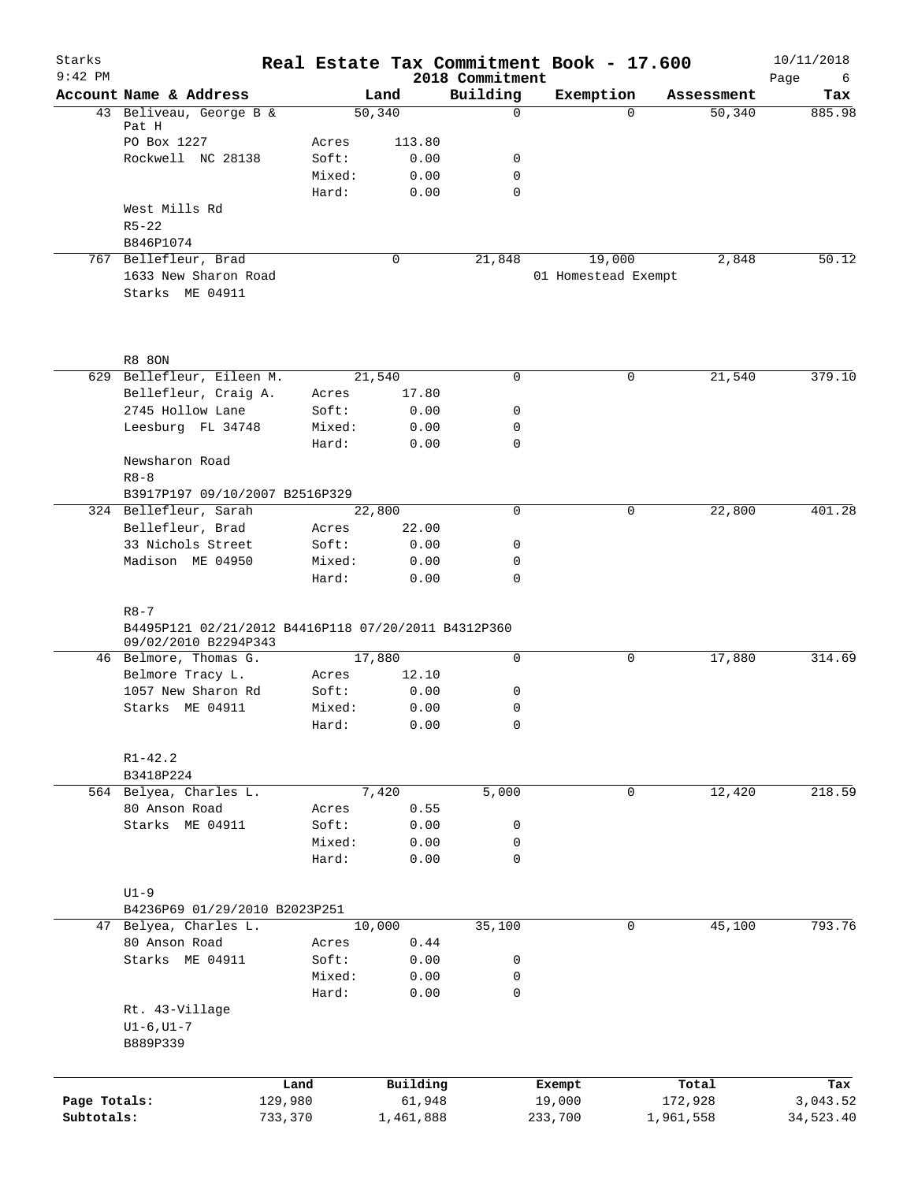# Starks — Real Estate Tax Commitment Book - 17.600

2018 Commitment — 9:42 PM — 10/11/2018

| Account | Name & Address | | Land | Building | Exemption | Assessment | Tax |
|---|---|---|---|---|---|---|---|
| 43 | Beliveau, George B & Pat H | | 50,340 | 0 | 0 | 50,340 | 885.98 |
| | PO Box 1227 | Acres | 113.80 | | | | |
| | Rockwell NC 28138 | Soft: | 0.00 | 0 | | | |
| | | Mixed: | 0.00 | 0 | | | |
| | | Hard: | 0.00 | 0 | | | |
| | West Mills Rd | | | | | | |
| | R5-22 | | | | | | |
| | B846P1074 | | | | | | |
| 767 | Bellefleur, Brad | | 0 | 21,848 | 19,000 | 2,848 | 50.12 |
| | 1633 New Sharon Road | | | | 01 Homestead Exempt | | |
| | Starks ME 04911 | | | | | | |
| | R8 8ON | | | | | | |
| 629 | Bellefleur, Eileen M. | | 21,540 | 0 | 0 | 21,540 | 379.10 |
| | Bellefleur, Craig A. | Acres | 17.80 | | | | |
| | 2745 Hollow Lane | Soft: | 0.00 | 0 | | | |
| | Leesburg FL 34748 | Mixed: | 0.00 | 0 | | | |
| | | Hard: | 0.00 | 0 | | | |
| | Newsharon Road | | | | | | |
| | R8-8 | | | | | | |
| | B3917P197 09/10/2007 B2516P329 | | | | | | |
| 324 | Bellefleur, Sarah | | 22,800 | 0 | 0 | 22,800 | 401.28 |
| | Bellefleur, Brad | Acres | 22.00 | | | | |
| | 33 Nichols Street | Soft: | 0.00 | 0 | | | |
| | Madison ME 04950 | Mixed: | 0.00 | 0 | | | |
| | | Hard: | 0.00 | 0 | | | |
| | R8-7 | | | | | | |
| | B4495P121 02/21/2012 B4416P118 07/20/2011 B4312P360 09/02/2010 B2294P343 | | | | | | |
| 46 | Belmore, Thomas G. | | 17,880 | 0 | 0 | 17,880 | 314.69 |
| | Belmore Tracy L. | Acres | 12.10 | | | | |
| | 1057 New Sharon Rd | Soft: | 0.00 | 0 | | | |
| | Starks ME 04911 | Mixed: | 0.00 | 0 | | | |
| | | Hard: | 0.00 | 0 | | | |
| | R1-42.2 | | | | | | |
| | B3418P224 | | | | | | |
| 564 | Belyea, Charles L. | | 7,420 | 5,000 | 0 | 12,420 | 218.59 |
| | 80 Anson Road | Acres | 0.55 | | | | |
| | Starks ME 04911 | Soft: | 0.00 | 0 | | | |
| | | Mixed: | 0.00 | 0 | | | |
| | | Hard: | 0.00 | 0 | | | |
| | U1-9 | | | | | | |
| | B4236P69 01/29/2010 B2023P251 | | | | | | |
| 47 | Belyea, Charles L. | | 10,000 | 35,100 | 0 | 45,100 | 793.76 |
| | 80 Anson Road | Acres | 0.44 | | | | |
| | Starks ME 04911 | Soft: | 0.00 | 0 | | | |
| | | Mixed: | 0.00 | 0 | | | |
| | | Hard: | 0.00 | 0 | | | |
| | Rt. 43-Village | | | | | | |
| | U1-6,U1-7 | | | | | | |
| | B889P339 | | | | | | |

| | Land | Building | Exempt | Total | Tax |
|---|---|---|---|---|---|
| Page Totals: | 129,980 | 61,948 | 19,000 | 172,928 | 3,043.52 |
| Subtotals: | 733,370 | 1,461,888 | 233,700 | 1,961,558 | 34,523.40 |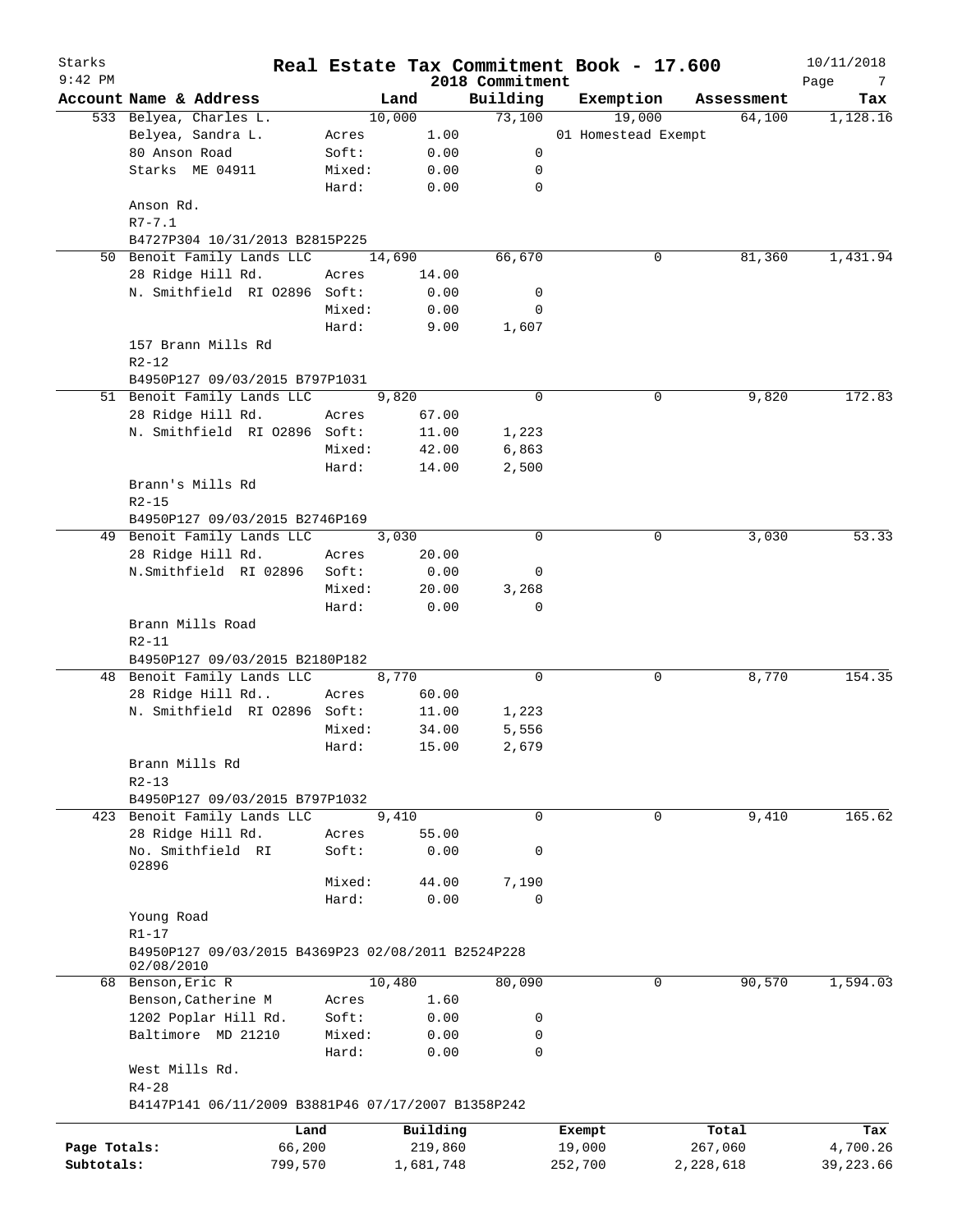# Starks — Real Estate Tax Commitment Book - 17.600

9:42 PM — 2018 Commitment — 10/11/2018

| Account Name & Address | | Land | Building | Exemption | Assessment | Tax |
|---|---|---|---|---|---|---|
| 533 Belyea, Charles L. | | 10,000 | 73,100 | 19,000 | 64,100 | 1,128.16 |
| Belyea, Sandra L. | Acres | 1.00 | | 01 Homestead Exempt | | |
| 80 Anson Road | Soft: | 0.00 | 0 | | | |
| Starks ME 04911 | Mixed: | 0.00 | 0 | | | |
| | Hard: | 0.00 | 0 | | | |
| Anson Rd. | | | | | | |
| R7-7.1 | | | | | | |
| B4727P304 10/31/2013 B2815P225 | | | | | | |
| 50 Benoit Family Lands LLC | | 14,690 | 66,670 | 0 | 81,360 | 1,431.94 |
| 28 Ridge Hill Rd. | Acres | 14.00 | | | | |
| N. Smithfield RI 02896 | Soft: | 0.00 | 0 | | | |
| | Mixed: | 0.00 | 0 | | | |
| | Hard: | 9.00 | 1,607 | | | |
| 157 Brann Mills Rd | | | | | | |
| R2-12 | | | | | | |
| B4950P127 09/03/2015 B797P1031 | | | | | | |
| 51 Benoit Family Lands LLC | | 9,820 | 0 | 0 | 9,820 | 172.83 |
| 28 Ridge Hill Rd. | Acres | 67.00 | | | | |
| N. Smithfield RI 02896 | Soft: | 11.00 | 1,223 | | | |
| | Mixed: | 42.00 | 6,863 | | | |
| | Hard: | 14.00 | 2,500 | | | |
| Brann's Mills Rd | | | | | | |
| R2-15 | | | | | | |
| B4950P127 09/03/2015 B2746P169 | | | | | | |
| 49 Benoit Family Lands LLC | | 3,030 | 0 | 0 | 3,030 | 53.33 |
| 28 Ridge Hill Rd. | Acres | 20.00 | | | | |
| N.Smithfield RI 02896 | Soft: | 0.00 | 0 | | | |
| | Mixed: | 20.00 | 3,268 | | | |
| | Hard: | 0.00 | 0 | | | |
| Brann Mills Road | | | | | | |
| R2-11 | | | | | | |
| B4950P127 09/03/2015 B2180P182 | | | | | | |
| 48 Benoit Family Lands LLC | | 8,770 | 0 | 0 | 8,770 | 154.35 |
| 28 Ridge Hill Rd.. | Acres | 60.00 | | | | |
| N. Smithfield RI 02896 | Soft: | 11.00 | 1,223 | | | |
| | Mixed: | 34.00 | 5,556 | | | |
| | Hard: | 15.00 | 2,679 | | | |
| Brann Mills Rd | | | | | | |
| R2-13 | | | | | | |
| B4950P127 09/03/2015 B797P1032 | | | | | | |
| 423 Benoit Family Lands LLC | | 9,410 | 0 | 0 | 9,410 | 165.62 |
| 28 Ridge Hill Rd. | Acres | 55.00 | | | | |
| No. Smithfield RI 02896 | Soft: | 0.00 | 0 | | | |
| | Mixed: | 44.00 | 7,190 | | | |
| | Hard: | 0.00 | 0 | | | |
| Young Road | | | | | | |
| R1-17 | | | | | | |
| B4950P127 09/03/2015 B4369P23 02/08/2011 B2524P228 02/08/2010 | | | | | | |
| 68 Benson,Eric R | | 10,480 | 80,090 | 0 | 90,570 | 1,594.03 |
| Benson,Catherine M | Acres | 1.60 | | | | |
| 1202 Poplar Hill Rd. | Soft: | 0.00 | 0 | | | |
| Baltimore MD 21210 | Mixed: | 0.00 | 0 | | | |
| | Hard: | 0.00 | 0 | | | |
| West Mills Rd. | | | | | | |
| R4-28 | | | | | | |
| B4147P141 06/11/2009 B3881P46 07/17/2007 B1358P242 | | | | | | |

| | Land | Building | Exempt | Total | Tax |
|---|---|---|---|---|---|
| Page Totals: | 66,200 | 219,860 | 19,000 | 267,060 | 4,700.26 |
| Subtotals: | 799,570 | 1,681,748 | 252,700 | 2,228,618 | 39,223.66 |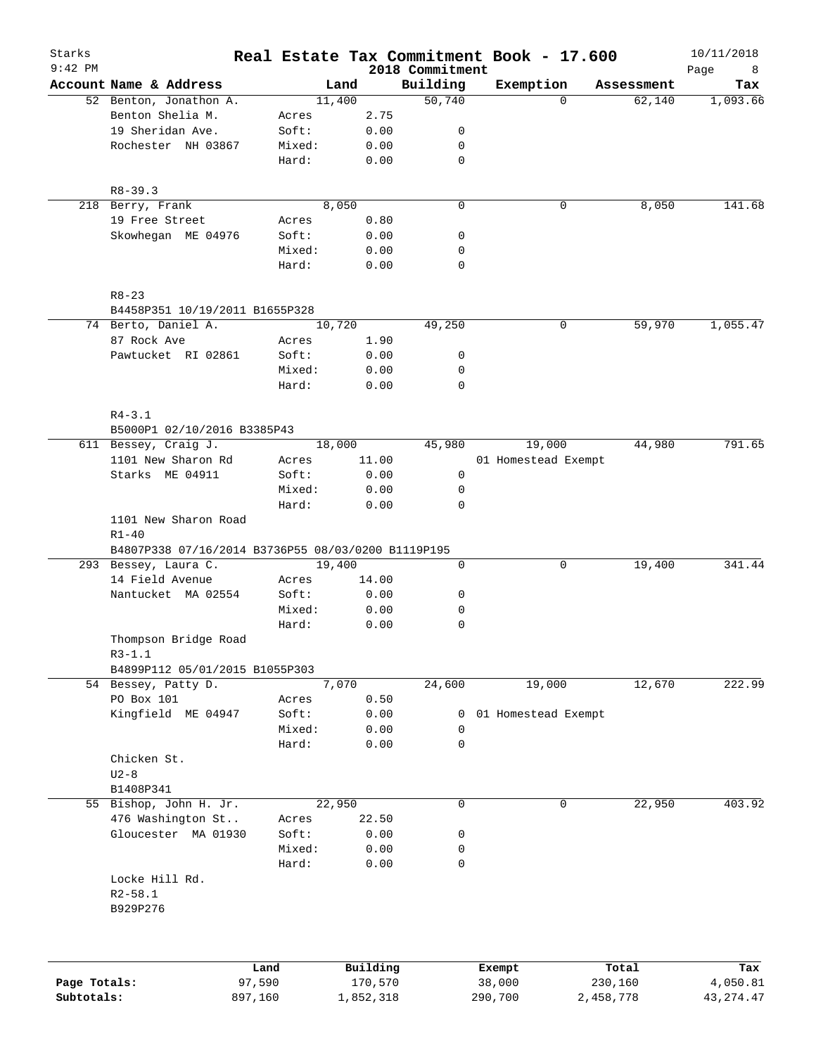# Starks — Real Estate Tax Commitment Book - 17.600

2018 Commitment

10/11/2018 9:42 PM

| Account | Name & Address | | Land | Building | Exemption | Assessment | Tax |
|---|---|---|---|---|---|---|---|
| 52 | Benton, Jonathon A. | | 11,400 | 50,740 | 0 | 62,140 | 1,093.66 |
| | Benton Shelia M. | Acres | 2.75 | | | | |
| | 19 Sheridan Ave. | Soft: | 0.00 | 0 | | | |
| | Rochester NH 03867 | Mixed: | 0.00 | 0 | | | |
| | | Hard: | 0.00 | 0 | | | |
| | R8-39.3 | | | | | | |
| 218 | Berry, Frank | | 8,050 | 0 | 0 | 8,050 | 141.68 |
| | 19 Free Street | Acres | 0.80 | | | | |
| | Skowhegan ME 04976 | Soft: | 0.00 | 0 | | | |
| | | Mixed: | 0.00 | 0 | | | |
| | | Hard: | 0.00 | 0 | | | |
| | R8-23 | | | | | | |
| | B4458P351 10/19/2011 B1655P328 | | | | | | |
| 74 | Berto, Daniel A. | | 10,720 | 49,250 | 0 | 59,970 | 1,055.47 |
| | 87 Rock Ave | Acres | 1.90 | | | | |
| | Pawtucket RI 02861 | Soft: | 0.00 | 0 | | | |
| | | Mixed: | 0.00 | 0 | | | |
| | | Hard: | 0.00 | 0 | | | |
| | R4-3.1 | | | | | | |
| | B5000P1 02/10/2016 B3385P43 | | | | | | |
| 611 | Bessey, Craig J. | | 18,000 | 45,980 | 19,000 | 44,980 | 791.65 |
| | 1101 New Sharon Rd | Acres | 11.00 | | 01 Homestead Exempt | | |
| | Starks ME 04911 | Soft: | 0.00 | 0 | | | |
| | | Mixed: | 0.00 | 0 | | | |
| | | Hard: | 0.00 | 0 | | | |
| | 1101 New Sharon Road | | | | | | |
| | R1-40 | | | | | | |
| | B4807P338 07/16/2014 B3736P55 08/03/0200 B1119P195 | | | | | | |
| 293 | Bessey, Laura C. | | 19,400 | 0 | 0 | 19,400 | 341.44 |
| | 14 Field Avenue | Acres | 14.00 | | | | |
| | Nantucket MA 02554 | Soft: | 0.00 | 0 | | | |
| | | Mixed: | 0.00 | 0 | | | |
| | | Hard: | 0.00 | 0 | | | |
| | Thompson Bridge Road | | | | | | |
| | R3-1.1 | | | | | | |
| | B4899P112 05/01/2015 B1055P303 | | | | | | |
| 54 | Bessey, Patty D. | | 7,070 | 24,600 | 19,000 | 12,670 | 222.99 |
| | PO Box 101 | Acres | 0.50 | | | | |
| | Kingfield ME 04947 | Soft: | 0.00 | 0 | 01 Homestead Exempt | | |
| | | Mixed: | 0.00 | 0 | | | |
| | | Hard: | 0.00 | 0 | | | |
| | Chicken St. | | | | | | |
| | U2-8 | | | | | | |
| | B1408P341 | | | | | | |
| 55 | Bishop, John H. Jr. | | 22,950 | 0 | 0 | 22,950 | 403.92 |
| | 476 Washington St.. | Acres | 22.50 | | | | |
| | Gloucester MA 01930 | Soft: | 0.00 | 0 | | | |
| | | Mixed: | 0.00 | 0 | | | |
| | | Hard: | 0.00 | 0 | | | |
| | Locke Hill Rd. | | | | | | |
| | R2-58.1 | | | | | | |
| | B929P276 | | | | | | |

| | Land | Building | Exempt | Total | Tax |
|---|---|---|---|---|---|
| Page Totals: | 97,590 | 170,570 | 38,000 | 230,160 | 4,050.81 |
| Subtotals: | 897,160 | 1,852,318 | 290,700 | 2,458,778 | 43,274.47 |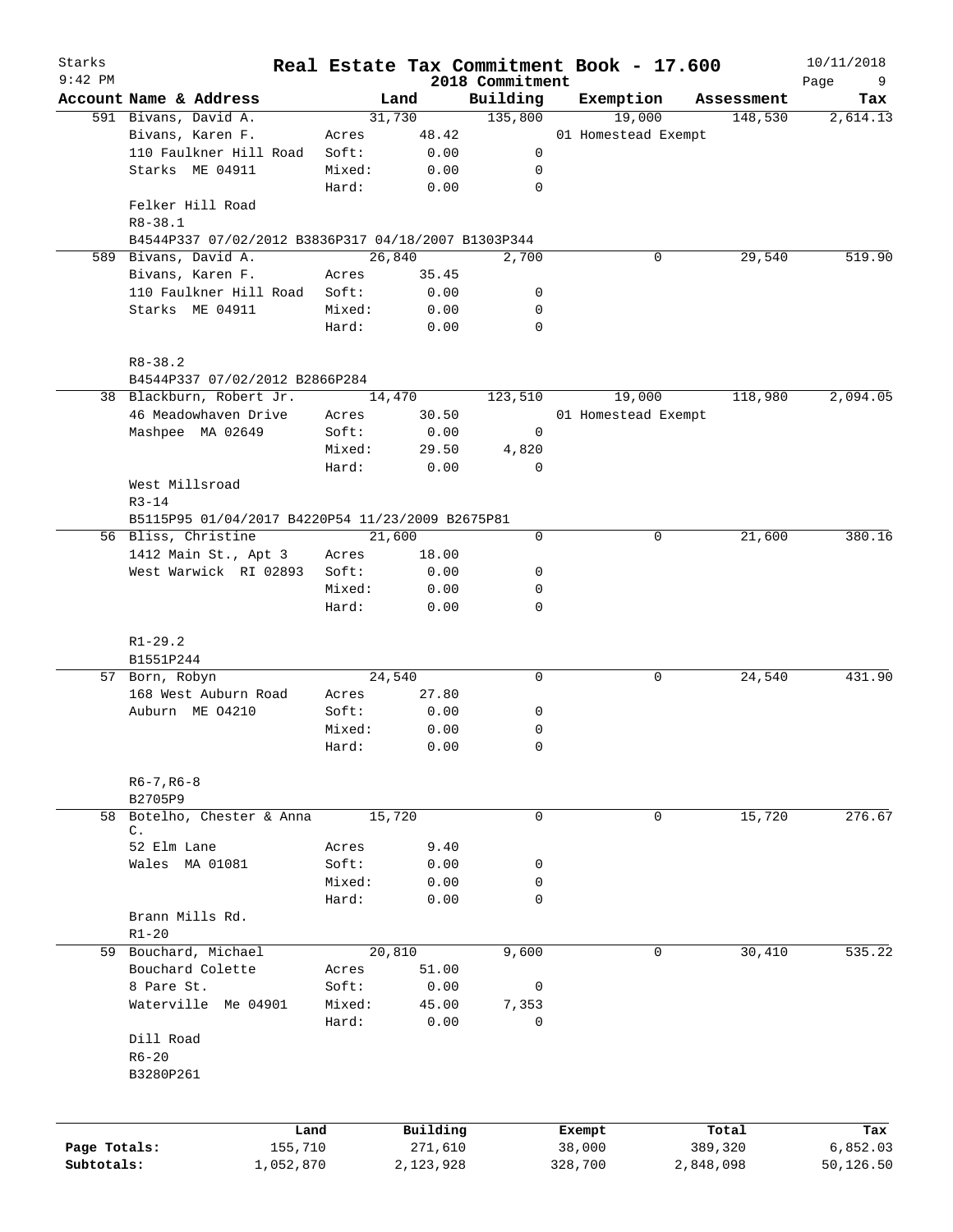Starks
9:42 PM

# Real Estate Tax Commitment Book - 17.600
## 2018 Commitment

10/11/2018

| Account Name & Address | | Land | Building | Exemption | Assessment | Tax |
|---|---|---|---|---|---|---|
| 591 Bivans, David A. | | 31,730 | 135,800 | 19,000 | 148,530 | 2,614.13 |
| Bivans, Karen F. | Acres | 48.42 | | 01 Homestead Exempt | | |
| 110 Faulkner Hill Road | Soft: | 0.00 | 0 | | | |
| Starks ME 04911 | Mixed: | 0.00 | 0 | | | |
| | Hard: | 0.00 | 0 | | | |
| Felker Hill Road | | | | | | |
| R8-38.1 | | | | | | |
| B4544P337 07/02/2012 B3836P317 04/18/2007 B1303P344 | | | | | | |
| 589 Bivans, David A. | | 26,840 | 2,700 | 0 | 29,540 | 519.90 |
| Bivans, Karen F. | Acres | 35.45 | | | | |
| 110 Faulkner Hill Road | Soft: | 0.00 | 0 | | | |
| Starks ME 04911 | Mixed: | 0.00 | 0 | | | |
| | Hard: | 0.00 | 0 | | | |
| R8-38.2 | | | | | | |
| B4544P337 07/02/2012 B2866P284 | | | | | | |
| 38 Blackburn, Robert Jr. | | 14,470 | 123,510 | 19,000 | 118,980 | 2,094.05 |
| 46 Meadowhaven Drive | Acres | 30.50 | | 01 Homestead Exempt | | |
| Mashpee MA 02649 | Soft: | 0.00 | 0 | | | |
| | Mixed: | 29.50 | 4,820 | | | |
| | Hard: | 0.00 | 0 | | | |
| West Millsroad | | | | | | |
| R3-14 | | | | | | |
| B5115P95 01/04/2017 B4220P54 11/23/2009 B2675P81 | | | | | | |
| 56 Bliss, Christine | | 21,600 | 0 | 0 | 21,600 | 380.16 |
| 1412 Main St., Apt 3 | Acres | 18.00 | | | | |
| West Warwick RI 02893 | Soft: | 0.00 | 0 | | | |
| | Mixed: | 0.00 | 0 | | | |
| | Hard: | 0.00 | 0 | | | |
| R1-29.2 | | | | | | |
| B1551P244 | | | | | | |
| 57 Born, Robyn | | 24,540 | 0 | 0 | 24,540 | 431.90 |
| 168 West Auburn Road | Acres | 27.80 | | | | |
| Auburn ME O4210 | Soft: | 0.00 | 0 | | | |
| | Mixed: | 0.00 | 0 | | | |
| | Hard: | 0.00 | 0 | | | |
| R6-7,R6-8 | | | | | | |
| B2705P9 | | | | | | |
| 58 Botelho, Chester & Anna C. | | 15,720 | 0 | 0 | 15,720 | 276.67 |
| 52 Elm Lane | Acres | 9.40 | | | | |
| Wales MA 01081 | Soft: | 0.00 | 0 | | | |
| | Mixed: | 0.00 | 0 | | | |
| | Hard: | 0.00 | 0 | | | |
| Brann Mills Rd. | | | | | | |
| R1-20 | | | | | | |
| 59 Bouchard, Michael | | 20,810 | 9,600 | 0 | 30,410 | 535.22 |
| Bouchard Colette | Acres | 51.00 | | | | |
| 8 Pare St. | Soft: | 0.00 | 0 | | | |
| Waterville Me 04901 | Mixed: | 45.00 | 7,353 | | | |
| | Hard: | 0.00 | 0 | | | |
| Dill Road | | | | | | |
| R6-20 | | | | | | |
| B3280P261 | | | | | | |

| | Land | Building | Exempt | Total | Tax |
|---|---|---|---|---|---|
| Page Totals: | 155,710 | 271,610 | 38,000 | 389,320 | 6,852.03 |
| Subtotals: | 1,052,870 | 2,123,928 | 328,700 | 2,848,098 | 50,126.50 |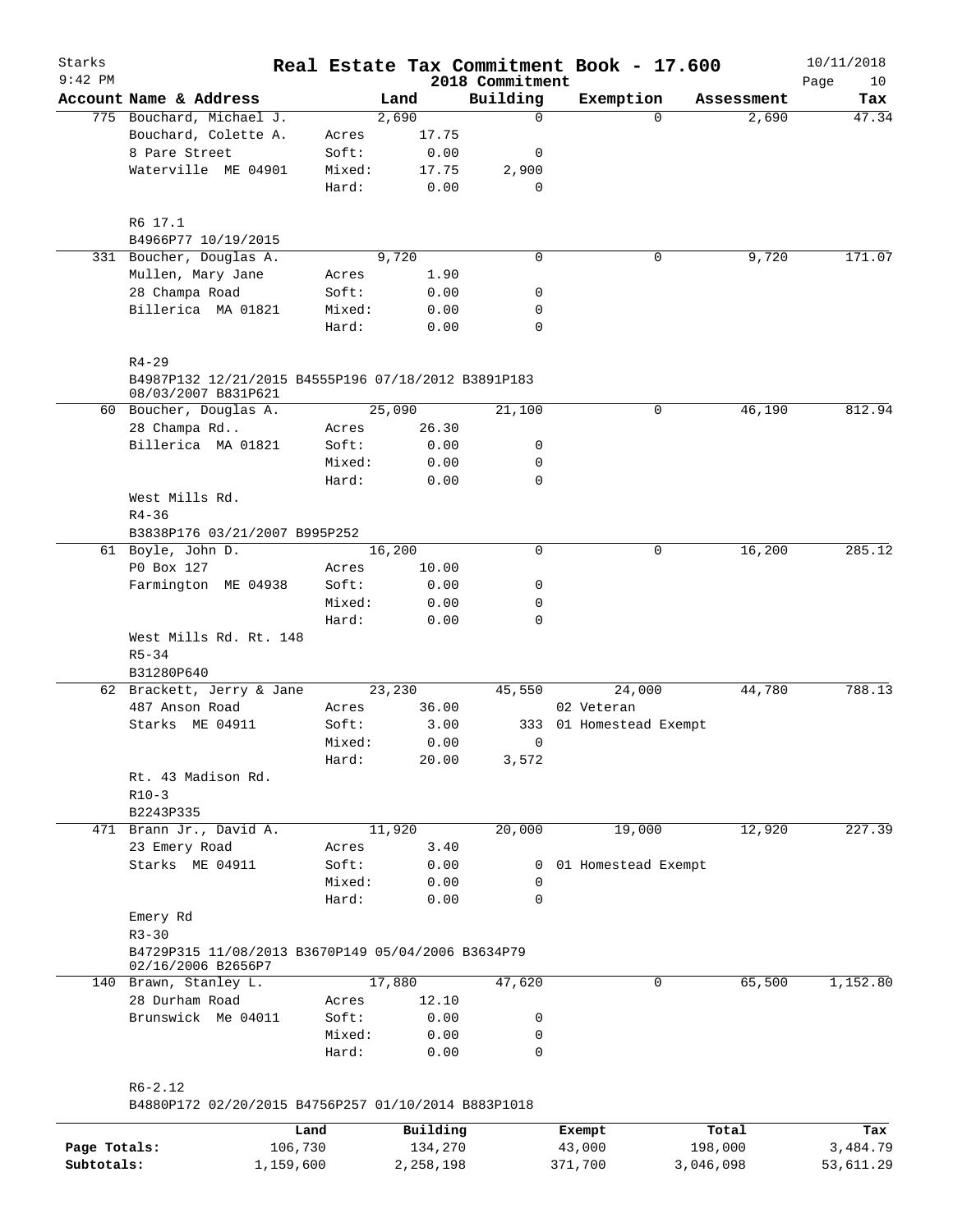# Real Estate Tax Commitment Book - 17.600

Starks  
9:42 PM  
2018 Commitment  
10/11/2018

| Account Name & Address | | Land | Building | Exemption | Assessment | Tax |
|---|---|---|---|---|---|---|
| 775 Bouchard, Michael J. | | 2,690 | 0 | 0 | 2,690 | 47.34 |
| Bouchard, Colette A. | Acres | 17.75 | | | | |
| 8 Pare Street | Soft: | 0.00 | 0 | | | |
| Waterville ME 04901 | Mixed: | 17.75 | 2,900 | | | |
| | Hard: | 0.00 | 0 | | | |
| R6 17.1 | | | | | | |
| B4966P77 10/19/2015 | | | | | | |
| 331 Boucher, Douglas A. | | 9,720 | 0 | 0 | 9,720 | 171.07 |
| Mullen, Mary Jane | Acres | 1.90 | | | | |
| 28 Champa Road | Soft: | 0.00 | 0 | | | |
| Billerica MA 01821 | Mixed: | 0.00 | 0 | | | |
| | Hard: | 0.00 | 0 | | | |
| R4-29 | | | | | | |
| B4987P132 12/21/2015 B4555P196 07/18/2012 B3891P183 08/03/2007 B831P621 | | | | | | |
| 60 Boucher, Douglas A. | | 25,090 | 21,100 | 0 | 46,190 | 812.94 |
| 28 Champa Rd.. | Acres | 26.30 | | | | |
| Billerica MA 01821 | Soft: | 0.00 | 0 | | | |
| | Mixed: | 0.00 | 0 | | | |
| | Hard: | 0.00 | 0 | | | |
| West Mills Rd. | | | | | | |
| R4-36 | | | | | | |
| B3838P176 03/21/2007 B995P252 | | | | | | |
| 61 Boyle, John D. | | 16,200 | 0 | 0 | 16,200 | 285.12 |
| P0 Box 127 | Acres | 10.00 | | | | |
| Farmington ME 04938 | Soft: | 0.00 | 0 | | | |
| | Mixed: | 0.00 | 0 | | | |
| | Hard: | 0.00 | 0 | | | |
| West Mills Rd. Rt. 148 | | | | | | |
| R5-34 | | | | | | |
| B31280P640 | | | | | | |
| 62 Brackett, Jerry & Jane | | 23,230 | 45,550 | 24,000 | 44,780 | 788.13 |
| 487 Anson Road | Acres | 36.00 | | 02 Veteran | | |
| Starks ME 04911 | Soft: | 3.00 | 333 | 01 Homestead Exempt | | |
| | Mixed: | 0.00 | 0 | | | |
| | Hard: | 20.00 | 3,572 | | | |
| Rt. 43 Madison Rd. | | | | | | |
| R10-3 | | | | | | |
| B2243P335 | | | | | | |
| 471 Brann Jr., David A. | | 11,920 | 20,000 | 19,000 | 12,920 | 227.39 |
| 23 Emery Road | Acres | 3.40 | | | | |
| Starks ME 04911 | Soft: | 0.00 | 0 | 01 Homestead Exempt | | |
| | Mixed: | 0.00 | 0 | | | |
| | Hard: | 0.00 | 0 | | | |
| Emery Rd | | | | | | |
| R3-30 | | | | | | |
| B4729P315 11/08/2013 B3670P149 05/04/2006 B3634P79 02/16/2006 B2656P7 | | | | | | |
| 140 Brawn, Stanley L. | | 17,880 | 47,620 | 0 | 65,500 | 1,152.80 |
| 28 Durham Road | Acres | 12.10 | | | | |
| Brunswick Me 04011 | Soft: | 0.00 | 0 | | | |
| | Mixed: | 0.00 | 0 | | | |
| | Hard: | 0.00 | 0 | | | |
| R6-2.12 | | | | | | |
| B4880P172 02/20/2015 B4756P257 01/10/2014 B883P1018 | | | | | | |

| | Land | Building | Exempt | Total | Tax |
|---|---|---|---|---|---|
| Page Totals: | 106,730 | 134,270 | 43,000 | 198,000 | 3,484.79 |
| Subtotals: | 1,159,600 | 2,258,198 | 371,700 | 3,046,098 | 53,611.29 |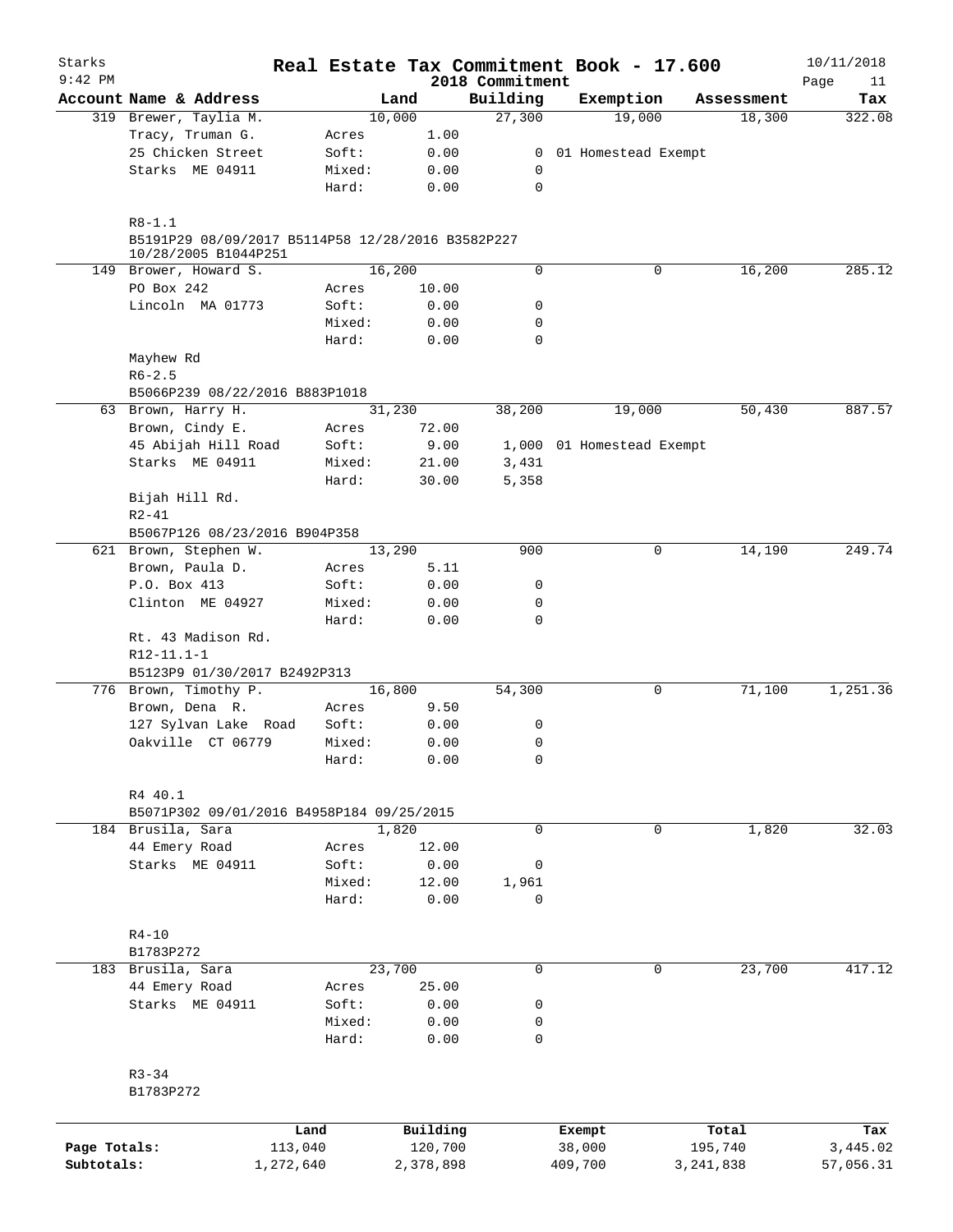# Real Estate Tax Commitment Book - 17.600

Starks
9:42 PM

2018 Commitment

10/11/2018

| Account | Name & Address | | Land | Building | Exemption | Assessment | Tax |
|---|---|---|---|---|---|---|---|
| 319 | Brewer, Taylia M. | | 10,000 | 27,300 | 19,000 | 18,300 | 322.08 |
| | Tracy, Truman G. | Acres | 1.00 | | | | |
| | 25 Chicken Street | Soft: | 0.00 | 0 | 01 Homestead Exempt | | |
| | Starks ME 04911 | Mixed: | 0.00 | 0 | | | |
| | | Hard: | 0.00 | 0 | | | |
| | R8-1.1 | | | | | | |
| | B5191P29 08/09/2017 B5114P58 12/28/2016 B3582P227 10/28/2005 B1044P251 | | | | | | |
| 149 | Brower, Howard S. | | 16,200 | 0 | 0 | 16,200 | 285.12 |
| | PO Box 242 | Acres | 10.00 | | | | |
| | Lincoln MA 01773 | Soft: | 0.00 | 0 | | | |
| | | Mixed: | 0.00 | 0 | | | |
| | | Hard: | 0.00 | 0 | | | |
| | Mayhew Rd | | | | | | |
| | R6-2.5 | | | | | | |
| | B5066P239 08/22/2016 B883P1018 | | | | | | |
| 63 | Brown, Harry H. | | 31,230 | 38,200 | 19,000 | 50,430 | 887.57 |
| | Brown, Cindy E. | Acres | 72.00 | | | | |
| | 45 Abijah Hill Road | Soft: | 9.00 | 1,000 | 01 Homestead Exempt | | |
| | Starks ME 04911 | Mixed: | 21.00 | 3,431 | | | |
| | | Hard: | 30.00 | 5,358 | | | |
| | Bijah Hill Rd. | | | | | | |
| | R2-41 | | | | | | |
| | B5067P126 08/23/2016 B904P358 | | | | | | |
| 621 | Brown, Stephen W. | | 13,290 | 900 | 0 | 14,190 | 249.74 |
| | Brown, Paula D. | Acres | 5.11 | | | | |
| | P.O. Box 413 | Soft: | 0.00 | 0 | | | |
| | Clinton ME 04927 | Mixed: | 0.00 | 0 | | | |
| | | Hard: | 0.00 | 0 | | | |
| | Rt. 43 Madison Rd. | | | | | | |
| | R12-11.1-1 | | | | | | |
| | B5123P9 01/30/2017 B2492P313 | | | | | | |
| 776 | Brown, Timothy P. | | 16,800 | 54,300 | 0 | 71,100 | 1,251.36 |
| | Brown, Dena R. | Acres | 9.50 | | | | |
| | 127 Sylvan Lake Road | Soft: | 0.00 | 0 | | | |
| | Oakville CT 06779 | Mixed: | 0.00 | 0 | | | |
| | | Hard: | 0.00 | 0 | | | |
| | R4 40.1 | | | | | | |
| | B5071P302 09/01/2016 B4958P184 09/25/2015 | | | | | | |
| 184 | Brusila, Sara | | 1,820 | 0 | 0 | 1,820 | 32.03 |
| | 44 Emery Road | Acres | 12.00 | | | | |
| | Starks ME 04911 | Soft: | 0.00 | 0 | | | |
| | | Mixed: | 12.00 | 1,961 | | | |
| | | Hard: | 0.00 | 0 | | | |
| | R4-10 | | | | | | |
| | B1783P272 | | | | | | |
| 183 | Brusila, Sara | | 23,700 | 0 | 0 | 23,700 | 417.12 |
| | 44 Emery Road | Acres | 25.00 | | | | |
| | Starks ME 04911 | Soft: | 0.00 | 0 | | | |
| | | Mixed: | 0.00 | 0 | | | |
| | | Hard: | 0.00 | 0 | | | |
| | R3-34 | | | | | | |
| | B1783P272 | | | | | | |

| | Land | Building | Exempt | Total | Tax |
|---|---|---|---|---|---|
| Page Totals: | 113,040 | 120,700 | 38,000 | 195,740 | 3,445.02 |
| Subtotals: | 1,272,640 | 2,378,898 | 409,700 | 3,241,838 | 57,056.31 |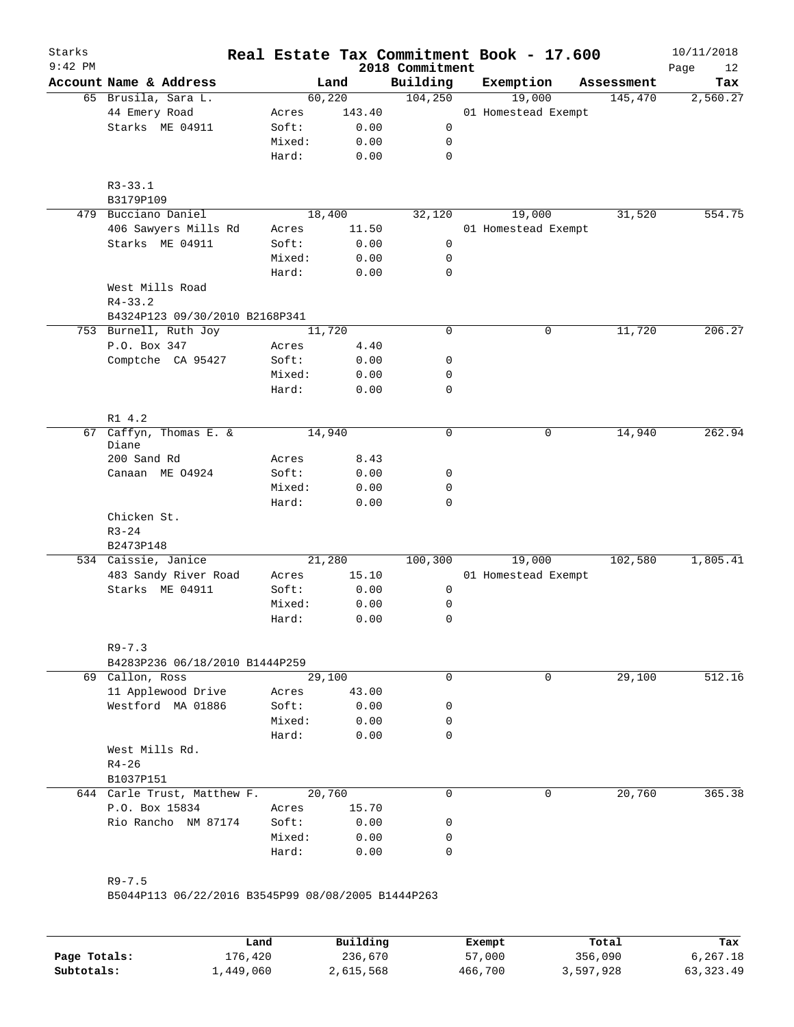# Real Estate Tax Commitment Book - 17.600

Starks
9:42 PM

2018 Commitment

10/11/2018

| Account | Name & Address | | Land | Building | Exemption | Assessment | Tax |
|---|---|---|---|---|---|---|---|
| 65 | Brusila, Sara L. | | 60,220 | 104,250 | 19,000 | 145,470 | 2,560.27 |
| | 44 Emery Road | Acres | 143.40 | | 01 Homestead Exempt | | |
| | Starks ME 04911 | Soft: | 0.00 | 0 | | | |
| | | Mixed: | 0.00 | 0 | | | |
| | | Hard: | 0.00 | 0 | | | |
| | R3-33.1 | | | | | | |
| | B3179P109 | | | | | | |
| 479 | Bucciano Daniel | | 18,400 | 32,120 | 19,000 | 31,520 | 554.75 |
| | 406 Sawyers Mills Rd | Acres | 11.50 | | 01 Homestead Exempt | | |
| | Starks ME 04911 | Soft: | 0.00 | 0 | | | |
| | | Mixed: | 0.00 | 0 | | | |
| | | Hard: | 0.00 | 0 | | | |
| | West Mills Road | | | | | | |
| | R4-33.2 | | | | | | |
| | B4324P123 09/30/2010 B2168P341 | | | | | | |
| 753 | Burnell, Ruth Joy | | 11,720 | 0 | 0 | 11,720 | 206.27 |
| | P.O. Box 347 | Acres | 4.40 | | | | |
| | Comptche CA 95427 | Soft: | 0.00 | 0 | | | |
| | | Mixed: | 0.00 | 0 | | | |
| | | Hard: | 0.00 | 0 | | | |
| | R1 4.2 | | | | | | |
| 67 | Caffyn, Thomas E. & Diane | | 14,940 | 0 | 0 | 14,940 | 262.94 |
| | 200 Sand Rd | Acres | 8.43 | | | | |
| | Canaan ME 04924 | Soft: | 0.00 | 0 | | | |
| | | Mixed: | 0.00 | 0 | | | |
| | | Hard: | 0.00 | 0 | | | |
| | Chicken St. | | | | | | |
| | R3-24 | | | | | | |
| | B2473P148 | | | | | | |
| 534 | Caissie, Janice | | 21,280 | 100,300 | 19,000 | 102,580 | 1,805.41 |
| | 483 Sandy River Road | Acres | 15.10 | | 01 Homestead Exempt | | |
| | Starks ME 04911 | Soft: | 0.00 | 0 | | | |
| | | Mixed: | 0.00 | 0 | | | |
| | | Hard: | 0.00 | 0 | | | |
| | R9-7.3 | | | | | | |
| | B4283P236 06/18/2010 B1444P259 | | | | | | |
| 69 | Callon, Ross | | 29,100 | 0 | 0 | 29,100 | 512.16 |
| | 11 Applewood Drive | Acres | 43.00 | | | | |
| | Westford MA 01886 | Soft: | 0.00 | 0 | | | |
| | | Mixed: | 0.00 | 0 | | | |
| | | Hard: | 0.00 | 0 | | | |
| | West Mills Rd. | | | | | | |
| | R4-26 | | | | | | |
| | B1037P151 | | | | | | |
| 644 | Carle Trust, Matthew F. | | 20,760 | 0 | 0 | 20,760 | 365.38 |
| | P.O. Box 15834 | Acres | 15.70 | | | | |
| | Rio Rancho NM 87174 | Soft: | 0.00 | 0 | | | |
| | | Mixed: | 0.00 | 0 | | | |
| | | Hard: | 0.00 | 0 | | | |
| | R9-7.5 | | | | | | |
| | B5044P113 06/22/2016 B3545P99 08/08/2005 B1444P263 | | | | | | |

| | Land | Building | Exempt | Total | Tax |
|---|---|---|---|---|---|
| Page Totals: | 176,420 | 236,670 | 57,000 | 356,090 | 6,267.18 |
| Subtotals: | 1,449,060 | 2,615,568 | 466,700 | 3,597,928 | 63,323.49 |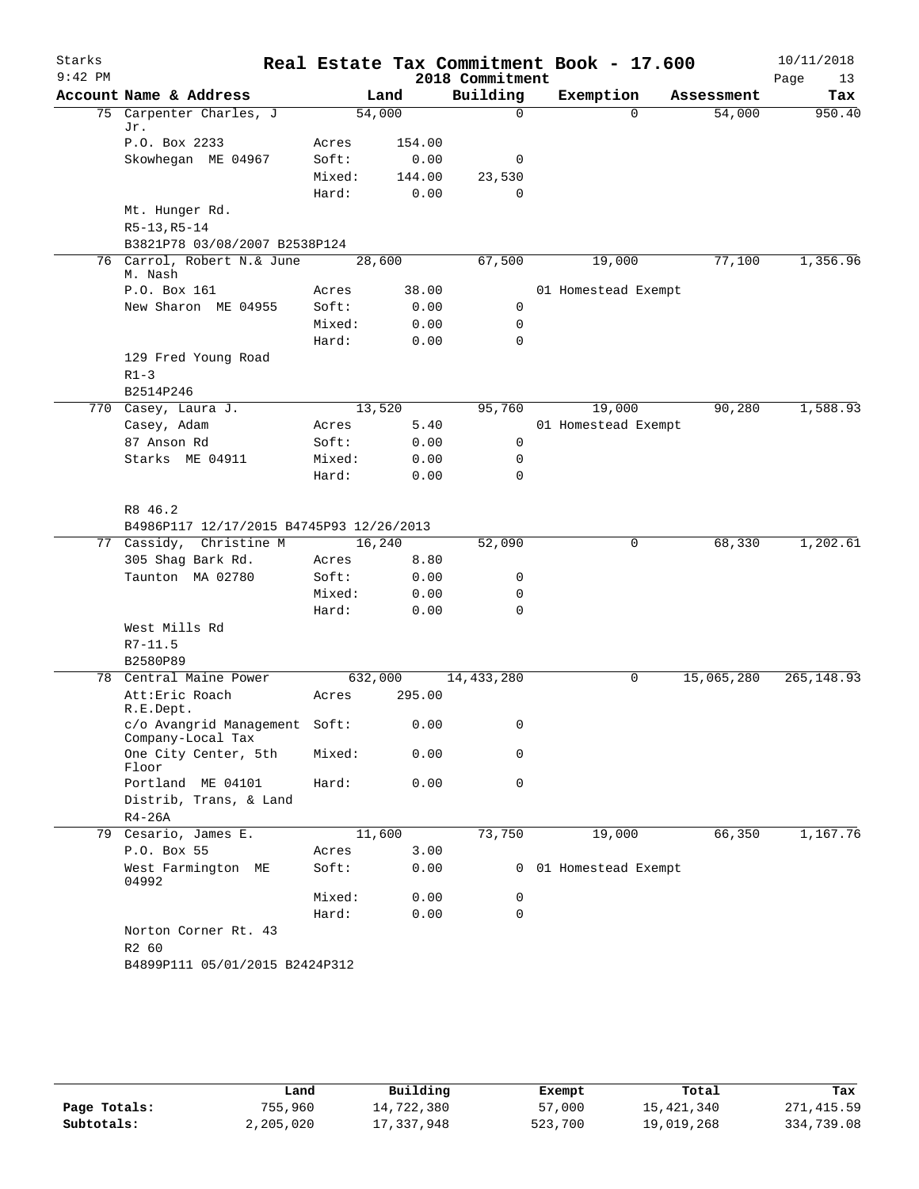# Real Estate Tax Commitment Book - 17.600

Starks 9:42 PM — 2018 Commitment — 10/11/2018

| Account Name & Address | | Land | Building | Exemption | Assessment | Tax |
|---|---|---|---|---|---|---|
| 75 Carpenter Charles, J Jr. | | 54,000 | 0 | 0 | 54,000 | 950.40 |
| P.O. Box 2233 | Acres | 154.00 | | | | |
| Skowhegan ME 04967 | Soft: | 0.00 | 0 | | | |
| | Mixed: | 144.00 | 23,530 | | | |
| | Hard: | 0.00 | 0 | | | |
| Mt. Hunger Rd. | | | | | | |
| R5-13,R5-14 | | | | | | |
| B3821P78 03/08/2007 B2538P124 | | | | | | |
| 76 Carrol, Robert N.& June M. Nash | | 28,600 | 67,500 | 19,000 | 77,100 | 1,356.96 |
| P.O. Box 161 | Acres | 38.00 | | 01 Homestead Exempt | | |
| New Sharon ME 04955 | Soft: | 0.00 | 0 | | | |
| | Mixed: | 0.00 | 0 | | | |
| | Hard: | 0.00 | 0 | | | |
| 129 Fred Young Road | | | | | | |
| R1-3 | | | | | | |
| B2514P246 | | | | | | |
| 770 Casey, Laura J. | | 13,520 | 95,760 | 19,000 | 90,280 | 1,588.93 |
| Casey, Adam | Acres | 5.40 | | 01 Homestead Exempt | | |
| 87 Anson Rd | Soft: | 0.00 | 0 | | | |
| Starks ME 04911 | Mixed: | 0.00 | 0 | | | |
| | Hard: | 0.00 | 0 | | | |
| R8 46.2 | | | | | | |
| B4986P117 12/17/2015 B4745P93 12/26/2013 | | | | | | |
| 77 Cassidy, Christine M | | 16,240 | 52,090 | 0 | 68,330 | 1,202.61 |
| 305 Shag Bark Rd. | Acres | 8.80 | | | | |
| Taunton MA 02780 | Soft: | 0.00 | 0 | | | |
| | Mixed: | 0.00 | 0 | | | |
| | Hard: | 0.00 | 0 | | | |
| West Mills Rd | | | | | | |
| R7-11.5 | | | | | | |
| B2580P89 | | | | | | |
| 78 Central Maine Power | | 632,000 | 14,433,280 | 0 | 15,065,280 | 265,148.93 |
| Att:Eric Roach R.E.Dept. | Acres | 295.00 | | | | |
| c/o Avangrid Management Company-Local Tax | Soft: | 0.00 | 0 | | | |
| One City Center, 5th Floor | Mixed: | 0.00 | 0 | | | |
| Portland ME 04101 | Hard: | 0.00 | 0 | | | |
| Distrib, Trans, & Land | | | | | | |
| R4-26A | | | | | | |
| 79 Cesario, James E. | | 11,600 | 73,750 | 19,000 | 66,350 | 1,167.76 |
| P.O. Box 55 | Acres | 3.00 | | | | |
| West Farmington ME 04992 | Soft: | 0.00 | 0 | 01 Homestead Exempt | | |
| | Mixed: | 0.00 | 0 | | | |
| | Hard: | 0.00 | 0 | | | |
| Norton Corner Rt. 43 | | | | | | |
| R2 60 | | | | | | |
| B4899P111 05/01/2015 B2424P312 | | | | | | |

| | Land | Building | Exempt | Total | Tax |
|---|---|---|---|---|---|
| Page Totals: | 755,960 | 14,722,380 | 57,000 | 15,421,340 | 271,415.59 |
| Subtotals: | 2,205,020 | 17,337,948 | 523,700 | 19,019,268 | 334,739.08 |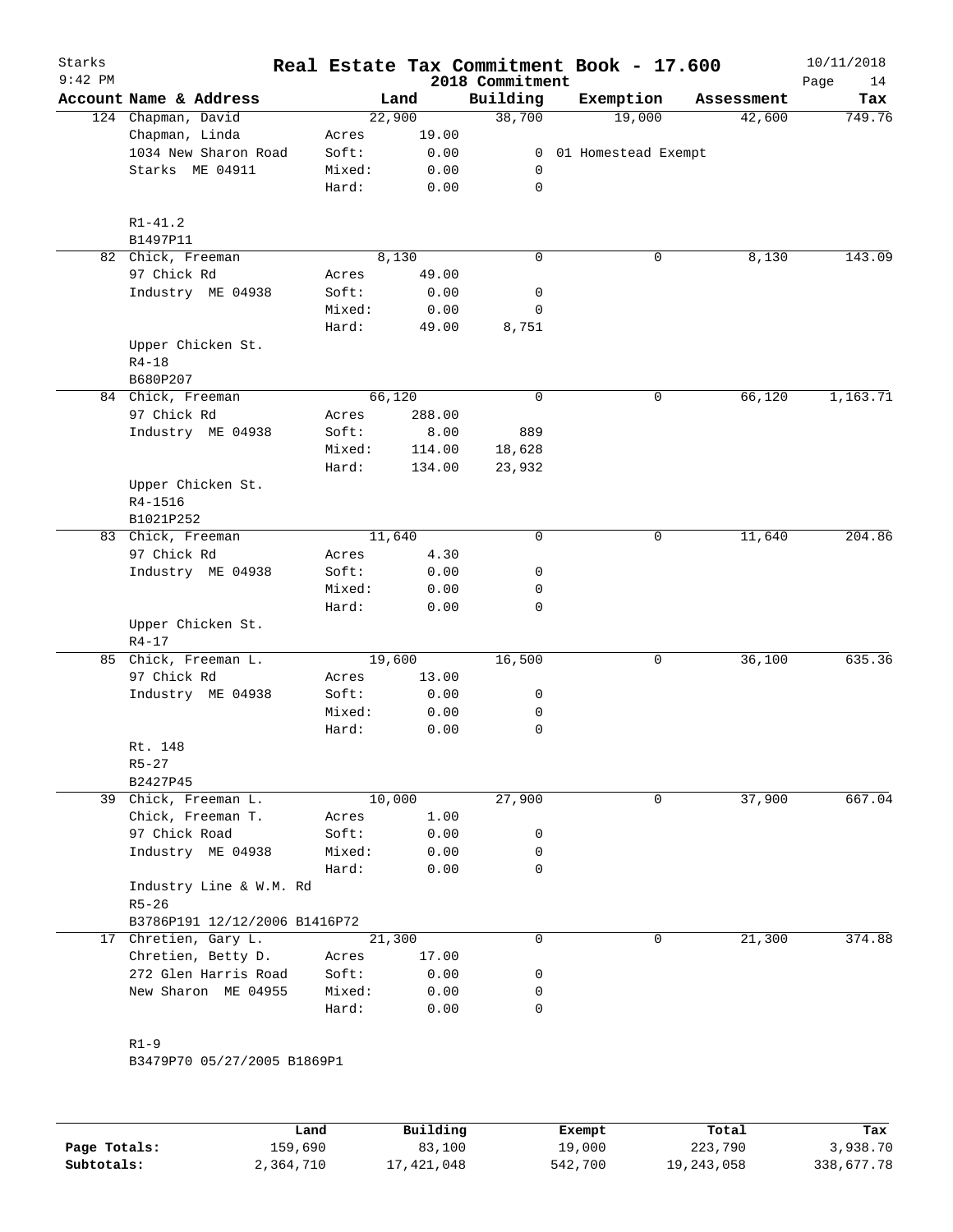# Real Estate Tax Commitment Book - 17.600

Starks
9:42 PM

2018 Commitment

10/11/2018

| Account | Name & Address | Land | | Building | Exemption | Assessment | Tax |
|---|---|---|---|---|---|---|---|
| 124 | Chapman, David | | 22,900 | 38,700 | 19,000 | 42,600 | 749.76 |
| | Chapman, Linda | Acres | 19.00 | | | | |
| | 1034 New Sharon Road | Soft: | 0.00 | 0 | 01 Homestead Exempt | | |
| | Starks ME 04911 | Mixed: | 0.00 | 0 | | | |
| | | Hard: | 0.00 | 0 | | | |
| | R1-41.2 | | | | | | |
| | B1497P11 | | | | | | |
| 82 | Chick, Freeman | | 8,130 | 0 | 0 | 8,130 | 143.09 |
| | 97 Chick Rd | Acres | 49.00 | | | | |
| | Industry ME 04938 | Soft: | 0.00 | 0 | | | |
| | | Mixed: | 0.00 | 0 | | | |
| | | Hard: | 49.00 | 8,751 | | | |
| | Upper Chicken St. | | | | | | |
| | R4-18 | | | | | | |
| | B680P207 | | | | | | |
| 84 | Chick, Freeman | | 66,120 | 0 | 0 | 66,120 | 1,163.71 |
| | 97 Chick Rd | Acres | 288.00 | | | | |
| | Industry ME 04938 | Soft: | 8.00 | 889 | | | |
| | | Mixed: | 114.00 | 18,628 | | | |
| | | Hard: | 134.00 | 23,932 | | | |
| | Upper Chicken St. | | | | | | |
| | R4-1516 | | | | | | |
| | B1021P252 | | | | | | |
| 83 | Chick, Freeman | | 11,640 | 0 | 0 | 11,640 | 204.86 |
| | 97 Chick Rd | Acres | 4.30 | | | | |
| | Industry ME 04938 | Soft: | 0.00 | 0 | | | |
| | | Mixed: | 0.00 | 0 | | | |
| | | Hard: | 0.00 | 0 | | | |
| | Upper Chicken St. | | | | | | |
| | R4-17 | | | | | | |
| 85 | Chick, Freeman L. | | 19,600 | 16,500 | 0 | 36,100 | 635.36 |
| | 97 Chick Rd | Acres | 13.00 | | | | |
| | Industry ME 04938 | Soft: | 0.00 | 0 | | | |
| | | Mixed: | 0.00 | 0 | | | |
| | | Hard: | 0.00 | 0 | | | |
| | Rt. 148 | | | | | | |
| | R5-27 | | | | | | |
| | B2427P45 | | | | | | |
| 39 | Chick, Freeman L. | | 10,000 | 27,900 | 0 | 37,900 | 667.04 |
| | Chick, Freeman T. | Acres | 1.00 | | | | |
| | 97 Chick Road | Soft: | 0.00 | 0 | | | |
| | Industry ME 04938 | Mixed: | 0.00 | 0 | | | |
| | | Hard: | 0.00 | 0 | | | |
| | Industry Line & W.M. Rd | | | | | | |
| | R5-26 | | | | | | |
| | B3786P191 12/12/2006 B1416P72 | | | | | | |
| 17 | Chretien, Gary L. | | 21,300 | 0 | 0 | 21,300 | 374.88 |
| | Chretien, Betty D. | Acres | 17.00 | | | | |
| | 272 Glen Harris Road | Soft: | 0.00 | 0 | | | |
| | New Sharon ME 04955 | Mixed: | 0.00 | 0 | | | |
| | | Hard: | 0.00 | 0 | | | |
| | R1-9 | | | | | | |
| | B3479P70 05/27/2005 B1869P1 | | | | | | |

| | Land | Building | Exempt | Total | Tax |
|---|---|---|---|---|---|
| Page Totals: | 159,690 | 83,100 | 19,000 | 223,790 | 3,938.70 |
| Subtotals: | 2,364,710 | 17,421,048 | 542,700 | 19,243,058 | 338,677.78 |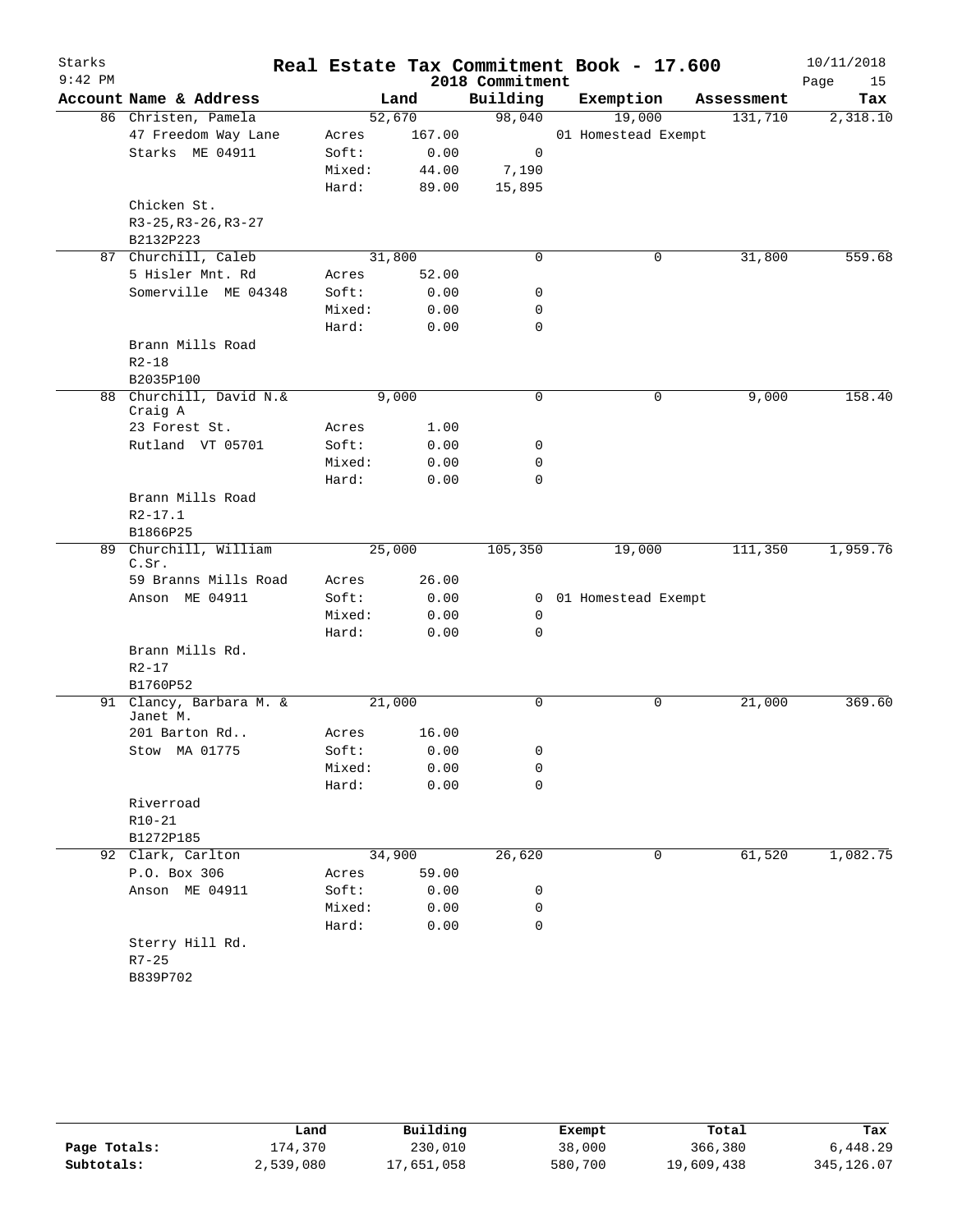# Real Estate Tax Commitment Book - 17.600

Starks
9:42 PM
2018 Commitment
10/11/2018

| Account Name & Address | | Land | Building | Exemption | Assessment | Tax |
|---|---|---|---|---|---|---|
| 86 Christen, Pamela | | 52,670 | 98,040 | 19,000 | 131,710 | 2,318.10 |
| 47 Freedom Way Lane | Acres | 167.00 | | 01 Homestead Exempt | | |
| Starks ME 04911 | Soft: | 0.00 | 0 | | | |
| | Mixed: | 44.00 | 7,190 | | | |
| | Hard: | 89.00 | 15,895 | | | |
| Chicken St. | | | | | | |
| R3-25,R3-26,R3-27 | | | | | | |
| B2132P223 | | | | | | |
| 87 Churchill, Caleb | | 31,800 | 0 | 0 | 31,800 | 559.68 |
| 5 Hisler Mnt. Rd | Acres | 52.00 | | | | |
| Somerville ME 04348 | Soft: | 0.00 | 0 | | | |
| | Mixed: | 0.00 | 0 | | | |
| | Hard: | 0.00 | 0 | | | |
| Brann Mills Road | | | | | | |
| R2-18 | | | | | | |
| B2035P100 | | | | | | |
| 88 Churchill, David N.& Craig A | | 9,000 | 0 | 0 | 9,000 | 158.40 |
| 23 Forest St. | Acres | 1.00 | | | | |
| Rutland VT 05701 | Soft: | 0.00 | 0 | | | |
| | Mixed: | 0.00 | 0 | | | |
| | Hard: | 0.00 | 0 | | | |
| Brann Mills Road | | | | | | |
| R2-17.1 | | | | | | |
| B1866P25 | | | | | | |
| 89 Churchill, William C.Sr. | | 25,000 | 105,350 | 19,000 | 111,350 | 1,959.76 |
| 59 Branns Mills Road | Acres | 26.00 | | | | |
| Anson ME 04911 | Soft: | 0.00 | 0 | 01 Homestead Exempt | | |
| | Mixed: | 0.00 | 0 | | | |
| | Hard: | 0.00 | 0 | | | |
| Brann Mills Rd. | | | | | | |
| R2-17 | | | | | | |
| B1760P52 | | | | | | |
| 91 Clancy, Barbara M. & Janet M. | | 21,000 | 0 | 0 | 21,000 | 369.60 |
| 201 Barton Rd.. | Acres | 16.00 | | | | |
| Stow MA 01775 | Soft: | 0.00 | 0 | | | |
| | Mixed: | 0.00 | 0 | | | |
| | Hard: | 0.00 | 0 | | | |
| Riverroad | | | | | | |
| R10-21 | | | | | | |
| B1272P185 | | | | | | |
| 92 Clark, Carlton | | 34,900 | 26,620 | 0 | 61,520 | 1,082.75 |
| P.O. Box 306 | Acres | 59.00 | | | | |
| Anson ME 04911 | Soft: | 0.00 | 0 | | | |
| | Mixed: | 0.00 | 0 | | | |
| | Hard: | 0.00 | 0 | | | |
| Sterry Hill Rd. | | | | | | |
| R7-25 | | | | | | |
| B839P702 | | | | | | |

| | Land | Building | Exempt | Total | Tax |
|---|---|---|---|---|---|
| Page Totals: | 174,370 | 230,010 | 38,000 | 366,380 | 6,448.29 |
| Subtotals: | 2,539,080 | 17,651,058 | 580,700 | 19,609,438 | 345,126.07 |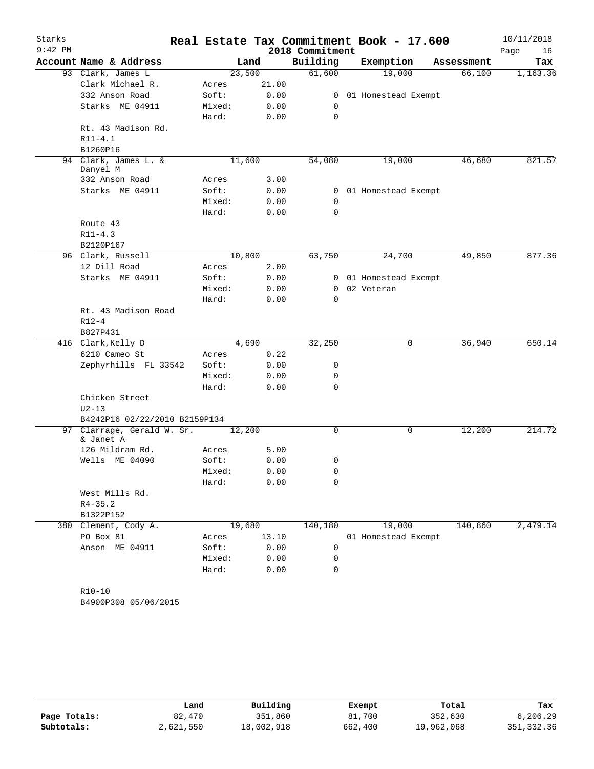# Real Estate Tax Commitment Book - 17.600

Starks
9:42 PM

2018 Commitment

10/11/2018

| Account Name & Address | Land | | Building | Exemption | Assessment | Tax |
|---|---|---|---|---|---|---|
| 93 Clark, James L | 23,500 | | 61,600 | 19,000 | 66,100 | 1,163.36 |
| Clark Michael R. | Acres | 21.00 | | | | |
| 332 Anson Road | Soft: | 0.00 | 0 | 01 Homestead Exempt | | |
| Starks ME 04911 | Mixed: | 0.00 | 0 | | | |
| | Hard: | 0.00 | 0 | | | |
| Rt. 43 Madison Rd. | | | | | | |
| R11-4.1 | | | | | | |
| B1260P16 | | | | | | |
| 94 Clark, James L. & Danyel M | 11,600 | | 54,080 | 19,000 | 46,680 | 821.57 |
| 332 Anson Road | Acres | 3.00 | | | | |
| Starks ME 04911 | Soft: | 0.00 | 0 | 01 Homestead Exempt | | |
| | Mixed: | 0.00 | 0 | | | |
| | Hard: | 0.00 | 0 | | | |
| Route 43 | | | | | | |
| R11-4.3 | | | | | | |
| B2120P167 | | | | | | |
| 96 Clark, Russell | 10,800 | | 63,750 | 24,700 | 49,850 | 877.36 |
| 12 Dill Road | Acres | 2.00 | | | | |
| Starks ME 04911 | Soft: | 0.00 | 0 | 01 Homestead Exempt | | |
| | Mixed: | 0.00 | 0 | 02 Veteran | | |
| | Hard: | 0.00 | 0 | | | |
| Rt. 43 Madison Road | | | | | | |
| R12-4 | | | | | | |
| B827P431 | | | | | | |
| 416 Clark,Kelly D | 4,690 | | 32,250 | 0 | 36,940 | 650.14 |
| 6210 Cameo St | Acres | 0.22 | | | | |
| Zephyrhills FL 33542 | Soft: | 0.00 | 0 | | | |
| | Mixed: | 0.00 | 0 | | | |
| | Hard: | 0.00 | 0 | | | |
| Chicken Street | | | | | | |
| U2-13 | | | | | | |
| B4242P16 02/22/2010 B2159P134 | | | | | | |
| 97 Clarrage, Gerald W. Sr. & Janet A | 12,200 | | 0 | 0 | 12,200 | 214.72 |
| 126 Mildram Rd. | Acres | 5.00 | | | | |
| Wells ME 04090 | Soft: | 0.00 | 0 | | | |
| | Mixed: | 0.00 | 0 | | | |
| | Hard: | 0.00 | 0 | | | |
| West Mills Rd. | | | | | | |
| R4-35.2 | | | | | | |
| B1322P152 | | | | | | |
| 380 Clement, Cody A. | 19,680 | | 140,180 | 19,000 | 140,860 | 2,479.14 |
| PO Box 81 | Acres | 13.10 | | 01 Homestead Exempt | | |
| Anson ME 04911 | Soft: | 0.00 | 0 | | | |
| | Mixed: | 0.00 | 0 | | | |
| | Hard: | 0.00 | 0 | | | |
| R10-10 | | | | | | |
| B4900P308 05/06/2015 | | | | | | |

| | Land | Building | Exempt | Total | Tax |
|---|---|---|---|---|---|
| Page Totals: | 82,470 | 351,860 | 81,700 | 352,630 | 6,206.29 |
| Subtotals: | 2,621,550 | 18,002,918 | 662,400 | 19,962,068 | 351,332.36 |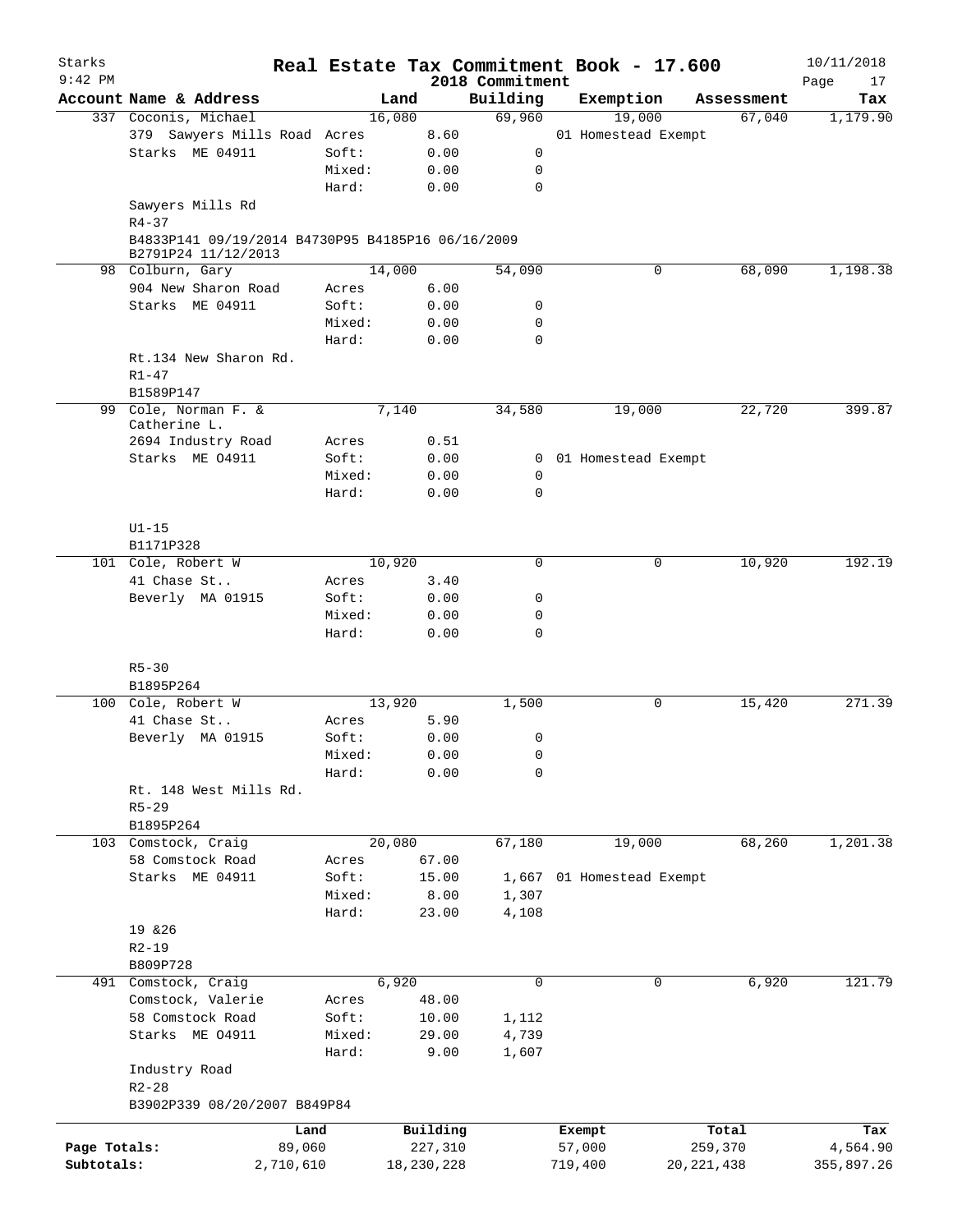# Real Estate Tax Commitment Book - 17.600

Starks 9:42 PM — 2018 Commitment — 10/11/2018

| Account Name & Address | | Land | Building | Exemption | Assessment | Tax |
|---|---|---|---|---|---|---|
| 337 Coconis, Michael | | 16,080 | 69,960 | 19,000 | 67,040 | 1,179.90 |
| 379 Sawyers Mills Road | Acres | 8.60 | | 01 Homestead Exempt | | |
| Starks ME 04911 | Soft: | 0.00 | 0 | | | |
| | Mixed: | 0.00 | 0 | | | |
| | Hard: | 0.00 | 0 | | | |
| Sawyers Mills Rd | | | | | | |
| R4-37 | | | | | | |
| B4833P141 09/19/2014 B4730P95 B4185P16 06/16/2009 B2791P24 11/12/2013 | | | | | | |
| 98 Colburn, Gary | | 14,000 | 54,090 | 0 | 68,090 | 1,198.38 |
| 904 New Sharon Road | Acres | 6.00 | | | | |
| Starks ME 04911 | Soft: | 0.00 | 0 | | | |
| | Mixed: | 0.00 | 0 | | | |
| | Hard: | 0.00 | 0 | | | |
| Rt.134 New Sharon Rd. | | | | | | |
| R1-47 | | | | | | |
| B1589P147 | | | | | | |
| 99 Cole, Norman F. & Catherine L. | | 7,140 | 34,580 | 19,000 | 22,720 | 399.87 |
| 2694 Industry Road | Acres | 0.51 | | | | |
| Starks ME O4911 | Soft: | 0.00 | 0 | 01 Homestead Exempt | | |
| | Mixed: | 0.00 | 0 | | | |
| | Hard: | 0.00 | 0 | | | |
| U1-15 | | | | | | |
| B1171P328 | | | | | | |
| 101 Cole, Robert W | | 10,920 | 0 | 0 | 10,920 | 192.19 |
| 41 Chase St.. | Acres | 3.40 | | | | |
| Beverly MA 01915 | Soft: | 0.00 | 0 | | | |
| | Mixed: | 0.00 | 0 | | | |
| | Hard: | 0.00 | 0 | | | |
| R5-30 | | | | | | |
| B1895P264 | | | | | | |
| 100 Cole, Robert W | | 13,920 | 1,500 | 0 | 15,420 | 271.39 |
| 41 Chase St.. | Acres | 5.90 | | | | |
| Beverly MA 01915 | Soft: | 0.00 | 0 | | | |
| | Mixed: | 0.00 | 0 | | | |
| | Hard: | 0.00 | 0 | | | |
| Rt. 148 West Mills Rd. | | | | | | |
| R5-29 | | | | | | |
| B1895P264 | | | | | | |
| 103 Comstock, Craig | | 20,080 | 67,180 | 19,000 | 68,260 | 1,201.38 |
| 58 Comstock Road | Acres | 67.00 | | | | |
| Starks ME 04911 | Soft: | 15.00 | 1,667 | 01 Homestead Exempt | | |
| | Mixed: | 8.00 | 1,307 | | | |
| | Hard: | 23.00 | 4,108 | | | |
| 19 &26 | | | | | | |
| R2-19 | | | | | | |
| B809P728 | | | | | | |
| 491 Comstock, Craig | | 6,920 | 0 | 0 | 6,920 | 121.79 |
| Comstock, Valerie | Acres | 48.00 | | | | |
| 58 Comstock Road | Soft: | 10.00 | 1,112 | | | |
| Starks ME O4911 | Mixed: | 29.00 | 4,739 | | | |
| | Hard: | 9.00 | 1,607 | | | |
| Industry Road | | | | | | |
| R2-28 | | | | | | |
| B3902P339 08/20/2007 B849P84 | | | | | | |

| | Land | Building | Exempt | Total | Tax |
|---|---|---|---|---|---|
| Page Totals: | 89,060 | 227,310 | 57,000 | 259,370 | 4,564.90 |
| Subtotals: | 2,710,610 | 18,230,228 | 719,400 | 20,221,438 | 355,897.26 |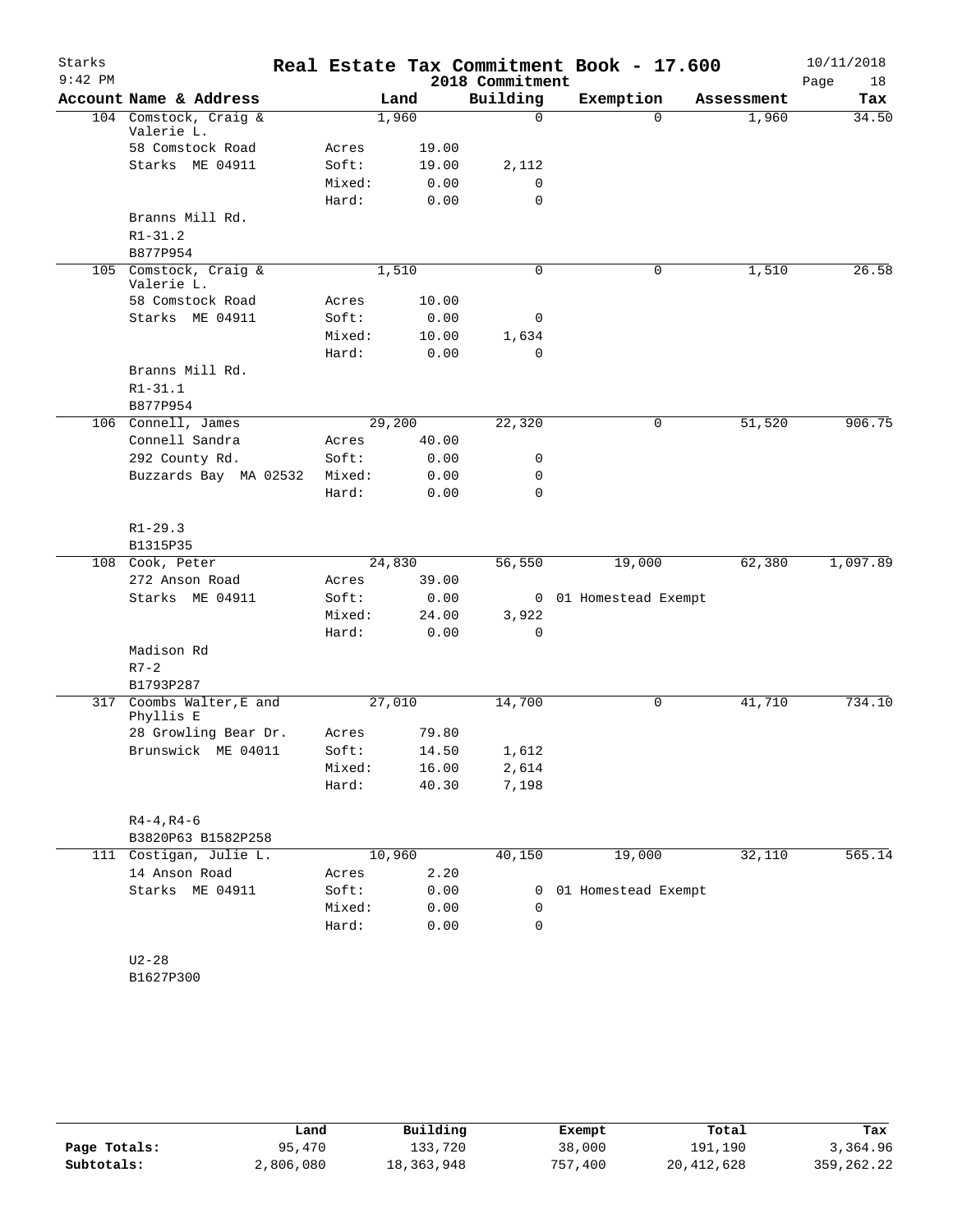Starks
9:42 PM

# Real Estate Tax Commitment Book - 17.600

2018 Commitment

10/11/2018

| Account | Name & Address | Land | | Building | Exemption | Assessment | Tax |
|---|---|---|---|---|---|---|---|
| 104 | Comstock, Craig & Valerie L. | 1,960 | | 0 | 0 | 1,960 | 34.50 |
| | 58 Comstock Road | Acres | 19.00 | | | | |
| | Starks ME 04911 | Soft: | 19.00 | 2,112 | | | |
| | | Mixed: | 0.00 | 0 | | | |
| | | Hard: | 0.00 | 0 | | | |
| | Branns Mill Rd. | | | | | | |
| | R1-31.2 | | | | | | |
| | B877P954 | | | | | | |
| 105 | Comstock, Craig & Valerie L. | 1,510 | | 0 | 0 | 1,510 | 26.58 |
| | 58 Comstock Road | Acres | 10.00 | | | | |
| | Starks ME 04911 | Soft: | 0.00 | 0 | | | |
| | | Mixed: | 10.00 | 1,634 | | | |
| | | Hard: | 0.00 | 0 | | | |
| | Branns Mill Rd. | | | | | | |
| | R1-31.1 | | | | | | |
| | B877P954 | | | | | | |
| 106 | Connell, James | 29,200 | | 22,320 | 0 | 51,520 | 906.75 |
| | Connell Sandra | Acres | 40.00 | | | | |
| | 292 County Rd. | Soft: | 0.00 | 0 | | | |
| | Buzzards Bay MA 02532 | Mixed: | 0.00 | 0 | | | |
| | | Hard: | 0.00 | 0 | | | |
| | R1-29.3 | | | | | | |
| | B1315P35 | | | | | | |
| 108 | Cook, Peter | 24,830 | | 56,550 | 19,000 | 62,380 | 1,097.89 |
| | 272 Anson Road | Acres | 39.00 | | | | |
| | Starks ME 04911 | Soft: | 0.00 | 0 | 01 Homestead Exempt | | |
| | | Mixed: | 24.00 | 3,922 | | | |
| | | Hard: | 0.00 | 0 | | | |
| | Madison Rd | | | | | | |
| | R7-2 | | | | | | |
| | B1793P287 | | | | | | |
| 317 | Coombs Walter,E and Phyllis E | 27,010 | | 14,700 | 0 | 41,710 | 734.10 |
| | 28 Growling Bear Dr. | Acres | 79.80 | | | | |
| | Brunswick ME 04011 | Soft: | 14.50 | 1,612 | | | |
| | | Mixed: | 16.00 | 2,614 | | | |
| | | Hard: | 40.30 | 7,198 | | | |
| | R4-4,R4-6 | | | | | | |
| | B3820P63 B1582P258 | | | | | | |
| 111 | Costigan, Julie L. | 10,960 | | 40,150 | 19,000 | 32,110 | 565.14 |
| | 14 Anson Road | Acres | 2.20 | | | | |
| | Starks ME 04911 | Soft: | 0.00 | 0 | 01 Homestead Exempt | | |
| | | Mixed: | 0.00 | 0 | | | |
| | | Hard: | 0.00 | 0 | | | |
| | U2-28 | | | | | | |
| | B1627P300 | | | | | | |

| | Land | Building | Exempt | Total | Tax |
|---|---|---|---|---|---|
| Page Totals: | 95,470 | 133,720 | 38,000 | 191,190 | 3,364.96 |
| Subtotals: | 2,806,080 | 18,363,948 | 757,400 | 20,412,628 | 359,262.22 |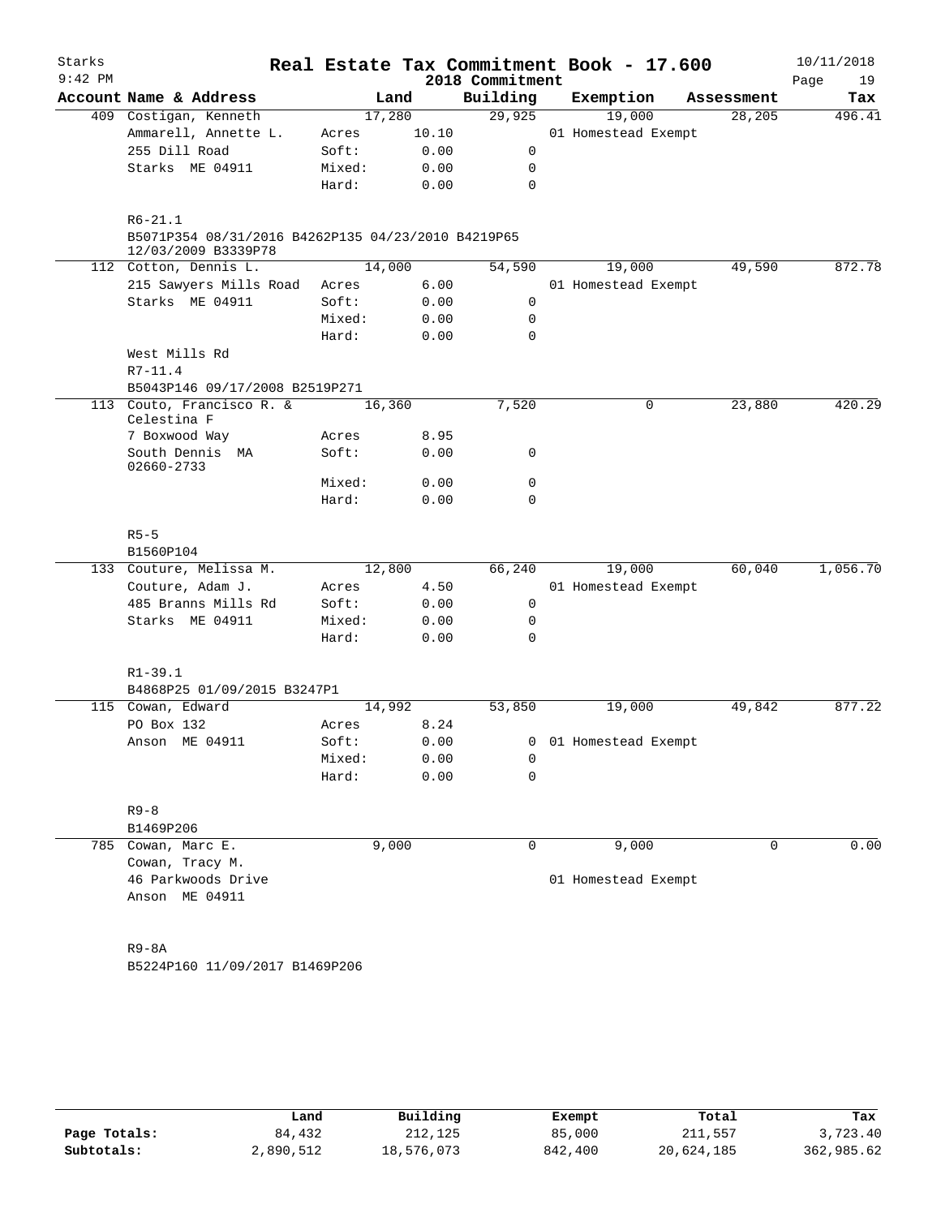# Starks — Real Estate Tax Commitment Book - 17.600 — 2018 Commitment

9:42 PM — 10/11/2018

| Account | Name & Address | | Land | Building | Exemption | Assessment | Tax |
|---|---|---|---|---|---|---|---|
| 409 | Costigan, Kenneth | | 17,280 | 29,925 | 19,000 | 28,205 | 496.41 |
| | Ammarell, Annette L. | Acres | 10.10 | | 01 Homestead Exempt | | |
| | 255 Dill Road | Soft: | 0.00 | 0 | | | |
| | Starks ME 04911 | Mixed: | 0.00 | 0 | | | |
| | | Hard: | 0.00 | 0 | | | |
| | R6-21.1 | | | | | | |
| | B5071P354 08/31/2016 B4262P135 04/23/2010 B4219P65 12/03/2009 B3339P78 | | | | | | |
| 112 | Cotton, Dennis L. | | 14,000 | 54,590 | 19,000 | 49,590 | 872.78 |
| | 215 Sawyers Mills Road | Acres | 6.00 | | 01 Homestead Exempt | | |
| | Starks ME 04911 | Soft: | 0.00 | 0 | | | |
| | | Mixed: | 0.00 | 0 | | | |
| | | Hard: | 0.00 | 0 | | | |
| | West Mills Rd | | | | | | |
| | R7-11.4 | | | | | | |
| | B5043P146 09/17/2008 B2519P271 | | | | | | |
| 113 | Couto, Francisco R. & Celestina F | | 16,360 | 7,520 | 0 | 23,880 | 420.29 |
| | 7 Boxwood Way | Acres | 8.95 | | | | |
| | South Dennis MA 02660-2733 | Soft: | 0.00 | 0 | | | |
| | | Mixed: | 0.00 | 0 | | | |
| | | Hard: | 0.00 | 0 | | | |
| | R5-5 | | | | | | |
| | B1560P104 | | | | | | |
| 133 | Couture, Melissa M. | | 12,800 | 66,240 | 19,000 | 60,040 | 1,056.70 |
| | Couture, Adam J. | Acres | 4.50 | | 01 Homestead Exempt | | |
| | 485 Branns Mills Rd | Soft: | 0.00 | 0 | | | |
| | Starks ME 04911 | Mixed: | 0.00 | 0 | | | |
| | | Hard: | 0.00 | 0 | | | |
| | R1-39.1 | | | | | | |
| | B4868P25 01/09/2015 B3247P1 | | | | | | |
| 115 | Cowan, Edward | | 14,992 | 53,850 | 19,000 | 49,842 | 877.22 |
| | PO Box 132 | Acres | 8.24 | | | | |
| | Anson ME 04911 | Soft: | 0.00 | 0 | 01 Homestead Exempt | | |
| | | Mixed: | 0.00 | 0 | | | |
| | | Hard: | 0.00 | 0 | | | |
| | R9-8 | | | | | | |
| | B1469P206 | | | | | | |
| 785 | Cowan, Marc E. | | 9,000 | 0 | 9,000 | 0 | 0.00 |
| | Cowan, Tracy M. | | | | | | |
| | 46 Parkwoods Drive | | | | 01 Homestead Exempt | | |
| | Anson ME 04911 | | | | | | |
| | R9-8A | | | | | | |
| | B5224P160 11/09/2017 B1469P206 | | | | | | |

| | Land | Building | Exempt | Total | Tax |
|---|---|---|---|---|---|
| Page Totals: | 84,432 | 212,125 | 85,000 | 211,557 | 3,723.40 |
| Subtotals: | 2,890,512 | 18,576,073 | 842,400 | 20,624,185 | 362,985.62 |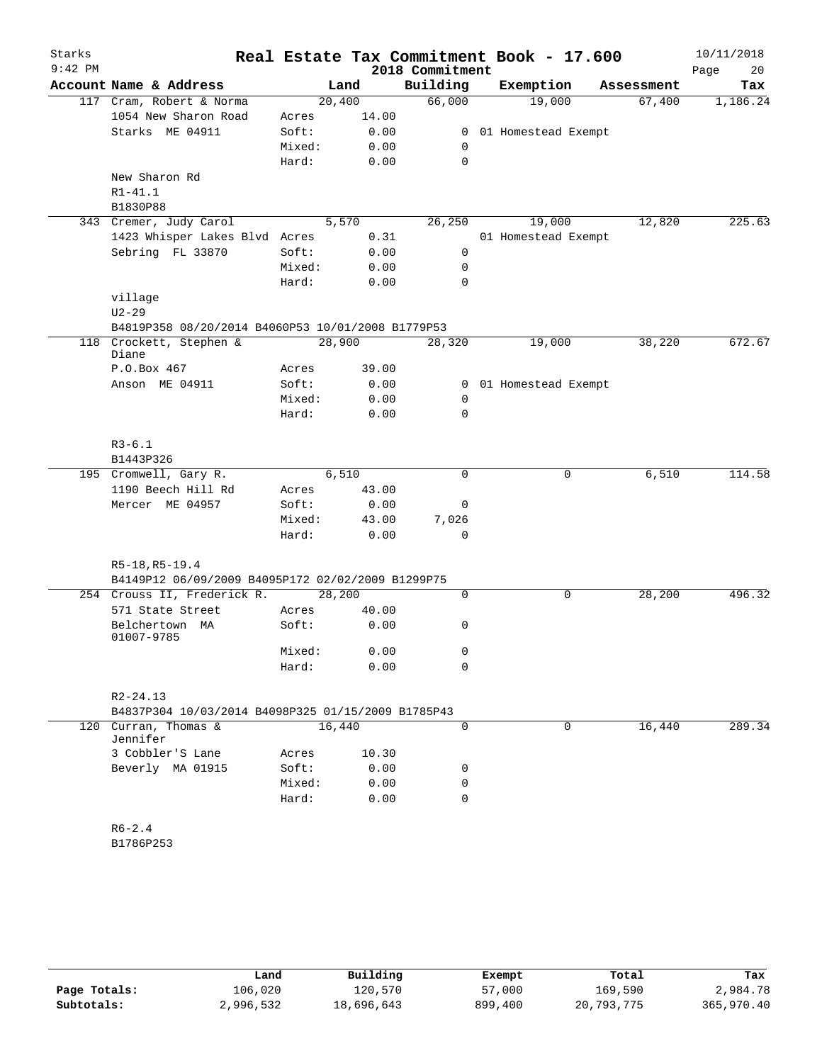# Real Estate Tax Commitment Book - 17.600

Starks
9:42 PM
2018 Commitment
10/11/2018

| Account | Name & Address | | Land | Building | Exemption | Assessment | Tax |
|---|---|---|---|---|---|---|---|
| 117 | Cram, Robert & Norma | | 20,400 | 66,000 | 19,000 | 67,400 | 1,186.24 |
| | 1054 New Sharon Road | Acres | 14.00 | | | | |
| | Starks ME 04911 | Soft: | 0.00 | 0 | 01 Homestead Exempt | | |
| | | Mixed: | 0.00 | 0 | | | |
| | | Hard: | 0.00 | 0 | | | |
| | New Sharon Rd | | | | | | |
| | R1-41.1 | | | | | | |
| | B1830P88 | | | | | | |
| 343 | Cremer, Judy Carol | | 5,570 | 26,250 | 19,000 | 12,820 | 225.63 |
| | 1423 Whisper Lakes Blvd | Acres | 0.31 | | 01 Homestead Exempt | | |
| | Sebring FL 33870 | Soft: | 0.00 | 0 | | | |
| | | Mixed: | 0.00 | 0 | | | |
| | | Hard: | 0.00 | 0 | | | |
| | village | | | | | | |
| | U2-29 | | | | | | |
| | B4819P358 08/20/2014 B4060P53 10/01/2008 B1779P53 | | | | | | |
| 118 | Crockett, Stephen & Diane | | 28,900 | 28,320 | 19,000 | 38,220 | 672.67 |
| | P.O.Box 467 | Acres | 39.00 | | | | |
| | Anson ME 04911 | Soft: | 0.00 | 0 | 01 Homestead Exempt | | |
| | | Mixed: | 0.00 | 0 | | | |
| | | Hard: | 0.00 | 0 | | | |
| | R3-6.1 | | | | | | |
| | B1443P326 | | | | | | |
| 195 | Cromwell, Gary R. | | 6,510 | 0 | 0 | 6,510 | 114.58 |
| | 1190 Beech Hill Rd | Acres | 43.00 | | | | |
| | Mercer ME 04957 | Soft: | 0.00 | 0 | | | |
| | | Mixed: | 43.00 | 7,026 | | | |
| | | Hard: | 0.00 | 0 | | | |
| | R5-18,R5-19.4 | | | | | | |
| | B4149P12 06/09/2009 B4095P172 02/02/2009 B1299P75 | | | | | | |
| 254 | Crouss II, Frederick R. | | 28,200 | 0 | 0 | 28,200 | 496.32 |
| | 571 State Street | Acres | 40.00 | | | | |
| | Belchertown MA 01007-9785 | Soft: | 0.00 | 0 | | | |
| | | Mixed: | 0.00 | 0 | | | |
| | | Hard: | 0.00 | 0 | | | |
| | R2-24.13 | | | | | | |
| | B4837P304 10/03/2014 B4098P325 01/15/2009 B1785P43 | | | | | | |
| 120 | Curran, Thomas & Jennifer | | 16,440 | 0 | 0 | 16,440 | 289.34 |
| | 3 Cobbler'S Lane | Acres | 10.30 | | | | |
| | Beverly MA 01915 | Soft: | 0.00 | 0 | | | |
| | | Mixed: | 0.00 | 0 | | | |
| | | Hard: | 0.00 | 0 | | | |
| | R6-2.4 | | | | | | |
| | B1786P253 | | | | | | |

| | Land | Building | Exempt | Total | Tax |
|---|---|---|---|---|---|
| Page Totals: | 106,020 | 120,570 | 57,000 | 169,590 | 2,984.78 |
| Subtotals: | 2,996,532 | 18,696,643 | 899,400 | 20,793,775 | 365,970.40 |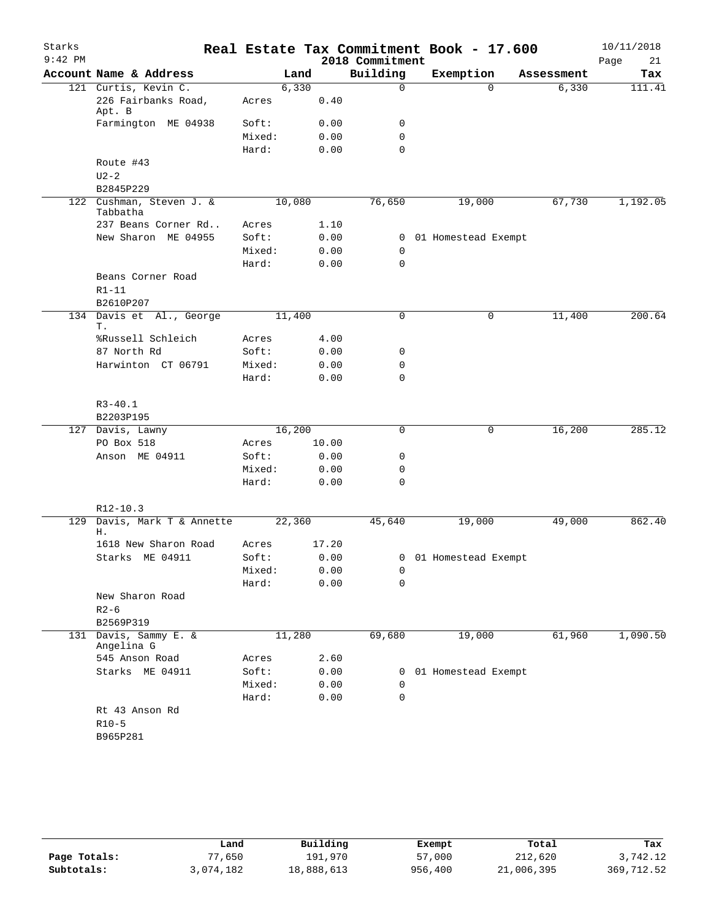# Real Estate Tax Commitment Book - 17.600

Starks
9:42 PM

2018 Commitment

10/11/2018

| Account | Name & Address | | Land | Building | Exemption | Assessment | Tax |
|---|---|---|---|---|---|---|---|
| 121 | Curtis, Kevin C. | | 6,330 | 0 | 0 | 6,330 | 111.41 |
| | 226 Fairbanks Road, Apt. B | Acres | 0.40 | | | | |
| | Farmington ME 04938 | Soft: | 0.00 | 0 | | | |
| | | Mixed: | 0.00 | 0 | | | |
| | | Hard: | 0.00 | 0 | | | |
| | Route #43 | | | | | | |
| | U2-2 | | | | | | |
| | B2845P229 | | | | | | |
| 122 | Cushman, Steven J. & Tabbatha | | 10,080 | 76,650 | 19,000 | 67,730 | 1,192.05 |
| | 237 Beans Corner Rd.. | Acres | 1.10 | | | | |
| | New Sharon ME 04955 | Soft: | 0.00 | 0 | 01 Homestead Exempt | | |
| | | Mixed: | 0.00 | 0 | | | |
| | | Hard: | 0.00 | 0 | | | |
| | Beans Corner Road | | | | | | |
| | R1-11 | | | | | | |
| | B2610P207 | | | | | | |
| 134 | Davis et Al., George T. | | 11,400 | 0 | 0 | 11,400 | 200.64 |
| | %Russell Schleich | Acres | 4.00 | | | | |
| | 87 North Rd | Soft: | 0.00 | 0 | | | |
| | Harwinton CT 06791 | Mixed: | 0.00 | 0 | | | |
| | | Hard: | 0.00 | 0 | | | |
| | R3-40.1 | | | | | | |
| | B2203P195 | | | | | | |
| 127 | Davis, Lawny | | 16,200 | 0 | 0 | 16,200 | 285.12 |
| | PO Box 518 | Acres | 10.00 | | | | |
| | Anson ME 04911 | Soft: | 0.00 | 0 | | | |
| | | Mixed: | 0.00 | 0 | | | |
| | | Hard: | 0.00 | 0 | | | |
| | R12-10.3 | | | | | | |
| 129 | Davis, Mark T & Annette H. | | 22,360 | 45,640 | 19,000 | 49,000 | 862.40 |
| | 1618 New Sharon Road | Acres | 17.20 | | | | |
| | Starks ME 04911 | Soft: | 0.00 | 0 | 01 Homestead Exempt | | |
| | | Mixed: | 0.00 | 0 | | | |
| | | Hard: | 0.00 | 0 | | | |
| | New Sharon Road | | | | | | |
| | R2-6 | | | | | | |
| | B2569P319 | | | | | | |
| 131 | Davis, Sammy E. & Angelina G | | 11,280 | 69,680 | 19,000 | 61,960 | 1,090.50 |
| | 545 Anson Road | Acres | 2.60 | | | | |
| | Starks ME 04911 | Soft: | 0.00 | 0 | 01 Homestead Exempt | | |
| | | Mixed: | 0.00 | 0 | | | |
| | | Hard: | 0.00 | 0 | | | |
| | Rt 43 Anson Rd | | | | | | |
| | R10-5 | | | | | | |
| | B965P281 | | | | | | |

| | Land | Building | Exempt | Total | Tax |
|---|---|---|---|---|---|
| Page Totals: | 77,650 | 191,970 | 57,000 | 212,620 | 3,742.12 |
| Subtotals: | 3,074,182 | 18,888,613 | 956,400 | 21,006,395 | 369,712.52 |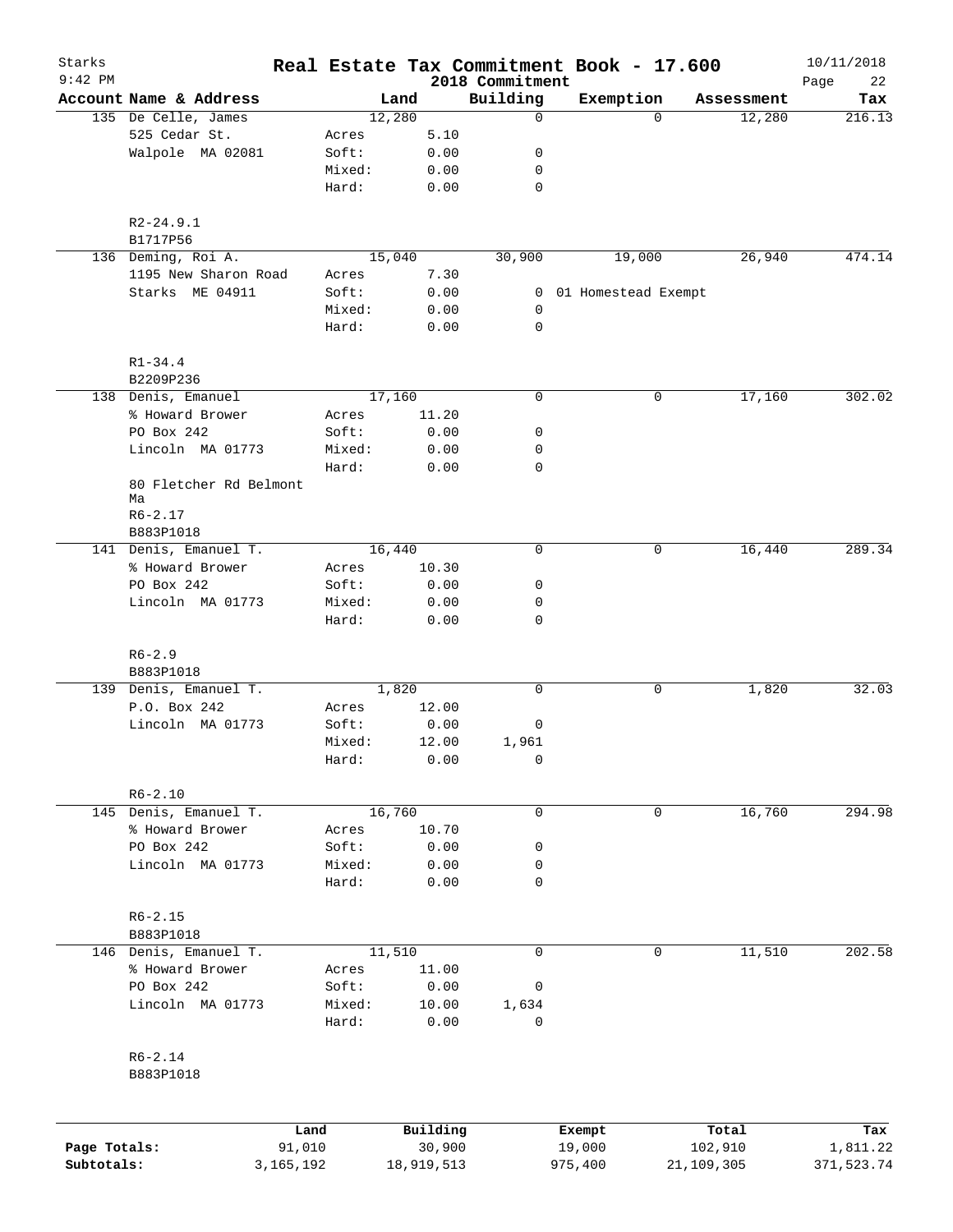# Real Estate Tax Commitment Book - 17.600

Starks 9:42 PM — 2018 Commitment — 10/11/2018

| Account Name & Address | | Land | Building | Exemption | Assessment | Tax |
|---|---|---|---|---|---|---|
| 135 De Celle, James | | 12,280 | 0 | 0 | 12,280 | 216.13 |
| 525 Cedar St. | Acres | 5.10 | | | | |
| Walpole MA 02081 | Soft: | 0.00 | 0 | | | |
| | Mixed: | 0.00 | 0 | | | |
| | Hard: | 0.00 | 0 | | | |
| R2-24.9.1 | | | | | | |
| B1717P56 | | | | | | |
| 136 Deming, Roi A. | | 15,040 | 30,900 | 19,000 | 26,940 | 474.14 |
| 1195 New Sharon Road | Acres | 7.30 | | | | |
| Starks ME 04911 | Soft: | 0.00 | 0 | 01 Homestead Exempt | | |
| | Mixed: | 0.00 | 0 | | | |
| | Hard: | 0.00 | 0 | | | |
| R1-34.4 | | | | | | |
| B2209P236 | | | | | | |
| 138 Denis, Emanuel | | 17,160 | 0 | 0 | 17,160 | 302.02 |
| % Howard Brower | Acres | 11.20 | | | | |
| PO Box 242 | Soft: | 0.00 | 0 | | | |
| Lincoln MA 01773 | Mixed: | 0.00 | 0 | | | |
| | Hard: | 0.00 | 0 | | | |
| 80 Fletcher Rd Belmont Ma | | | | | | |
| R6-2.17 | | | | | | |
| B883P1018 | | | | | | |
| 141 Denis, Emanuel T. | | 16,440 | 0 | 0 | 16,440 | 289.34 |
| % Howard Brower | Acres | 10.30 | | | | |
| PO Box 242 | Soft: | 0.00 | 0 | | | |
| Lincoln MA 01773 | Mixed: | 0.00 | 0 | | | |
| | Hard: | 0.00 | 0 | | | |
| R6-2.9 | | | | | | |
| B883P1018 | | | | | | |
| 139 Denis, Emanuel T. | | 1,820 | 0 | 0 | 1,820 | 32.03 |
| P.O. Box 242 | Acres | 12.00 | | | | |
| Lincoln MA 01773 | Soft: | 0.00 | 0 | | | |
| | Mixed: | 12.00 | 1,961 | | | |
| | Hard: | 0.00 | 0 | | | |
| R6-2.10 | | | | | | |
| 145 Denis, Emanuel T. | | 16,760 | 0 | 0 | 16,760 | 294.98 |
| % Howard Brower | Acres | 10.70 | | | | |
| PO Box 242 | Soft: | 0.00 | 0 | | | |
| Lincoln MA 01773 | Mixed: | 0.00 | 0 | | | |
| | Hard: | 0.00 | 0 | | | |
| R6-2.15 | | | | | | |
| B883P1018 | | | | | | |
| 146 Denis, Emanuel T. | | 11,510 | 0 | 0 | 11,510 | 202.58 |
| % Howard Brower | Acres | 11.00 | | | | |
| PO Box 242 | Soft: | 0.00 | 0 | | | |
| Lincoln MA 01773 | Mixed: | 10.00 | 1,634 | | | |
| | Hard: | 0.00 | 0 | | | |
| R6-2.14 | | | | | | |
| B883P1018 | | | | | | |

| | Land | Building | Exempt | Total | Tax |
|---|---|---|---|---|---|
| Page Totals: | 91,010 | 30,900 | 19,000 | 102,910 | 1,811.22 |
| Subtotals: | 3,165,192 | 18,919,513 | 975,400 | 21,109,305 | 371,523.74 |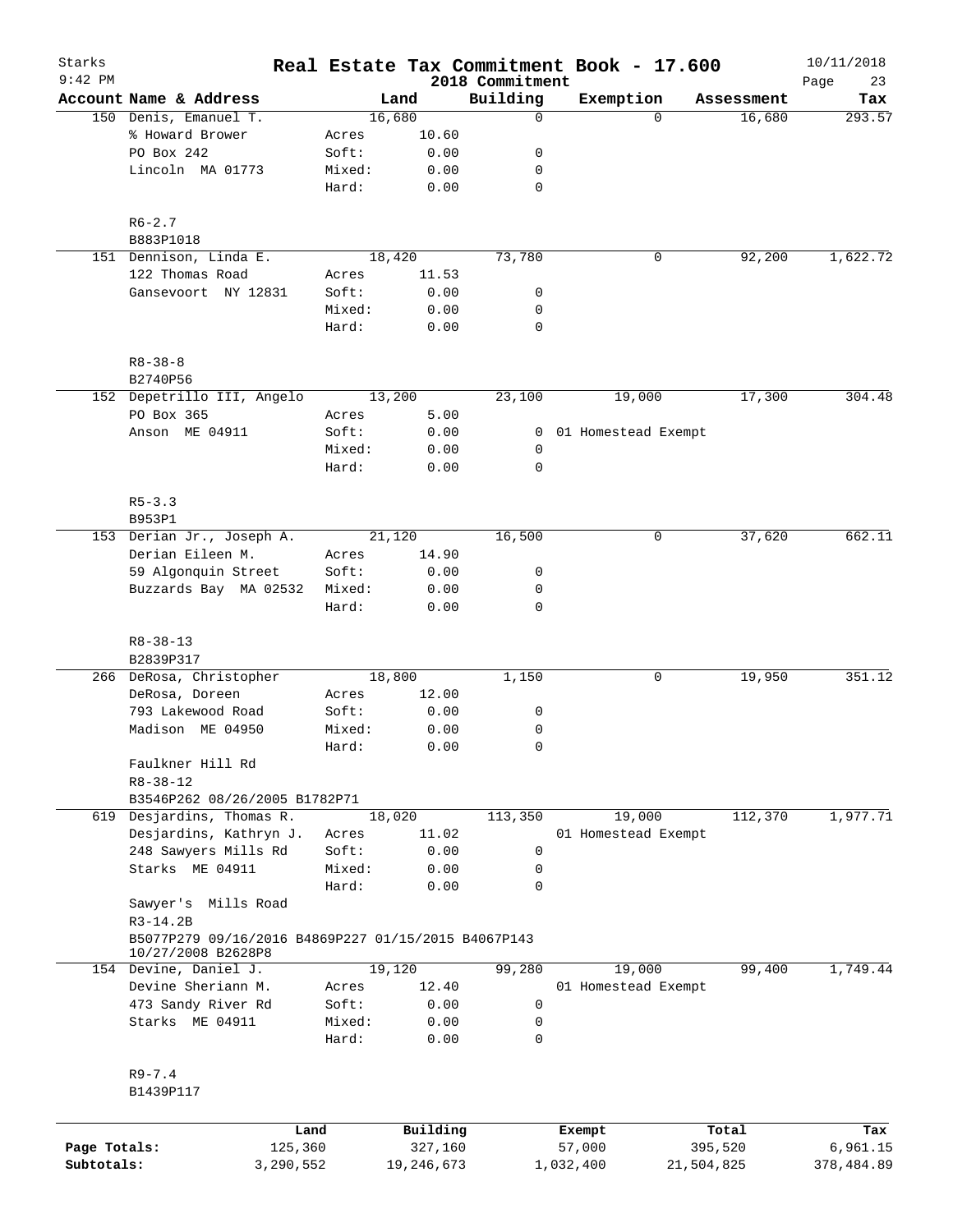# Real Estate Tax Commitment Book - 17.600

Starks — 9:42 PM — 2018 Commitment — 10/11/2018

| Account | Name & Address | | Land | Building | Exemption | Assessment | Tax |
|---|---|---|---|---|---|---|---|
| 150 | Denis, Emanuel T. | | 16,680 | 0 | 0 | 16,680 | 293.57 |
| | % Howard Brower | Acres | 10.60 | | | | |
| | PO Box 242 | Soft: | 0.00 | 0 | | | |
| | Lincoln MA 01773 | Mixed: | 0.00 | 0 | | | |
| | | Hard: | 0.00 | 0 | | | |
| | R6-2.7 | | | | | | |
| | B883P1018 | | | | | | |
| 151 | Dennison, Linda E. | | 18,420 | 73,780 | 0 | 92,200 | 1,622.72 |
| | 122 Thomas Road | Acres | 11.53 | | | | |
| | Gansevoort NY 12831 | Soft: | 0.00 | 0 | | | |
| | | Mixed: | 0.00 | 0 | | | |
| | | Hard: | 0.00 | 0 | | | |
| | R8-38-8 | | | | | | |
| | B2740P56 | | | | | | |
| 152 | Depetrillo III, Angelo | | 13,200 | 23,100 | 19,000 | 17,300 | 304.48 |
| | PO Box 365 | Acres | 5.00 | | | | |
| | Anson ME 04911 | Soft: | 0.00 | 0 | 01 Homestead Exempt | | |
| | | Mixed: | 0.00 | 0 | | | |
| | | Hard: | 0.00 | 0 | | | |
| | R5-3.3 | | | | | | |
| | B953P1 | | | | | | |
| 153 | Derian Jr., Joseph A. | | 21,120 | 16,500 | 0 | 37,620 | 662.11 |
| | Derian Eileen M. | Acres | 14.90 | | | | |
| | 59 Algonquin Street | Soft: | 0.00 | 0 | | | |
| | Buzzards Bay MA 02532 | Mixed: | 0.00 | 0 | | | |
| | | Hard: | 0.00 | 0 | | | |
| | R8-38-13 | | | | | | |
| | B2839P317 | | | | | | |
| 266 | DeRosa, Christopher | | 18,800 | 1,150 | 0 | 19,950 | 351.12 |
| | DeRosa, Doreen | Acres | 12.00 | | | | |
| | 793 Lakewood Road | Soft: | 0.00 | 0 | | | |
| | Madison ME 04950 | Mixed: | 0.00 | 0 | | | |
| | | Hard: | 0.00 | 0 | | | |
| | Faulkner Hill Rd | | | | | | |
| | R8-38-12 | | | | | | |
| | B3546P262 08/26/2005 B1782P71 | | | | | | |
| 619 | Desjardins, Thomas R. | | 18,020 | 113,350 | 19,000 | 112,370 | 1,977.71 |
| | Desjardins, Kathryn J. | Acres | 11.02 | | 01 Homestead Exempt | | |
| | 248 Sawyers Mills Rd | Soft: | 0.00 | 0 | | | |
| | Starks ME 04911 | Mixed: | 0.00 | 0 | | | |
| | | Hard: | 0.00 | 0 | | | |
| | Sawyer's Mills Road | | | | | | |
| | R3-14.2B | | | | | | |
| | B5077P279 09/16/2016 B4869P227 01/15/2015 B4067P143 10/27/2008 B2628P8 | | | | | | |
| 154 | Devine, Daniel J. | | 19,120 | 99,280 | 19,000 | 99,400 | 1,749.44 |
| | Devine Sheriann M. | Acres | 12.40 | | 01 Homestead Exempt | | |
| | 473 Sandy River Rd | Soft: | 0.00 | 0 | | | |
| | Starks ME 04911 | Mixed: | 0.00 | 0 | | | |
| | | Hard: | 0.00 | 0 | | | |
| | R9-7.4 | | | | | | |
| | B1439P117 | | | | | | |

| | Land | Building | Exempt | Total | Tax |
|---|---|---|---|---|---|
| Page Totals: | 125,360 | 327,160 | 57,000 | 395,520 | 6,961.15 |
| Subtotals: | 3,290,552 | 19,246,673 | 1,032,400 | 21,504,825 | 378,484.89 |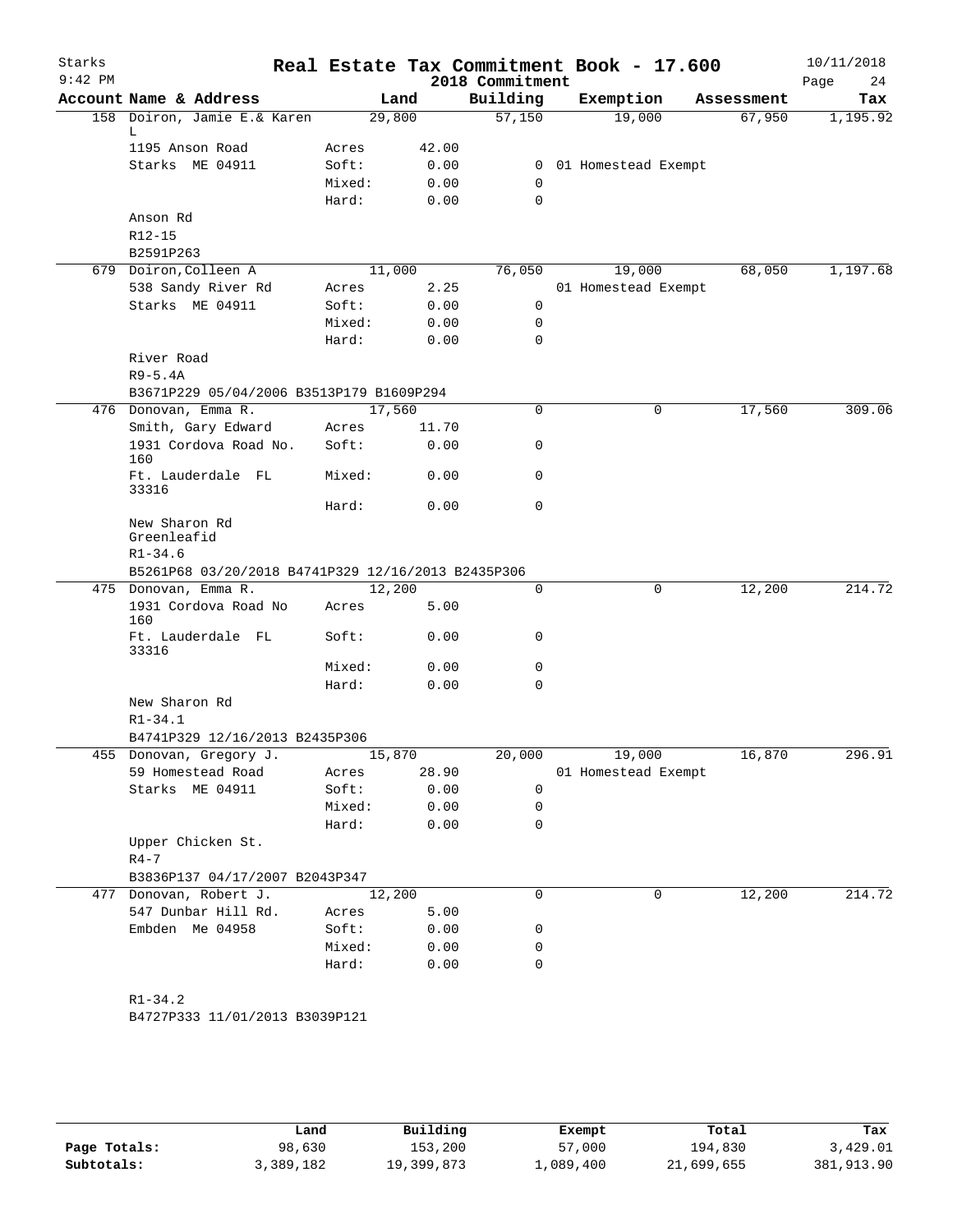Starks
9:42 PM

# Real Estate Tax Commitment Book - 17.600

2018 Commitment

10/11/2018

| Account Name & Address | | Land | Building | Exemption | Assessment | Tax |
|---|---|---|---|---|---|---|
| 158 Doiron, Jamie E.& Karen L | | 29,800 | 57,150 | 19,000 | 67,950 | 1,195.92 |
| 1195 Anson Road | Acres | 42.00 | | | | |
| Starks ME 04911 | Soft: | 0.00 | 0 | 01 Homestead Exempt | | |
| | Mixed: | 0.00 | 0 | | | |
| | Hard: | 0.00 | 0 | | | |
| Anson Rd | | | | | | |
| R12-15 | | | | | | |
| B2591P263 | | | | | | |
| 679 Doiron,Colleen A | | 11,000 | 76,050 | 19,000 | 68,050 | 1,197.68 |
| 538 Sandy River Rd | Acres | 2.25 | | 01 Homestead Exempt | | |
| Starks ME 04911 | Soft: | 0.00 | 0 | | | |
| | Mixed: | 0.00 | 0 | | | |
| | Hard: | 0.00 | 0 | | | |
| River Road | | | | | | |
| R9-5.4A | | | | | | |
| B3671P229 05/04/2006 B3513P179 B1609P294 | | | | | | |
| 476 Donovan, Emma R. | | 17,560 | 0 | 0 | 17,560 | 309.06 |
| Smith, Gary Edward | Acres | 11.70 | | | | |
| 1931 Cordova Road No. 160 | Soft: | 0.00 | 0 | | | |
| Ft. Lauderdale FL 33316 | Mixed: | 0.00 | 0 | | | |
| | Hard: | 0.00 | 0 | | | |
| New Sharon Rd Greenleafid | | | | | | |
| R1-34.6 | | | | | | |
| B5261P68 03/20/2018 B4741P329 12/16/2013 B2435P306 | | | | | | |
| 475 Donovan, Emma R. | | 12,200 | 0 | 0 | 12,200 | 214.72 |
| 1931 Cordova Road No 160 | Acres | 5.00 | | | | |
| Ft. Lauderdale FL 33316 | Soft: | 0.00 | 0 | | | |
| | Mixed: | 0.00 | 0 | | | |
| | Hard: | 0.00 | 0 | | | |
| New Sharon Rd | | | | | | |
| R1-34.1 | | | | | | |
| B4741P329 12/16/2013 B2435P306 | | | | | | |
| 455 Donovan, Gregory J. | | 15,870 | 20,000 | 19,000 | 16,870 | 296.91 |
| 59 Homestead Road | Acres | 28.90 | | 01 Homestead Exempt | | |
| Starks ME 04911 | Soft: | 0.00 | 0 | | | |
| | Mixed: | 0.00 | 0 | | | |
| | Hard: | 0.00 | 0 | | | |
| Upper Chicken St. | | | | | | |
| R4-7 | | | | | | |
| B3836P137 04/17/2007 B2043P347 | | | | | | |
| 477 Donovan, Robert J. | | 12,200 | 0 | 0 | 12,200 | 214.72 |
| 547 Dunbar Hill Rd. | Acres | 5.00 | | | | |
| Embden Me 04958 | Soft: | 0.00 | 0 | | | |
| | Mixed: | 0.00 | 0 | | | |
| | Hard: | 0.00 | 0 | | | |
| R1-34.2 | | | | | | |
| B4727P333 11/01/2013 B3039P121 | | | | | | |

| | Land | Building | Exempt | Total | Tax |
|---|---|---|---|---|---|
| Page Totals: | 98,630 | 153,200 | 57,000 | 194,830 | 3,429.01 |
| Subtotals: | 3,389,182 | 19,399,873 | 1,089,400 | 21,699,655 | 381,913.90 |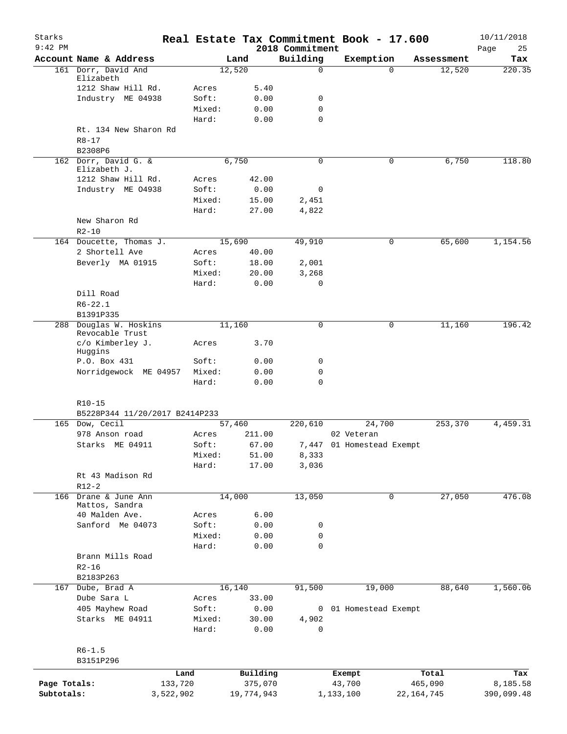# Real Estate Tax Commitment Book - 17.600

Starks 9:42 PM — 2018 Commitment — 10/11/2018

| Account Name & Address | | Land | Building | Exemption | Assessment | Tax |
|---|---|---|---|---|---|---|
| 161 Dorr, David And Elizabeth | | 12,520 | 0 | 0 | 12,520 | 220.35 |
| 1212 Shaw Hill Rd. | Acres | 5.40 | | | | |
| Industry ME 04938 | Soft: | 0.00 | 0 | | | |
| | Mixed: | 0.00 | 0 | | | |
| | Hard: | 0.00 | 0 | | | |
| Rt. 134 New Sharon Rd | | | | | | |
| R8-17 | | | | | | |
| B2308P6 | | | | | | |
| 162 Dorr, David G. & Elizabeth J. | | 6,750 | 0 | 0 | 6,750 | 118.80 |
| 1212 Shaw Hill Rd. | Acres | 42.00 | | | | |
| Industry ME O4938 | Soft: | 0.00 | 0 | | | |
| | Mixed: | 15.00 | 2,451 | | | |
| | Hard: | 27.00 | 4,822 | | | |
| New Sharon Rd | | | | | | |
| R2-10 | | | | | | |
| 164 Doucette, Thomas J. | | 15,690 | 49,910 | 0 | 65,600 | 1,154.56 |
| 2 Shortell Ave | Acres | 40.00 | | | | |
| Beverly MA 01915 | Soft: | 18.00 | 2,001 | | | |
| | Mixed: | 20.00 | 3,268 | | | |
| | Hard: | 0.00 | 0 | | | |
| Dill Road | | | | | | |
| R6-22.1 | | | | | | |
| B1391P335 | | | | | | |
| 288 Douglas W. Hoskins Revocable Trust | | 11,160 | 0 | 0 | 11,160 | 196.42 |
| c/o Kimberley J. Huggins | Acres | 3.70 | | | | |
| P.O. Box 431 | Soft: | 0.00 | 0 | | | |
| Norridgewock ME 04957 | Mixed: | 0.00 | 0 | | | |
| | Hard: | 0.00 | 0 | | | |
| R10-15 | | | | | | |
| B5228P344 11/20/2017 B2414P233 | | | | | | |
| 165 Dow, Cecil | | 57,460 | 220,610 | 24,700 | 253,370 | 4,459.31 |
| 978 Anson road | Acres | 211.00 | | 02 Veteran | | |
| Starks ME 04911 | Soft: | 67.00 | 7,447 | 01 Homestead Exempt | | |
| | Mixed: | 51.00 | 8,333 | | | |
| | Hard: | 17.00 | 3,036 | | | |
| Rt 43 Madison Rd | | | | | | |
| R12-2 | | | | | | |
| 166 Drane & June Ann Mattos, Sandra | | 14,000 | 13,050 | 0 | 27,050 | 476.08 |
| 40 Malden Ave. | Acres | 6.00 | | | | |
| Sanford Me 04073 | Soft: | 0.00 | 0 | | | |
| | Mixed: | 0.00 | 0 | | | |
| | Hard: | 0.00 | 0 | | | |
| Brann Mills Road | | | | | | |
| R2-16 | | | | | | |
| B2183P263 | | | | | | |
| 167 Dube, Brad A | | 16,140 | 91,500 | 19,000 | 88,640 | 1,560.06 |
| Dube Sara L | Acres | 33.00 | | | | |
| 405 Mayhew Road | Soft: | 0.00 | 0 | 01 Homestead Exempt | | |
| Starks ME 04911 | Mixed: | 30.00 | 4,902 | | | |
| | Hard: | 0.00 | 0 | | | |
| R6-1.5 | | | | | | |
| B3151P296 | | | | | | |

| | Land | Building | Exempt | Total | Tax |
|---|---|---|---|---|---|
| Page Totals: | 133,720 | 375,070 | 43,700 | 465,090 | 8,185.58 |
| Subtotals: | 3,522,902 | 19,774,943 | 1,133,100 | 22,164,745 | 390,099.48 |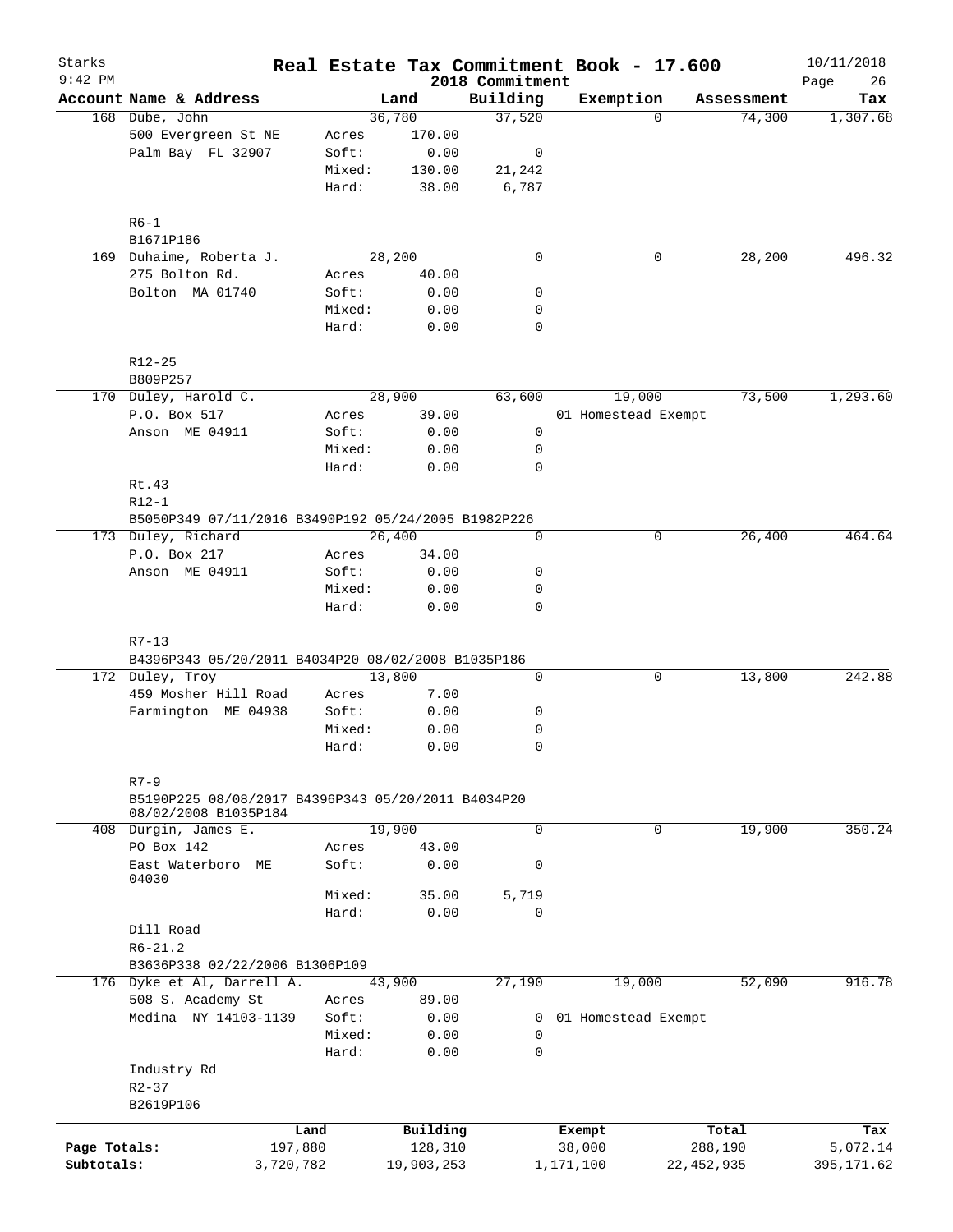# Real Estate Tax Commitment Book - 17.600

Starks
9:42 PM

2018 Commitment

10/11/2018

| Account Name & Address | | Land | Building | Exemption | Assessment | Tax |
|---|---|---|---|---|---|---|
| 168 Dube, John | | 36,780 | 37,520 | 0 | 74,300 | 1,307.68 |
| 500 Evergreen St NE | Acres | 170.00 | | | | |
| Palm Bay FL 32907 | Soft: | 0.00 | 0 | | | |
| | Mixed: | 130.00 | 21,242 | | | |
| | Hard: | 38.00 | 6,787 | | | |
| R6-1 | | | | | | |
| B1671P186 | | | | | | |
| 169 Duhaime, Roberta J. | | 28,200 | 0 | 0 | 28,200 | 496.32 |
| 275 Bolton Rd. | Acres | 40.00 | | | | |
| Bolton MA 01740 | Soft: | 0.00 | 0 | | | |
| | Mixed: | 0.00 | 0 | | | |
| | Hard: | 0.00 | 0 | | | |
| R12-25 | | | | | | |
| B809P257 | | | | | | |
| 170 Duley, Harold C. | | 28,900 | 63,600 | 19,000 | 73,500 | 1,293.60 |
| P.O. Box 517 | Acres | 39.00 | | 01 Homestead Exempt | | |
| Anson ME 04911 | Soft: | 0.00 | 0 | | | |
| | Mixed: | 0.00 | 0 | | | |
| | Hard: | 0.00 | 0 | | | |
| Rt.43 | | | | | | |
| R12-1 | | | | | | |
| B5050P349 07/11/2016 B3490P192 05/24/2005 B1982P226 | | | | | | |
| 173 Duley, Richard | | 26,400 | 0 | 0 | 26,400 | 464.64 |
| P.O. Box 217 | Acres | 34.00 | | | | |
| Anson ME 04911 | Soft: | 0.00 | 0 | | | |
| | Mixed: | 0.00 | 0 | | | |
| | Hard: | 0.00 | 0 | | | |
| R7-13 | | | | | | |
| B4396P343 05/20/2011 B4034P20 08/02/2008 B1035P186 | | | | | | |
| 172 Duley, Troy | | 13,800 | 0 | 0 | 13,800 | 242.88 |
| 459 Mosher Hill Road | Acres | 7.00 | | | | |
| Farmington ME 04938 | Soft: | 0.00 | 0 | | | |
| | Mixed: | 0.00 | 0 | | | |
| | Hard: | 0.00 | 0 | | | |
| R7-9 | | | | | | |
| B5190P225 08/08/2017 B4396P343 05/20/2011 B4034P20 08/02/2008 B1035P184 | | | | | | |
| 408 Durgin, James E. | | 19,900 | 0 | 0 | 19,900 | 350.24 |
| PO Box 142 | Acres | 43.00 | | | | |
| East Waterboro ME 04030 | Soft: | 0.00 | 0 | | | |
| | Mixed: | 35.00 | 5,719 | | | |
| | Hard: | 0.00 | 0 | | | |
| Dill Road | | | | | | |
| R6-21.2 | | | | | | |
| B3636P338 02/22/2006 B1306P109 | | | | | | |
| 176 Dyke et Al, Darrell A. | | 43,900 | 27,190 | 19,000 | 52,090 | 916.78 |
| 508 S. Academy St | Acres | 89.00 | | | | |
| Medina NY 14103-1139 | Soft: | 0.00 | 0 | 01 Homestead Exempt | | |
| | Mixed: | 0.00 | 0 | | | |
| | Hard: | 0.00 | 0 | | | |
| Industry Rd | | | | | | |
| R2-37 | | | | | | |
| B2619P106 | | | | | | |

| | Land | Building | Exempt | Total | Tax |
|---|---|---|---|---|---|
| Page Totals: | 197,880 | 128,310 | 38,000 | 288,190 | 5,072.14 |
| Subtotals: | 3,720,782 | 19,903,253 | 1,171,100 | 22,452,935 | 395,171.62 |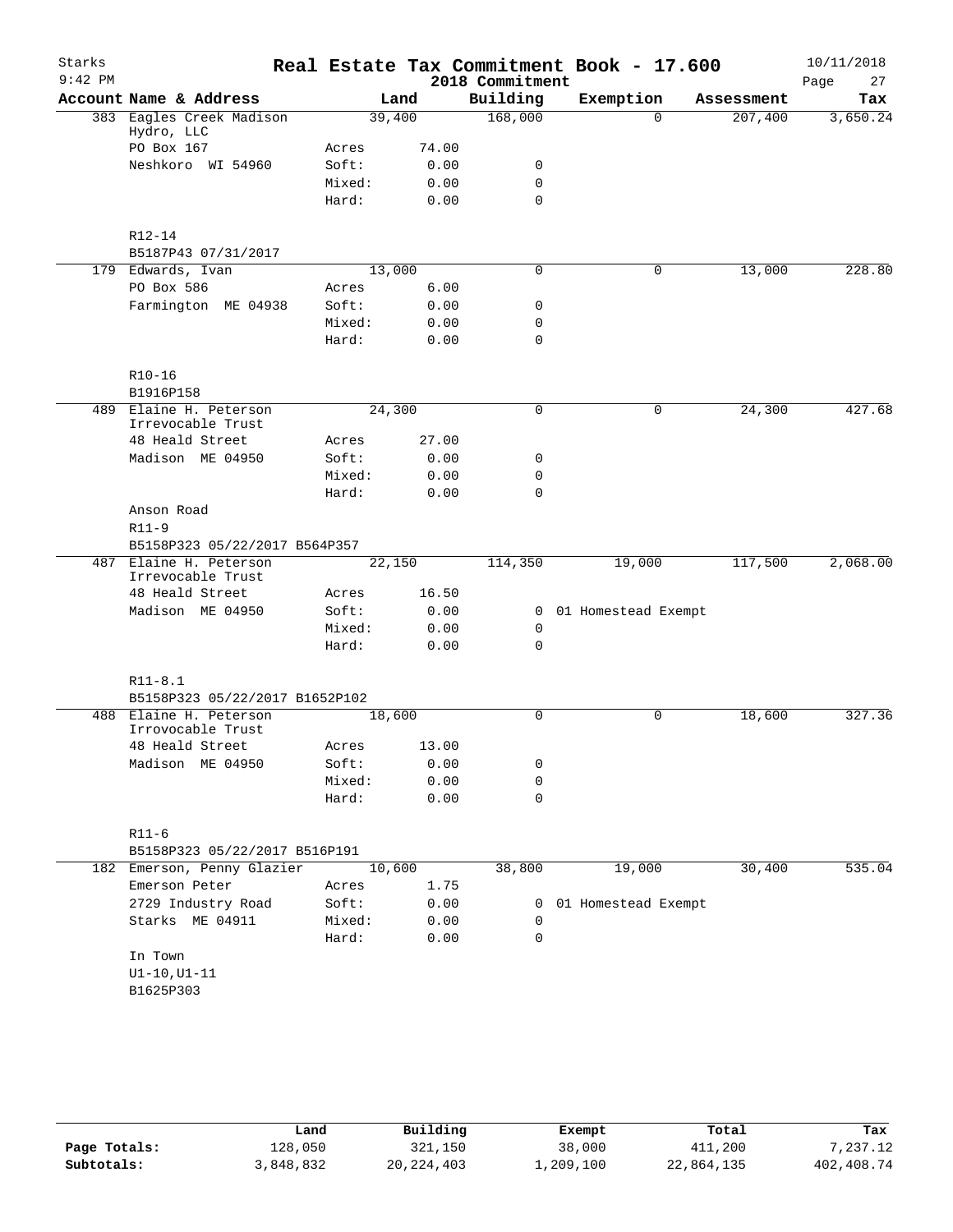# Real Estate Tax Commitment Book - 17.600

Starks
9:42 PM

2018 Commitment

10/11/2018

| Account Name & Address | Land | | Building | Exemption | Assessment | Tax |
|---|---|---|---|---|---|---|
| 383 Eagles Creek Madison Hydro, LLC | 39,400 | | 168,000 | 0 | 207,400 | 3,650.24 |
| PO Box 167 | Acres | 74.00 | | | | |
| Neshkoro WI 54960 | Soft: | 0.00 | 0 | | | |
| | Mixed: | 0.00 | 0 | | | |
| | Hard: | 0.00 | 0 | | | |
| R12-14 | | | | | | |
| B5187P43 07/31/2017 | | | | | | |
| 179 Edwards, Ivan | 13,000 | | 0 | 0 | 13,000 | 228.80 |
| PO Box 586 | Acres | 6.00 | | | | |
| Farmington ME 04938 | Soft: | 0.00 | 0 | | | |
| | Mixed: | 0.00 | 0 | | | |
| | Hard: | 0.00 | 0 | | | |
| R10-16 | | | | | | |
| B1916P158 | | | | | | |
| 489 Elaine H. Peterson Irrevocable Trust | 24,300 | | 0 | 0 | 24,300 | 427.68 |
| 48 Heald Street | Acres | 27.00 | | | | |
| Madison ME 04950 | Soft: | 0.00 | 0 | | | |
| | Mixed: | 0.00 | 0 | | | |
| | Hard: | 0.00 | 0 | | | |
| Anson Road | | | | | | |
| R11-9 | | | | | | |
| B5158P323 05/22/2017 B564P357 | | | | | | |
| 487 Elaine H. Peterson Irrevocable Trust | 22,150 | | 114,350 | 19,000 | 117,500 | 2,068.00 |
| 48 Heald Street | Acres | 16.50 | | | | |
| Madison ME 04950 | Soft: | 0.00 | 0 | 01 Homestead Exempt | | |
| | Mixed: | 0.00 | 0 | | | |
| | Hard: | 0.00 | 0 | | | |
| R11-8.1 | | | | | | |
| B5158P323 05/22/2017 B1652P102 | | | | | | |
| 488 Elaine H. Peterson Irrovocable Trust | 18,600 | | 0 | 0 | 18,600 | 327.36 |
| 48 Heald Street | Acres | 13.00 | | | | |
| Madison ME 04950 | Soft: | 0.00 | 0 | | | |
| | Mixed: | 0.00 | 0 | | | |
| | Hard: | 0.00 | 0 | | | |
| R11-6 | | | | | | |
| B5158P323 05/22/2017 B516P191 | | | | | | |
| 182 Emerson, Penny Glazier | 10,600 | | 38,800 | 19,000 | 30,400 | 535.04 |
| Emerson Peter | Acres | 1.75 | | | | |
| 2729 Industry Road | Soft: | 0.00 | 0 | 01 Homestead Exempt | | |
| Starks ME 04911 | Mixed: | 0.00 | 0 | | | |
| | Hard: | 0.00 | 0 | | | |
| In Town | | | | | | |
| U1-10,U1-11 | | | | | | |
| B1625P303 | | | | | | |

| | Land | Building | Exempt | Total | Tax |
|---|---|---|---|---|---|
| Page Totals: | 128,050 | 321,150 | 38,000 | 411,200 | 7,237.12 |
| Subtotals: | 3,848,832 | 20,224,403 | 1,209,100 | 22,864,135 | 402,408.74 |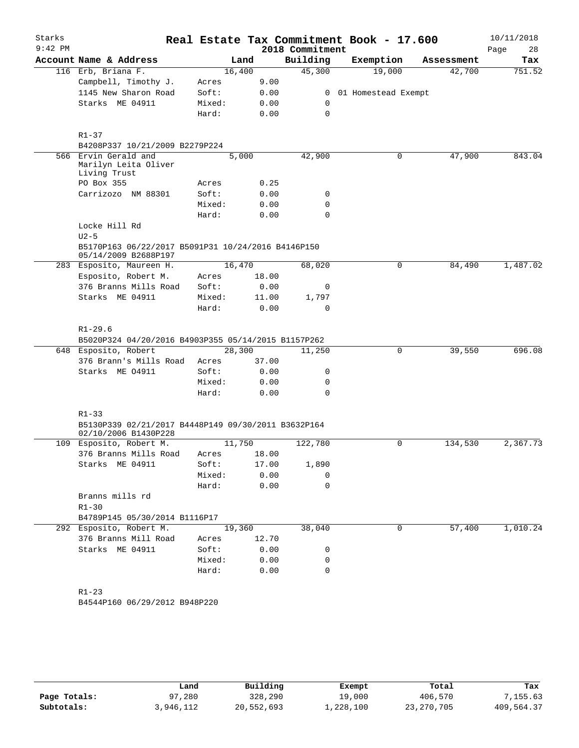# Real Estate Tax Commitment Book - 17.600

Starks
9:42 PM

2018 Commitment

10/11/2018

| Account Name & Address | | Land | Building | Exemption | Assessment | Tax |
|---|---|---|---|---|---|---|
| 116 Erb, Briana F. | | 16,400 | 45,300 | 19,000 | 42,700 | 751.52 |
| Campbell, Timothy J. | Acres | 9.00 | | | | |
| 1145 New Sharon Road | Soft: | 0.00 | 0 | 01 Homestead Exempt | | |
| Starks ME 04911 | Mixed: | 0.00 | 0 | | | |
| | Hard: | 0.00 | 0 | | | |
| R1-37 | | | | | | |
| B4208P337 10/21/2009 B2279P224 | | | | | | |
| 566 Ervin Gerald and Marilyn Leita Oliver Living Trust | | 5,000 | 42,900 | 0 | 47,900 | 843.04 |
| PO Box 355 | Acres | 0.25 | | | | |
| Carrizozo NM 88301 | Soft: | 0.00 | 0 | | | |
| | Mixed: | 0.00 | 0 | | | |
| | Hard: | 0.00 | 0 | | | |
| Locke Hill Rd | | | | | | |
| U2-5 | | | | | | |
| B5170P163 06/22/2017 B5091P31 10/24/2016 B4146P150 05/14/2009 B2688P197 | | | | | | |
| 283 Esposito, Maureen H. | | 16,470 | 68,020 | 0 | 84,490 | 1,487.02 |
| Esposito, Robert M. | Acres | 18.00 | | | | |
| 376 Branns Mills Road | Soft: | 0.00 | 0 | | | |
| Starks ME 04911 | Mixed: | 11.00 | 1,797 | | | |
| | Hard: | 0.00 | 0 | | | |
| R1-29.6 | | | | | | |
| B5020P324 04/20/2016 B4903P355 05/14/2015 B1157P262 | | | | | | |
| 648 Esposito, Robert | | 28,300 | 11,250 | 0 | 39,550 | 696.08 |
| 376 Brann's Mills Road | Acres | 37.00 | | | | |
| Starks ME 04911 | Soft: | 0.00 | 0 | | | |
| | Mixed: | 0.00 | 0 | | | |
| | Hard: | 0.00 | 0 | | | |
| R1-33 | | | | | | |
| B5130P339 02/21/2017 B4448P149 09/30/2011 B3632P164 02/10/2006 B1430P228 | | | | | | |
| 109 Esposito, Robert M. | | 11,750 | 122,780 | 0 | 134,530 | 2,367.73 |
| 376 Branns Mills Road | Acres | 18.00 | | | | |
| Starks ME 04911 | Soft: | 17.00 | 1,890 | | | |
| | Mixed: | 0.00 | 0 | | | |
| | Hard: | 0.00 | 0 | | | |
| Branns mills rd | | | | | | |
| R1-30 | | | | | | |
| B4789P145 05/30/2014 B1116P17 | | | | | | |
| 292 Esposito, Robert M. | | 19,360 | 38,040 | 0 | 57,400 | 1,010.24 |
| 376 Branns Mill Road | Acres | 12.70 | | | | |
| Starks ME 04911 | Soft: | 0.00 | 0 | | | |
| | Mixed: | 0.00 | 0 | | | |
| | Hard: | 0.00 | 0 | | | |
| R1-23 | | | | | | |
| B4544P160 06/29/2012 B948P220 | | | | | | |

| | Land | Building | Exempt | Total | Tax |
|---|---|---|---|---|---|
| Page Totals: | 97,280 | 328,290 | 19,000 | 406,570 | 7,155.63 |
| Subtotals: | 3,946,112 | 20,552,693 | 1,228,100 | 23,270,705 | 409,564.37 |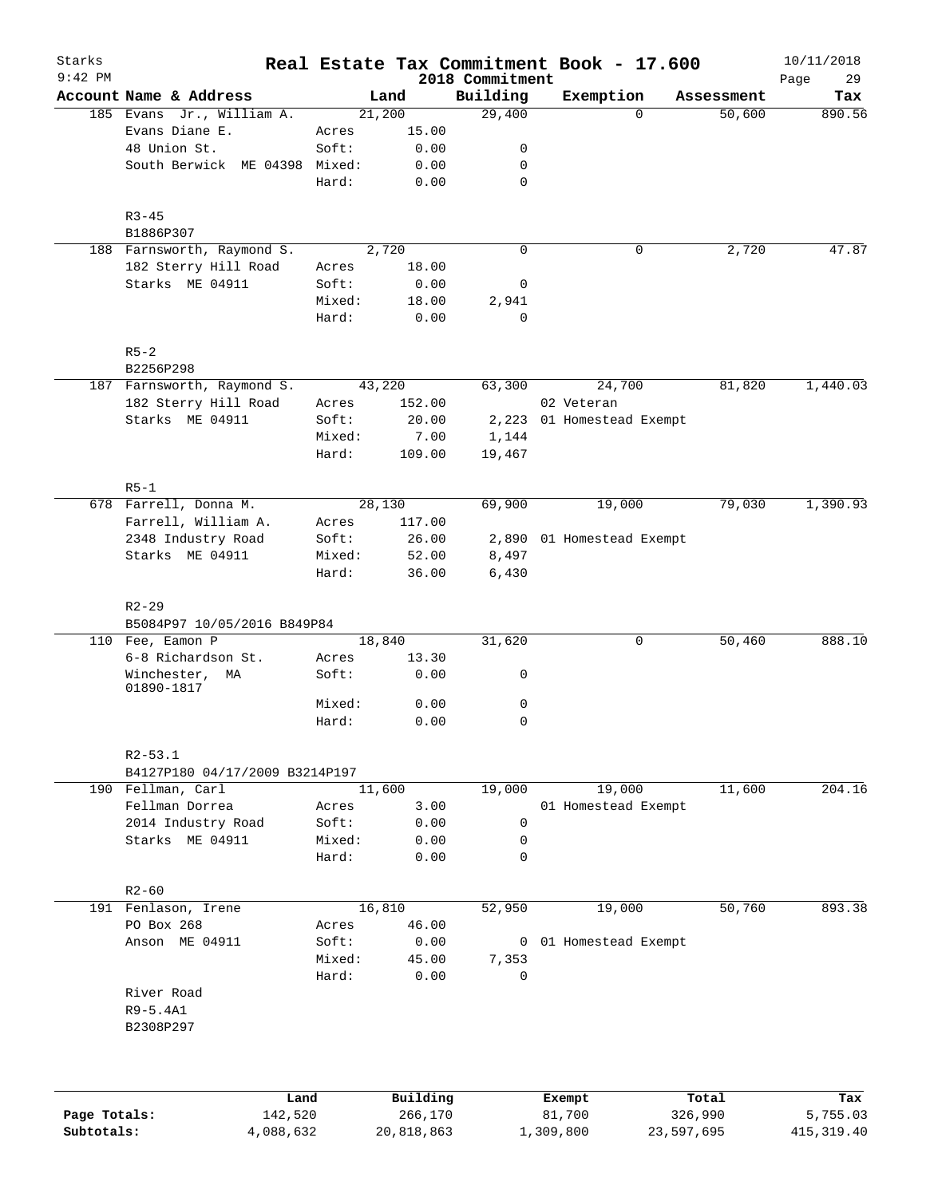# Real Estate Tax Commitment Book - 17.600

Starks 9:42 PM — 2018 Commitment — 10/11/2018

| Account Name & Address | | Land | Building | Exemption | Assessment | Tax |
|---|---|---|---|---|---|---|
| 185 Evans Jr., William A. | | 21,200 | 29,400 | 0 | 50,600 | 890.56 |
| Evans Diane E. | Acres | 15.00 | | | | |
| 48 Union St. | Soft: | 0.00 | 0 | | | |
| South Berwick ME 04398 | Mixed: | 0.00 | 0 | | | |
| | Hard: | 0.00 | 0 | | | |
| R3-45 | | | | | | |
| B1886P307 | | | | | | |
| 188 Farnsworth, Raymond S. | | 2,720 | 0 | 0 | 2,720 | 47.87 |
| 182 Sterry Hill Road | Acres | 18.00 | | | | |
| Starks ME 04911 | Soft: | 0.00 | 0 | | | |
| | Mixed: | 18.00 | 2,941 | | | |
| | Hard: | 0.00 | 0 | | | |
| R5-2 | | | | | | |
| B2256P298 | | | | | | |
| 187 Farnsworth, Raymond S. | | 43,220 | 63,300 | 24,700 | 81,820 | 1,440.03 |
| 182 Sterry Hill Road | Acres | 152.00 | | 02 Veteran | | |
| Starks ME 04911 | Soft: | 20.00 | 2,223 | 01 Homestead Exempt | | |
| | Mixed: | 7.00 | 1,144 | | | |
| | Hard: | 109.00 | 19,467 | | | |
| R5-1 | | | | | | |
| 678 Farrell, Donna M. | | 28,130 | 69,900 | 19,000 | 79,030 | 1,390.93 |
| Farrell, William A. | Acres | 117.00 | | | | |
| 2348 Industry Road | Soft: | 26.00 | 2,890 | 01 Homestead Exempt | | |
| Starks ME 04911 | Mixed: | 52.00 | 8,497 | | | |
| | Hard: | 36.00 | 6,430 | | | |
| R2-29 | | | | | | |
| B5084P97 10/05/2016 B849P84 | | | | | | |
| 110 Fee, Eamon P | | 18,840 | 31,620 | 0 | 50,460 | 888.10 |
| 6-8 Richardson St. | Acres | 13.30 | | | | |
| Winchester, MA 01890-1817 | Soft: | 0.00 | 0 | | | |
| | Mixed: | 0.00 | 0 | | | |
| | Hard: | 0.00 | 0 | | | |
| R2-53.1 | | | | | | |
| B4127P180 04/17/2009 B3214P197 | | | | | | |
| 190 Fellman, Carl | | 11,600 | 19,000 | 19,000 | 11,600 | 204.16 |
| Fellman Dorrea | Acres | 3.00 | | 01 Homestead Exempt | | |
| 2014 Industry Road | Soft: | 0.00 | 0 | | | |
| Starks ME 04911 | Mixed: | 0.00 | 0 | | | |
| | Hard: | 0.00 | 0 | | | |
| R2-60 | | | | | | |
| 191 Fenlason, Irene | | 16,810 | 52,950 | 19,000 | 50,760 | 893.38 |
| PO Box 268 | Acres | 46.00 | | | | |
| Anson ME 04911 | Soft: | 0.00 | 0 | 01 Homestead Exempt | | |
| | Mixed: | 45.00 | 7,353 | | | |
| | Hard: | 0.00 | 0 | | | |
| River Road | | | | | | |
| R9-5.4A1 | | | | | | |
| B2308P297 | | | | | | |

| | Land | Building | Exempt | Total | Tax |
|---|---|---|---|---|---|
| Page Totals: | 142,520 | 266,170 | 81,700 | 326,990 | 5,755.03 |
| Subtotals: | 4,088,632 | 20,818,863 | 1,309,800 | 23,597,695 | 415,319.40 |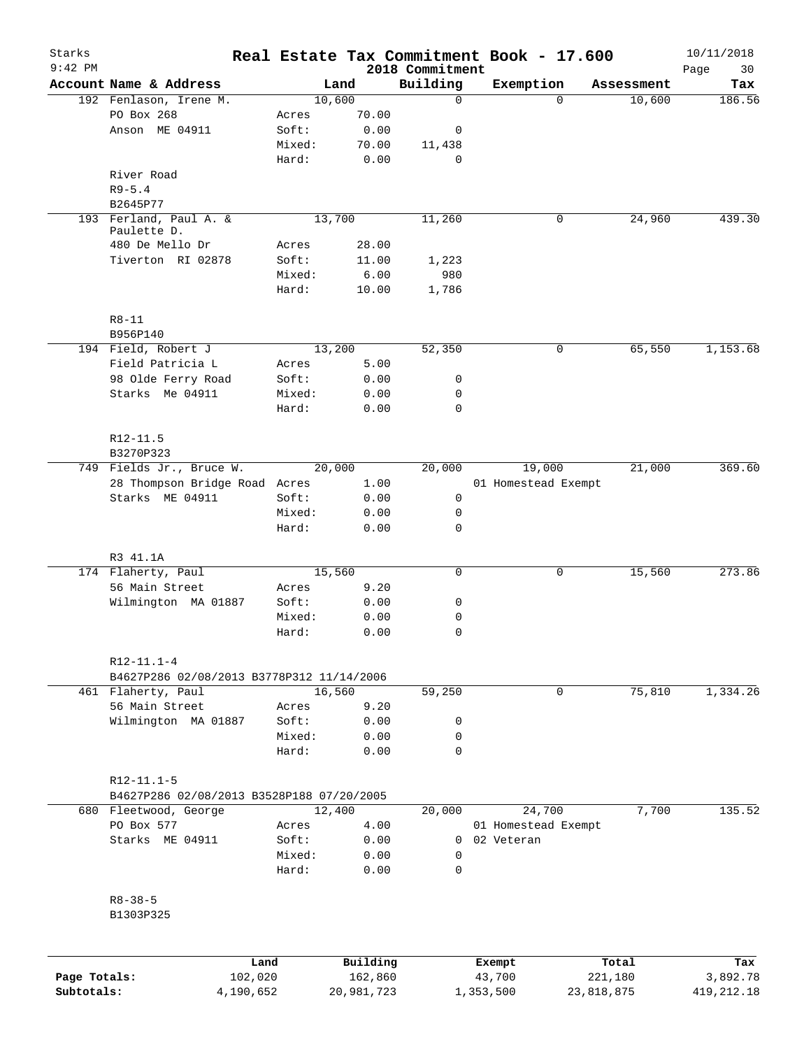# Real Estate Tax Commitment Book - 17.600

Starks
9:42 PM
2018 Commitment
10/11/2018

| Account Name & Address | | Land | Building | Exemption | Assessment | Tax |
|---|---|---|---|---|---|---|
| 192 Fenlason, Irene M. | | 10,600 | 0 | 0 | 10,600 | 186.56 |
| PO Box 268 | Acres | 70.00 | | | | |
| Anson ME 04911 | Soft: | 0.00 | 0 | | | |
| | Mixed: | 70.00 | 11,438 | | | |
| | Hard: | 0.00 | 0 | | | |
| River Road | | | | | | |
| R9-5.4 | | | | | | |
| B2645P77 | | | | | | |
| 193 Ferland, Paul A. & Paulette D. | | 13,700 | 11,260 | 0 | 24,960 | 439.30 |
| 480 De Mello Dr | Acres | 28.00 | | | | |
| Tiverton RI 02878 | Soft: | 11.00 | 1,223 | | | |
| | Mixed: | 6.00 | 980 | | | |
| | Hard: | 10.00 | 1,786 | | | |
| R8-11 | | | | | | |
| B956P140 | | | | | | |
| 194 Field, Robert J | | 13,200 | 52,350 | 0 | 65,550 | 1,153.68 |
| Field Patricia L | Acres | 5.00 | | | | |
| 98 Olde Ferry Road | Soft: | 0.00 | 0 | | | |
| Starks Me 04911 | Mixed: | 0.00 | 0 | | | |
| | Hard: | 0.00 | 0 | | | |
| R12-11.5 | | | | | | |
| B3270P323 | | | | | | |
| 749 Fields Jr., Bruce W. | | 20,000 | 20,000 | 19,000 | 21,000 | 369.60 |
| 28 Thompson Bridge Road | Acres | 1.00 | | 01 Homestead Exempt | | |
| Starks ME 04911 | Soft: | 0.00 | 0 | | | |
| | Mixed: | 0.00 | 0 | | | |
| | Hard: | 0.00 | 0 | | | |
| R3 41.1A | | | | | | |
| 174 Flaherty, Paul | | 15,560 | 0 | 0 | 15,560 | 273.86 |
| 56 Main Street | Acres | 9.20 | | | | |
| Wilmington MA 01887 | Soft: | 0.00 | 0 | | | |
| | Mixed: | 0.00 | 0 | | | |
| | Hard: | 0.00 | 0 | | | |
| R12-11.1-4 | | | | | | |
| B4627P286 02/08/2013 B3778P312 11/14/2006 | | | | | | |
| 461 Flaherty, Paul | | 16,560 | 59,250 | 0 | 75,810 | 1,334.26 |
| 56 Main Street | Acres | 9.20 | | | | |
| Wilmington MA 01887 | Soft: | 0.00 | 0 | | | |
| | Mixed: | 0.00 | 0 | | | |
| | Hard: | 0.00 | 0 | | | |
| R12-11.1-5 | | | | | | |
| B4627P286 02/08/2013 B3528P188 07/20/2005 | | | | | | |
| 680 Fleetwood, George | | 12,400 | 20,000 | 24,700 | 7,700 | 135.52 |
| PO Box 577 | Acres | 4.00 | | 01 Homestead Exempt | | |
| Starks ME 04911 | Soft: | 0.00 | 0 | 02 Veteran | | |
| | Mixed: | 0.00 | 0 | | | |
| | Hard: | 0.00 | 0 | | | |
| R8-38-5 | | | | | | |
| B1303P325 | | | | | | |

| | Land | Building | Exempt | Total | Tax |
|---|---|---|---|---|---|
| Page Totals: | 102,020 | 162,860 | 43,700 | 221,180 | 3,892.78 |
| Subtotals: | 4,190,652 | 20,981,723 | 1,353,500 | 23,818,875 | 419,212.18 |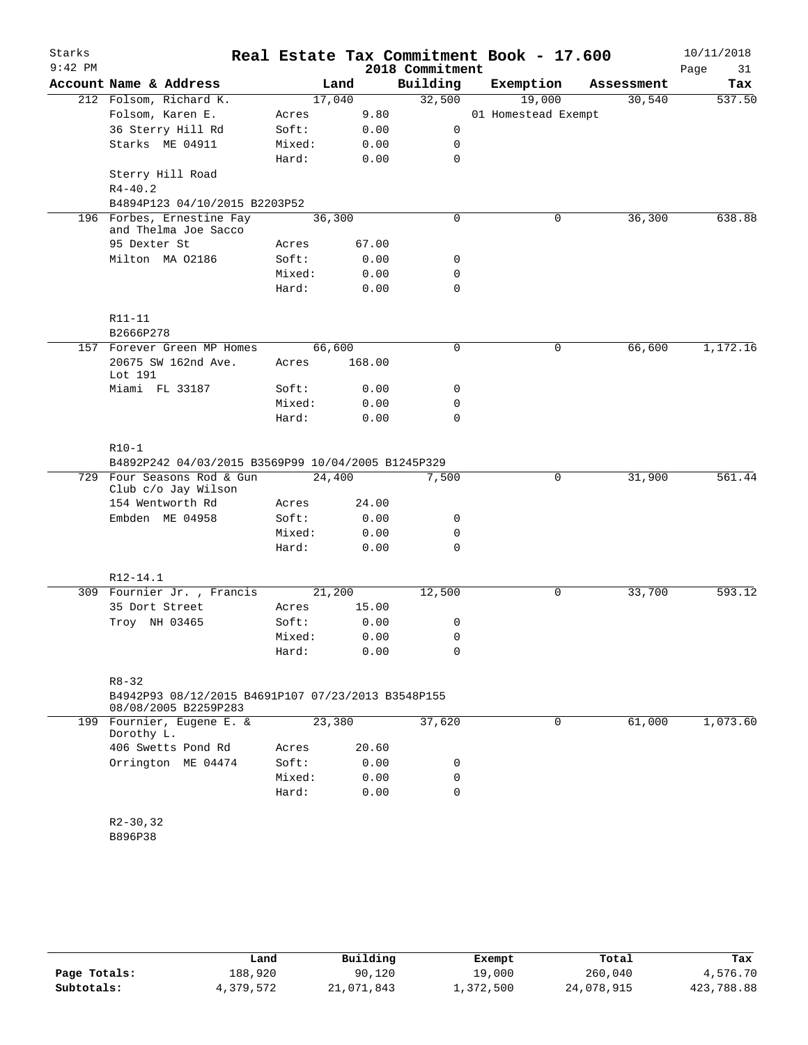# Real Estate Tax Commitment Book - 17.600

Starks 9:42 PM — 2018 Commitment — 10/11/2018

| Account | Name & Address | | Land | Building | Exemption | Assessment | Tax |
|---|---|---|---|---|---|---|---|
| 212 | Folsom, Richard K. | | 17,040 | 32,500 | 19,000 | 30,540 | 537.50 |
| | Folsom, Karen E. | Acres | 9.80 | | 01 Homestead Exempt | | |
| | 36 Sterry Hill Rd | Soft: | 0.00 | 0 | | | |
| | Starks ME 04911 | Mixed: | 0.00 | 0 | | | |
| | | Hard: | 0.00 | 0 | | | |
| | Sterry Hill Road | | | | | | |
| | R4-40.2 | | | | | | |
| | B4894P123 04/10/2015 B2203P52 | | | | | | |
| 196 | Forbes, Ernestine Fay and Thelma Joe Sacco | | 36,300 | 0 | 0 | 36,300 | 638.88 |
| | 95 Dexter St | Acres | 67.00 | | | | |
| | Milton MA 02186 | Soft: | 0.00 | 0 | | | |
| | | Mixed: | 0.00 | 0 | | | |
| | | Hard: | 0.00 | 0 | | | |
| | R11-11 | | | | | | |
| | B2666P278 | | | | | | |
| 157 | Forever Green MP Homes | | 66,600 | 0 | 0 | 66,600 | 1,172.16 |
| | 20675 SW 162nd Ave. Lot 191 | Acres | 168.00 | | | | |
| | Miami FL 33187 | Soft: | 0.00 | 0 | | | |
| | | Mixed: | 0.00 | 0 | | | |
| | | Hard: | 0.00 | 0 | | | |
| | R10-1 | | | | | | |
| | B4892P242 04/03/2015 B3569P99 10/04/2005 B1245P329 | | | | | | |
| 729 | Four Seasons Rod & Gun Club c/o Jay Wilson | | 24,400 | 7,500 | 0 | 31,900 | 561.44 |
| | 154 Wentworth Rd | Acres | 24.00 | | | | |
| | Embden ME 04958 | Soft: | 0.00 | 0 | | | |
| | | Mixed: | 0.00 | 0 | | | |
| | | Hard: | 0.00 | 0 | | | |
| | R12-14.1 | | | | | | |
| 309 | Fournier Jr. , Francis | | 21,200 | 12,500 | 0 | 33,700 | 593.12 |
| | 35 Dort Street | Acres | 15.00 | | | | |
| | Troy NH 03465 | Soft: | 0.00 | 0 | | | |
| | | Mixed: | 0.00 | 0 | | | |
| | | Hard: | 0.00 | 0 | | | |
| | R8-32 | | | | | | |
| | B4942P93 08/12/2015 B4691P107 07/23/2013 B3548P155 08/08/2005 B2259P283 | | | | | | |
| 199 | Fournier, Eugene E. & Dorothy L. | | 23,380 | 37,620 | 0 | 61,000 | 1,073.60 |
| | 406 Swetts Pond Rd | Acres | 20.60 | | | | |
| | Orrington ME 04474 | Soft: | 0.00 | 0 | | | |
| | | Mixed: | 0.00 | 0 | | | |
| | | Hard: | 0.00 | 0 | | | |
| | R2-30,32 | | | | | | |
| | B896P38 | | | | | | |

| | Land | Building | Exempt | Total | Tax |
|---|---|---|---|---|---|
| Page Totals: | 188,920 | 90,120 | 19,000 | 260,040 | 4,576.70 |
| Subtotals: | 4,379,572 | 21,071,843 | 1,372,500 | 24,078,915 | 423,788.88 |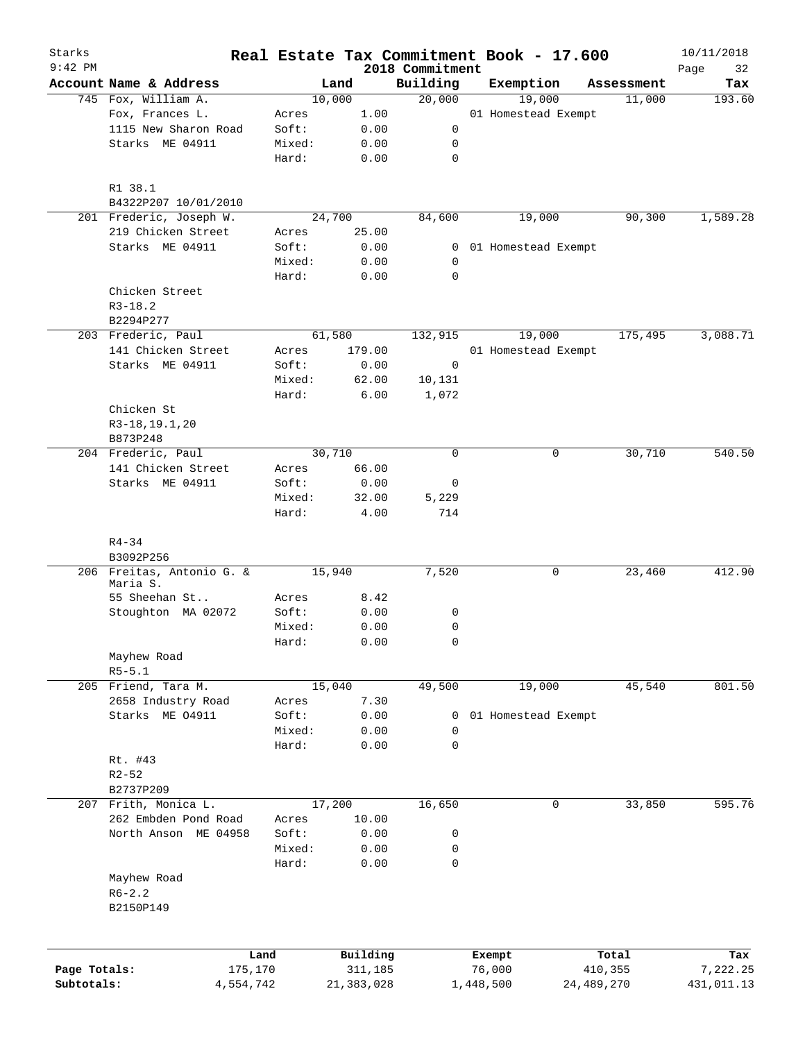# Real Estate Tax Commitment Book - 17.600

Starks
9:42 PM

2018 Commitment

10/11/2018

| Account | Name & Address | | Land | Building | Exemption | Assessment | Tax |
|---|---|---|---|---|---|---|---|
| 745 | Fox, William A. | | 10,000 | 20,000 | 19,000 | 11,000 | 193.60 |
| | Fox, Frances L. | Acres | 1.00 | | 01 Homestead Exempt | | |
| | 1115 New Sharon Road | Soft: | 0.00 | 0 | | | |
| | Starks ME 04911 | Mixed: | 0.00 | 0 | | | |
| | | Hard: | 0.00 | 0 | | | |
| | R1 38.1 | | | | | | |
| | B4322P207 10/01/2010 | | | | | | |
| 201 | Frederic, Joseph W. | | 24,700 | 84,600 | 19,000 | 90,300 | 1,589.28 |
| | 219 Chicken Street | Acres | 25.00 | | | | |
| | Starks ME 04911 | Soft: | 0.00 | 0 | 01 Homestead Exempt | | |
| | | Mixed: | 0.00 | 0 | | | |
| | | Hard: | 0.00 | 0 | | | |
| | Chicken Street | | | | | | |
| | R3-18.2 | | | | | | |
| | B2294P277 | | | | | | |
| 203 | Frederic, Paul | | 61,580 | 132,915 | 19,000 | 175,495 | 3,088.71 |
| | 141 Chicken Street | Acres | 179.00 | | 01 Homestead Exempt | | |
| | Starks ME 04911 | Soft: | 0.00 | 0 | | | |
| | | Mixed: | 62.00 | 10,131 | | | |
| | | Hard: | 6.00 | 1,072 | | | |
| | Chicken St | | | | | | |
| | R3-18,19.1,20 | | | | | | |
| | B873P248 | | | | | | |
| 204 | Frederic, Paul | | 30,710 | 0 | 0 | 30,710 | 540.50 |
| | 141 Chicken Street | Acres | 66.00 | | | | |
| | Starks ME 04911 | Soft: | 0.00 | 0 | | | |
| | | Mixed: | 32.00 | 5,229 | | | |
| | | Hard: | 4.00 | 714 | | | |
| | R4-34 | | | | | | |
| | B3092P256 | | | | | | |
| 206 | Freitas, Antonio G. & Maria S. | | 15,940 | 7,520 | 0 | 23,460 | 412.90 |
| | 55 Sheehan St.. | Acres | 8.42 | | | | |
| | Stoughton MA 02072 | Soft: | 0.00 | 0 | | | |
| | | Mixed: | 0.00 | 0 | | | |
| | | Hard: | 0.00 | 0 | | | |
| | Mayhew Road | | | | | | |
| | R5-5.1 | | | | | | |
| 205 | Friend, Tara M. | | 15,040 | 49,500 | 19,000 | 45,540 | 801.50 |
| | 2658 Industry Road | Acres | 7.30 | | | | |
| | Starks ME O4911 | Soft: | 0.00 | 0 | 01 Homestead Exempt | | |
| | | Mixed: | 0.00 | 0 | | | |
| | | Hard: | 0.00 | 0 | | | |
| | Rt. #43 | | | | | | |
| | R2-52 | | | | | | |
| | B2737P209 | | | | | | |
| 207 | Frith, Monica L. | | 17,200 | 16,650 | 0 | 33,850 | 595.76 |
| | 262 Embden Pond Road | Acres | 10.00 | | | | |
| | North Anson ME 04958 | Soft: | 0.00 | 0 | | | |
| | | Mixed: | 0.00 | 0 | | | |
| | | Hard: | 0.00 | 0 | | | |
| | Mayhew Road | | | | | | |
| | R6-2.2 | | | | | | |
| | B2150P149 | | | | | | |

| | Land | Building | Exempt | Total | Tax |
|---|---|---|---|---|---|
| Page Totals: | 175,170 | 311,185 | 76,000 | 410,355 | 7,222.25 |
| Subtotals: | 4,554,742 | 21,383,028 | 1,448,500 | 24,489,270 | 431,011.13 |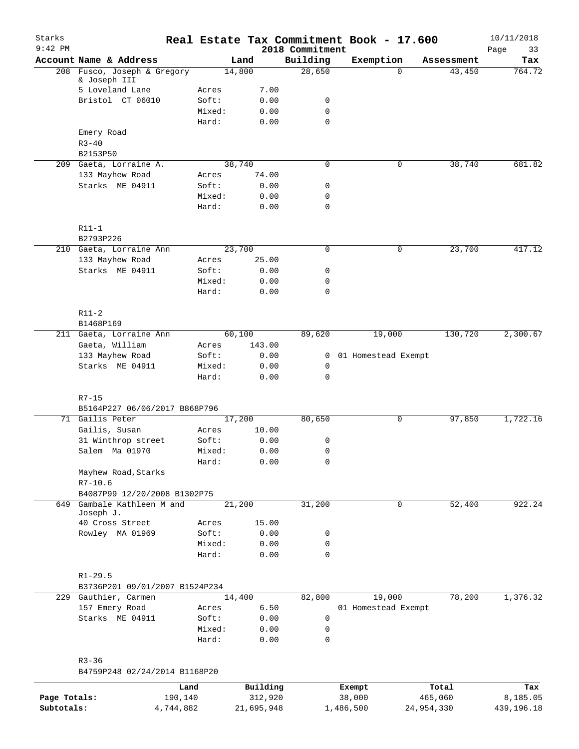# Real Estate Tax Commitment Book - 17.600

Starks
9:42 PM

2018 Commitment

10/11/2018

| Account Name & Address | | Land | Building | Exemption | Assessment | Tax |
|---|---|---|---|---|---|---|
| 208 Fusco, Joseph & Gregory & Joseph III | | 14,800 | 28,650 | 0 | 43,450 | 764.72 |
| 5 Loveland Lane | Acres | 7.00 | | | | |
| Bristol CT 06010 | Soft: | 0.00 | 0 | | | |
| | Mixed: | 0.00 | 0 | | | |
| | Hard: | 0.00 | 0 | | | |
| Emery Road | | | | | | |
| R3-40 | | | | | | |
| B2153P50 | | | | | | |
| 209 Gaeta, Lorraine A. | | 38,740 | 0 | 0 | 38,740 | 681.82 |
| 133 Mayhew Road | Acres | 74.00 | | | | |
| Starks ME 04911 | Soft: | 0.00 | 0 | | | |
| | Mixed: | 0.00 | 0 | | | |
| | Hard: | 0.00 | 0 | | | |
| R11-1 | | | | | | |
| B2793P226 | | | | | | |
| 210 Gaeta, Lorraine Ann | | 23,700 | 0 | 0 | 23,700 | 417.12 |
| 133 Mayhew Road | Acres | 25.00 | | | | |
| Starks ME 04911 | Soft: | 0.00 | 0 | | | |
| | Mixed: | 0.00 | 0 | | | |
| | Hard: | 0.00 | 0 | | | |
| R11-2 | | | | | | |
| B1468P169 | | | | | | |
| 211 Gaeta, Lorraine Ann | | 60,100 | 89,620 | 19,000 | 130,720 | 2,300.67 |
| Gaeta, William | Acres | 143.00 | | | | |
| 133 Mayhew Road | Soft: | 0.00 | 0 | 01 Homestead Exempt | | |
| Starks ME 04911 | Mixed: | 0.00 | 0 | | | |
| | Hard: | 0.00 | 0 | | | |
| R7-15 | | | | | | |
| B5164P227 06/06/2017 B868P796 | | | | | | |
| 71 Gailis Peter | | 17,200 | 80,650 | 0 | 97,850 | 1,722.16 |
| Gailis, Susan | Acres | 10.00 | | | | |
| 31 Winthrop street | Soft: | 0.00 | 0 | | | |
| Salem Ma 01970 | Mixed: | 0.00 | 0 | | | |
| | Hard: | 0.00 | 0 | | | |
| Mayhew Road, Starks | | | | | | |
| R7-10.6 | | | | | | |
| B4087P99 12/20/2008 B1302P75 | | | | | | |
| 649 Gambale Kathleen M and Joseph J. | | 21,200 | 31,200 | 0 | 52,400 | 922.24 |
| 40 Cross Street | Acres | 15.00 | | | | |
| Rowley MA 01969 | Soft: | 0.00 | 0 | | | |
| | Mixed: | 0.00 | 0 | | | |
| | Hard: | 0.00 | 0 | | | |
| R1-29.5 | | | | | | |
| B3736P201 09/01/2007 B1524P234 | | | | | | |
| 229 Gauthier, Carmen | | 14,400 | 82,800 | 19,000 | 78,200 | 1,376.32 |
| 157 Emery Road | Acres | 6.50 | | 01 Homestead Exempt | | |
| Starks ME 04911 | Soft: | 0.00 | 0 | | | |
| | Mixed: | 0.00 | 0 | | | |
| | Hard: | 0.00 | 0 | | | |
| R3-36 | | | | | | |
| B4759P248 02/24/2014 B1168P20 | | | | | | |

| | Land | Building | Exempt | Total | Tax |
|---|---|---|---|---|---|
| Page Totals: | 190,140 | 312,920 | 38,000 | 465,060 | 8,185.05 |
| Subtotals: | 4,744,882 | 21,695,948 | 1,486,500 | 24,954,330 | 439,196.18 |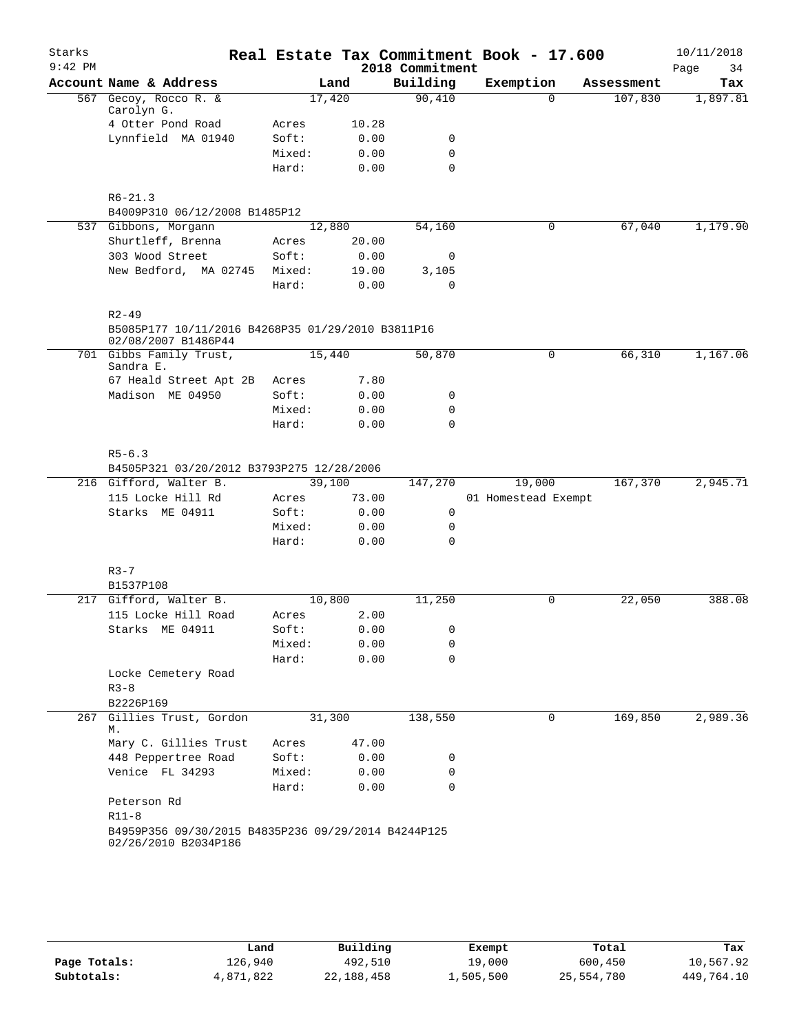# Real Estate Tax Commitment Book - 17.600

Starks
9:42 PM

2018 Commitment

10/11/2018

| Account | Name & Address | | Land | Building | Exemption | Assessment | Tax |
|---|---|---|---|---|---|---|---|
| 567 | Gecoy, Rocco R. & Carolyn G. | | 17,420 | 90,410 | 0 | 107,830 | 1,897.81 |
| | 4 Otter Pond Road | Acres | 10.28 | | | | |
| | Lynnfield MA 01940 | Soft: | 0.00 | 0 | | | |
| | | Mixed: | 0.00 | 0 | | | |
| | | Hard: | 0.00 | 0 | | | |
| | R6-21.3 | | | | | | |
| | B4009P310 06/12/2008 B1485P12 | | | | | | |
| 537 | Gibbons, Morgann | | 12,880 | 54,160 | 0 | 67,040 | 1,179.90 |
| | Shurtleff, Brenna | Acres | 20.00 | | | | |
| | 303 Wood Street | Soft: | 0.00 | 0 | | | |
| | New Bedford, MA 02745 | Mixed: | 19.00 | 3,105 | | | |
| | | Hard: | 0.00 | 0 | | | |
| | R2-49 | | | | | | |
| | B5085P177 10/11/2016 B4268P35 01/29/2010 B3811P16 02/08/2007 B1486P44 | | | | | | |
| 701 | Gibbs Family Trust, Sandra E. | | 15,440 | 50,870 | 0 | 66,310 | 1,167.06 |
| | 67 Heald Street Apt 2B | Acres | 7.80 | | | | |
| | Madison ME 04950 | Soft: | 0.00 | 0 | | | |
| | | Mixed: | 0.00 | 0 | | | |
| | | Hard: | 0.00 | 0 | | | |
| | R5-6.3 | | | | | | |
| | B4505P321 03/20/2012 B3793P275 12/28/2006 | | | | | | |
| 216 | Gifford, Walter B. | | 39,100 | 147,270 | 19,000 | 167,370 | 2,945.71 |
| | 115 Locke Hill Rd | Acres | 73.00 | | 01 Homestead Exempt | | |
| | Starks ME 04911 | Soft: | 0.00 | 0 | | | |
| | | Mixed: | 0.00 | 0 | | | |
| | | Hard: | 0.00 | 0 | | | |
| | R3-7 | | | | | | |
| | B1537P108 | | | | | | |
| 217 | Gifford, Walter B. | | 10,800 | 11,250 | 0 | 22,050 | 388.08 |
| | 115 Locke Hill Road | Acres | 2.00 | | | | |
| | Starks ME 04911 | Soft: | 0.00 | 0 | | | |
| | | Mixed: | 0.00 | 0 | | | |
| | | Hard: | 0.00 | 0 | | | |
| | Locke Cemetery Road | | | | | | |
| | R3-8 | | | | | | |
| | B2226P169 | | | | | | |
| 267 | Gillies Trust, Gordon M. | | 31,300 | 138,550 | 0 | 169,850 | 2,989.36 |
| | Mary C. Gillies Trust | Acres | 47.00 | | | | |
| | 448 Peppertree Road | Soft: | 0.00 | 0 | | | |
| | Venice FL 34293 | Mixed: | 0.00 | 0 | | | |
| | | Hard: | 0.00 | 0 | | | |
| | Peterson Rd | | | | | | |
| | R11-8 | | | | | | |
| | B4959P356 09/30/2015 B4835P236 09/29/2014 B4244P125 02/26/2010 B2034P186 | | | | | | |

| | Land | Building | Exempt | Total | Tax |
|---|---|---|---|---|---|
| Page Totals: | 126,940 | 492,510 | 19,000 | 600,450 | 10,567.92 |
| Subtotals: | 4,871,822 | 22,188,458 | 1,505,500 | 25,554,780 | 449,764.10 |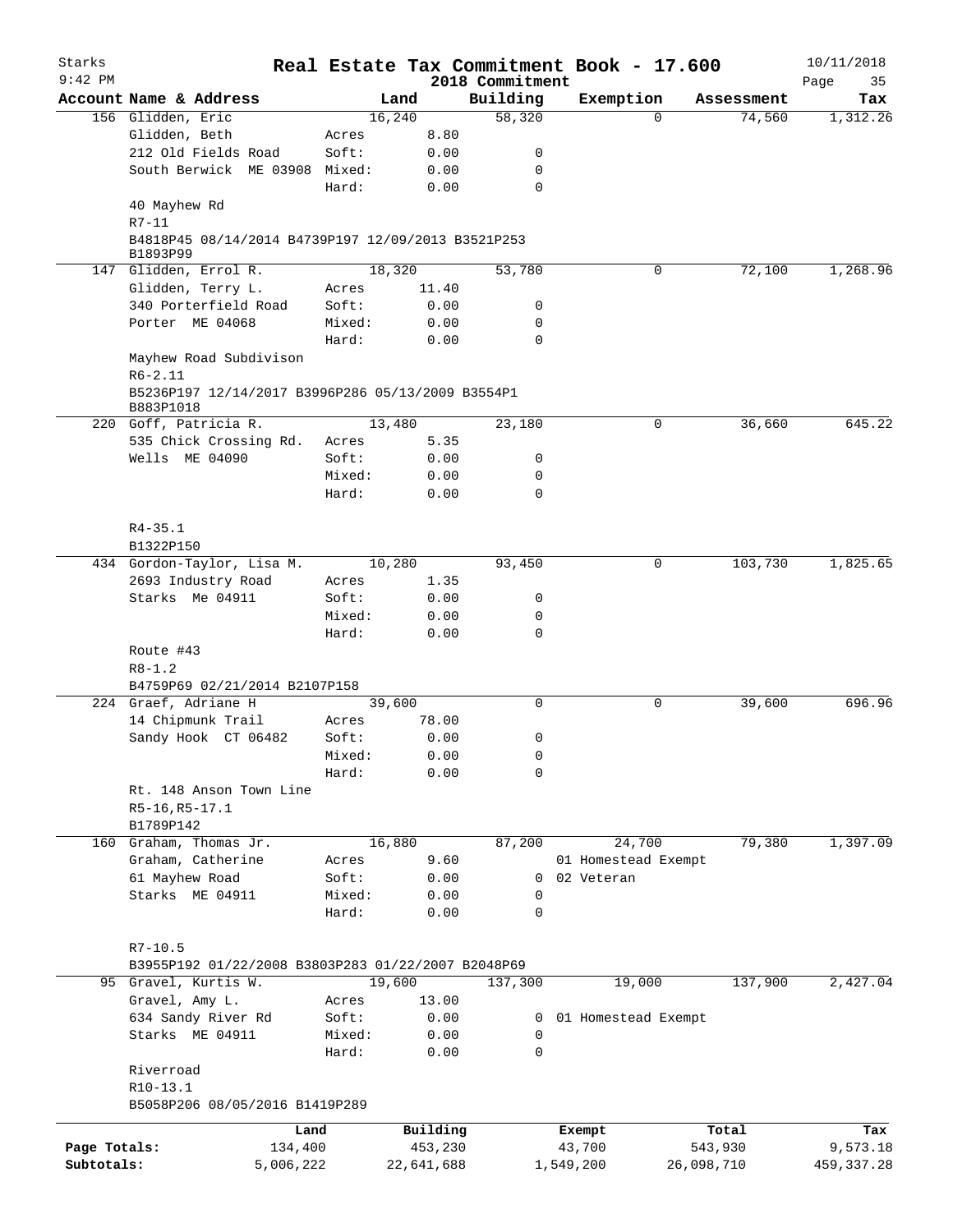Starks
9:42 PM

# Real Estate Tax Commitment Book - 17.600

2018 Commitment

10/11/2018

| Account Name & Address | | Land | Building | Exemption | Assessment | Tax |
|---|---|---|---|---|---|---|
| 156 Glidden, Eric | | 16,240 | 58,320 | 0 | 74,560 | 1,312.26 |
| Glidden, Beth | Acres | 8.80 | | | | |
| 212 Old Fields Road | Soft: | 0.00 | 0 | | | |
| South Berwick ME 03908 | Mixed: | 0.00 | 0 | | | |
| | Hard: | 0.00 | 0 | | | |
| 40 Mayhew Rd | | | | | | |
| R7-11 | | | | | | |
| B4818P45 08/14/2014 B4739P197 12/09/2013 B3521P253 B1893P99 | | | | | | |
| 147 Glidden, Errol R. | | 18,320 | 53,780 | 0 | 72,100 | 1,268.96 |
| Glidden, Terry L. | Acres | 11.40 | | | | |
| 340 Porterfield Road | Soft: | 0.00 | 0 | | | |
| Porter ME 04068 | Mixed: | 0.00 | 0 | | | |
| | Hard: | 0.00 | 0 | | | |
| Mayhew Road Subdivison | | | | | | |
| R6-2.11 | | | | | | |
| B5236P197 12/14/2017 B3996P286 05/13/2009 B3554P1 B883P1018 | | | | | | |
| 220 Goff, Patricia R. | | 13,480 | 23,180 | 0 | 36,660 | 645.22 |
| 535 Chick Crossing Rd. | Acres | 5.35 | | | | |
| Wells ME 04090 | Soft: | 0.00 | 0 | | | |
| | Mixed: | 0.00 | 0 | | | |
| | Hard: | 0.00 | 0 | | | |
| R4-35.1 | | | | | | |
| B1322P150 | | | | | | |
| 434 Gordon-Taylor, Lisa M. | | 10,280 | 93,450 | 0 | 103,730 | 1,825.65 |
| 2693 Industry Road | Acres | 1.35 | | | | |
| Starks Me 04911 | Soft: | 0.00 | 0 | | | |
| | Mixed: | 0.00 | 0 | | | |
| | Hard: | 0.00 | 0 | | | |
| Route #43 | | | | | | |
| R8-1.2 | | | | | | |
| B4759P69 02/21/2014 B2107P158 | | | | | | |
| 224 Graef, Adriane H | | 39,600 | 0 | 0 | 39,600 | 696.96 |
| 14 Chipmunk Trail | Acres | 78.00 | | | | |
| Sandy Hook CT 06482 | Soft: | 0.00 | 0 | | | |
| | Mixed: | 0.00 | 0 | | | |
| | Hard: | 0.00 | 0 | | | |
| Rt. 148 Anson Town Line | | | | | | |
| R5-16,R5-17.1 | | | | | | |
| B1789P142 | | | | | | |
| 160 Graham, Thomas Jr. | | 16,880 | 87,200 | 24,700 | 79,380 | 1,397.09 |
| Graham, Catherine | Acres | 9.60 | | 01 Homestead Exempt | | |
| 61 Mayhew Road | Soft: | 0.00 | 0 | 02 Veteran | | |
| Starks ME 04911 | Mixed: | 0.00 | 0 | | | |
| | Hard: | 0.00 | 0 | | | |
| R7-10.5 | | | | | | |
| B3955P192 01/22/2008 B3803P283 01/22/2007 B2048P69 | | | | | | |
| 95 Gravel, Kurtis W. | | 19,600 | 137,300 | 19,000 | 137,900 | 2,427.04 |
| Gravel, Amy L. | Acres | 13.00 | | | | |
| 634 Sandy River Rd | Soft: | 0.00 | 0 | 01 Homestead Exempt | | |
| Starks ME 04911 | Mixed: | 0.00 | 0 | | | |
| | Hard: | 0.00 | 0 | | | |
| Riverroad | | | | | | |
| R10-13.1 | | | | | | |
| B5058P206 08/05/2016 B1419P289 | | | | | | |

| | Land | Building | Exempt | Total | Tax |
|---|---|---|---|---|---|
| Page Totals: | 134,400 | 453,230 | 43,700 | 543,930 | 9,573.18 |
| Subtotals: | 5,006,222 | 22,641,688 | 1,549,200 | 26,098,710 | 459,337.28 |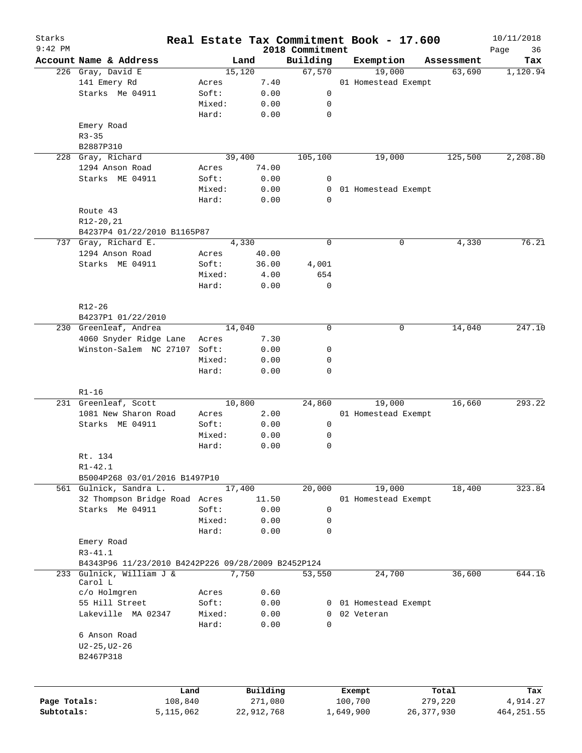# Real Estate Tax Commitment Book - 17.600

Starks
9:42 PM

2018 Commitment

10/11/2018

| Account | Name & Address | Land | | Building | Exemption | Assessment | Tax |
|---|---|---|---|---|---|---|---|
| 226 | Gray, David E | 15,120 | | 67,570 | 19,000 | 63,690 | 1,120.94 |
| | 141 Emery Rd | Acres | 7.40 | | 01 Homestead Exempt | | |
| | Starks Me 04911 | Soft: | 0.00 | 0 | | | |
| | | Mixed: | 0.00 | 0 | | | |
| | | Hard: | 0.00 | 0 | | | |
| | Emery Road | | | | | | |
| | R3-35 | | | | | | |
| | B2887P310 | | | | | | |
| 228 | Gray, Richard | 39,400 | | 105,100 | 19,000 | 125,500 | 2,208.80 |
| | 1294 Anson Road | Acres | 74.00 | | | | |
| | Starks ME 04911 | Soft: | 0.00 | 0 | | | |
| | | Mixed: | 0.00 | 0 | 01 Homestead Exempt | | |
| | | Hard: | 0.00 | 0 | | | |
| | Route 43 | | | | | | |
| | R12-20,21 | | | | | | |
| | B4237P4 01/22/2010 B1165P87 | | | | | | |
| 737 | Gray, Richard E. | 4,330 | | 0 | 0 | 4,330 | 76.21 |
| | 1294 Anson Road | Acres | 40.00 | | | | |
| | Starks ME 04911 | Soft: | 36.00 | 4,001 | | | |
| | | Mixed: | 4.00 | 654 | | | |
| | | Hard: | 0.00 | 0 | | | |
| | R12-26 | | | | | | |
| | B4237P1 01/22/2010 | | | | | | |
| 230 | Greenleaf, Andrea | 14,040 | | 0 | 0 | 14,040 | 247.10 |
| | 4060 Snyder Ridge Lane | Acres | 7.30 | | | | |
| | Winston-Salem NC 27107 | Soft: | 0.00 | 0 | | | |
| | | Mixed: | 0.00 | 0 | | | |
| | | Hard: | 0.00 | 0 | | | |
| | R1-16 | | | | | | |
| 231 | Greenleaf, Scott | 10,800 | | 24,860 | 19,000 | 16,660 | 293.22 |
| | 1081 New Sharon Road | Acres | 2.00 | | 01 Homestead Exempt | | |
| | Starks ME 04911 | Soft: | 0.00 | 0 | | | |
| | | Mixed: | 0.00 | 0 | | | |
| | | Hard: | 0.00 | 0 | | | |
| | Rt. 134 | | | | | | |
| | R1-42.1 | | | | | | |
| | B5004P268 03/01/2016 B1497P10 | | | | | | |
| 561 | Gulnick, Sandra L. | 17,400 | | 20,000 | 19,000 | 18,400 | 323.84 |
| | 32 Thompson Bridge Road | Acres | 11.50 | | 01 Homestead Exempt | | |
| | Starks Me 04911 | Soft: | 0.00 | 0 | | | |
| | | Mixed: | 0.00 | 0 | | | |
| | | Hard: | 0.00 | 0 | | | |
| | Emery Road | | | | | | |
| | R3-41.1 | | | | | | |
| | B4343P96 11/23/2010 B4242P226 09/28/2009 B2452P124 | | | | | | |
| 233 | Gulnick, William J & Carol L | 7,750 | | 53,550 | 24,700 | 36,600 | 644.16 |
| | c/o Holmgren | Acres | 0.60 | | | | |
| | 55 Hill Street | Soft: | 0.00 | 0 | 01 Homestead Exempt | | |
| | Lakeville MA 02347 | Mixed: | 0.00 | 0 | 02 Veteran | | |
| | | Hard: | 0.00 | 0 | | | |
| | 6 Anson Road | | | | | | |
| | U2-25,U2-26 | | | | | | |
| | B2467P318 | | | | | | |

| | Land | Building | Exempt | Total | Tax |
|---|---|---|---|---|---|
| Page Totals: | 108,840 | 271,080 | 100,700 | 279,220 | 4,914.27 |
| Subtotals: | 5,115,062 | 22,912,768 | 1,649,900 | 26,377,930 | 464,251.55 |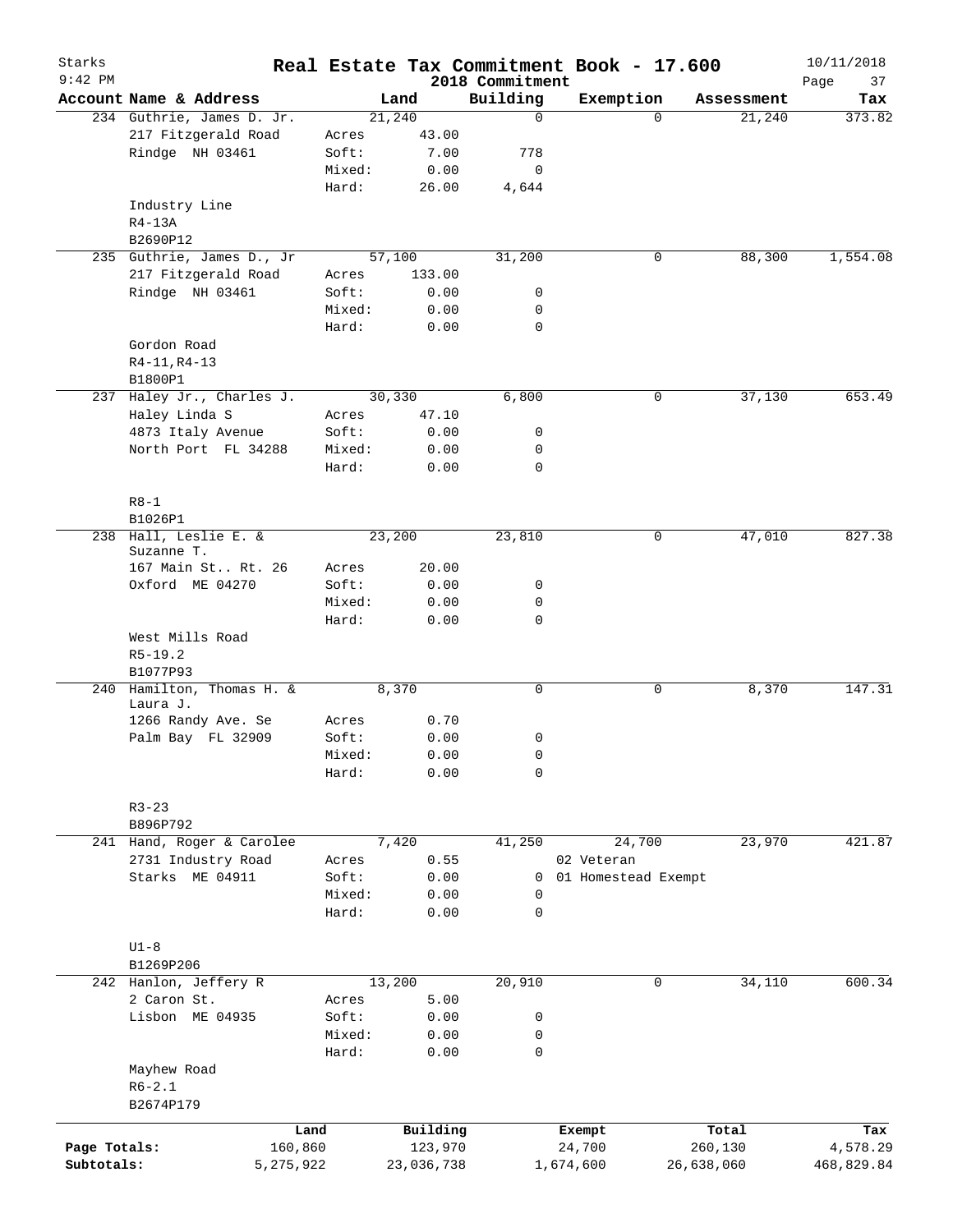# Real Estate Tax Commitment Book - 17.600

Starks
9:42 PM

2018 Commitment

10/11/2018

| Account | Name & Address | Land | | Building | Exemption | Assessment | Tax |
|---|---|---|---|---|---|---|---|
| 234 | Guthrie, James D. Jr. | 21,240 | | 0 | 0 | 21,240 | 373.82 |
| | 217 Fitzgerald Road | Acres | 43.00 | | | | |
| | Rindge NH 03461 | Soft: | 7.00 | 778 | | | |
| | | Mixed: | 0.00 | 0 | | | |
| | | Hard: | 26.00 | 4,644 | | | |
| | Industry Line | | | | | | |
| | R4-13A | | | | | | |
| | B2690P12 | | | | | | |
| 235 | Guthrie, James D., Jr | 57,100 | | 31,200 | 0 | 88,300 | 1,554.08 |
| | 217 Fitzgerald Road | Acres | 133.00 | | | | |
| | Rindge NH 03461 | Soft: | 0.00 | 0 | | | |
| | | Mixed: | 0.00 | 0 | | | |
| | | Hard: | 0.00 | 0 | | | |
| | Gordon Road | | | | | | |
| | R4-11,R4-13 | | | | | | |
| | B1800P1 | | | | | | |
| 237 | Haley Jr., Charles J. | 30,330 | | 6,800 | 0 | 37,130 | 653.49 |
| | Haley Linda S | Acres | 47.10 | | | | |
| | 4873 Italy Avenue | Soft: | 0.00 | 0 | | | |
| | North Port FL 34288 | Mixed: | 0.00 | 0 | | | |
| | | Hard: | 0.00 | 0 | | | |
| | R8-1 | | | | | | |
| | B1026P1 | | | | | | |
| 238 | Hall, Leslie E. & Suzanne T. | 23,200 | | 23,810 | 0 | 47,010 | 827.38 |
| | 167 Main St.. Rt. 26 | Acres | 20.00 | | | | |
| | Oxford ME 04270 | Soft: | 0.00 | 0 | | | |
| | | Mixed: | 0.00 | 0 | | | |
| | | Hard: | 0.00 | 0 | | | |
| | West Mills Road | | | | | | |
| | R5-19.2 | | | | | | |
| | B1077P93 | | | | | | |
| 240 | Hamilton, Thomas H. & Laura J. | 8,370 | | 0 | 0 | 8,370 | 147.31 |
| | 1266 Randy Ave. Se | Acres | 0.70 | | | | |
| | Palm Bay FL 32909 | Soft: | 0.00 | 0 | | | |
| | | Mixed: | 0.00 | 0 | | | |
| | | Hard: | 0.00 | 0 | | | |
| | R3-23 | | | | | | |
| | B896P792 | | | | | | |
| 241 | Hand, Roger & Carolee | 7,420 | | 41,250 | 24,700 | 23,970 | 421.87 |
| | 2731 Industry Road | Acres | 0.55 | | 02 Veteran | | |
| | Starks ME 04911 | Soft: | 0.00 | 0 | 01 Homestead Exempt | | |
| | | Mixed: | 0.00 | 0 | | | |
| | | Hard: | 0.00 | 0 | | | |
| | U1-8 | | | | | | |
| | B1269P206 | | | | | | |
| 242 | Hanlon, Jeffery R | 13,200 | | 20,910 | 0 | 34,110 | 600.34 |
| | 2 Caron St. | Acres | 5.00 | | | | |
| | Lisbon ME 04935 | Soft: | 0.00 | 0 | | | |
| | | Mixed: | 0.00 | 0 | | | |
| | | Hard: | 0.00 | 0 | | | |
| | Mayhew Road | | | | | | |
| | R6-2.1 | | | | | | |
| | B2674P179 | | | | | | |

| | Land | Building | Exempt | Total | Tax |
|---|---|---|---|---|---|
| Page Totals: | 160,860 | 123,970 | 24,700 | 260,130 | 4,578.29 |
| Subtotals: | 5,275,922 | 23,036,738 | 1,674,600 | 26,638,060 | 468,829.84 |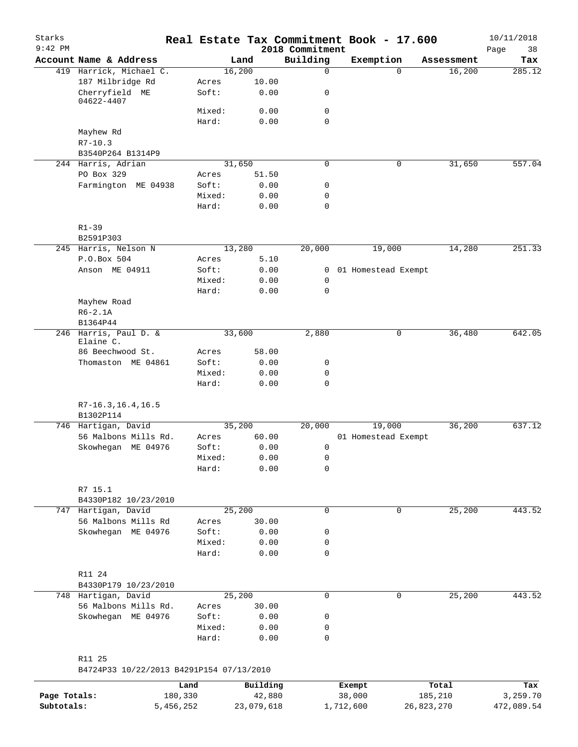# Real Estate Tax Commitment Book - 17.600

Starks
9:42 PM

2018 Commitment

10/11/2018

| Account | Name & Address | | Land | Building | Exemption | Assessment | Tax |
|---|---|---|---|---|---|---|---|
| 419 | Harrick, Michael C. | | 16,200 | 0 | 0 | 16,200 | 285.12 |
| | 187 Milbridge Rd | Acres | 10.00 | | | | |
| | Cherryfield ME 04622-4407 | Soft: | 0.00 | 0 | | | |
| | | Mixed: | 0.00 | 0 | | | |
| | | Hard: | 0.00 | 0 | | | |
| | Mayhew Rd | | | | | | |
| | R7-10.3 | | | | | | |
| | B3540P264 B1314P9 | | | | | | |
| 244 | Harris, Adrian | | 31,650 | 0 | 0 | 31,650 | 557.04 |
| | PO Box 329 | Acres | 51.50 | | | | |
| | Farmington ME 04938 | Soft: | 0.00 | 0 | | | |
| | | Mixed: | 0.00 | 0 | | | |
| | | Hard: | 0.00 | 0 | | | |
| | R1-39 | | | | | | |
| | B2591P303 | | | | | | |
| 245 | Harris, Nelson N | | 13,280 | 20,000 | 19,000 | 14,280 | 251.33 |
| | P.O.Box 504 | Acres | 5.10 | | | | |
| | Anson ME 04911 | Soft: | 0.00 | 0 | 01 Homestead Exempt | | |
| | | Mixed: | 0.00 | 0 | | | |
| | | Hard: | 0.00 | 0 | | | |
| | Mayhew Road | | | | | | |
| | R6-2.1A | | | | | | |
| | B1364P44 | | | | | | |
| 246 | Harris, Paul D. & Elaine C. | | 33,600 | 2,880 | 0 | 36,480 | 642.05 |
| | 86 Beechwood St. | Acres | 58.00 | | | | |
| | Thomaston ME 04861 | Soft: | 0.00 | 0 | | | |
| | | Mixed: | 0.00 | 0 | | | |
| | | Hard: | 0.00 | 0 | | | |
| | R7-16.3,16.4,16.5 | | | | | | |
| | B1302P114 | | | | | | |
| 746 | Hartigan, David | | 35,200 | 20,000 | 19,000 | 36,200 | 637.12 |
| | 56 Malbons Mills Rd. | Acres | 60.00 | | 01 Homestead Exempt | | |
| | Skowhegan ME 04976 | Soft: | 0.00 | 0 | | | |
| | | Mixed: | 0.00 | 0 | | | |
| | | Hard: | 0.00 | 0 | | | |
| | R7 15.1 | | | | | | |
| | B4330P182 10/23/2010 | | | | | | |
| 747 | Hartigan, David | | 25,200 | 0 | 0 | 25,200 | 443.52 |
| | 56 Malbons Mills Rd | Acres | 30.00 | | | | |
| | Skowhegan ME 04976 | Soft: | 0.00 | 0 | | | |
| | | Mixed: | 0.00 | 0 | | | |
| | | Hard: | 0.00 | 0 | | | |
| | R11 24 | | | | | | |
| | B4330P179 10/23/2010 | | | | | | |
| 748 | Hartigan, David | | 25,200 | 0 | 0 | 25,200 | 443.52 |
| | 56 Malbons Mills Rd. | Acres | 30.00 | | | | |
| | Skowhegan ME 04976 | Soft: | 0.00 | 0 | | | |
| | | Mixed: | 0.00 | 0 | | | |
| | | Hard: | 0.00 | 0 | | | |
| | R11 25 | | | | | | |
| | B4724P33 10/22/2013 B4291P154 07/13/2010 | | | | | | |

| | Land | Building | Exempt | Total | Tax |
|---|---|---|---|---|---|
| Page Totals: | 180,330 | 42,880 | 38,000 | 185,210 | 3,259.70 |
| Subtotals: | 5,456,252 | 23,079,618 | 1,712,600 | 26,823,270 | 472,089.54 |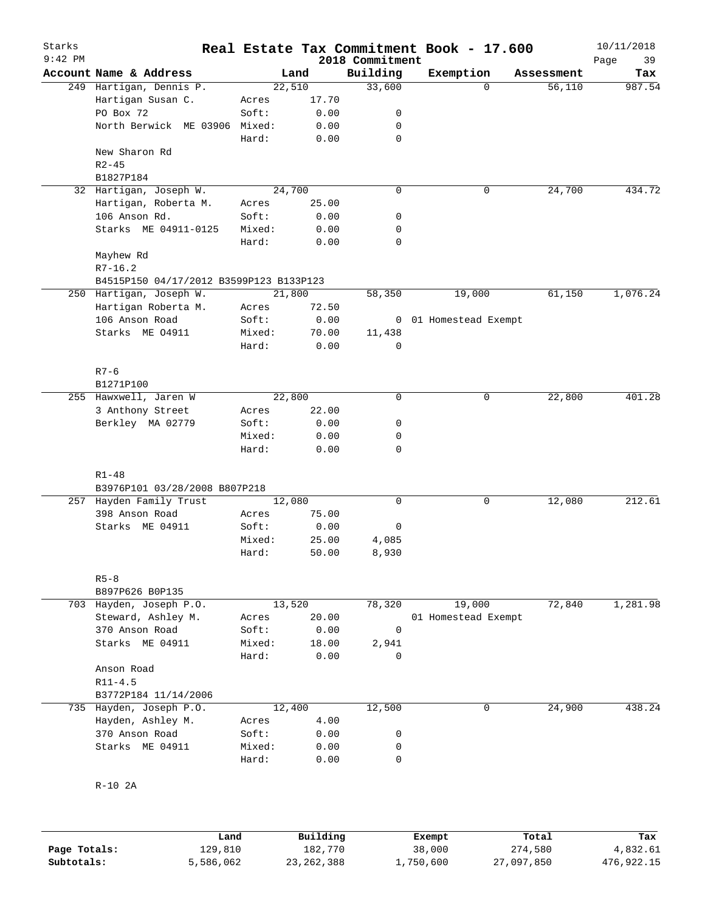# Real Estate Tax Commitment Book - 17.600

Starks 9:42 PM — 2018 Commitment — 10/11/2018

| Account Name & Address | | Land | Building | Exemption | Assessment | Tax |
|---|---|---|---|---|---|---|
| 249 Hartigan, Dennis P. | | 22,510 | 33,600 | 0 | 56,110 | 987.54 |
| Hartigan Susan C. | Acres | 17.70 | | | | |
| PO Box 72 | Soft: | 0.00 | 0 | | | |
| North Berwick ME 03906 | Mixed: | 0.00 | 0 | | | |
| | Hard: | 0.00 | 0 | | | |
| New Sharon Rd | | | | | | |
| R2-45 | | | | | | |
| B1827P184 | | | | | | |
| 32 Hartigan, Joseph W. | | 24,700 | 0 | 0 | 24,700 | 434.72 |
| Hartigan, Roberta M. | Acres | 25.00 | | | | |
| 106 Anson Rd. | Soft: | 0.00 | 0 | | | |
| Starks ME 04911-0125 | Mixed: | 0.00 | 0 | | | |
| | Hard: | 0.00 | 0 | | | |
| Mayhew Rd | | | | | | |
| R7-16.2 | | | | | | |
| B4515P150 04/17/2012 B3599P123 B133P123 | | | | | | |
| 250 Hartigan, Joseph W. | | 21,800 | 58,350 | 19,000 | 61,150 | 1,076.24 |
| Hartigan Roberta M. | Acres | 72.50 | | | | |
| 106 Anson Road | Soft: | 0.00 | 0 | 01 Homestead Exempt | | |
| Starks ME O4911 | Mixed: | 70.00 | 11,438 | | | |
| | Hard: | 0.00 | 0 | | | |
| R7-6 | | | | | | |
| B1271P100 | | | | | | |
| 255 Hawxwell, Jaren W | | 22,800 | 0 | 0 | 22,800 | 401.28 |
| 3 Anthony Street | Acres | 22.00 | | | | |
| Berkley MA 02779 | Soft: | 0.00 | 0 | | | |
| | Mixed: | 0.00 | 0 | | | |
| | Hard: | 0.00 | 0 | | | |
| R1-48 | | | | | | |
| B3976P101 03/28/2008 B807P218 | | | | | | |
| 257 Hayden Family Trust | | 12,080 | 0 | 0 | 12,080 | 212.61 |
| 398 Anson Road | Acres | 75.00 | | | | |
| Starks ME 04911 | Soft: | 0.00 | 0 | | | |
| | Mixed: | 25.00 | 4,085 | | | |
| | Hard: | 50.00 | 8,930 | | | |
| R5-8 | | | | | | |
| B897P626 B0P135 | | | | | | |
| 703 Hayden, Joseph P.O. | | 13,520 | 78,320 | 19,000 | 72,840 | 1,281.98 |
| Steward, Ashley M. | Acres | 20.00 | | 01 Homestead Exempt | | |
| 370 Anson Road | Soft: | 0.00 | 0 | | | |
| Starks ME 04911 | Mixed: | 18.00 | 2,941 | | | |
| | Hard: | 0.00 | 0 | | | |
| Anson Road | | | | | | |
| R11-4.5 | | | | | | |
| B3772P184 11/14/2006 | | | | | | |
| 735 Hayden, Joseph P.O. | | 12,400 | 12,500 | 0 | 24,900 | 438.24 |
| Hayden, Ashley M. | Acres | 4.00 | | | | |
| 370 Anson Road | Soft: | 0.00 | 0 | | | |
| Starks ME 04911 | Mixed: | 0.00 | 0 | | | |
| | Hard: | 0.00 | 0 | | | |
| R-10 2A | | | | | | |

| | Land | Building | Exempt | Total | Tax |
|---|---|---|---|---|---|
| Page Totals: | 129,810 | 182,770 | 38,000 | 274,580 | 4,832.61 |
| Subtotals: | 5,586,062 | 23,262,388 | 1,750,600 | 27,097,850 | 476,922.15 |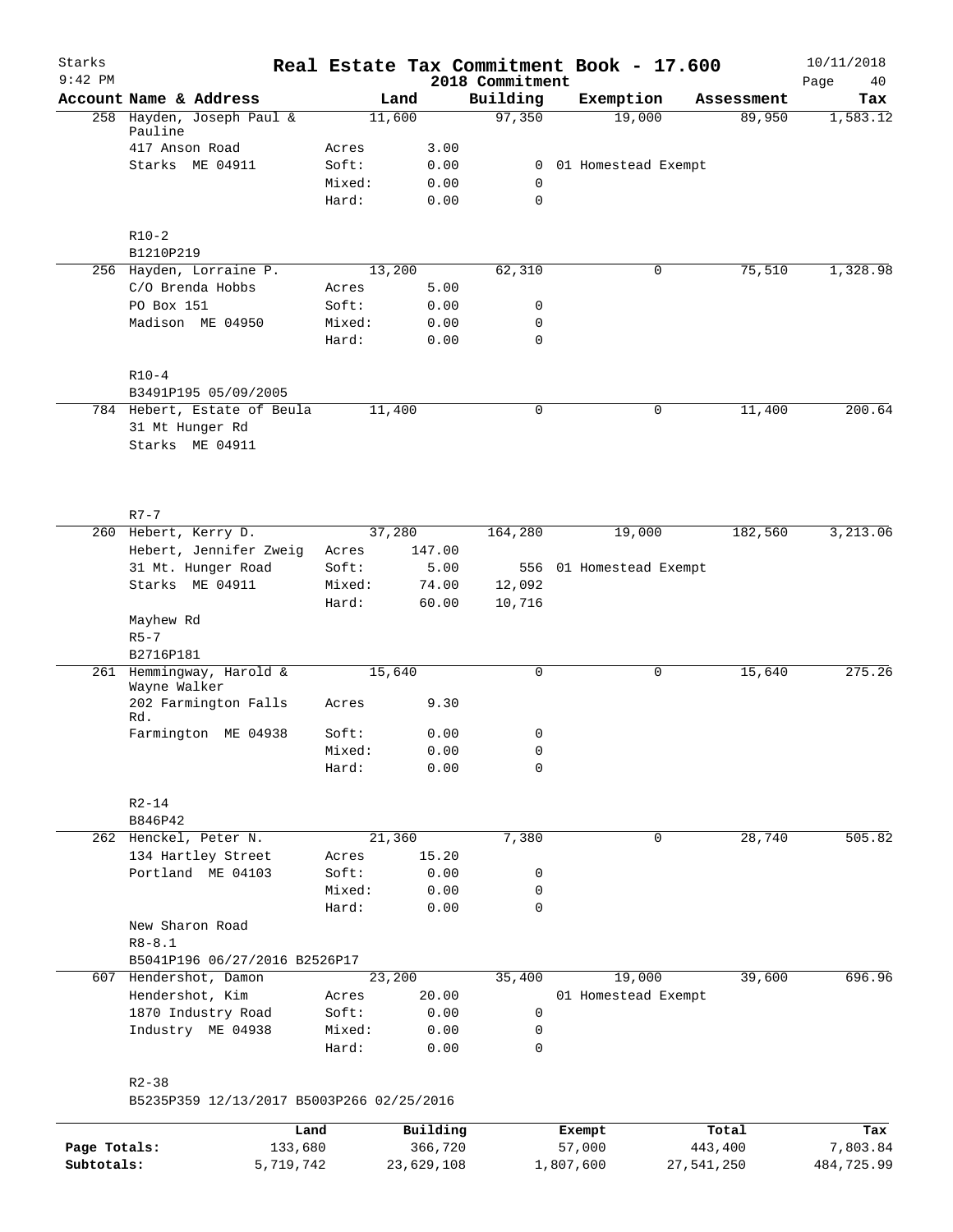# Real Estate Tax Commitment Book - 17.600

Starks
9:42 PM

2018 Commitment

10/11/2018

| Account | Name & Address | | Land | Building | Exemption | Assessment | Tax |
|---|---|---|---|---|---|---|---|
| 258 | Hayden, Joseph Paul & Pauline | | 11,600 | 97,350 | 19,000 | 89,950 | 1,583.12 |
| | 417 Anson Road | Acres | 3.00 | | | | |
| | Starks ME 04911 | Soft: | 0.00 | 0 | 01 Homestead Exempt | | |
| | | Mixed: | 0.00 | 0 | | | |
| | | Hard: | 0.00 | 0 | | | |
| | R10-2 | | | | | | |
| | B1210P219 | | | | | | |
| 256 | Hayden, Lorraine P. | | 13,200 | 62,310 | 0 | 75,510 | 1,328.98 |
| | C/O Brenda Hobbs | Acres | 5.00 | | | | |
| | PO Box 151 | Soft: | 0.00 | 0 | | | |
| | Madison ME 04950 | Mixed: | 0.00 | 0 | | | |
| | | Hard: | 0.00 | 0 | | | |
| | R10-4 | | | | | | |
| | B3491P195 05/09/2005 | | | | | | |
| 784 | Hebert, Estate of Beula | | 11,400 | 0 | 0 | 11,400 | 200.64 |
| | 31 Mt Hunger Rd | | | | | | |
| | Starks ME 04911 | | | | | | |
| | R7-7 | | | | | | |
| 260 | Hebert, Kerry D. | | 37,280 | 164,280 | 19,000 | 182,560 | 3,213.06 |
| | Hebert, Jennifer Zweig | Acres | 147.00 | | | | |
| | 31 Mt. Hunger Road | Soft: | 5.00 | 556 | 01 Homestead Exempt | | |
| | Starks ME 04911 | Mixed: | 74.00 | 12,092 | | | |
| | | Hard: | 60.00 | 10,716 | | | |
| | Mayhew Rd | | | | | | |
| | R5-7 | | | | | | |
| | B2716P181 | | | | | | |
| 261 | Hemmingway, Harold & Wayne Walker | | 15,640 | 0 | 0 | 15,640 | 275.26 |
| | 202 Farmington Falls Rd. | Acres | 9.30 | | | | |
| | Farmington ME 04938 | Soft: | 0.00 | 0 | | | |
| | | Mixed: | 0.00 | 0 | | | |
| | | Hard: | 0.00 | 0 | | | |
| | R2-14 | | | | | | |
| | B846P42 | | | | | | |
| 262 | Henckel, Peter N. | | 21,360 | 7,380 | 0 | 28,740 | 505.82 |
| | 134 Hartley Street | Acres | 15.20 | | | | |
| | Portland ME 04103 | Soft: | 0.00 | 0 | | | |
| | | Mixed: | 0.00 | 0 | | | |
| | | Hard: | 0.00 | 0 | | | |
| | New Sharon Road | | | | | | |
| | R8-8.1 | | | | | | |
| | B5041P196 06/27/2016 B2526P17 | | | | | | |
| 607 | Hendershot, Damon | | 23,200 | 35,400 | 19,000 | 39,600 | 696.96 |
| | Hendershot, Kim | Acres | 20.00 | | 01 Homestead Exempt | | |
| | 1870 Industry Road | Soft: | 0.00 | 0 | | | |
| | Industry ME 04938 | Mixed: | 0.00 | 0 | | | |
| | | Hard: | 0.00 | 0 | | | |
| | R2-38 | | | | | | |
| | B5235P359 12/13/2017 B5003P266 02/25/2016 | | | | | | |

| | Land | Building | Exempt | Total | Tax |
|---|---|---|---|---|---|
| Page Totals: | 133,680 | 366,720 | 57,000 | 443,400 | 7,803.84 |
| Subtotals: | 5,719,742 | 23,629,108 | 1,807,600 | 27,541,250 | 484,725.99 |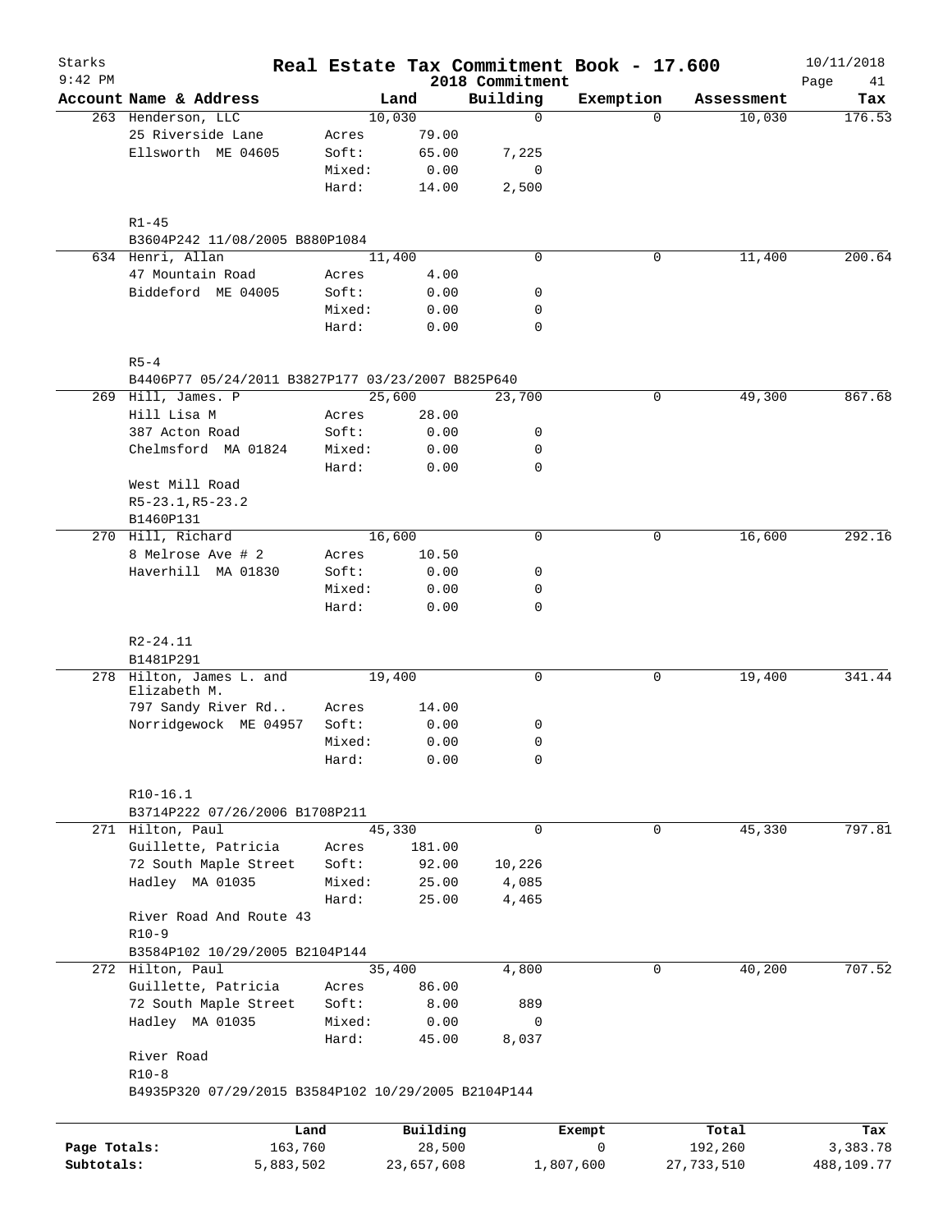# Starks — Real Estate Tax Commitment Book - 17.600

9:42 PM — 2018 Commitment — 10/11/2018

| Account Name & Address | | Land | Building | Exemption | Assessment | Tax |
|---|---|---|---|---|---|---|
| 263 Henderson, LLC | | 10,030 | 0 | 0 | 10,030 | 176.53 |
| 25 Riverside Lane | Acres | 79.00 | | | | |
| Ellsworth ME 04605 | Soft: | 65.00 | 7,225 | | | |
| | Mixed: | 0.00 | 0 | | | |
| | Hard: | 14.00 | 2,500 | | | |
| R1-45 | | | | | | |
| B3604P242 11/08/2005 B880P1084 | | | | | | |
| 634 Henri, Allan | | 11,400 | 0 | 0 | 11,400 | 200.64 |
| 47 Mountain Road | Acres | 4.00 | | | | |
| Biddeford ME 04005 | Soft: | 0.00 | 0 | | | |
| | Mixed: | 0.00 | 0 | | | |
| | Hard: | 0.00 | 0 | | | |
| R5-4 | | | | | | |
| B4406P77 05/24/2011 B3827P177 03/23/2007 B825P640 | | | | | | |
| 269 Hill, James. P | | 25,600 | 23,700 | 0 | 49,300 | 867.68 |
| Hill Lisa M | Acres | 28.00 | | | | |
| 387 Acton Road | Soft: | 0.00 | 0 | | | |
| Chelmsford MA 01824 | Mixed: | 0.00 | 0 | | | |
| | Hard: | 0.00 | 0 | | | |
| West Mill Road | | | | | | |
| R5-23.1,R5-23.2 | | | | | | |
| B1460P131 | | | | | | |
| 270 Hill, Richard | | 16,600 | 0 | 0 | 16,600 | 292.16 |
| 8 Melrose Ave # 2 | Acres | 10.50 | | | | |
| Haverhill MA 01830 | Soft: | 0.00 | 0 | | | |
| | Mixed: | 0.00 | 0 | | | |
| | Hard: | 0.00 | 0 | | | |
| R2-24.11 | | | | | | |
| B1481P291 | | | | | | |
| 278 Hilton, James L. and Elizabeth M. | | 19,400 | 0 | 0 | 19,400 | 341.44 |
| 797 Sandy River Rd.. | Acres | 14.00 | | | | |
| Norridgewock ME 04957 | Soft: | 0.00 | 0 | | | |
| | Mixed: | 0.00 | 0 | | | |
| | Hard: | 0.00 | 0 | | | |
| R10-16.1 | | | | | | |
| B3714P222 07/26/2006 B1708P211 | | | | | | |
| 271 Hilton, Paul | | 45,330 | 0 | 0 | 45,330 | 797.81 |
| Guillette, Patricia | Acres | 181.00 | | | | |
| 72 South Maple Street | Soft: | 92.00 | 10,226 | | | |
| Hadley MA 01035 | Mixed: | 25.00 | 4,085 | | | |
| | Hard: | 25.00 | 4,465 | | | |
| River Road And Route 43 | | | | | | |
| R10-9 | | | | | | |
| B3584P102 10/29/2005 B2104P144 | | | | | | |
| 272 Hilton, Paul | | 35,400 | 4,800 | 0 | 40,200 | 707.52 |
| Guillette, Patricia | Acres | 86.00 | | | | |
| 72 South Maple Street | Soft: | 8.00 | 889 | | | |
| Hadley MA 01035 | Mixed: | 0.00 | 0 | | | |
| | Hard: | 45.00 | 8,037 | | | |
| River Road | | | | | | |
| R10-8 | | | | | | |
| B4935P320 07/29/2015 B3584P102 10/29/2005 B2104P144 | | | | | | |

| | Land | Building | Exempt | Total | Tax |
|---|---|---|---|---|---|
| Page Totals: | 163,760 | 28,500 | 0 | 192,260 | 3,383.78 |
| Subtotals: | 5,883,502 | 23,657,608 | 1,807,600 | 27,733,510 | 488,109.77 |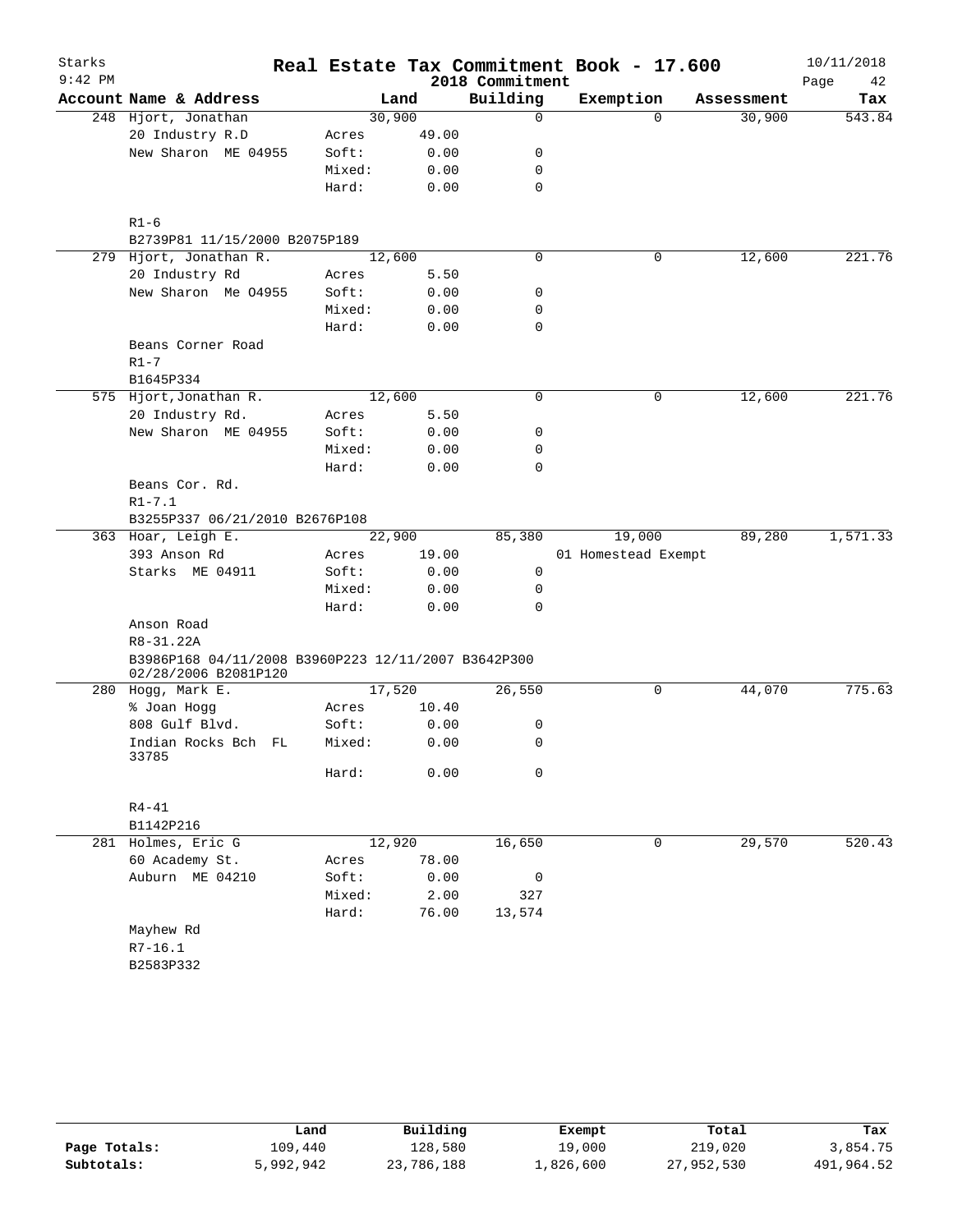# Real Estate Tax Commitment Book - 17.600

Starks
9:42 PM

2018 Commitment

10/11/2018

| Account | Name & Address | | Land | Building | Exemption | Assessment | Tax |
|---|---|---|---|---|---|---|---|
| 248 | Hjort, Jonathan | | 30,900 | 0 | 0 | 30,900 | 543.84 |
| | 20 Industry R.D | Acres | 49.00 | | | | |
| | New Sharon ME 04955 | Soft: | 0.00 | 0 | | | |
| | | Mixed: | 0.00 | 0 | | | |
| | | Hard: | 0.00 | 0 | | | |
| | R1-6 | | | | | | |
| | B2739P81 11/15/2000 B2075P189 | | | | | | |
| 279 | Hjort, Jonathan R. | | 12,600 | 0 | 0 | 12,600 | 221.76 |
| | 20 Industry Rd | Acres | 5.50 | | | | |
| | New Sharon Me 04955 | Soft: | 0.00 | 0 | | | |
| | | Mixed: | 0.00 | 0 | | | |
| | | Hard: | 0.00 | 0 | | | |
| | Beans Corner Road | | | | | | |
| | R1-7 | | | | | | |
| | B1645P334 | | | | | | |
| 575 | Hjort,Jonathan R. | | 12,600 | 0 | 0 | 12,600 | 221.76 |
| | 20 Industry Rd. | Acres | 5.50 | | | | |
| | New Sharon ME 04955 | Soft: | 0.00 | 0 | | | |
| | | Mixed: | 0.00 | 0 | | | |
| | | Hard: | 0.00 | 0 | | | |
| | Beans Cor. Rd. | | | | | | |
| | R1-7.1 | | | | | | |
| | B3255P337 06/21/2010 B2676P108 | | | | | | |
| 363 | Hoar, Leigh E. | | 22,900 | 85,380 | 19,000 | 89,280 | 1,571.33 |
| | 393 Anson Rd | Acres | 19.00 | | 01 Homestead Exempt | | |
| | Starks ME 04911 | Soft: | 0.00 | 0 | | | |
| | | Mixed: | 0.00 | 0 | | | |
| | | Hard: | 0.00 | 0 | | | |
| | Anson Road | | | | | | |
| | R8-31.22A | | | | | | |
| | B3986P168 04/11/2008 B3960P223 12/11/2007 B3642P300 02/28/2006 B2081P120 | | | | | | |
| 280 | Hogg, Mark E. | | 17,520 | 26,550 | 0 | 44,070 | 775.63 |
| | % Joan Hogg | Acres | 10.40 | | | | |
| | 808 Gulf Blvd. | Soft: | 0.00 | 0 | | | |
| | Indian Rocks Bch FL 33785 | Mixed: | 0.00 | 0 | | | |
| | | Hard: | 0.00 | 0 | | | |
| | R4-41 | | | | | | |
| | B1142P216 | | | | | | |
| 281 | Holmes, Eric G | | 12,920 | 16,650 | 0 | 29,570 | 520.43 |
| | 60 Academy St. | Acres | 78.00 | | | | |
| | Auburn ME 04210 | Soft: | 0.00 | 0 | | | |
| | | Mixed: | 2.00 | 327 | | | |
| | | Hard: | 76.00 | 13,574 | | | |
| | Mayhew Rd | | | | | | |
| | R7-16.1 | | | | | | |
| | B2583P332 | | | | | | |

| | Land | Building | Exempt | Total | Tax |
|---|---|---|---|---|---|
| Page Totals: | 109,440 | 128,580 | 19,000 | 219,020 | 3,854.75 |
| Subtotals: | 5,992,942 | 23,786,188 | 1,826,600 | 27,952,530 | 491,964.52 |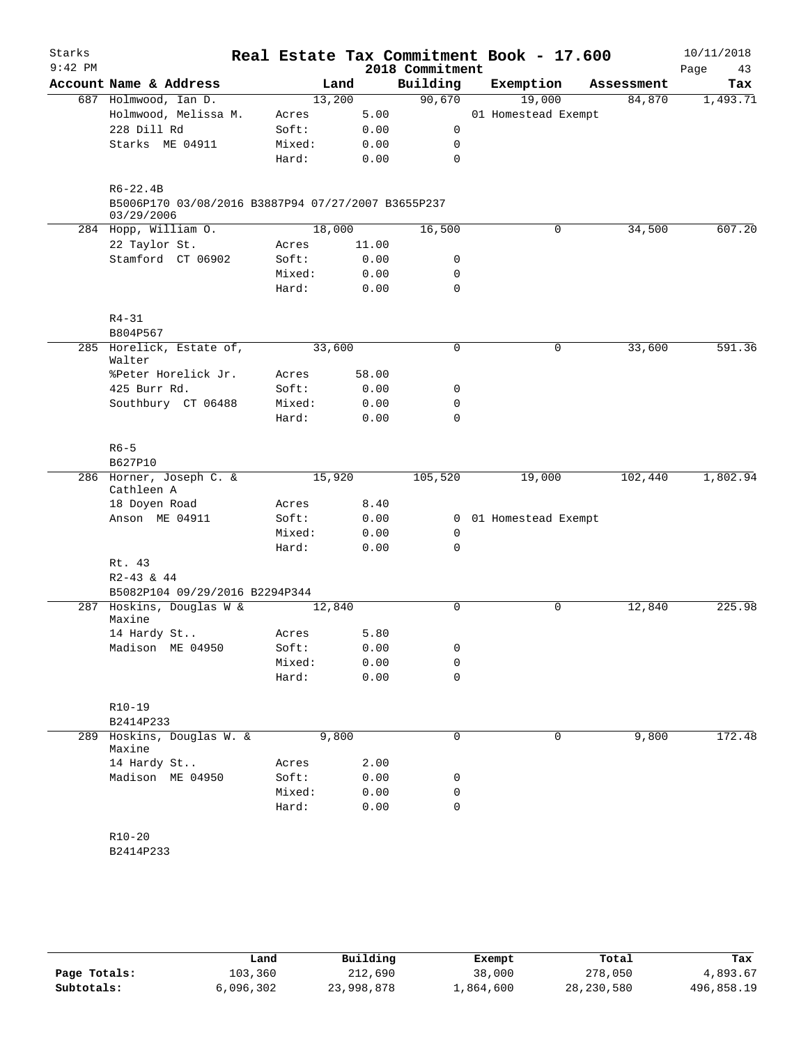# Real Estate Tax Commitment Book - 17.600

Starks 9:42 PM — 2018 Commitment — 10/11/2018

| Account Name & Address | Land | | Building | Exemption | Assessment | Tax |
|---|---|---|---|---|---|---|
| 687 Holmwood, Ian D. | 13,200 | | 90,670 | 19,000 | 84,870 | 1,493.71 |
| Holmwood, Melissa M. | Acres | 5.00 | | 01 Homestead Exempt | | |
| 228 Dill Rd | Soft: | 0.00 | 0 | | | |
| Starks ME 04911 | Mixed: | 0.00 | 0 | | | |
| | Hard: | 0.00 | 0 | | | |
| R6-22.4B | | | | | | |
| B5006P170 03/08/2016 B3887P94 07/27/2007 B3655P237 03/29/2006 | | | | | | |
| 284 Hopp, William O. | 18,000 | | 16,500 | 0 | 34,500 | 607.20 |
| 22 Taylor St. | Acres | 11.00 | | | | |
| Stamford CT 06902 | Soft: | 0.00 | 0 | | | |
| | Mixed: | 0.00 | 0 | | | |
| | Hard: | 0.00 | 0 | | | |
| R4-31 | | | | | | |
| B804P567 | | | | | | |
| 285 Horelick, Estate of, Walter | 33,600 | | 0 | 0 | 33,600 | 591.36 |
| %Peter Horelick Jr. | Acres | 58.00 | | | | |
| 425 Burr Rd. | Soft: | 0.00 | 0 | | | |
| Southbury CT 06488 | Mixed: | 0.00 | 0 | | | |
| | Hard: | 0.00 | 0 | | | |
| R6-5 | | | | | | |
| B627P10 | | | | | | |
| 286 Horner, Joseph C. & Cathleen A | 15,920 | | 105,520 | 19,000 | 102,440 | 1,802.94 |
| 18 Doyen Road | Acres | 8.40 | | | | |
| Anson ME 04911 | Soft: | 0.00 | 0 | 01 Homestead Exempt | | |
| | Mixed: | 0.00 | 0 | | | |
| | Hard: | 0.00 | 0 | | | |
| Rt. 43 | | | | | | |
| R2-43 & 44 | | | | | | |
| B5082P104 09/29/2016 B2294P344 | | | | | | |
| 287 Hoskins, Douglas W & Maxine | 12,840 | | 0 | 0 | 12,840 | 225.98 |
| 14 Hardy St.. | Acres | 5.80 | | | | |
| Madison ME 04950 | Soft: | 0.00 | 0 | | | |
| | Mixed: | 0.00 | 0 | | | |
| | Hard: | 0.00 | 0 | | | |
| R10-19 | | | | | | |
| B2414P233 | | | | | | |
| 289 Hoskins, Douglas W. & Maxine | 9,800 | | 0 | 0 | 9,800 | 172.48 |
| 14 Hardy St.. | Acres | 2.00 | | | | |
| Madison ME 04950 | Soft: | 0.00 | 0 | | | |
| | Mixed: | 0.00 | 0 | | | |
| | Hard: | 0.00 | 0 | | | |
| R10-20 | | | | | | |
| B2414P233 | | | | | | |

| | Land | Building | Exempt | Total | Tax |
|---|---|---|---|---|---|
| Page Totals: | 103,360 | 212,690 | 38,000 | 278,050 | 4,893.67 |
| Subtotals: | 6,096,302 | 23,998,878 | 1,864,600 | 28,230,580 | 496,858.19 |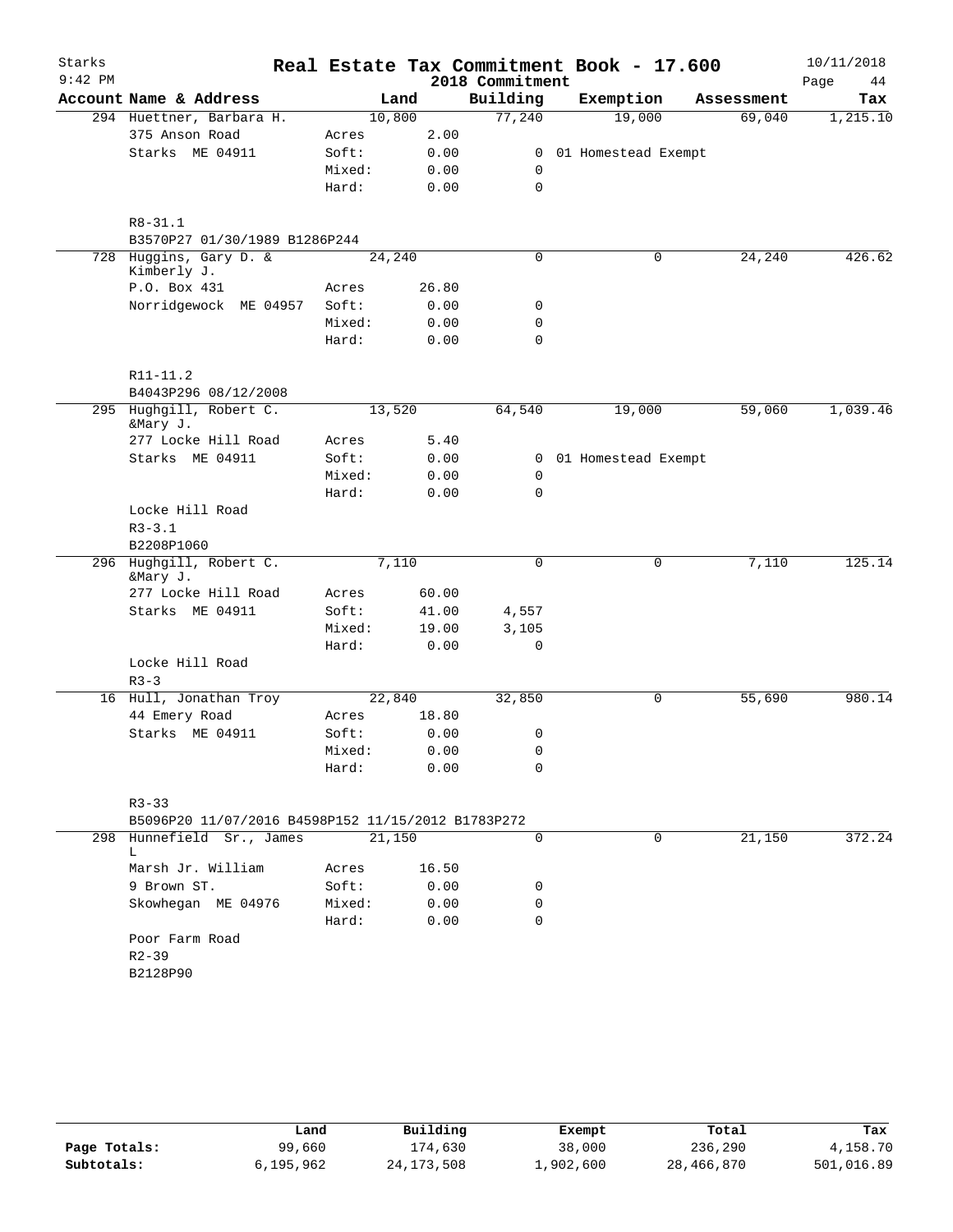# Real Estate Tax Commitment Book - 17.600

Starks 9:42 PM — 2018 Commitment — 10/11/2018

| Account Name & Address | | Land | Building | Exemption | Assessment | Tax |
|---|---|---|---|---|---|---|
| 294 Huettner, Barbara H. | | 10,800 | 77,240 | 19,000 | 69,040 | 1,215.10 |
| 375 Anson Road | Acres | 2.00 | | | | |
| Starks ME 04911 | Soft: | 0.00 | 0 | 01 Homestead Exempt | | |
| | Mixed: | 0.00 | 0 | | | |
| | Hard: | 0.00 | 0 | | | |
| R8-31.1 | | | | | | |
| B3570P27 01/30/1989 B1286P244 | | | | | | |
| 728 Huggins, Gary D. & Kimberly J. | | 24,240 | 0 | 0 | 24,240 | 426.62 |
| P.O. Box 431 | Acres | 26.80 | | | | |
| Norridgewock ME 04957 | Soft: | 0.00 | 0 | | | |
| | Mixed: | 0.00 | 0 | | | |
| | Hard: | 0.00 | 0 | | | |
| R11-11.2 | | | | | | |
| B4043P296 08/12/2008 | | | | | | |
| 295 Hughgill, Robert C. &Mary J. | | 13,520 | 64,540 | 19,000 | 59,060 | 1,039.46 |
| 277 Locke Hill Road | Acres | 5.40 | | | | |
| Starks ME 04911 | Soft: | 0.00 | 0 | 01 Homestead Exempt | | |
| | Mixed: | 0.00 | 0 | | | |
| | Hard: | 0.00 | 0 | | | |
| Locke Hill Road | | | | | | |
| R3-3.1 | | | | | | |
| B2208P1060 | | | | | | |
| 296 Hughgill, Robert C. &Mary J. | | 7,110 | 0 | 0 | 7,110 | 125.14 |
| 277 Locke Hill Road | Acres | 60.00 | | | | |
| Starks ME 04911 | Soft: | 41.00 | 4,557 | | | |
| | Mixed: | 19.00 | 3,105 | | | |
| | Hard: | 0.00 | 0 | | | |
| Locke Hill Road | | | | | | |
| R3-3 | | | | | | |
| 16 Hull, Jonathan Troy | | 22,840 | 32,850 | 0 | 55,690 | 980.14 |
| 44 Emery Road | Acres | 18.80 | | | | |
| Starks ME 04911 | Soft: | 0.00 | 0 | | | |
| | Mixed: | 0.00 | 0 | | | |
| | Hard: | 0.00 | 0 | | | |
| R3-33 | | | | | | |
| B5096P20 11/07/2016 B4598P152 11/15/2012 B1783P272 | | | | | | |
| 298 Hunnefield Sr., James L | | 21,150 | 0 | 0 | 21,150 | 372.24 |
| Marsh Jr. William | Acres | 16.50 | | | | |
| 9 Brown ST. | Soft: | 0.00 | 0 | | | |
| Skowhegan ME 04976 | Mixed: | 0.00 | 0 | | | |
| | Hard: | 0.00 | 0 | | | |
| Poor Farm Road | | | | | | |
| R2-39 | | | | | | |
| B2128P90 | | | | | | |

| | Land | Building | Exempt | Total | Tax |
|---|---|---|---|---|---|
| Page Totals: | 99,660 | 174,630 | 38,000 | 236,290 | 4,158.70 |
| Subtotals: | 6,195,962 | 24,173,508 | 1,902,600 | 28,466,870 | 501,016.89 |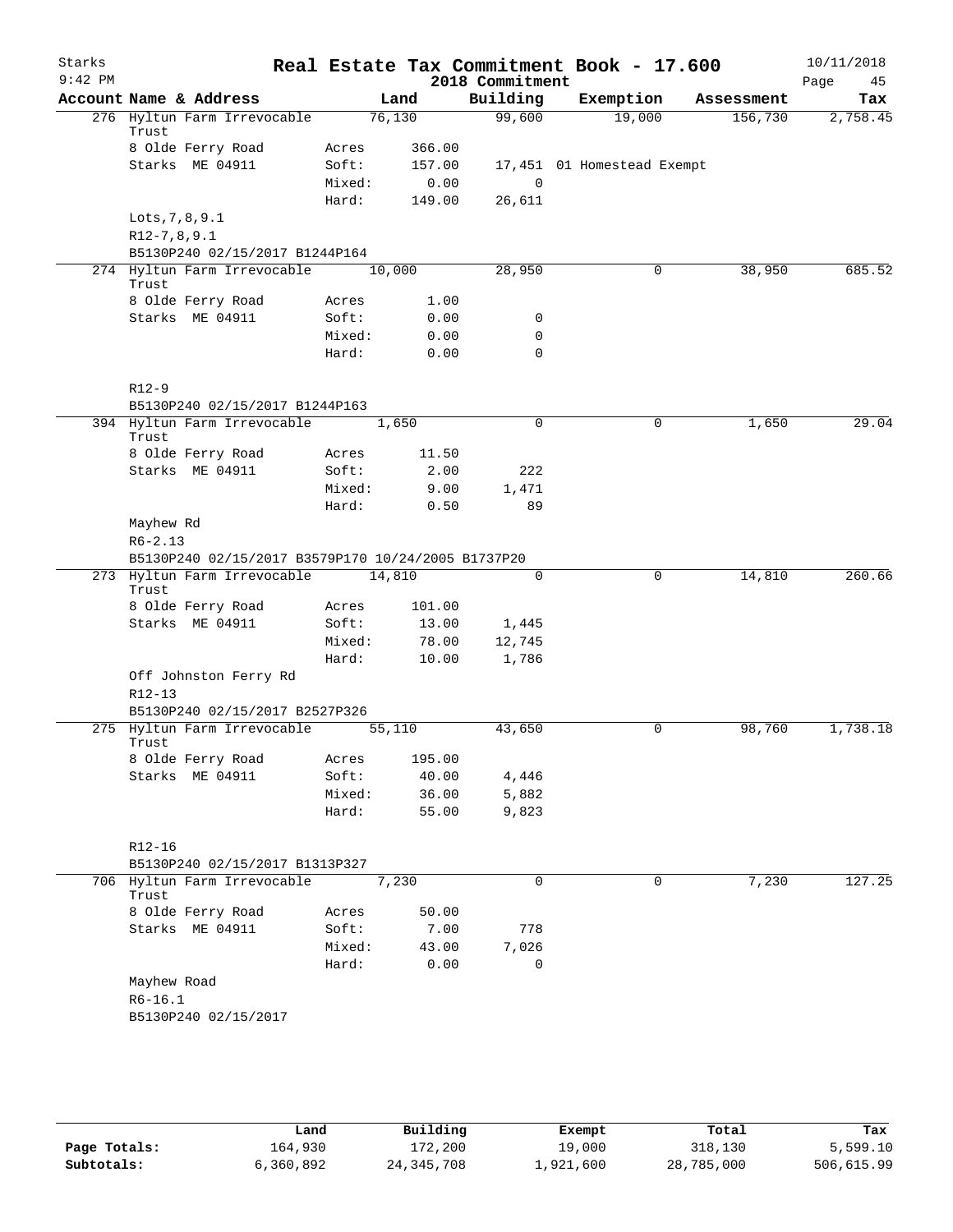# Real Estate Tax Commitment Book - 17.600

Starks
9:42 PM

2018 Commitment

10/11/2018

| Account | Name & Address | | Land | Building | Exemption | Assessment | Tax |
|---|---|---|---|---|---|---|---|
| 276 | Hyltun Farm Irrevocable Trust | | 76,130 | 99,600 | 19,000 | 156,730 | 2,758.45 |
| | 8 Olde Ferry Road | Acres | 366.00 | | | | |
| | Starks ME 04911 | Soft: | 157.00 | 17,451 | 01 Homestead Exempt | | |
| | | Mixed: | 0.00 | 0 | | | |
| | | Hard: | 149.00 | 26,611 | | | |
| | Lots,7,8,9.1 | | | | | | |
| | R12-7,8,9.1 | | | | | | |
| | B5130P240 02/15/2017 B1244P164 | | | | | | |
| 274 | Hyltun Farm Irrevocable Trust | | 10,000 | 28,950 | 0 | 38,950 | 685.52 |
| | 8 Olde Ferry Road | Acres | 1.00 | | | | |
| | Starks ME 04911 | Soft: | 0.00 | 0 | | | |
| | | Mixed: | 0.00 | 0 | | | |
| | | Hard: | 0.00 | 0 | | | |
| | R12-9 | | | | | | |
| | B5130P240 02/15/2017 B1244P163 | | | | | | |
| 394 | Hyltun Farm Irrevocable Trust | | 1,650 | 0 | 0 | 1,650 | 29.04 |
| | 8 Olde Ferry Road | Acres | 11.50 | | | | |
| | Starks ME 04911 | Soft: | 2.00 | 222 | | | |
| | | Mixed: | 9.00 | 1,471 | | | |
| | | Hard: | 0.50 | 89 | | | |
| | Mayhew Rd | | | | | | |
| | R6-2.13 | | | | | | |
| | B5130P240 02/15/2017 B3579P170 10/24/2005 B1737P20 | | | | | | |
| 273 | Hyltun Farm Irrevocable Trust | | 14,810 | 0 | 0 | 14,810 | 260.66 |
| | 8 Olde Ferry Road | Acres | 101.00 | | | | |
| | Starks ME 04911 | Soft: | 13.00 | 1,445 | | | |
| | | Mixed: | 78.00 | 12,745 | | | |
| | | Hard: | 10.00 | 1,786 | | | |
| | Off Johnston Ferry Rd | | | | | | |
| | R12-13 | | | | | | |
| | B5130P240 02/15/2017 B2527P326 | | | | | | |
| 275 | Hyltun Farm Irrevocable Trust | | 55,110 | 43,650 | 0 | 98,760 | 1,738.18 |
| | 8 Olde Ferry Road | Acres | 195.00 | | | | |
| | Starks ME 04911 | Soft: | 40.00 | 4,446 | | | |
| | | Mixed: | 36.00 | 5,882 | | | |
| | | Hard: | 55.00 | 9,823 | | | |
| | R12-16 | | | | | | |
| | B5130P240 02/15/2017 B1313P327 | | | | | | |
| 706 | Hyltun Farm Irrevocable Trust | | 7,230 | 0 | 0 | 7,230 | 127.25 |
| | 8 Olde Ferry Road | Acres | 50.00 | | | | |
| | Starks ME 04911 | Soft: | 7.00 | 778 | | | |
| | | Mixed: | 43.00 | 7,026 | | | |
| | | Hard: | 0.00 | 0 | | | |
| | Mayhew Road | | | | | | |
| | R6-16.1 | | | | | | |
| | B5130P240 02/15/2017 | | | | | | |

| | Land | Building | Exempt | Total | Tax |
|---|---|---|---|---|---|
| Page Totals: | 164,930 | 172,200 | 19,000 | 318,130 | 5,599.10 |
| Subtotals: | 6,360,892 | 24,345,708 | 1,921,600 | 28,785,000 | 506,615.99 |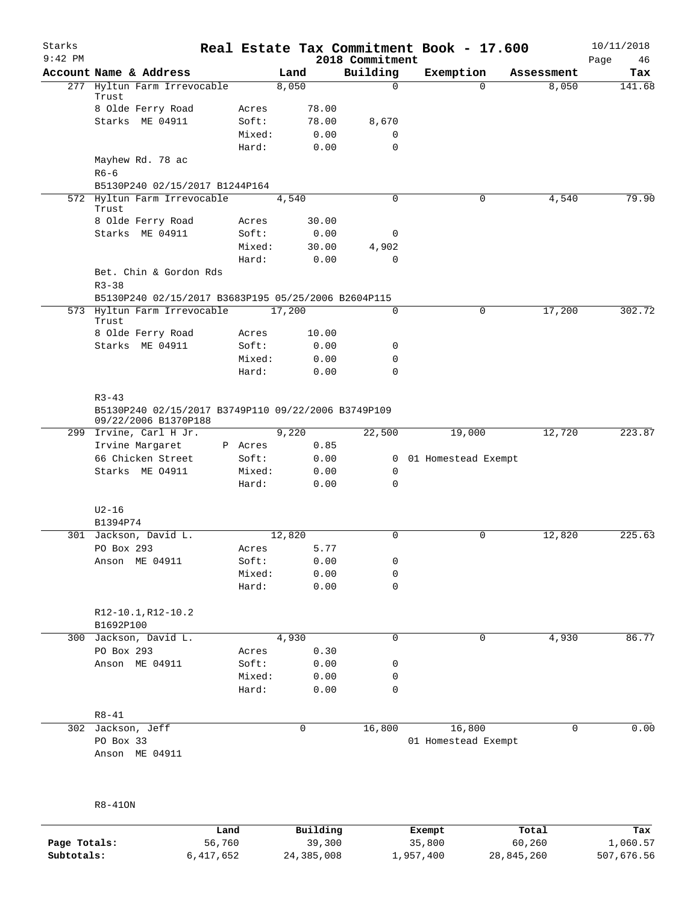# Real Estate Tax Commitment Book - 17.600

Starks
9:42 PM

2018 Commitment

10/11/2018

| Account Name & Address | | Land | Building | Exemption | Assessment | Tax |
|---|---|---|---|---|---|---|
| 277 Hyltun Farm Irrevocable Trust | | 8,050 | 0 | 0 | 8,050 | 141.68 |
| 8 Olde Ferry Road | Acres | 78.00 | | | | |
| Starks ME 04911 | Soft: | 78.00 | 8,670 | | | |
| | Mixed: | 0.00 | 0 | | | |
| | Hard: | 0.00 | 0 | | | |
| Mayhew Rd. 78 ac | | | | | | |
| R6-6 | | | | | | |
| B5130P240 02/15/2017 B1244P164 | | | | | | |
| 572 Hyltun Farm Irrevocable Trust | | 4,540 | 0 | 0 | 4,540 | 79.90 |
| 8 Olde Ferry Road | Acres | 30.00 | | | | |
| Starks ME 04911 | Soft: | 0.00 | 0 | | | |
| | Mixed: | 30.00 | 4,902 | | | |
| | Hard: | 0.00 | 0 | | | |
| Bet. Chin & Gordon Rds | | | | | | |
| R3-38 | | | | | | |
| B5130P240 02/15/2017 B3683P195 05/25/2006 B2604P115 | | | | | | |
| 573 Hyltun Farm Irrevocable Trust | | 17,200 | 0 | 0 | 17,200 | 302.72 |
| 8 Olde Ferry Road | Acres | 10.00 | | | | |
| Starks ME 04911 | Soft: | 0.00 | 0 | | | |
| | Mixed: | 0.00 | 0 | | | |
| | Hard: | 0.00 | 0 | | | |
| R3-43 | | | | | | |
| B5130P240 02/15/2017 B3749P110 09/22/2006 B3749P109 09/22/2006 B1370P188 | | | | | | |
| 299 Irvine, Carl H Jr. | | 9,220 | 22,500 | 19,000 | 12,720 | 223.87 |
| Irvine Margaret | P Acres | 0.85 | | | | |
| 66 Chicken Street | Soft: | 0.00 | 0 | 01 Homestead Exempt | | |
| Starks ME O4911 | Mixed: | 0.00 | 0 | | | |
| | Hard: | 0.00 | 0 | | | |
| U2-16 | | | | | | |
| B1394P74 | | | | | | |
| 301 Jackson, David L. | | 12,820 | 0 | 0 | 12,820 | 225.63 |
| PO Box 293 | Acres | 5.77 | | | | |
| Anson ME 04911 | Soft: | 0.00 | 0 | | | |
| | Mixed: | 0.00 | 0 | | | |
| | Hard: | 0.00 | 0 | | | |
| R12-10.1,R12-10.2 | | | | | | |
| B1692P100 | | | | | | |
| 300 Jackson, David L. | | 4,930 | 0 | 0 | 4,930 | 86.77 |
| PO Box 293 | Acres | 0.30 | | | | |
| Anson ME 04911 | Soft: | 0.00 | 0 | | | |
| | Mixed: | 0.00 | 0 | | | |
| | Hard: | 0.00 | 0 | | | |
| R8-41 | | | | | | |
| 302 Jackson, Jeff | | 0 | 16,800 | 16,800 | 0 | 0.00 |
| PO Box 33 | | | | 01 Homestead Exempt | | |
| Anson ME 04911 | | | | | | |
| R8-41ON | | | | | | |

| | Land | Building | Exempt | Total | Tax |
|---|---|---|---|---|---|
| Page Totals: | 56,760 | 39,300 | 35,800 | 60,260 | 1,060.57 |
| Subtotals: | 6,417,652 | 24,385,008 | 1,957,400 | 28,845,260 | 507,676.56 |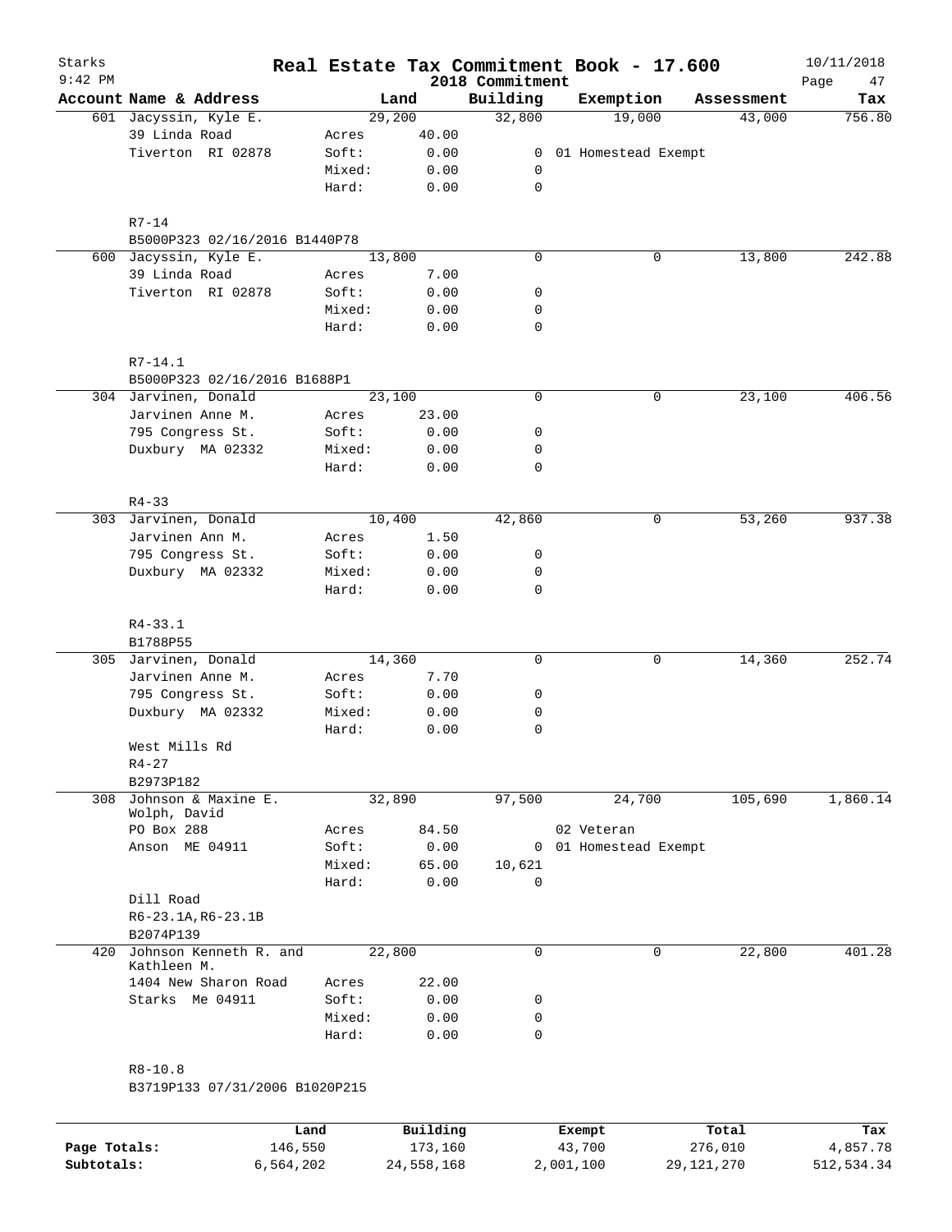# Real Estate Tax Commitment Book - 17.600

Starks 9:42 PM — 2018 Commitment — 10/11/2018

| Account | Name & Address | | Land | Building | Exemption | Assessment | Tax |
|---|---|---|---|---|---|---|---|
| 601 | Jacyssin, Kyle E. | | 29,200 | 32,800 | 19,000 | 43,000 | 756.80 |
| | 39 Linda Road | Acres | 40.00 | | | | |
| | Tiverton RI 02878 | Soft: | 0.00 | 0 | 01 Homestead Exempt | | |
| | | Mixed: | 0.00 | 0 | | | |
| | | Hard: | 0.00 | 0 | | | |
| | R7-14 | | | | | | |
| | B5000P323 02/16/2016 B1440P78 | | | | | | |
| 600 | Jacyssin, Kyle E. | | 13,800 | 0 | 0 | 13,800 | 242.88 |
| | 39 Linda Road | Acres | 7.00 | | | | |
| | Tiverton RI 02878 | Soft: | 0.00 | 0 | | | |
| | | Mixed: | 0.00 | 0 | | | |
| | | Hard: | 0.00 | 0 | | | |
| | R7-14.1 | | | | | | |
| | B5000P323 02/16/2016 B1688P1 | | | | | | |
| 304 | Jarvinen, Donald | | 23,100 | 0 | 0 | 23,100 | 406.56 |
| | Jarvinen Anne M. | Acres | 23.00 | | | | |
| | 795 Congress St. | Soft: | 0.00 | 0 | | | |
| | Duxbury MA 02332 | Mixed: | 0.00 | 0 | | | |
| | | Hard: | 0.00 | 0 | | | |
| | R4-33 | | | | | | |
| 303 | Jarvinen, Donald | | 10,400 | 42,860 | 0 | 53,260 | 937.38 |
| | Jarvinen Ann M. | Acres | 1.50 | | | | |
| | 795 Congress St. | Soft: | 0.00 | 0 | | | |
| | Duxbury MA 02332 | Mixed: | 0.00 | 0 | | | |
| | | Hard: | 0.00 | 0 | | | |
| | R4-33.1 | | | | | | |
| | B1788P55 | | | | | | |
| 305 | Jarvinen, Donald | | 14,360 | 0 | 0 | 14,360 | 252.74 |
| | Jarvinen Anne M. | Acres | 7.70 | | | | |
| | 795 Congress St. | Soft: | 0.00 | 0 | | | |
| | Duxbury MA 02332 | Mixed: | 0.00 | 0 | | | |
| | | Hard: | 0.00 | 0 | | | |
| | West Mills Rd | | | | | | |
| | R4-27 | | | | | | |
| | B2973P182 | | | | | | |
| 308 | Johnson & Maxine E. Wolph, David | | 32,890 | 97,500 | 24,700 | 105,690 | 1,860.14 |
| | PO Box 288 | Acres | 84.50 | | 02 Veteran | | |
| | Anson ME 04911 | Soft: | 0.00 | 0 | 01 Homestead Exempt | | |
| | | Mixed: | 65.00 | 10,621 | | | |
| | | Hard: | 0.00 | 0 | | | |
| | Dill Road | | | | | | |
| | R6-23.1A,R6-23.1B | | | | | | |
| | B2074P139 | | | | | | |
| 420 | Johnson Kenneth R. and Kathleen M. | | 22,800 | 0 | 0 | 22,800 | 401.28 |
| | 1404 New Sharon Road | Acres | 22.00 | | | | |
| | Starks Me 04911 | Soft: | 0.00 | 0 | | | |
| | | Mixed: | 0.00 | 0 | | | |
| | | Hard: | 0.00 | 0 | | | |
| | R8-10.8 | | | | | | |
| | B3719P133 07/31/2006 B1020P215 | | | | | | |

| | Land | Building | Exempt | Total | Tax |
|---|---|---|---|---|---|
| Page Totals: | 146,550 | 173,160 | 43,700 | 276,010 | 4,857.78 |
| Subtotals: | 6,564,202 | 24,558,168 | 2,001,100 | 29,121,270 | 512,534.34 |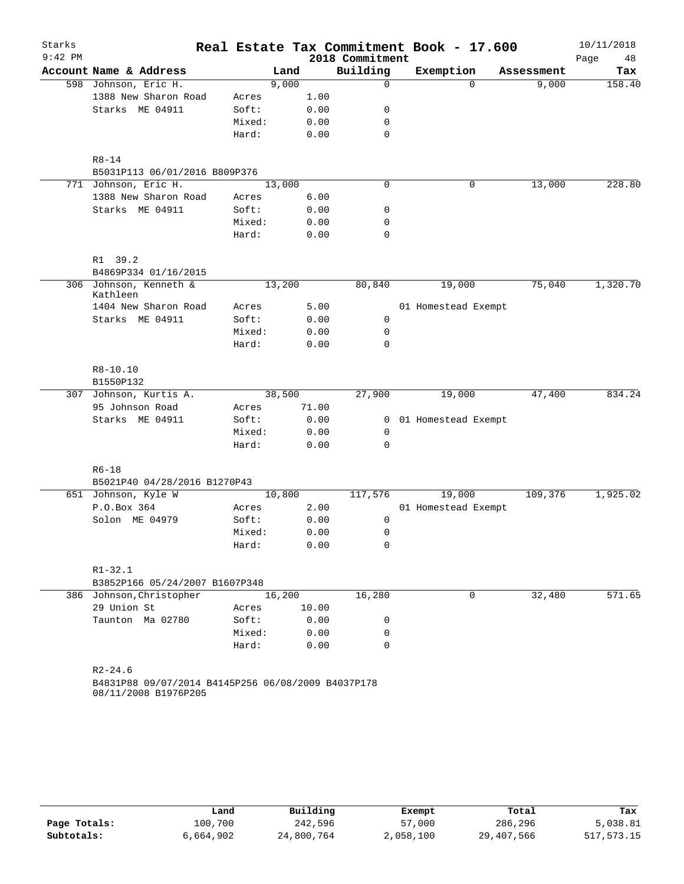Starks 9:42 PM

# Real Estate Tax Commitment Book - 17.600

2018 Commitment

10/11/2018

| Account | Name & Address | | Land | Building | Exemption | Assessment | Tax |
|---|---|---|---|---|---|---|---|
| 598 | Johnson, Eric H. | | 9,000 | 0 | 0 | 9,000 | 158.40 |
| | 1388 New Sharon Road | Acres | 1.00 | | | | |
| | Starks ME 04911 | Soft: | 0.00 | 0 | | | |
| | | Mixed: | 0.00 | 0 | | | |
| | | Hard: | 0.00 | 0 | | | |
| | R8-14 | | | | | | |
| | B5031P113 06/01/2016 B809P376 | | | | | | |
| 771 | Johnson, Eric H. | | 13,000 | 0 | 0 | 13,000 | 228.80 |
| | 1388 New Sharon Road | Acres | 6.00 | | | | |
| | Starks ME 04911 | Soft: | 0.00 | 0 | | | |
| | | Mixed: | 0.00 | 0 | | | |
| | | Hard: | 0.00 | 0 | | | |
| | R1 39.2 | | | | | | |
| | B4869P334 01/16/2015 | | | | | | |
| 306 | Johnson, Kenneth & Kathleen | | 13,200 | 80,840 | 19,000 | 75,040 | 1,320.70 |
| | 1404 New Sharon Road | Acres | 5.00 | | 01 Homestead Exempt | | |
| | Starks ME 04911 | Soft: | 0.00 | 0 | | | |
| | | Mixed: | 0.00 | 0 | | | |
| | | Hard: | 0.00 | 0 | | | |
| | R8-10.10 | | | | | | |
| | B1550P132 | | | | | | |
| 307 | Johnson, Kurtis A. | | 38,500 | 27,900 | 19,000 | 47,400 | 834.24 |
| | 95 Johnson Road | Acres | 71.00 | | | | |
| | Starks ME 04911 | Soft: | 0.00 | 0 | 01 Homestead Exempt | | |
| | | Mixed: | 0.00 | 0 | | | |
| | | Hard: | 0.00 | 0 | | | |
| | R6-18 | | | | | | |
| | B5021P40 04/28/2016 B1270P43 | | | | | | |
| 651 | Johnson, Kyle W | | 10,800 | 117,576 | 19,000 | 109,376 | 1,925.02 |
| | P.O.Box 364 | Acres | 2.00 | | 01 Homestead Exempt | | |
| | Solon ME 04979 | Soft: | 0.00 | 0 | | | |
| | | Mixed: | 0.00 | 0 | | | |
| | | Hard: | 0.00 | 0 | | | |
| | R1-32.1 | | | | | | |
| | B3852P166 05/24/2007 B1607P348 | | | | | | |
| 386 | Johnson,Christopher | | 16,200 | 16,280 | 0 | 32,480 | 571.65 |
| | 29 Union St | Acres | 10.00 | | | | |
| | Taunton Ma 02780 | Soft: | 0.00 | 0 | | | |
| | | Mixed: | 0.00 | 0 | | | |
| | | Hard: | 0.00 | 0 | | | |
| | R2-24.6 | | | | | | |
| | B4831P88 09/07/2014 B4145P256 06/08/2009 B4037P178 08/11/2008 B1976P205 | | | | | | |

| | Land | Building | Exempt | Total | Tax |
|---|---|---|---|---|---|
| Page Totals: | 100,700 | 242,596 | 57,000 | 286,296 | 5,038.81 |
| Subtotals: | 6,664,902 | 24,800,764 | 2,058,100 | 29,407,566 | 517,573.15 |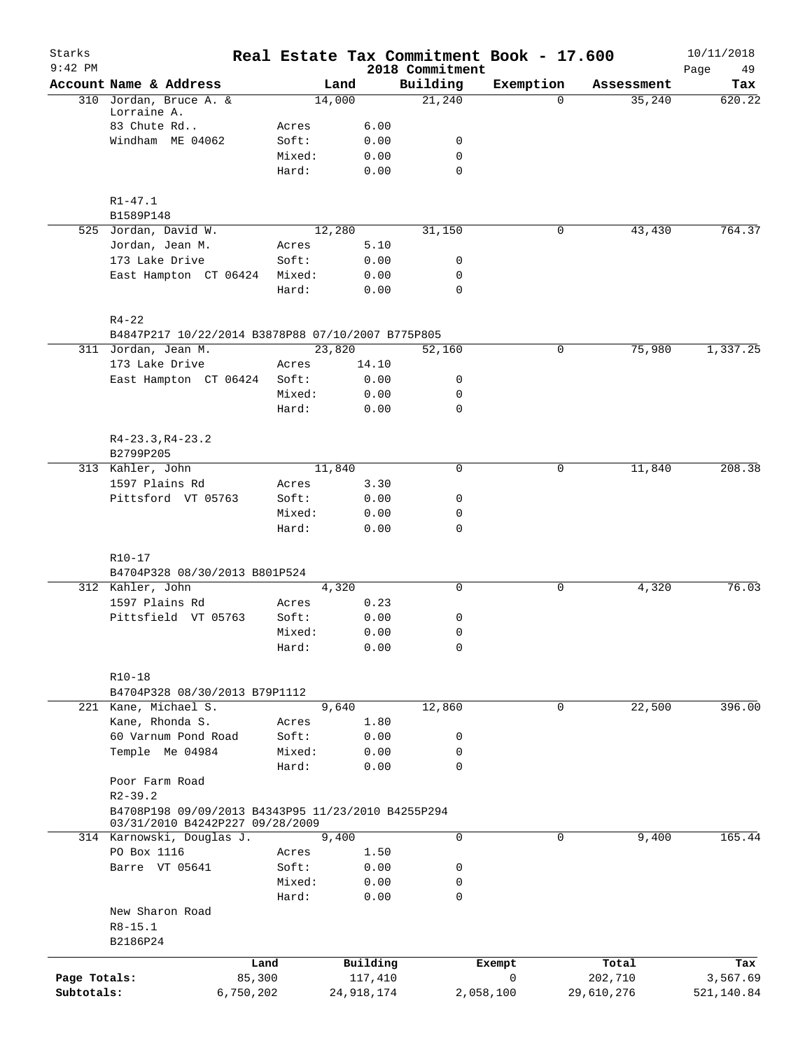# Real Estate Tax Commitment Book - 17.600

Starks 9:42 PM — 2018 Commitment — 10/11/2018

| Account Name & Address | | Land | Building | Exemption | Assessment | Tax |
|---|---|---|---|---|---|---|
| 310 Jordan, Bruce A. & Lorraine A. | | 14,000 | 21,240 | 0 | 35,240 | 620.22 |
| 83 Chute Rd.. | Acres | 6.00 | | | | |
| Windham ME 04062 | Soft: | 0.00 | 0 | | | |
| | Mixed: | 0.00 | 0 | | | |
| | Hard: | 0.00 | 0 | | | |
| R1-47.1 | | | | | | |
| B1589P148 | | | | | | |
| 525 Jordan, David W. | | 12,280 | 31,150 | 0 | 43,430 | 764.37 |
| Jordan, Jean M. | Acres | 5.10 | | | | |
| 173 Lake Drive | Soft: | 0.00 | 0 | | | |
| East Hampton CT 06424 | Mixed: | 0.00 | 0 | | | |
| | Hard: | 0.00 | 0 | | | |
| R4-22 | | | | | | |
| B4847P217 10/22/2014 B3878P88 07/10/2007 B775P805 | | | | | | |
| 311 Jordan, Jean M. | | 23,820 | 52,160 | 0 | 75,980 | 1,337.25 |
| 173 Lake Drive | Acres | 14.10 | | | | |
| East Hampton CT 06424 | Soft: | 0.00 | 0 | | | |
| | Mixed: | 0.00 | 0 | | | |
| | Hard: | 0.00 | 0 | | | |
| R4-23.3,R4-23.2 | | | | | | |
| B2799P205 | | | | | | |
| 313 Kahler, John | | 11,840 | 0 | 0 | 11,840 | 208.38 |
| 1597 Plains Rd | Acres | 3.30 | | | | |
| Pittsford VT 05763 | Soft: | 0.00 | 0 | | | |
| | Mixed: | 0.00 | 0 | | | |
| | Hard: | 0.00 | 0 | | | |
| R10-17 | | | | | | |
| B4704P328 08/30/2013 B801P524 | | | | | | |
| 312 Kahler, John | | 4,320 | 0 | 0 | 4,320 | 76.03 |
| 1597 Plains Rd | Acres | 0.23 | | | | |
| Pittsfield VT 05763 | Soft: | 0.00 | 0 | | | |
| | Mixed: | 0.00 | 0 | | | |
| | Hard: | 0.00 | 0 | | | |
| R10-18 | | | | | | |
| B4704P328 08/30/2013 B79P1112 | | | | | | |
| 221 Kane, Michael S. | | 9,640 | 12,860 | 0 | 22,500 | 396.00 |
| Kane, Rhonda S. | Acres | 1.80 | | | | |
| 60 Varnum Pond Road | Soft: | 0.00 | 0 | | | |
| Temple Me 04984 | Mixed: | 0.00 | 0 | | | |
| | Hard: | 0.00 | 0 | | | |
| Poor Farm Road | | | | | | |
| R2-39.2 | | | | | | |
| B4708P198 09/09/2013 B4343P95 11/23/2010 B4255P294 03/31/2010 B4242P227 09/28/2009 | | | | | | |
| 314 Karnowski, Douglas J. | | 9,400 | 0 | 0 | 9,400 | 165.44 |
| PO Box 1116 | Acres | 1.50 | | | | |
| Barre VT 05641 | Soft: | 0.00 | 0 | | | |
| | Mixed: | 0.00 | 0 | | | |
| | Hard: | 0.00 | 0 | | | |
| New Sharon Road | | | | | | |
| R8-15.1 | | | | | | |
| B2186P24 | | | | | | |

| | Land | Building | Exempt | Total | Tax |
|---|---|---|---|---|---|
| Page Totals: | 85,300 | 117,410 | 0 | 202,710 | 3,567.69 |
| Subtotals: | 6,750,202 | 24,918,174 | 2,058,100 | 29,610,276 | 521,140.84 |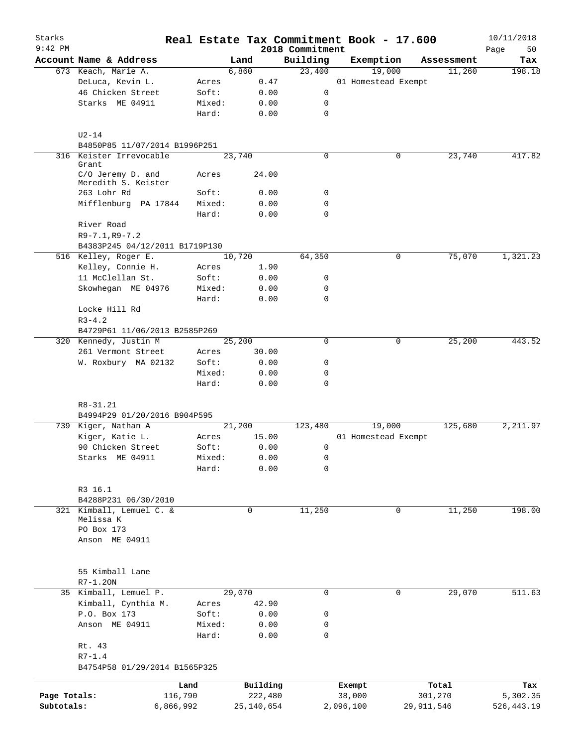Starks 9:42 PM

# Real Estate Tax Commitment Book - 17.600

2018 Commitment

10/11/2018

| Account Name & Address | | Land | Building | Exemption | Assessment | Tax |
|---|---|---|---|---|---|---|
| 673 Keach, Marie A. | | 6,860 | 23,400 | 19,000 | 11,260 | 198.18 |
| DeLuca, Kevin L. | Acres | 0.47 | | 01 Homestead Exempt | | |
| 46 Chicken Street | Soft: | 0.00 | 0 | | | |
| Starks ME 04911 | Mixed: | 0.00 | 0 | | | |
| | Hard: | 0.00 | 0 | | | |
| U2-14 | | | | | | |
| B4850P85 11/07/2014 B1996P251 | | | | | | |
| 316 Keister Irrevocable Grant | | 23,740 | 0 | 0 | 23,740 | 417.82 |
| C/O Jeremy D. and Meredith S. Keister | Acres | 24.00 | | | | |
| 263 Lohr Rd | Soft: | 0.00 | 0 | | | |
| Mifflenburg PA 17844 | Mixed: | 0.00 | 0 | | | |
| | Hard: | 0.00 | 0 | | | |
| River Road | | | | | | |
| R9-7.1,R9-7.2 | | | | | | |
| B4383P245 04/12/2011 B1719P130 | | | | | | |
| 516 Kelley, Roger E. | | 10,720 | 64,350 | 0 | 75,070 | 1,321.23 |
| Kelley, Connie H. | Acres | 1.90 | | | | |
| 11 McClellan St. | Soft: | 0.00 | 0 | | | |
| Skowhegan ME 04976 | Mixed: | 0.00 | 0 | | | |
| | Hard: | 0.00 | 0 | | | |
| Locke Hill Rd | | | | | | |
| R3-4.2 | | | | | | |
| B4729P61 11/06/2013 B2585P269 | | | | | | |
| 320 Kennedy, Justin M | | 25,200 | 0 | 0 | 25,200 | 443.52 |
| 261 Vermont Street | Acres | 30.00 | | | | |
| W. Roxbury MA 02132 | Soft: | 0.00 | 0 | | | |
| | Mixed: | 0.00 | 0 | | | |
| | Hard: | 0.00 | 0 | | | |
| R8-31.21 | | | | | | |
| B4994P29 01/20/2016 B904P595 | | | | | | |
| 739 Kiger, Nathan A | | 21,200 | 123,480 | 19,000 | 125,680 | 2,211.97 |
| Kiger, Katie L. | Acres | 15.00 | | 01 Homestead Exempt | | |
| 90 Chicken Street | Soft: | 0.00 | 0 | | | |
| Starks ME 04911 | Mixed: | 0.00 | 0 | | | |
| | Hard: | 0.00 | 0 | | | |
| R3 16.1 | | | | | | |
| B4288P231 06/30/2010 | | | | | | |
| 321 Kimball, Lemuel C. & Melissa K | | 0 | 11,250 | 0 | 11,250 | 198.00 |
| PO Box 173 | | | | | | |
| Anson ME 04911 | | | | | | |
| 55 Kimball Lane | | | | | | |
| R7-1.2ON | | | | | | |
| 35 Kimball, Lemuel P. | | 29,070 | 0 | 0 | 29,070 | 511.63 |
| Kimball, Cynthia M. | Acres | 42.90 | | | | |
| P.O. Box 173 | Soft: | 0.00 | 0 | | | |
| Anson ME 04911 | Mixed: | 0.00 | 0 | | | |
| | Hard: | 0.00 | 0 | | | |
| Rt. 43 | | | | | | |
| R7-1.4 | | | | | | |
| B4754P58 01/29/2014 B1565P325 | | | | | | |

| | Land | Building | Exempt | Total | Tax |
|---|---|---|---|---|---|
| Page Totals: | 116,790 | 222,480 | 38,000 | 301,270 | 5,302.35 |
| Subtotals: | 6,866,992 | 25,140,654 | 2,096,100 | 29,911,546 | 526,443.19 |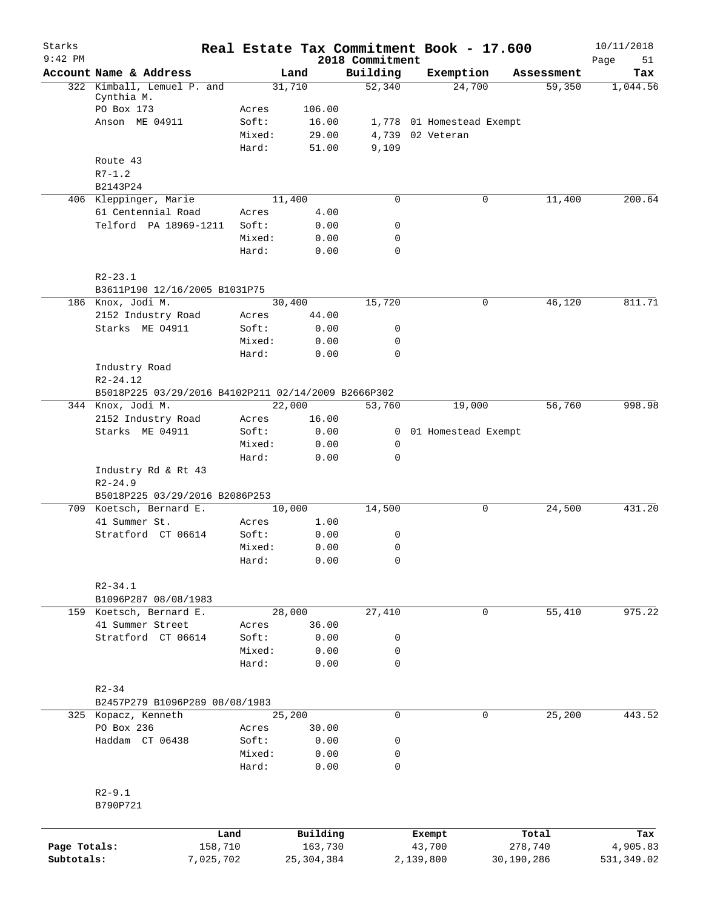# Real Estate Tax Commitment Book - 17.600

Starks 9:42 PM — 2018 Commitment — 10/11/2018

| Account Name & Address | Land | | Building | Exemption | Assessment | Tax |
|---|---|---|---|---|---|---|
| 322 Kimball, Lemuel P. and Cynthia M. | 31,710 | | 52,340 | 24,700 | 59,350 | 1,044.56 |
| PO Box 173 | Acres | 106.00 | | | | |
| Anson ME 04911 | Soft: | 16.00 | 1,778 | 01 Homestead Exempt | | |
| | Mixed: | 29.00 | 4,739 | 02 Veteran | | |
| | Hard: | 51.00 | 9,109 | | | |
| Route 43 | | | | | | |
| R7-1.2 | | | | | | |
| B2143P24 | | | | | | |
| 406 Kleppinger, Marie | 11,400 | | 0 | 0 | 11,400 | 200.64 |
| 61 Centennial Road | Acres | 4.00 | | | | |
| Telford PA 18969-1211 | Soft: | 0.00 | 0 | | | |
| | Mixed: | 0.00 | 0 | | | |
| | Hard: | 0.00 | 0 | | | |
| R2-23.1 | | | | | | |
| B3611P190 12/16/2005 B1031P75 | | | | | | |
| 186 Knox, Jodi M. | 30,400 | | 15,720 | 0 | 46,120 | 811.71 |
| 2152 Industry Road | Acres | 44.00 | | | | |
| Starks ME 04911 | Soft: | 0.00 | 0 | | | |
| | Mixed: | 0.00 | 0 | | | |
| | Hard: | 0.00 | 0 | | | |
| Industry Road | | | | | | |
| R2-24.12 | | | | | | |
| B5018P225 03/29/2016 B4102P211 02/14/2009 B2666P302 | | | | | | |
| 344 Knox, Jodi M. | 22,000 | | 53,760 | 19,000 | 56,760 | 998.98 |
| 2152 Industry Road | Acres | 16.00 | | | | |
| Starks ME 04911 | Soft: | 0.00 | 0 | 01 Homestead Exempt | | |
| | Mixed: | 0.00 | 0 | | | |
| | Hard: | 0.00 | 0 | | | |
| Industry Rd & Rt 43 | | | | | | |
| R2-24.9 | | | | | | |
| B5018P225 03/29/2016 B2086P253 | | | | | | |
| 709 Koetsch, Bernard E. | 10,000 | | 14,500 | 0 | 24,500 | 431.20 |
| 41 Summer St. | Acres | 1.00 | | | | |
| Stratford CT 06614 | Soft: | 0.00 | 0 | | | |
| | Mixed: | 0.00 | 0 | | | |
| | Hard: | 0.00 | 0 | | | |
| R2-34.1 | | | | | | |
| B1096P287 08/08/1983 | | | | | | |
| 159 Koetsch, Bernard E. | 28,000 | | 27,410 | 0 | 55,410 | 975.22 |
| 41 Summer Street | Acres | 36.00 | | | | |
| Stratford CT 06614 | Soft: | 0.00 | 0 | | | |
| | Mixed: | 0.00 | 0 | | | |
| | Hard: | 0.00 | 0 | | | |
| R2-34 | | | | | | |
| B2457P279 B1096P289 08/08/1983 | | | | | | |
| 325 Kopacz, Kenneth | 25,200 | | 0 | 0 | 25,200 | 443.52 |
| PO Box 236 | Acres | 30.00 | | | | |
| Haddam CT 06438 | Soft: | 0.00 | 0 | | | |
| | Mixed: | 0.00 | 0 | | | |
| | Hard: | 0.00 | 0 | | | |
| R2-9.1 | | | | | | |
| B790P721 | | | | | | |

| | Land | Building | Exempt | Total | Tax |
|---|---|---|---|---|---|
| Page Totals: | 158,710 | 163,730 | 43,700 | 278,740 | 4,905.83 |
| Subtotals: | 7,025,702 | 25,304,384 | 2,139,800 | 30,190,286 | 531,349.02 |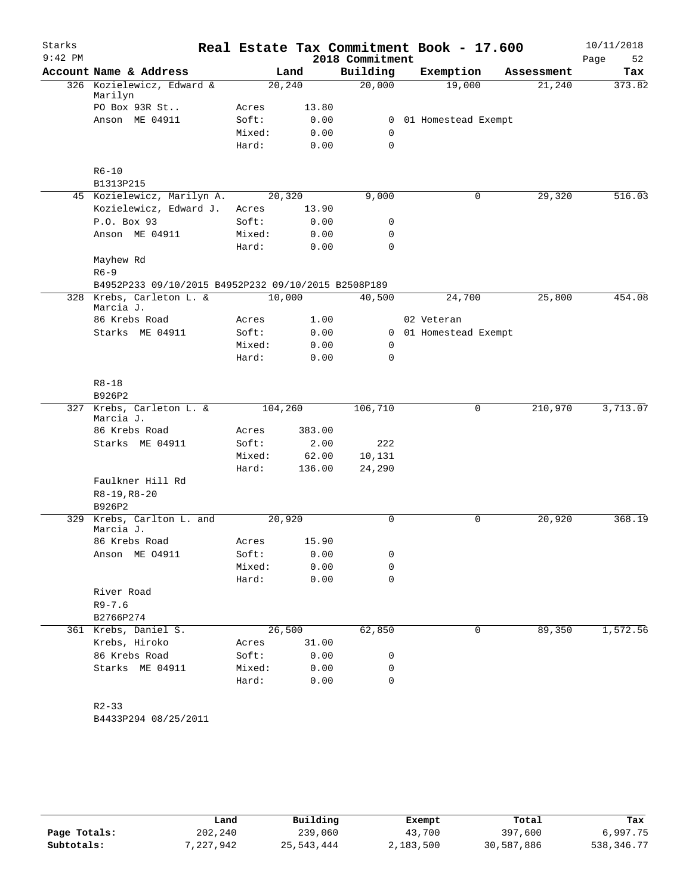# Real Estate Tax Commitment Book - 17.600

Starks 9:42 PM — 2018 Commitment — 10/11/2018

| Account | Name & Address | | Land | Building | Exemption | Assessment | Tax |
|---|---|---|---|---|---|---|---|
| 326 | Kozielewicz, Edward & Marilyn | | 20,240 | 20,000 | 19,000 | 21,240 | 373.82 |
| | PO Box 93R St.. | Acres | 13.80 | | | | |
| | Anson ME 04911 | Soft: | 0.00 | 0 | 01 Homestead Exempt | | |
| | | Mixed: | 0.00 | 0 | | | |
| | | Hard: | 0.00 | 0 | | | |
| | R6-10 | | | | | | |
| | B1313P215 | | | | | | |
| 45 | Kozielewicz, Marilyn A. | | 20,320 | 9,000 | 0 | 29,320 | 516.03 |
| | Kozielewicz, Edward J. | Acres | 13.90 | | | | |
| | P.O. Box 93 | Soft: | 0.00 | 0 | | | |
| | Anson ME 04911 | Mixed: | 0.00 | 0 | | | |
| | | Hard: | 0.00 | 0 | | | |
| | Mayhew Rd | | | | | | |
| | R6-9 | | | | | | |
| | B4952P233 09/10/2015 B4952P232 09/10/2015 B2508P189 | | | | | | |
| 328 | Krebs, Carleton L. & Marcia J. | | 10,000 | 40,500 | 24,700 | 25,800 | 454.08 |
| | 86 Krebs Road | Acres | 1.00 | | 02 Veteran | | |
| | Starks ME 04911 | Soft: | 0.00 | 0 | 01 Homestead Exempt | | |
| | | Mixed: | 0.00 | 0 | | | |
| | | Hard: | 0.00 | 0 | | | |
| | R8-18 | | | | | | |
| | B926P2 | | | | | | |
| 327 | Krebs, Carleton L. & Marcia J. | | 104,260 | 106,710 | 0 | 210,970 | 3,713.07 |
| | 86 Krebs Road | Acres | 383.00 | | | | |
| | Starks ME 04911 | Soft: | 2.00 | 222 | | | |
| | | Mixed: | 62.00 | 10,131 | | | |
| | | Hard: | 136.00 | 24,290 | | | |
| | Faulkner Hill Rd | | | | | | |
| | R8-19,R8-20 | | | | | | |
| | B926P2 | | | | | | |
| 329 | Krebs, Carlton L. and Marcia J. | | 20,920 | 0 | 0 | 20,920 | 368.19 |
| | 86 Krebs Road | Acres | 15.90 | | | | |
| | Anson ME O4911 | Soft: | 0.00 | 0 | | | |
| | | Mixed: | 0.00 | 0 | | | |
| | | Hard: | 0.00 | 0 | | | |
| | River Road | | | | | | |
| | R9-7.6 | | | | | | |
| | B2766P274 | | | | | | |
| 361 | Krebs, Daniel S. | | 26,500 | 62,850 | 0 | 89,350 | 1,572.56 |
| | Krebs, Hiroko | Acres | 31.00 | | | | |
| | 86 Krebs Road | Soft: | 0.00 | 0 | | | |
| | Starks ME 04911 | Mixed: | 0.00 | 0 | | | |
| | | Hard: | 0.00 | 0 | | | |
| | R2-33 | | | | | | |
| | B4433P294 08/25/2011 | | | | | | |

| | Land | Building | Exempt | Total | Tax |
|---|---|---|---|---|---|
| Page Totals: | 202,240 | 239,060 | 43,700 | 397,600 | 6,997.75 |
| Subtotals: | 7,227,942 | 25,543,444 | 2,183,500 | 30,587,886 | 538,346.77 |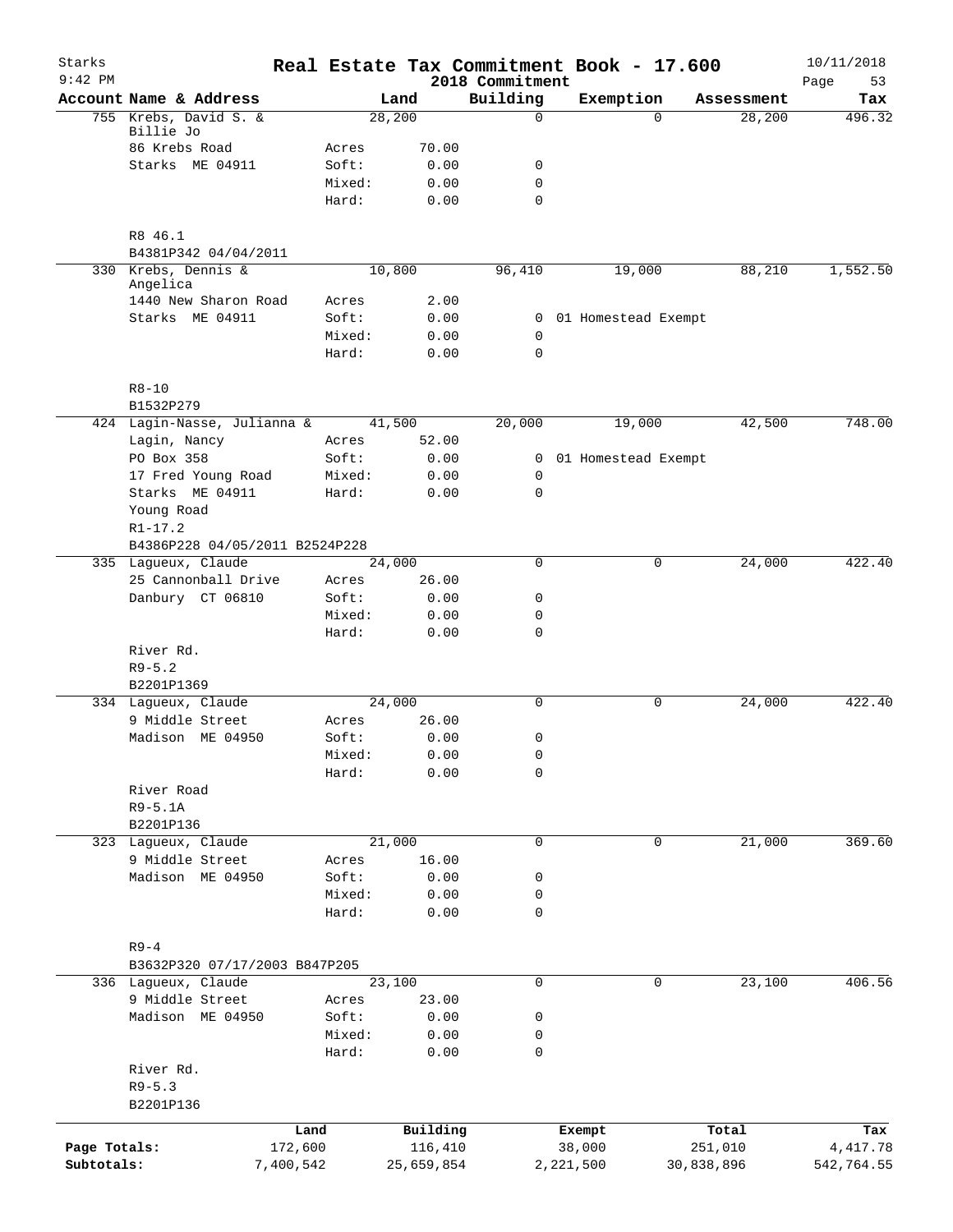Starks 9:42 PM

# Real Estate Tax Commitment Book - 17.600

2018 Commitment

10/11/2018

| Account Name & Address | | Land | Building | Exemption | Assessment | Tax |
|---|---|---|---|---|---|---|
| 755 Krebs, David S. & Billie Jo | | 28,200 | 0 | 0 | 28,200 | 496.32 |
| 86 Krebs Road | Acres | 70.00 | | | | |
| Starks ME 04911 | Soft: | 0.00 | 0 | | | |
| | Mixed: | 0.00 | 0 | | | |
| | Hard: | 0.00 | 0 | | | |
| R8 46.1 | | | | | | |
| B4381P342 04/04/2011 | | | | | | |
| 330 Krebs, Dennis & Angelica | | 10,800 | 96,410 | 19,000 | 88,210 | 1,552.50 |
| 1440 New Sharon Road | Acres | 2.00 | | | | |
| Starks ME 04911 | Soft: | 0.00 | 0 | 01 Homestead Exempt | | |
| | Mixed: | 0.00 | 0 | | | |
| | Hard: | 0.00 | 0 | | | |
| R8-10 | | | | | | |
| B1532P279 | | | | | | |
| 424 Lagin-Nasse, Julianna & | | 41,500 | 20,000 | 19,000 | 42,500 | 748.00 |
| Lagin, Nancy | Acres | 52.00 | | | | |
| PO Box 358 | Soft: | 0.00 | 0 | 01 Homestead Exempt | | |
| 17 Fred Young Road | Mixed: | 0.00 | 0 | | | |
| Starks ME 04911 | Hard: | 0.00 | 0 | | | |
| Young Road | | | | | | |
| R1-17.2 | | | | | | |
| B4386P228 04/05/2011 B2524P228 | | | | | | |
| 335 Lagueux, Claude | | 24,000 | 0 | 0 | 24,000 | 422.40 |
| 25 Cannonball Drive | Acres | 26.00 | | | | |
| Danbury CT 06810 | Soft: | 0.00 | 0 | | | |
| | Mixed: | 0.00 | 0 | | | |
| | Hard: | 0.00 | 0 | | | |
| River Rd. | | | | | | |
| R9-5.2 | | | | | | |
| B2201P1369 | | | | | | |
| 334 Lagueux, Claude | | 24,000 | 0 | 0 | 24,000 | 422.40 |
| 9 Middle Street | Acres | 26.00 | | | | |
| Madison ME 04950 | Soft: | 0.00 | 0 | | | |
| | Mixed: | 0.00 | 0 | | | |
| | Hard: | 0.00 | 0 | | | |
| River Road | | | | | | |
| R9-5.1A | | | | | | |
| B2201P136 | | | | | | |
| 323 Lagueux, Claude | | 21,000 | 0 | 0 | 21,000 | 369.60 |
| 9 Middle Street | Acres | 16.00 | | | | |
| Madison ME 04950 | Soft: | 0.00 | 0 | | | |
| | Mixed: | 0.00 | 0 | | | |
| | Hard: | 0.00 | 0 | | | |
| R9-4 | | | | | | |
| B3632P320 07/17/2003 B847P205 | | | | | | |
| 336 Lagueux, Claude | | 23,100 | 0 | 0 | 23,100 | 406.56 |
| 9 Middle Street | Acres | 23.00 | | | | |
| Madison ME 04950 | Soft: | 0.00 | 0 | | | |
| | Mixed: | 0.00 | 0 | | | |
| | Hard: | 0.00 | 0 | | | |
| River Rd. | | | | | | |
| R9-5.3 | | | | | | |
| B2201P136 | | | | | | |

| | Land | Building | Exempt | Total | Tax |
|---|---|---|---|---|---|
| Page Totals: | 172,600 | 116,410 | 38,000 | 251,010 | 4,417.78 |
| Subtotals: | 7,400,542 | 25,659,854 | 2,221,500 | 30,838,896 | 542,764.55 |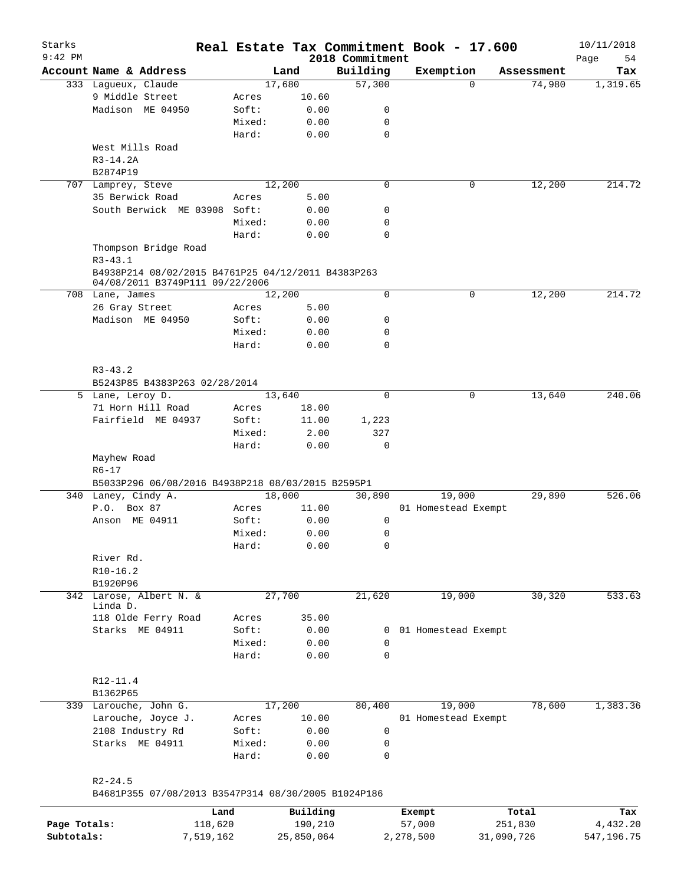# Real Estate Tax Commitment Book - 17.600

## 2018 Commitment

| Account Name & Address | | Land | Building | Exemption | Assessment | Tax |
|---|---|---|---|---|---|---|
| 333 Lagueux, Claude | | 17,680 | 57,300 | 0 | 74,980 | 1,319.65 |
| 9 Middle Street | Acres | 10.60 | | | | |
| Madison ME 04950 | Soft: | 0.00 | 0 | | | |
| | Mixed: | 0.00 | 0 | | | |
| | Hard: | 0.00 | 0 | | | |
| West Mills Road | | | | | | |
| R3-14.2A | | | | | | |
| B2874P19 | | | | | | |
| 707 Lamprey, Steve | | 12,200 | 0 | 0 | 12,200 | 214.72 |
| 35 Berwick Road | Acres | 5.00 | | | | |
| South Berwick ME 03908 | Soft: | 0.00 | 0 | | | |
| | Mixed: | 0.00 | 0 | | | |
| | Hard: | 0.00 | 0 | | | |
| Thompson Bridge Road | | | | | | |
| R3-43.1 | | | | | | |
| B4938P214 08/02/2015 B4761P25 04/12/2011 B4383P263 04/08/2011 B3749P111 09/22/2006 | | | | | | |
| 708 Lane, James | | 12,200 | 0 | 0 | 12,200 | 214.72 |
| 26 Gray Street | Acres | 5.00 | | | | |
| Madison ME 04950 | Soft: | 0.00 | 0 | | | |
| | Mixed: | 0.00 | 0 | | | |
| | Hard: | 0.00 | 0 | | | |
| R3-43.2 | | | | | | |
| B5243P85 B4383P263 02/28/2014 | | | | | | |
| 5 Lane, Leroy D. | | 13,640 | 0 | 0 | 13,640 | 240.06 |
| 71 Horn Hill Road | Acres | 18.00 | | | | |
| Fairfield ME 04937 | Soft: | 11.00 | 1,223 | | | |
| | Mixed: | 2.00 | 327 | | | |
| | Hard: | 0.00 | 0 | | | |
| Mayhew Road | | | | | | |
| R6-17 | | | | | | |
| B5033P296 06/08/2016 B4938P218 08/03/2015 B2595P1 | | | | | | |
| 340 Laney, Cindy A. | | 18,000 | 30,890 | 19,000 | 29,890 | 526.06 |
| P.O. Box 87 | Acres | 11.00 | | 01 Homestead Exempt | | |
| Anson ME 04911 | Soft: | 0.00 | 0 | | | |
| | Mixed: | 0.00 | 0 | | | |
| | Hard: | 0.00 | 0 | | | |
| River Rd. | | | | | | |
| R10-16.2 | | | | | | |
| B1920P96 | | | | | | |
| 342 Larose, Albert N. & Linda D. | | 27,700 | 21,620 | 19,000 | 30,320 | 533.63 |
| 118 Olde Ferry Road | Acres | 35.00 | | | | |
| Starks ME 04911 | Soft: | 0.00 | 0 | 01 Homestead Exempt | | |
| | Mixed: | 0.00 | 0 | | | |
| | Hard: | 0.00 | 0 | | | |
| R12-11.4 | | | | | | |
| B1362P65 | | | | | | |
| 339 Larouche, John G. | | 17,200 | 80,400 | 19,000 | 78,600 | 1,383.36 |
| Larouche, Joyce J. | Acres | 10.00 | | 01 Homestead Exempt | | |
| 2108 Industry Rd | Soft: | 0.00 | 0 | | | |
| Starks ME 04911 | Mixed: | 0.00 | 0 | | | |
| | Hard: | 0.00 | 0 | | | |
| R2-24.5 | | | | | | |
| B4681P355 07/08/2013 B3547P314 08/30/2005 B1024P186 | | | | | | |

| | Land | Building | Exempt | Total | Tax |
|---|---|---|---|---|---|
| Page Totals: | 118,620 | 190,210 | 57,000 | 251,830 | 4,432.20 |
| Subtotals: | 7,519,162 | 25,850,064 | 2,278,500 | 31,090,726 | 547,196.75 |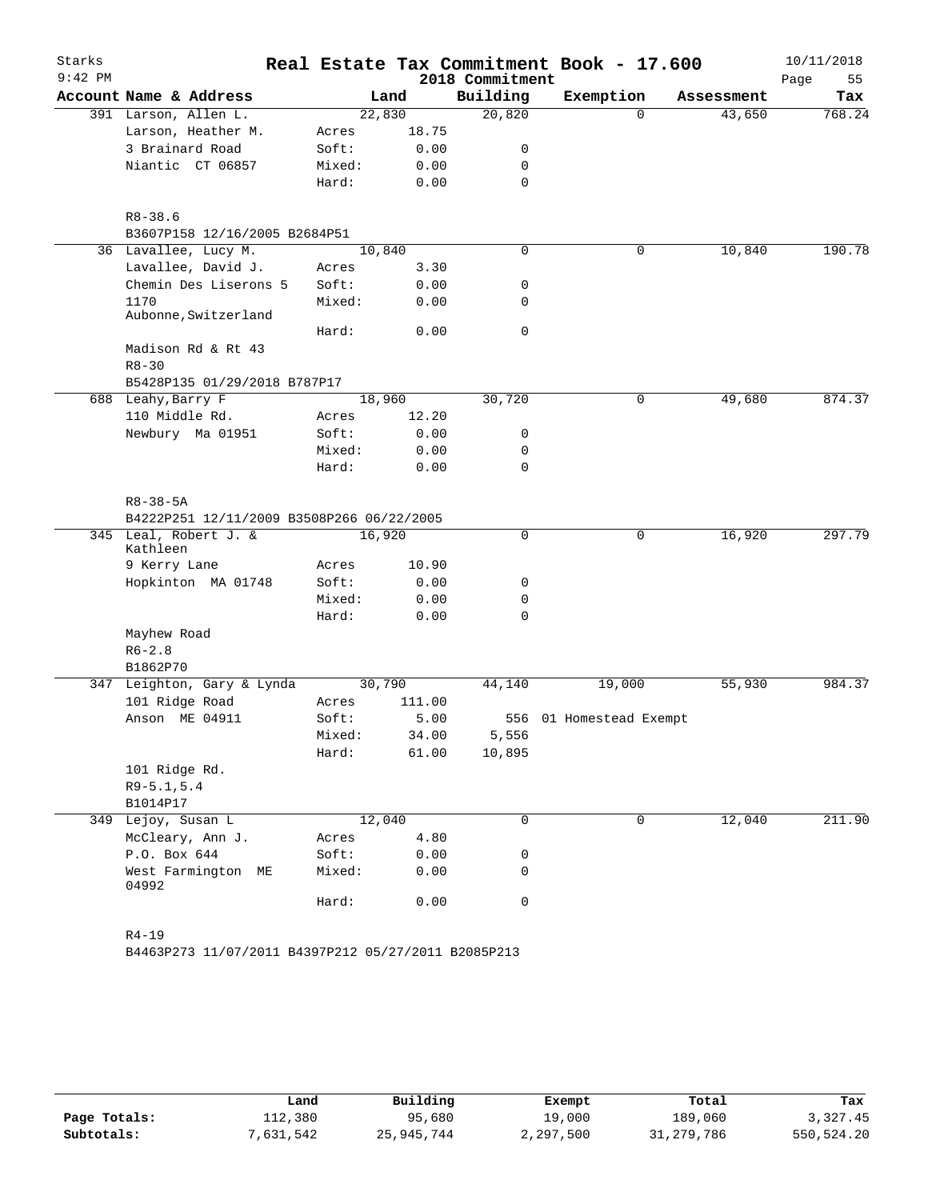# Real Estate Tax Commitment Book - 17.600

Starks 9:42 PM — 2018 Commitment — 10/11/2018

| Account | Name & Address | | Land | Building | Exemption | Assessment | Tax |
|---|---|---|---|---|---|---|---|
| 391 | Larson, Allen L. | | 22,830 | 20,820 | 0 | 43,650 | 768.24 |
| | Larson, Heather M. | Acres | 18.75 | | | | |
| | 3 Brainard Road | Soft: | 0.00 | 0 | | | |
| | Niantic CT 06857 | Mixed: | 0.00 | 0 | | | |
| | | Hard: | 0.00 | 0 | | | |
| | R8-38.6 | | | | | | |
| | B3607P158 12/16/2005 B2684P51 | | | | | | |
| 36 | Lavallee, Lucy M. | | 10,840 | 0 | 0 | 10,840 | 190.78 |
| | Lavallee, David J. | Acres | 3.30 | | | | |
| | Chemin Des Liserons 5 | Soft: | 0.00 | 0 | | | |
| | 1170 Aubonne, Switzerland | Mixed: | 0.00 | 0 | | | |
| | | Hard: | 0.00 | 0 | | | |
| | Madison Rd & Rt 43 | | | | | | |
| | R8-30 | | | | | | |
| | B5428P135 01/29/2018 B787P17 | | | | | | |
| 688 | Leahy, Barry F | | 18,960 | 30,720 | 0 | 49,680 | 874.37 |
| | 110 Middle Rd. | Acres | 12.20 | | | | |
| | Newbury Ma 01951 | Soft: | 0.00 | 0 | | | |
| | | Mixed: | 0.00 | 0 | | | |
| | | Hard: | 0.00 | 0 | | | |
| | R8-38-5A | | | | | | |
| | B4222P251 12/11/2009 B3508P266 06/22/2005 | | | | | | |
| 345 | Leal, Robert J. & Kathleen | | 16,920 | 0 | 0 | 16,920 | 297.79 |
| | 9 Kerry Lane | Acres | 10.90 | | | | |
| | Hopkinton MA 01748 | Soft: | 0.00 | 0 | | | |
| | | Mixed: | 0.00 | 0 | | | |
| | | Hard: | 0.00 | 0 | | | |
| | Mayhew Road | | | | | | |
| | R6-2.8 | | | | | | |
| | B1862P70 | | | | | | |
| 347 | Leighton, Gary & Lynda | | 30,790 | 44,140 | 19,000 | 55,930 | 984.37 |
| | 101 Ridge Road | Acres | 111.00 | | | | |
| | Anson ME 04911 | Soft: | 5.00 | 556 | 01 Homestead Exempt | | |
| | | Mixed: | 34.00 | 5,556 | | | |
| | | Hard: | 61.00 | 10,895 | | | |
| | 101 Ridge Rd. | | | | | | |
| | R9-5.1,5.4 | | | | | | |
| | B1014P17 | | | | | | |
| 349 | Lejoy, Susan L | | 12,040 | 0 | 0 | 12,040 | 211.90 |
| | McCleary, Ann J. | Acres | 4.80 | | | | |
| | P.O. Box 644 | Soft: | 0.00 | 0 | | | |
| | West Farmington ME 04992 | Mixed: | 0.00 | 0 | | | |
| | | Hard: | 0.00 | 0 | | | |
| | R4-19 | | | | | | |
| | B4463P273 11/07/2011 B4397P212 05/27/2011 B2085P213 | | | | | | |

| | Land | Building | Exempt | Total | Tax |
|---|---|---|---|---|---|
| Page Totals: | 112,380 | 95,680 | 19,000 | 189,060 | 3,327.45 |
| Subtotals: | 7,631,542 | 25,945,744 | 2,297,500 | 31,279,786 | 550,524.20 |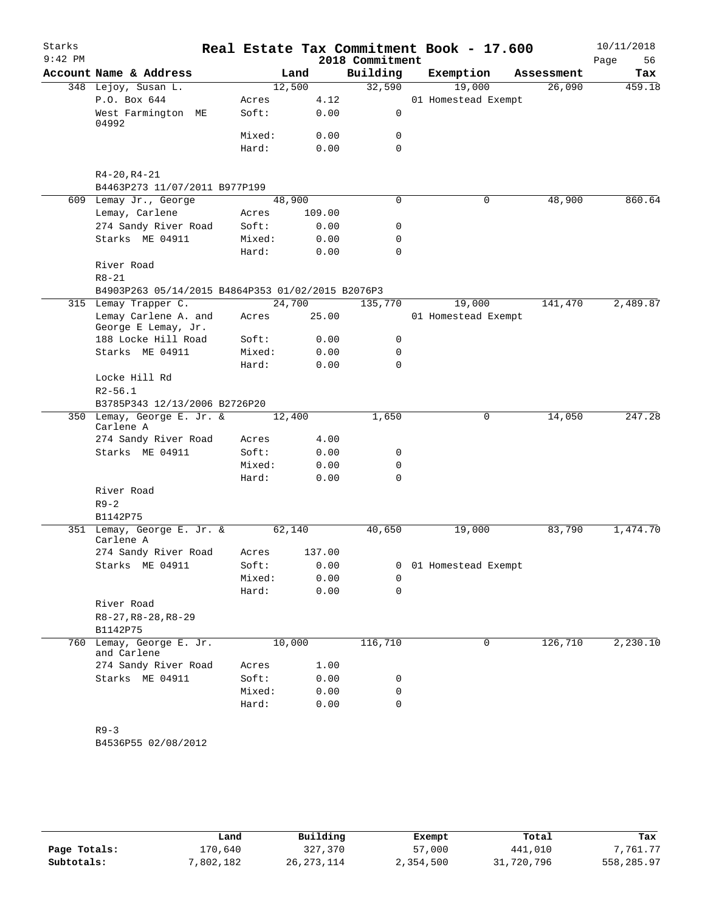# Real Estate Tax Commitment Book - 17.600

Starks
9:42 PM

2018 Commitment

10/11/2018

| Account Name & Address | | Land | Building | Exemption | Assessment | Tax |
|---|---|---|---|---|---|---|
| 348 Lejoy, Susan L. | | 12,500 | 32,590 | 19,000 | 26,090 | 459.18 |
| P.O. Box 644 | Acres | 4.12 | | 01 Homestead Exempt | | |
| West Farmington ME 04992 | Soft: | 0.00 | 0 | | | |
| | Mixed: | 0.00 | 0 | | | |
| | Hard: | 0.00 | 0 | | | |
| R4-20,R4-21 | | | | | | |
| B4463P273 11/07/2011 B977P199 | | | | | | |
| 609 Lemay Jr., George | | 48,900 | 0 | 0 | 48,900 | 860.64 |
| Lemay, Carlene | Acres | 109.00 | | | | |
| 274 Sandy River Road | Soft: | 0.00 | 0 | | | |
| Starks ME 04911 | Mixed: | 0.00 | 0 | | | |
| | Hard: | 0.00 | 0 | | | |
| River Road | | | | | | |
| R8-21 | | | | | | |
| B4903P263 05/14/2015 B4864P353 01/02/2015 B2076P3 | | | | | | |
| 315 Lemay Trapper C. | | 24,700 | 135,770 | 19,000 | 141,470 | 2,489.87 |
| Lemay Carlene A. and George E Lemay, Jr. | Acres | 25.00 | | 01 Homestead Exempt | | |
| 188 Locke Hill Road | Soft: | 0.00 | 0 | | | |
| Starks ME 04911 | Mixed: | 0.00 | 0 | | | |
| | Hard: | 0.00 | 0 | | | |
| Locke Hill Rd | | | | | | |
| R2-56.1 | | | | | | |
| B3785P343 12/13/2006 B2726P20 | | | | | | |
| 350 Lemay, George E. Jr. & Carlene A | | 12,400 | 1,650 | 0 | 14,050 | 247.28 |
| 274 Sandy River Road | Acres | 4.00 | | | | |
| Starks ME 04911 | Soft: | 0.00 | 0 | | | |
| | Mixed: | 0.00 | 0 | | | |
| | Hard: | 0.00 | 0 | | | |
| River Road | | | | | | |
| R9-2 | | | | | | |
| B1142P75 | | | | | | |
| 351 Lemay, George E. Jr. & Carlene A | | 62,140 | 40,650 | 19,000 | 83,790 | 1,474.70 |
| 274 Sandy River Road | Acres | 137.00 | | | | |
| Starks ME 04911 | Soft: | 0.00 | 0 | 01 Homestead Exempt | | |
| | Mixed: | 0.00 | 0 | | | |
| | Hard: | 0.00 | 0 | | | |
| River Road | | | | | | |
| R8-27,R8-28,R8-29 | | | | | | |
| B1142P75 | | | | | | |
| 760 Lemay, George E. Jr. and Carlene | | 10,000 | 116,710 | 0 | 126,710 | 2,230.10 |
| 274 Sandy River Road | Acres | 1.00 | | | | |
| Starks ME 04911 | Soft: | 0.00 | 0 | | | |
| | Mixed: | 0.00 | 0 | | | |
| | Hard: | 0.00 | 0 | | | |
| R9-3 | | | | | | |
| B4536P55 02/08/2012 | | | | | | |

| | Land | Building | Exempt | Total | Tax |
|---|---|---|---|---|---|
| Page Totals: | 170,640 | 327,370 | 57,000 | 441,010 | 7,761.77 |
| Subtotals: | 7,802,182 | 26,273,114 | 2,354,500 | 31,720,796 | 558,285.97 |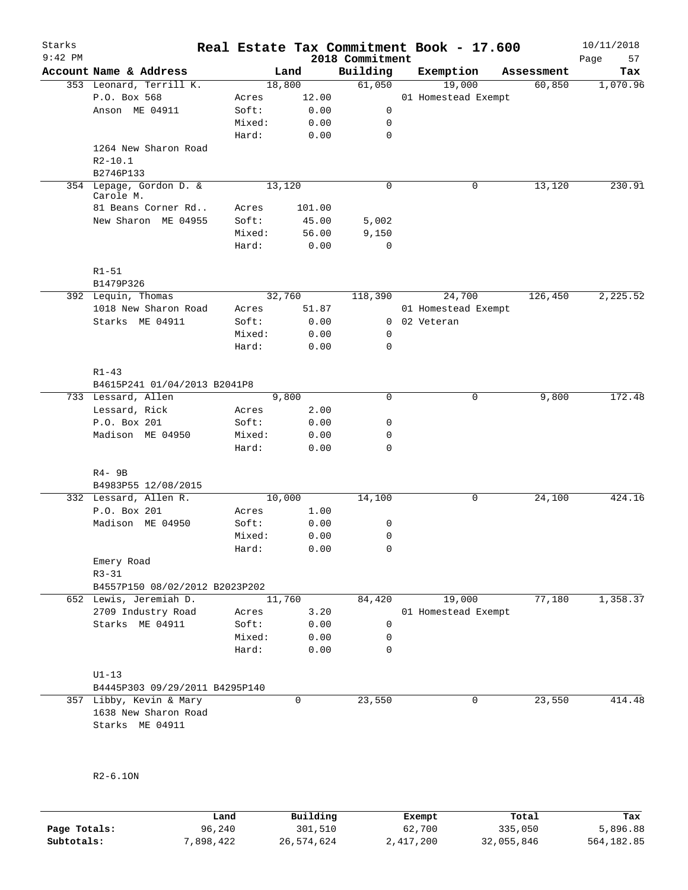Starks 9:42 PM

# Real Estate Tax Commitment Book - 17.600

2018 Commitment

10/11/2018

| Account Name & Address | | Land | Building | Exemption | Assessment | Tax |
|---|---|---|---|---|---|---|
| 353 Leonard, Terrill K. | | 18,800 | 61,050 | 19,000 | 60,850 | 1,070.96 |
| P.O. Box 568 | Acres | 12.00 | | 01 Homestead Exempt | | |
| Anson ME 04911 | Soft: | 0.00 | 0 | | | |
| | Mixed: | 0.00 | 0 | | | |
| | Hard: | 0.00 | 0 | | | |
| 1264 New Sharon Road | | | | | | |
| R2-10.1 | | | | | | |
| B2746P133 | | | | | | |
| 354 Lepage, Gordon D. & Carole M. | | 13,120 | 0 | 0 | 13,120 | 230.91 |
| 81 Beans Corner Rd.. | Acres | 101.00 | | | | |
| New Sharon ME 04955 | Soft: | 45.00 | 5,002 | | | |
| | Mixed: | 56.00 | 9,150 | | | |
| | Hard: | 0.00 | 0 | | | |
| R1-51 | | | | | | |
| B1479P326 | | | | | | |
| 392 Lequin, Thomas | | 32,760 | 118,390 | 24,700 | 126,450 | 2,225.52 |
| 1018 New Sharon Road | Acres | 51.87 | | 01 Homestead Exempt | | |
| Starks ME 04911 | Soft: | 0.00 | 0 | 02 Veteran | | |
| | Mixed: | 0.00 | 0 | | | |
| | Hard: | 0.00 | 0 | | | |
| R1-43 | | | | | | |
| B4615P241 01/04/2013 B2041P8 | | | | | | |
| 733 Lessard, Allen | | 9,800 | 0 | 0 | 9,800 | 172.48 |
| Lessard, Rick | Acres | 2.00 | | | | |
| P.O. Box 201 | Soft: | 0.00 | 0 | | | |
| Madison ME 04950 | Mixed: | 0.00 | 0 | | | |
| | Hard: | 0.00 | 0 | | | |
| R4- 9B | | | | | | |
| B4983P55 12/08/2015 | | | | | | |
| 332 Lessard, Allen R. | | 10,000 | 14,100 | 0 | 24,100 | 424.16 |
| P.O. Box 201 | Acres | 1.00 | | | | |
| Madison ME 04950 | Soft: | 0.00 | 0 | | | |
| | Mixed: | 0.00 | 0 | | | |
| | Hard: | 0.00 | 0 | | | |
| Emery Road | | | | | | |
| R3-31 | | | | | | |
| B4557P150 08/02/2012 B2023P202 | | | | | | |
| 652 Lewis, Jeremiah D. | | 11,760 | 84,420 | 19,000 | 77,180 | 1,358.37 |
| 2709 Industry Road | Acres | 3.20 | | 01 Homestead Exempt | | |
| Starks ME 04911 | Soft: | 0.00 | 0 | | | |
| | Mixed: | 0.00 | 0 | | | |
| | Hard: | 0.00 | 0 | | | |
| U1-13 | | | | | | |
| B4445P303 09/29/2011 B4295P140 | | | | | | |
| 357 Libby, Kevin & Mary | | 0 | 23,550 | 0 | 23,550 | 414.48 |
| 1638 New Sharon Road | | | | | | |
| Starks ME 04911 | | | | | | |
| R2-6.1ON | | | | | | |

| | Land | Building | Exempt | Total | Tax |
|---|---|---|---|---|---|
| Page Totals: | 96,240 | 301,510 | 62,700 | 335,050 | 5,896.88 |
| Subtotals: | 7,898,422 | 26,574,624 | 2,417,200 | 32,055,846 | 564,182.85 |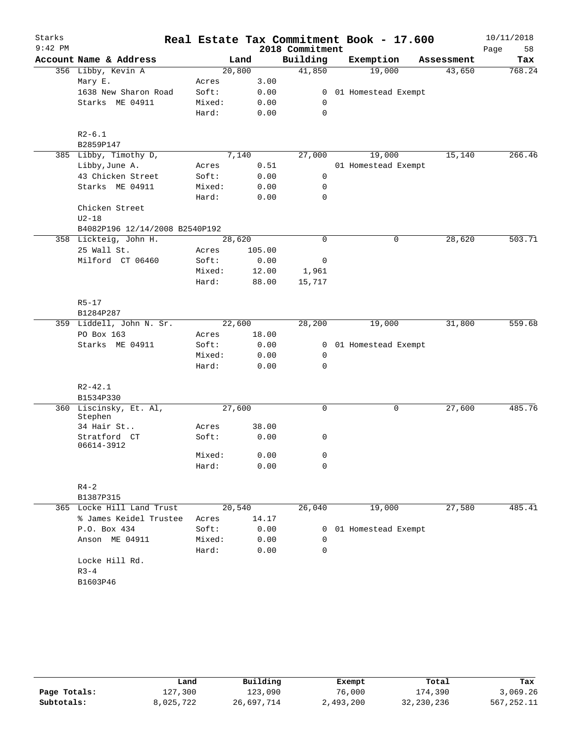Starks 9:42 PM

# Real Estate Tax Commitment Book - 17.600

2018 Commitment

10/11/2018

| Account Name & Address | | Land | Building | Exemption | Assessment | Tax |
|---|---|---|---|---|---|---|
| 356 Libby, Kevin A | | 20,800 | 41,850 | 19,000 | 43,650 | 768.24 |
| Mary E. | Acres | 3.00 | | | | |
| 1638 New Sharon Road | Soft: | 0.00 | 0 | 01 Homestead Exempt | | |
| Starks ME 04911 | Mixed: | 0.00 | 0 | | | |
| | Hard: | 0.00 | 0 | | | |
| R2-6.1 | | | | | | |
| B2859P147 | | | | | | |
| 385 Libby, Timothy D, | | 7,140 | 27,000 | 19,000 | 15,140 | 266.46 |
| Libby,June A. | Acres | 0.51 | | 01 Homestead Exempt | | |
| 43 Chicken Street | Soft: | 0.00 | 0 | | | |
| Starks ME 04911 | Mixed: | 0.00 | 0 | | | |
| | Hard: | 0.00 | 0 | | | |
| Chicken Street | | | | | | |
| U2-18 | | | | | | |
| B4082P196 12/14/2008 B2540P192 | | | | | | |
| 358 Lickteig, John H. | | 28,620 | 0 | 0 | 28,620 | 503.71 |
| 25 Wall St. | Acres | 105.00 | | | | |
| Milford CT 06460 | Soft: | 0.00 | 0 | | | |
| | Mixed: | 12.00 | 1,961 | | | |
| | Hard: | 88.00 | 15,717 | | | |
| R5-17 | | | | | | |
| B1284P287 | | | | | | |
| 359 Liddell, John N. Sr. | | 22,600 | 28,200 | 19,000 | 31,800 | 559.68 |
| PO Box 163 | Acres | 18.00 | | | | |
| Starks ME 04911 | Soft: | 0.00 | 0 | 01 Homestead Exempt | | |
| | Mixed: | 0.00 | 0 | | | |
| | Hard: | 0.00 | 0 | | | |
| R2-42.1 | | | | | | |
| B1534P330 | | | | | | |
| 360 Liscinsky, Et. Al, Stephen | | 27,600 | 0 | 0 | 27,600 | 485.76 |
| 34 Hair St.. | Acres | 38.00 | | | | |
| Stratford CT 06614-3912 | Soft: | 0.00 | 0 | | | |
| | Mixed: | 0.00 | 0 | | | |
| | Hard: | 0.00 | 0 | | | |
| R4-2 | | | | | | |
| B1387P315 | | | | | | |
| 365 Locke Hill Land Trust | | 20,540 | 26,040 | 19,000 | 27,580 | 485.41 |
| % James Keidel Trustee | Acres | 14.17 | | | | |
| P.O. Box 434 | Soft: | 0.00 | 0 | 01 Homestead Exempt | | |
| Anson ME 04911 | Mixed: | 0.00 | 0 | | | |
| | Hard: | 0.00 | 0 | | | |
| Locke Hill Rd. | | | | | | |
| R3-4 | | | | | | |
| B1603P46 | | | | | | |

| | Land | Building | Exempt | Total | Tax |
|---|---|---|---|---|---|
| Page Totals: | 127,300 | 123,090 | 76,000 | 174,390 | 3,069.26 |
| Subtotals: | 8,025,722 | 26,697,714 | 2,493,200 | 32,230,236 | 567,252.11 |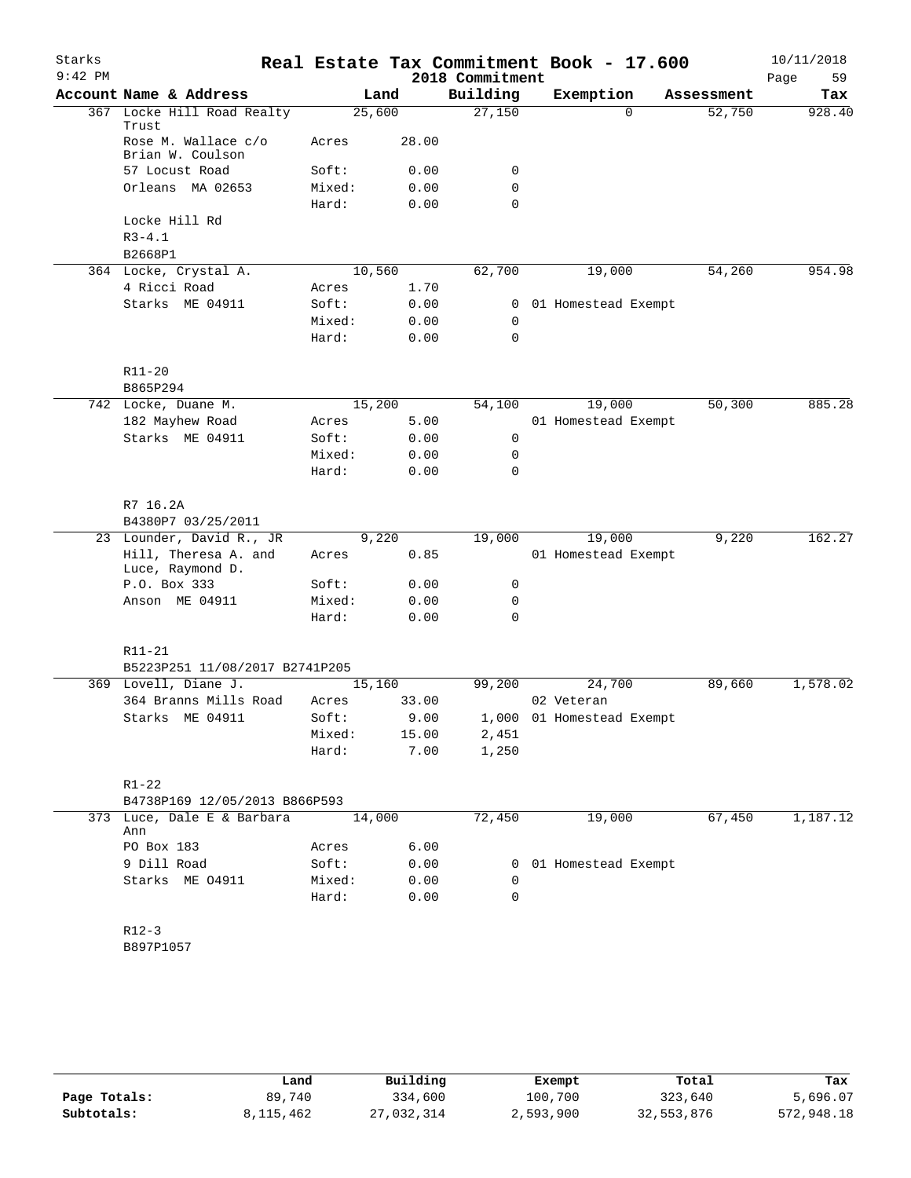# Real Estate Tax Commitment Book - 17.600

Starks
9:42 PM

2018 Commitment

10/11/2018

| Account Name & Address | | Land | Building | Exemption | Assessment | Tax |
|---|---|---|---|---|---|---|
| 367 Locke Hill Road Realty Trust | | 25,600 | 27,150 | 0 | 52,750 | 928.40 |
| Rose M. Wallace c/o Brian W. Coulson | Acres | 28.00 | | | | |
| 57 Locust Road | Soft: | 0.00 | 0 | | | |
| Orleans MA 02653 | Mixed: | 0.00 | 0 | | | |
| | Hard: | 0.00 | 0 | | | |
| Locke Hill Rd | | | | | | |
| R3-4.1 | | | | | | |
| B2668P1 | | | | | | |
| 364 Locke, Crystal A. | | 10,560 | 62,700 | 19,000 | 54,260 | 954.98 |
| 4 Ricci Road | Acres | 1.70 | | | | |
| Starks ME 04911 | Soft: | 0.00 | 0 | 01 Homestead Exempt | | |
| | Mixed: | 0.00 | 0 | | | |
| | Hard: | 0.00 | 0 | | | |
| R11-20 | | | | | | |
| B865P294 | | | | | | |
| 742 Locke, Duane M. | | 15,200 | 54,100 | 19,000 | 50,300 | 885.28 |
| 182 Mayhew Road | Acres | 5.00 | | 01 Homestead Exempt | | |
| Starks ME 04911 | Soft: | 0.00 | 0 | | | |
| | Mixed: | 0.00 | 0 | | | |
| | Hard: | 0.00 | 0 | | | |
| R7 16.2A | | | | | | |
| B4380P7 03/25/2011 | | | | | | |
| 23 Lounder, David R., JR | | 9,220 | 19,000 | 19,000 | 9,220 | 162.27 |
| Hill, Theresa A. and Luce, Raymond D. | Acres | 0.85 | | 01 Homestead Exempt | | |
| P.O. Box 333 | Soft: | 0.00 | 0 | | | |
| Anson ME 04911 | Mixed: | 0.00 | 0 | | | |
| | Hard: | 0.00 | 0 | | | |
| R11-21 | | | | | | |
| B5223P251 11/08/2017 B2741P205 | | | | | | |
| 369 Lovell, Diane J. | | 15,160 | 99,200 | 24,700 | 89,660 | 1,578.02 |
| 364 Branns Mills Road | Acres | 33.00 | | 02 Veteran | | |
| Starks ME 04911 | Soft: | 9.00 | 1,000 | 01 Homestead Exempt | | |
| | Mixed: | 15.00 | 2,451 | | | |
| | Hard: | 7.00 | 1,250 | | | |
| R1-22 | | | | | | |
| B4738P169 12/05/2013 B866P593 | | | | | | |
| 373 Luce, Dale E & Barbara Ann | | 14,000 | 72,450 | 19,000 | 67,450 | 1,187.12 |
| PO Box 183 | Acres | 6.00 | | | | |
| 9 Dill Road | Soft: | 0.00 | 0 | 01 Homestead Exempt | | |
| Starks ME 04911 | Mixed: | 0.00 | 0 | | | |
| | Hard: | 0.00 | 0 | | | |
| R12-3 | | | | | | |
| B897P1057 | | | | | | |

| | Land | Building | Exempt | Total | Tax |
|---|---|---|---|---|---|
| Page Totals: | 89,740 | 334,600 | 100,700 | 323,640 | 5,696.07 |
| Subtotals: | 8,115,462 | 27,032,314 | 2,593,900 | 32,553,876 | 572,948.18 |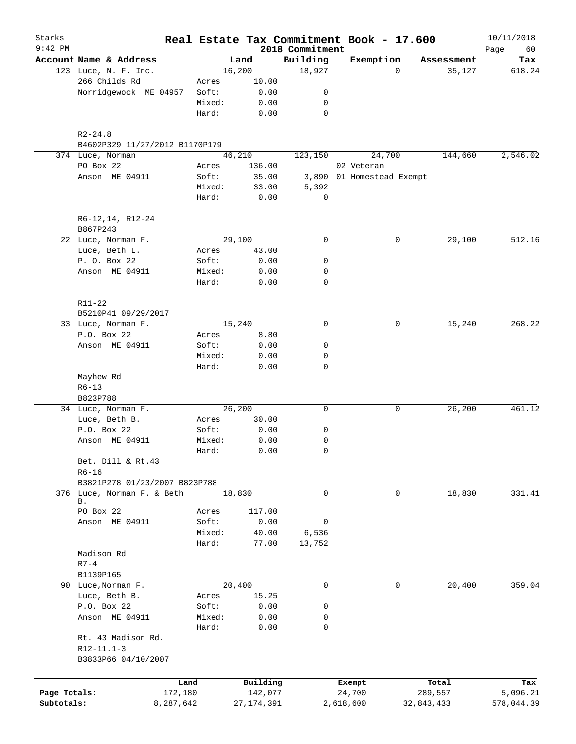# Real Estate Tax Commitment Book - 17.600

Starks 9:42 PM — 2018 Commitment — 10/11/2018

| Account Name & Address | | Land | Building | Exemption | Assessment | Tax |
|---|---|---|---|---|---|---|
| 123 Luce, N. F. Inc. | | 16,200 | 18,927 | 0 | 35,127 | 618.24 |
| 266 Childs Rd | Acres | 10.00 | | | | |
| Norridgewock ME 04957 | Soft: | 0.00 | 0 | | | |
| | Mixed: | 0.00 | 0 | | | |
| | Hard: | 0.00 | 0 | | | |
| R2-24.8 | | | | | | |
| B4602P329 11/27/2012 B1170P179 | | | | | | |
| 374 Luce, Norman | | 46,210 | 123,150 | 24,700 | 144,660 | 2,546.02 |
| PO Box 22 | Acres | 136.00 | | 02 Veteran | | |
| Anson ME 04911 | Soft: | 35.00 | 3,890 | 01 Homestead Exempt | | |
| | Mixed: | 33.00 | 5,392 | | | |
| | Hard: | 0.00 | 0 | | | |
| R6-12,14, R12-24 | | | | | | |
| B867P243 | | | | | | |
| 22 Luce, Norman F. | | 29,100 | 0 | 0 | 29,100 | 512.16 |
| Luce, Beth L. | Acres | 43.00 | | | | |
| P. O. Box 22 | Soft: | 0.00 | 0 | | | |
| Anson ME 04911 | Mixed: | 0.00 | 0 | | | |
| | Hard: | 0.00 | 0 | | | |
| R11-22 | | | | | | |
| B5210P41 09/29/2017 | | | | | | |
| 33 Luce, Norman F. | | 15,240 | 0 | 0 | 15,240 | 268.22 |
| P.O. Box 22 | Acres | 8.80 | | | | |
| Anson ME 04911 | Soft: | 0.00 | 0 | | | |
| | Mixed: | 0.00 | 0 | | | |
| | Hard: | 0.00 | 0 | | | |
| Mayhew Rd | | | | | | |
| R6-13 | | | | | | |
| B823P788 | | | | | | |
| 34 Luce, Norman F. | | 26,200 | 0 | 0 | 26,200 | 461.12 |
| Luce, Beth B. | Acres | 30.00 | | | | |
| P.O. Box 22 | Soft: | 0.00 | 0 | | | |
| Anson ME 04911 | Mixed: | 0.00 | 0 | | | |
| | Hard: | 0.00 | 0 | | | |
| Bet. Dill & Rt.43 | | | | | | |
| R6-16 | | | | | | |
| B3821P278 01/23/2007 B823P788 | | | | | | |
| 376 Luce, Norman F. & Beth B. | | 18,830 | 0 | 0 | 18,830 | 331.41 |
| PO Box 22 | Acres | 117.00 | | | | |
| Anson ME 04911 | Soft: | 0.00 | 0 | | | |
| | Mixed: | 40.00 | 6,536 | | | |
| | Hard: | 77.00 | 13,752 | | | |
| Madison Rd | | | | | | |
| R7-4 | | | | | | |
| B1139P165 | | | | | | |
| 90 Luce,Norman F. | | 20,400 | 0 | 0 | 20,400 | 359.04 |
| Luce, Beth B. | Acres | 15.25 | | | | |
| P.O. Box 22 | Soft: | 0.00 | 0 | | | |
| Anson ME 04911 | Mixed: | 0.00 | 0 | | | |
| | Hard: | 0.00 | 0 | | | |
| Rt. 43 Madison Rd. | | | | | | |
| R12-11.1-3 | | | | | | |
| B3833P66 04/10/2007 | | | | | | |

| | Land | Building | Exempt | Total | Tax |
|---|---|---|---|---|---|
| Page Totals: | 172,180 | 142,077 | 24,700 | 289,557 | 5,096.21 |
| Subtotals: | 8,287,642 | 27,174,391 | 2,618,600 | 32,843,433 | 578,044.39 |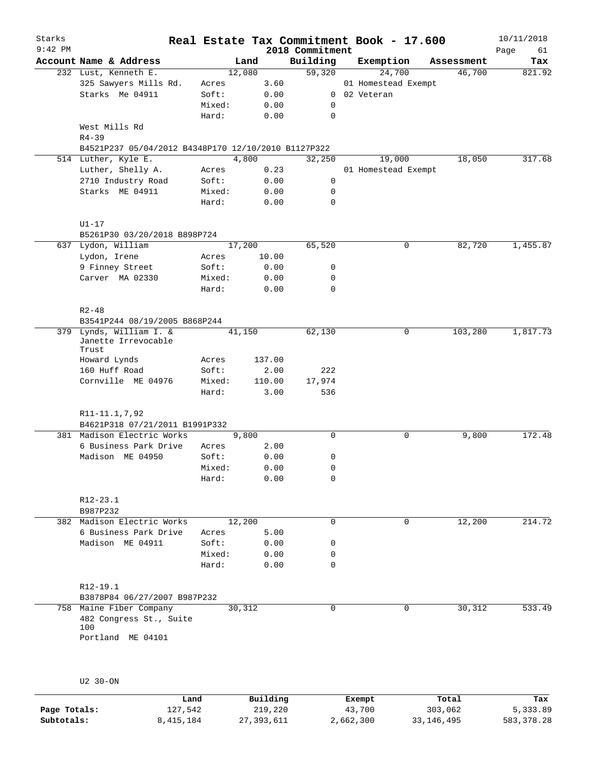# Real Estate Tax Commitment Book - 17.600

Starks
9:42 PM

2018 Commitment

10/11/2018

| Account | Name & Address | Land | | Building | Exemption | Assessment | Tax |
|---|---|---|---|---|---|---|---|
| 232 | Lust, Kenneth E. | | 12,080 | 59,320 | 24,700 | 46,700 | 821.92 |
| | 325 Sawyers Mills Rd. | Acres | 3.60 | | 01 Homestead Exempt | | |
| | Starks Me 04911 | Soft: | 0.00 | 0 | 02 Veteran | | |
| | | Mixed: | 0.00 | 0 | | | |
| | | Hard: | 0.00 | 0 | | | |
| | West Mills Rd | | | | | | |
| | R4-39 | | | | | | |
| | B4521P237 05/04/2012 B4348P170 12/10/2010 B1127P322 | | | | | | |
| 514 | Luther, Kyle E. | | 4,800 | 32,250 | 19,000 | 18,050 | 317.68 |
| | Luther, Shelly A. | Acres | 0.23 | | 01 Homestead Exempt | | |
| | 2710 Industry Road | Soft: | 0.00 | 0 | | | |
| | Starks ME 04911 | Mixed: | 0.00 | 0 | | | |
| | | Hard: | 0.00 | 0 | | | |
| | U1-17 | | | | | | |
| | B5261P30 03/20/2018 B898P724 | | | | | | |
| 637 | Lydon, William | | 17,200 | 65,520 | 0 | 82,720 | 1,455.87 |
| | Lydon, Irene | Acres | 10.00 | | | | |
| | 9 Finney Street | Soft: | 0.00 | 0 | | | |
| | Carver MA 02330 | Mixed: | 0.00 | 0 | | | |
| | | Hard: | 0.00 | 0 | | | |
| | R2-48 | | | | | | |
| | B3541P244 08/19/2005 B868P244 | | | | | | |
| 379 | Lynds, William I. & Janette Irrevocable Trust | | 41,150 | 62,130 | 0 | 103,280 | 1,817.73 |
| | Howard Lynds | Acres | 137.00 | | | | |
| | 160 Huff Road | Soft: | 2.00 | 222 | | | |
| | Cornville ME 04976 | Mixed: | 110.00 | 17,974 | | | |
| | | Hard: | 3.00 | 536 | | | |
| | R11-11.1,7,92 | | | | | | |
| | B4621P318 07/21/2011 B1991P332 | | | | | | |
| 381 | Madison Electric Works | | 9,800 | 0 | 0 | 9,800 | 172.48 |
| | 6 Business Park Drive | Acres | 2.00 | | | | |
| | Madison ME 04950 | Soft: | 0.00 | 0 | | | |
| | | Mixed: | 0.00 | 0 | | | |
| | | Hard: | 0.00 | 0 | | | |
| | R12-23.1 | | | | | | |
| | B987P232 | | | | | | |
| 382 | Madison Electric Works | | 12,200 | 0 | 0 | 12,200 | 214.72 |
| | 6 Business Park Drive | Acres | 5.00 | | | | |
| | Madison ME 04911 | Soft: | 0.00 | 0 | | | |
| | | Mixed: | 0.00 | 0 | | | |
| | | Hard: | 0.00 | 0 | | | |
| | R12-19.1 | | | | | | |
| | B3878P84 06/27/2007 B987P232 | | | | | | |
| 758 | Maine Fiber Company | | 30,312 | 0 | 0 | 30,312 | 533.49 |
| | 482 Congress St., Suite 100 | | | | | | |
| | Portland ME 04101 | | | | | | |
| | U2 30-ON | | | | | | |

| | Land | Building | Exempt | Total | Tax |
|---|---|---|---|---|---|
| Page Totals: | 127,542 | 219,220 | 43,700 | 303,062 | 5,333.89 |
| Subtotals: | 8,415,184 | 27,393,611 | 2,662,300 | 33,146,495 | 583,378.28 |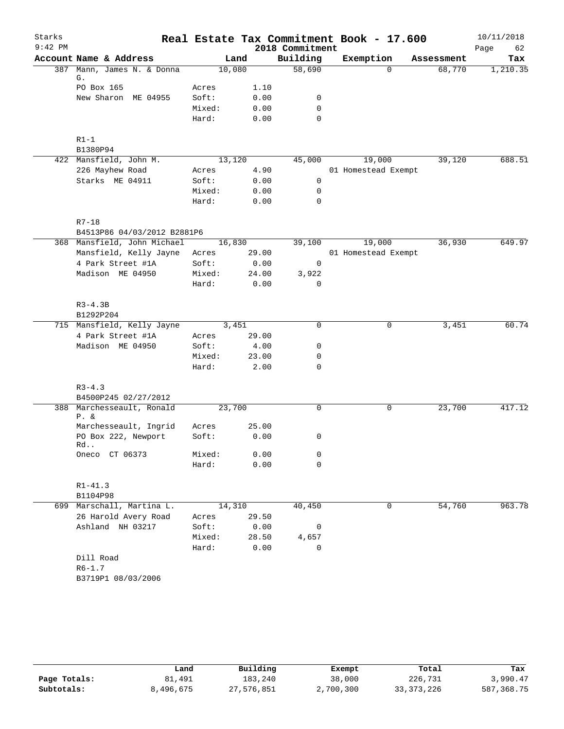# Real Estate Tax Commitment Book - 17.600

Starks
9:42 PM
2018 Commitment
10/11/2018

| Account | Name & Address | | Land | Building | Exemption | Assessment | Tax |
|---|---|---|---|---|---|---|---|
| 387 | Mann, James N. & Donna G. | | 10,080 | 58,690 | 0 | 68,770 | 1,210.35 |
| | PO Box 165 | Acres | 1.10 | | | | |
| | New Sharon ME 04955 | Soft: | 0.00 | 0 | | | |
| | | Mixed: | 0.00 | 0 | | | |
| | | Hard: | 0.00 | 0 | | | |
| | R1-1 | | | | | | |
| | B1380P94 | | | | | | |
| 422 | Mansfield, John M. | | 13,120 | 45,000 | 19,000 | 39,120 | 688.51 |
| | 226 Mayhew Road | Acres | 4.90 | | 01 Homestead Exempt | | |
| | Starks ME 04911 | Soft: | 0.00 | 0 | | | |
| | | Mixed: | 0.00 | 0 | | | |
| | | Hard: | 0.00 | 0 | | | |
| | R7-18 | | | | | | |
| | B4513P86 04/03/2012 B2881P6 | | | | | | |
| 368 | Mansfield, John Michael | | 16,830 | 39,100 | 19,000 | 36,930 | 649.97 |
| | Mansfield, Kelly Jayne | Acres | 29.00 | | 01 Homestead Exempt | | |
| | 4 Park Street #1A | Soft: | 0.00 | 0 | | | |
| | Madison ME 04950 | Mixed: | 24.00 | 3,922 | | | |
| | | Hard: | 0.00 | 0 | | | |
| | R3-4.3B | | | | | | |
| | B1292P204 | | | | | | |
| 715 | Mansfield, Kelly Jayne | | 3,451 | 0 | 0 | 3,451 | 60.74 |
| | 4 Park Street #1A | Acres | 29.00 | | | | |
| | Madison ME 04950 | Soft: | 4.00 | 0 | | | |
| | | Mixed: | 23.00 | 0 | | | |
| | | Hard: | 2.00 | 0 | | | |
| | R3-4.3 | | | | | | |
| | B4500P245 02/27/2012 | | | | | | |
| 388 | Marchesseault, Ronald P. & | | 23,700 | 0 | 0 | 23,700 | 417.12 |
| | Marchesseault, Ingrid | Acres | 25.00 | | | | |
| | PO Box 222, Newport Rd.. | Soft: | 0.00 | 0 | | | |
| | Oneco CT 06373 | Mixed: | 0.00 | 0 | | | |
| | | Hard: | 0.00 | 0 | | | |
| | R1-41.3 | | | | | | |
| | B1104P98 | | | | | | |
| 699 | Marschall, Martina L. | | 14,310 | 40,450 | 0 | 54,760 | 963.78 |
| | 26 Harold Avery Road | Acres | 29.50 | | | | |
| | Ashland NH 03217 | Soft: | 0.00 | 0 | | | |
| | | Mixed: | 28.50 | 4,657 | | | |
| | | Hard: | 0.00 | 0 | | | |
| | Dill Road | | | | | | |
| | R6-1.7 | | | | | | |
| | B3719P1 08/03/2006 | | | | | | |

| | Land | Building | Exempt | Total | Tax |
|---|---|---|---|---|---|
| Page Totals: | 81,491 | 183,240 | 38,000 | 226,731 | 3,990.47 |
| Subtotals: | 8,496,675 | 27,576,851 | 2,700,300 | 33,373,226 | 587,368.75 |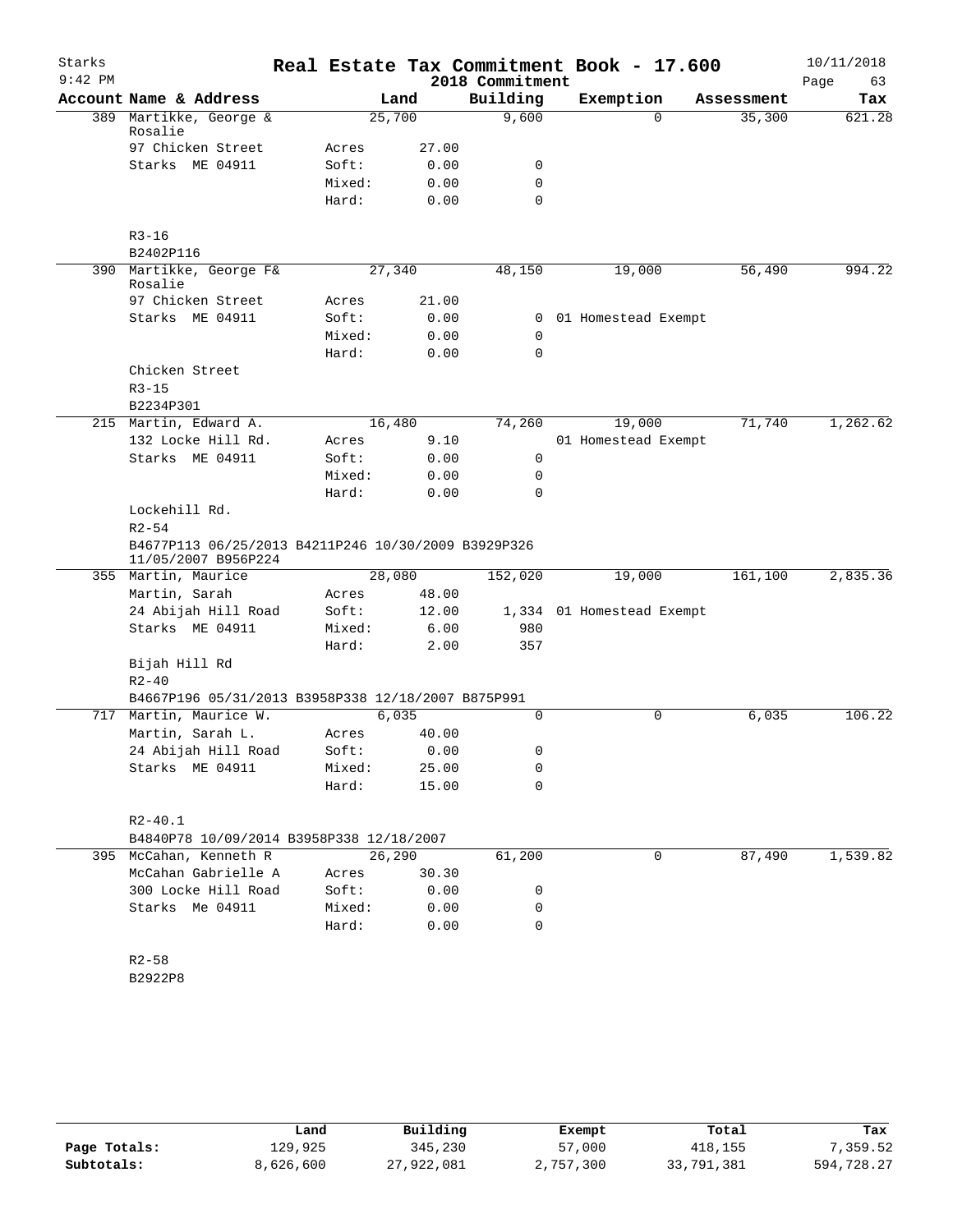# Real Estate Tax Commitment Book - 17.600

Starks
9:42 PM

2018 Commitment

10/11/2018

| Account Name & Address | | Land | Building | Exemption | Assessment | Tax |
|---|---|---|---|---|---|---|
| 389 Martikke, George & Rosalie | | 25,700 | 9,600 | 0 | 35,300 | 621.28 |
| 97 Chicken Street | Acres | 27.00 | | | | |
| Starks ME 04911 | Soft: | 0.00 | 0 | | | |
| | Mixed: | 0.00 | 0 | | | |
| | Hard: | 0.00 | 0 | | | |
| R3-16 | | | | | | |
| B2402P116 | | | | | | |
| 390 Martikke, George F& Rosalie | | 27,340 | 48,150 | 19,000 | 56,490 | 994.22 |
| 97 Chicken Street | Acres | 21.00 | | | | |
| Starks ME 04911 | Soft: | 0.00 | 0 | 01 Homestead Exempt | | |
| | Mixed: | 0.00 | 0 | | | |
| | Hard: | 0.00 | 0 | | | |
| Chicken Street | | | | | | |
| R3-15 | | | | | | |
| B2234P301 | | | | | | |
| 215 Martin, Edward A. | | 16,480 | 74,260 | 19,000 | 71,740 | 1,262.62 |
| 132 Locke Hill Rd. | Acres | 9.10 | | 01 Homestead Exempt | | |
| Starks ME 04911 | Soft: | 0.00 | 0 | | | |
| | Mixed: | 0.00 | 0 | | | |
| | Hard: | 0.00 | 0 | | | |
| Lockehill Rd. | | | | | | |
| R2-54 | | | | | | |
| B4677P113 06/25/2013 B4211P246 10/30/2009 B3929P326 11/05/2007 B956P224 | | | | | | |
| 355 Martin, Maurice | | 28,080 | 152,020 | 19,000 | 161,100 | 2,835.36 |
| Martin, Sarah | Acres | 48.00 | | | | |
| 24 Abijah Hill Road | Soft: | 12.00 | 1,334 | 01 Homestead Exempt | | |
| Starks ME 04911 | Mixed: | 6.00 | 980 | | | |
| | Hard: | 2.00 | 357 | | | |
| Bijah Hill Rd | | | | | | |
| R2-40 | | | | | | |
| B4667P196 05/31/2013 B3958P338 12/18/2007 B875P991 | | | | | | |
| 717 Martin, Maurice W. | | 6,035 | 0 | 0 | 6,035 | 106.22 |
| Martin, Sarah L. | Acres | 40.00 | | | | |
| 24 Abijah Hill Road | Soft: | 0.00 | 0 | | | |
| Starks ME 04911 | Mixed: | 25.00 | 0 | | | |
| | Hard: | 15.00 | 0 | | | |
| R2-40.1 | | | | | | |
| B4840P78 10/09/2014 B3958P338 12/18/2007 | | | | | | |
| 395 McCahan, Kenneth R | | 26,290 | 61,200 | 0 | 87,490 | 1,539.82 |
| McCahan Gabrielle A | Acres | 30.30 | | | | |
| 300 Locke Hill Road | Soft: | 0.00 | 0 | | | |
| Starks Me 04911 | Mixed: | 0.00 | 0 | | | |
| | Hard: | 0.00 | 0 | | | |
| R2-58 | | | | | | |
| B2922P8 | | | | | | |

| | Land | Building | Exempt | Total | Tax |
|---|---|---|---|---|---|
| Page Totals: | 129,925 | 345,230 | 57,000 | 418,155 | 7,359.52 |
| Subtotals: | 8,626,600 | 27,922,081 | 2,757,300 | 33,791,381 | 594,728.27 |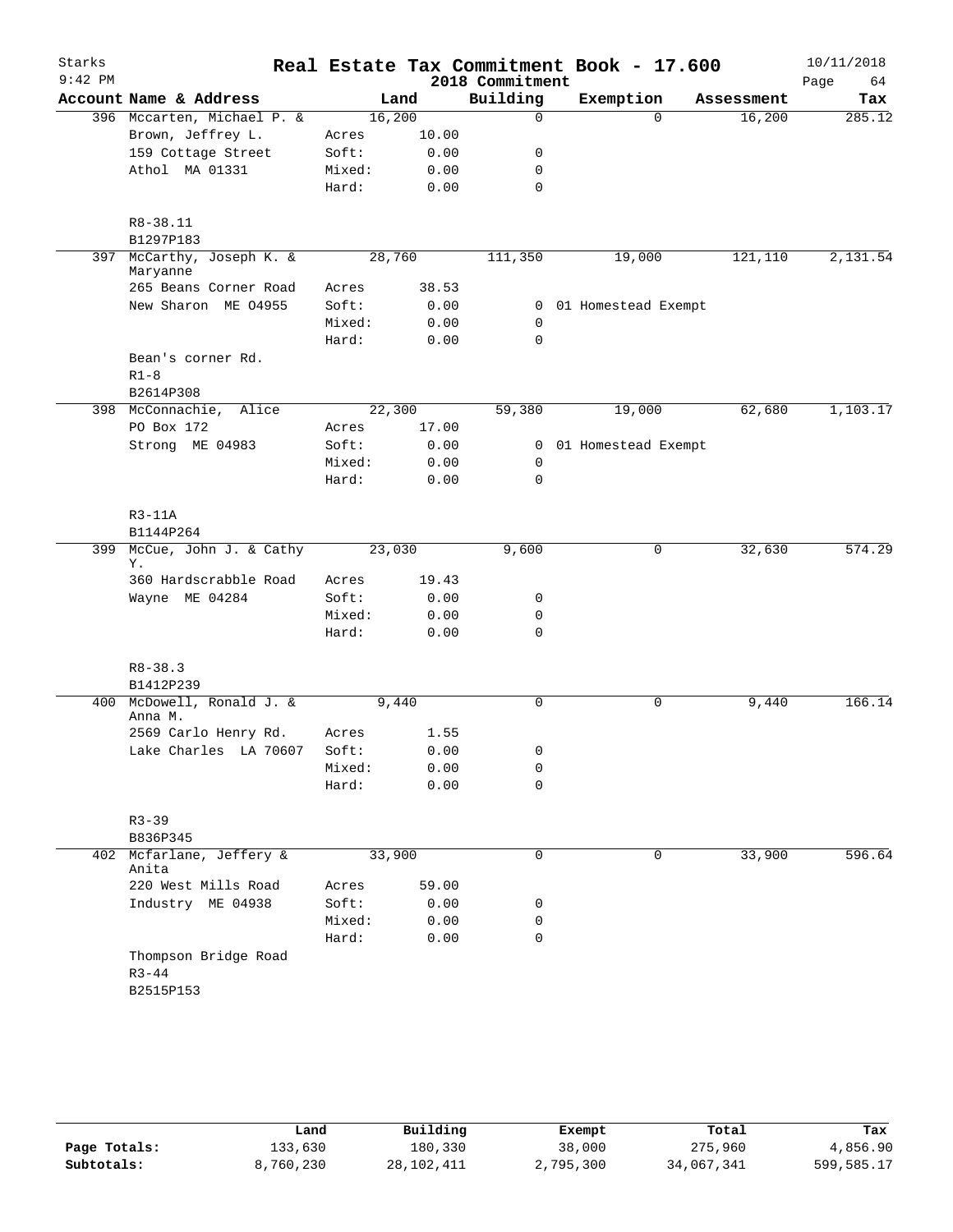# Real Estate Tax Commitment Book - 17.600

Starks
9:42 PM

2018 Commitment

10/11/2018

| Account | Name & Address | | Land | Building | Exemption | Assessment | Tax |
|---|---|---|---|---|---|---|---|
| 396 | Mccarten, Michael P. & | | 16,200 | 0 | 0 | 16,200 | 285.12 |
| | Brown, Jeffrey L. | Acres | 10.00 | | | | |
| | 159 Cottage Street | Soft: | 0.00 | 0 | | | |
| | Athol MA 01331 | Mixed: | 0.00 | 0 | | | |
| | | Hard: | 0.00 | 0 | | | |
| | R8-38.11 | | | | | | |
| | B1297P183 | | | | | | |
| 397 | McCarthy, Joseph K. & Maryanne | | 28,760 | 111,350 | 19,000 | 121,110 | 2,131.54 |
| | 265 Beans Corner Road | Acres | 38.53 | | | | |
| | New Sharon ME 04955 | Soft: | 0.00 | 0 | 01 Homestead Exempt | | |
| | | Mixed: | 0.00 | 0 | | | |
| | | Hard: | 0.00 | 0 | | | |
| | Bean's corner Rd. | | | | | | |
| | R1-8 | | | | | | |
| | B2614P308 | | | | | | |
| 398 | McConnachie, Alice | | 22,300 | 59,380 | 19,000 | 62,680 | 1,103.17 |
| | PO Box 172 | Acres | 17.00 | | | | |
| | Strong ME 04983 | Soft: | 0.00 | 0 | 01 Homestead Exempt | | |
| | | Mixed: | 0.00 | 0 | | | |
| | | Hard: | 0.00 | 0 | | | |
| | R3-11A | | | | | | |
| | B1144P264 | | | | | | |
| 399 | McCue, John J. & Cathy Y. | | 23,030 | 9,600 | 0 | 32,630 | 574.29 |
| | 360 Hardscrabble Road | Acres | 19.43 | | | | |
| | Wayne ME 04284 | Soft: | 0.00 | 0 | | | |
| | | Mixed: | 0.00 | 0 | | | |
| | | Hard: | 0.00 | 0 | | | |
| | R8-38.3 | | | | | | |
| | B1412P239 | | | | | | |
| 400 | McDowell, Ronald J. & Anna M. | | 9,440 | 0 | 0 | 9,440 | 166.14 |
| | 2569 Carlo Henry Rd. | Acres | 1.55 | | | | |
| | Lake Charles LA 70607 | Soft: | 0.00 | 0 | | | |
| | | Mixed: | 0.00 | 0 | | | |
| | | Hard: | 0.00 | 0 | | | |
| | R3-39 | | | | | | |
| | B836P345 | | | | | | |
| 402 | Mcfarlane, Jeffery & Anita | | 33,900 | 0 | 0 | 33,900 | 596.64 |
| | 220 West Mills Road | Acres | 59.00 | | | | |
| | Industry ME 04938 | Soft: | 0.00 | 0 | | | |
| | | Mixed: | 0.00 | 0 | | | |
| | | Hard: | 0.00 | 0 | | | |
| | Thompson Bridge Road | | | | | | |
| | R3-44 | | | | | | |
| | B2515P153 | | | | | | |

| | Land | Building | Exempt | Total | Tax |
|---|---|---|---|---|---|
| Page Totals: | 133,630 | 180,330 | 38,000 | 275,960 | 4,856.90 |
| Subtotals: | 8,760,230 | 28,102,411 | 2,795,300 | 34,067,341 | 599,585.17 |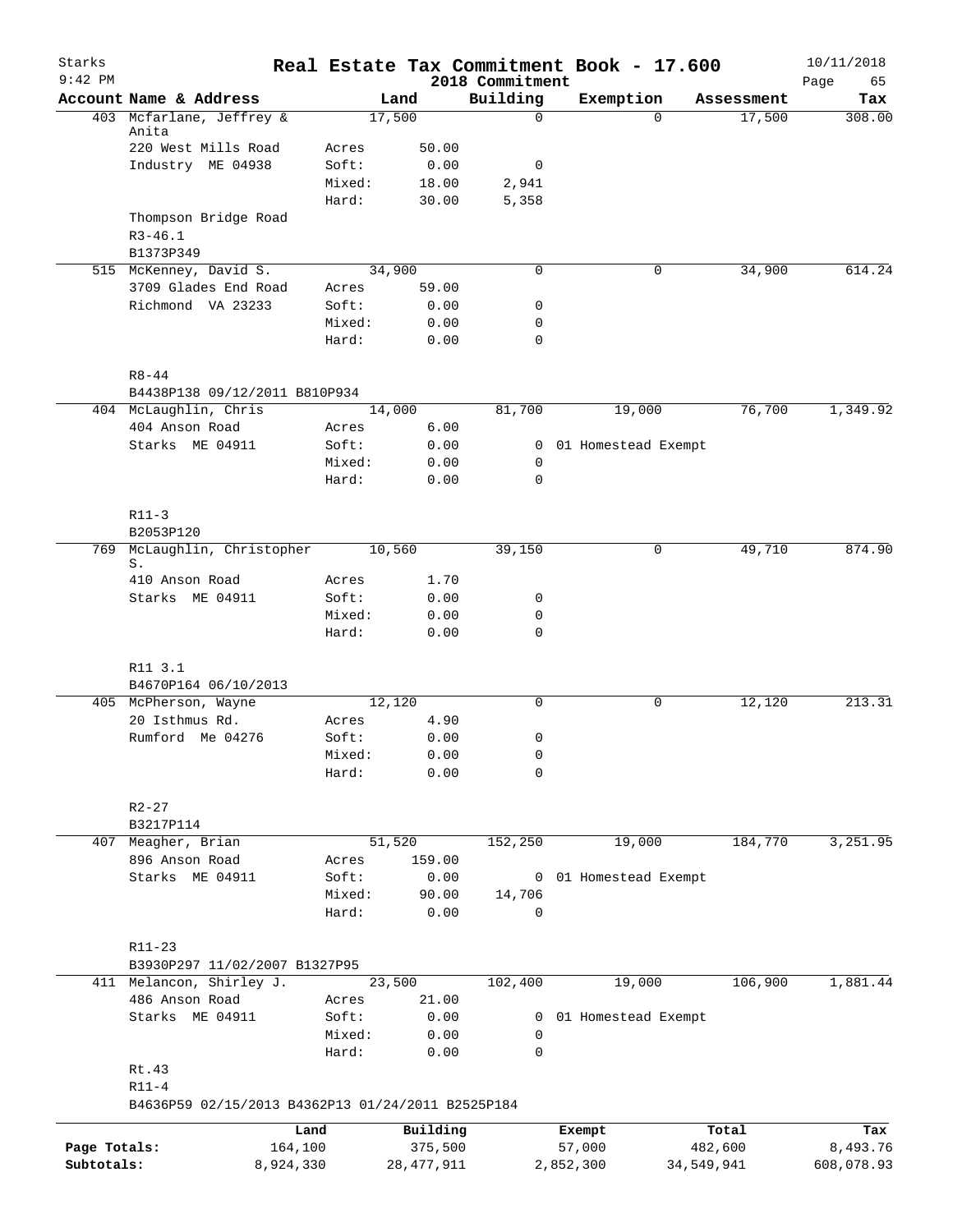# Real Estate Tax Commitment Book - 17.600

Starks
9:42 PM

2018 Commitment

10/11/2018

| Account Name & Address | | Land | Building | Exemption | Assessment | Tax |
|---|---|---|---|---|---|---|
| 403 Mcfarlane, Jeffrey & Anita | | 17,500 | 0 | 0 | 17,500 | 308.00 |
| 220 West Mills Road | Acres | 50.00 | | | | |
| Industry ME 04938 | Soft: | 0.00 | 0 | | | |
| | Mixed: | 18.00 | 2,941 | | | |
| | Hard: | 30.00 | 5,358 | | | |
| Thompson Bridge Road | | | | | | |
| R3-46.1 | | | | | | |
| B1373P349 | | | | | | |
| 515 McKenney, David S. | | 34,900 | 0 | 0 | 34,900 | 614.24 |
| 3709 Glades End Road | Acres | 59.00 | | | | |
| Richmond VA 23233 | Soft: | 0.00 | 0 | | | |
| | Mixed: | 0.00 | 0 | | | |
| | Hard: | 0.00 | 0 | | | |
| R8-44 | | | | | | |
| B4438P138 09/12/2011 B810P934 | | | | | | |
| 404 McLaughlin, Chris | | 14,000 | 81,700 | 19,000 | 76,700 | 1,349.92 |
| 404 Anson Road | Acres | 6.00 | | | | |
| Starks ME 04911 | Soft: | 0.00 | 0 | 01 Homestead Exempt | | |
| | Mixed: | 0.00 | 0 | | | |
| | Hard: | 0.00 | 0 | | | |
| R11-3 | | | | | | |
| B2053P120 | | | | | | |
| 769 McLaughlin, Christopher S. | | 10,560 | 39,150 | 0 | 49,710 | 874.90 |
| 410 Anson Road | Acres | 1.70 | | | | |
| Starks ME 04911 | Soft: | 0.00 | 0 | | | |
| | Mixed: | 0.00 | 0 | | | |
| | Hard: | 0.00 | 0 | | | |
| R11 3.1 | | | | | | |
| B4670P164 06/10/2013 | | | | | | |
| 405 McPherson, Wayne | | 12,120 | 0 | 0 | 12,120 | 213.31 |
| 20 Isthmus Rd. | Acres | 4.90 | | | | |
| Rumford Me 04276 | Soft: | 0.00 | 0 | | | |
| | Mixed: | 0.00 | 0 | | | |
| | Hard: | 0.00 | 0 | | | |
| R2-27 | | | | | | |
| B3217P114 | | | | | | |
| 407 Meagher, Brian | | 51,520 | 152,250 | 19,000 | 184,770 | 3,251.95 |
| 896 Anson Road | Acres | 159.00 | | | | |
| Starks ME 04911 | Soft: | 0.00 | 0 | 01 Homestead Exempt | | |
| | Mixed: | 90.00 | 14,706 | | | |
| | Hard: | 0.00 | 0 | | | |
| R11-23 | | | | | | |
| B3930P297 11/02/2007 B1327P95 | | | | | | |
| 411 Melancon, Shirley J. | | 23,500 | 102,400 | 19,000 | 106,900 | 1,881.44 |
| 486 Anson Road | Acres | 21.00 | | | | |
| Starks ME 04911 | Soft: | 0.00 | 0 | 01 Homestead Exempt | | |
| | Mixed: | 0.00 | 0 | | | |
| | Hard: | 0.00 | 0 | | | |
| Rt.43 | | | | | | |
| R11-4 | | | | | | |
| B4636P59 02/15/2013 B4362P13 01/24/2011 B2525P184 | | | | | | |

| | Land | Building | Exempt | Total | Tax |
|---|---|---|---|---|---|
| Page Totals: | 164,100 | 375,500 | 57,000 | 482,600 | 8,493.76 |
| Subtotals: | 8,924,330 | 28,477,911 | 2,852,300 | 34,549,941 | 608,078.93 |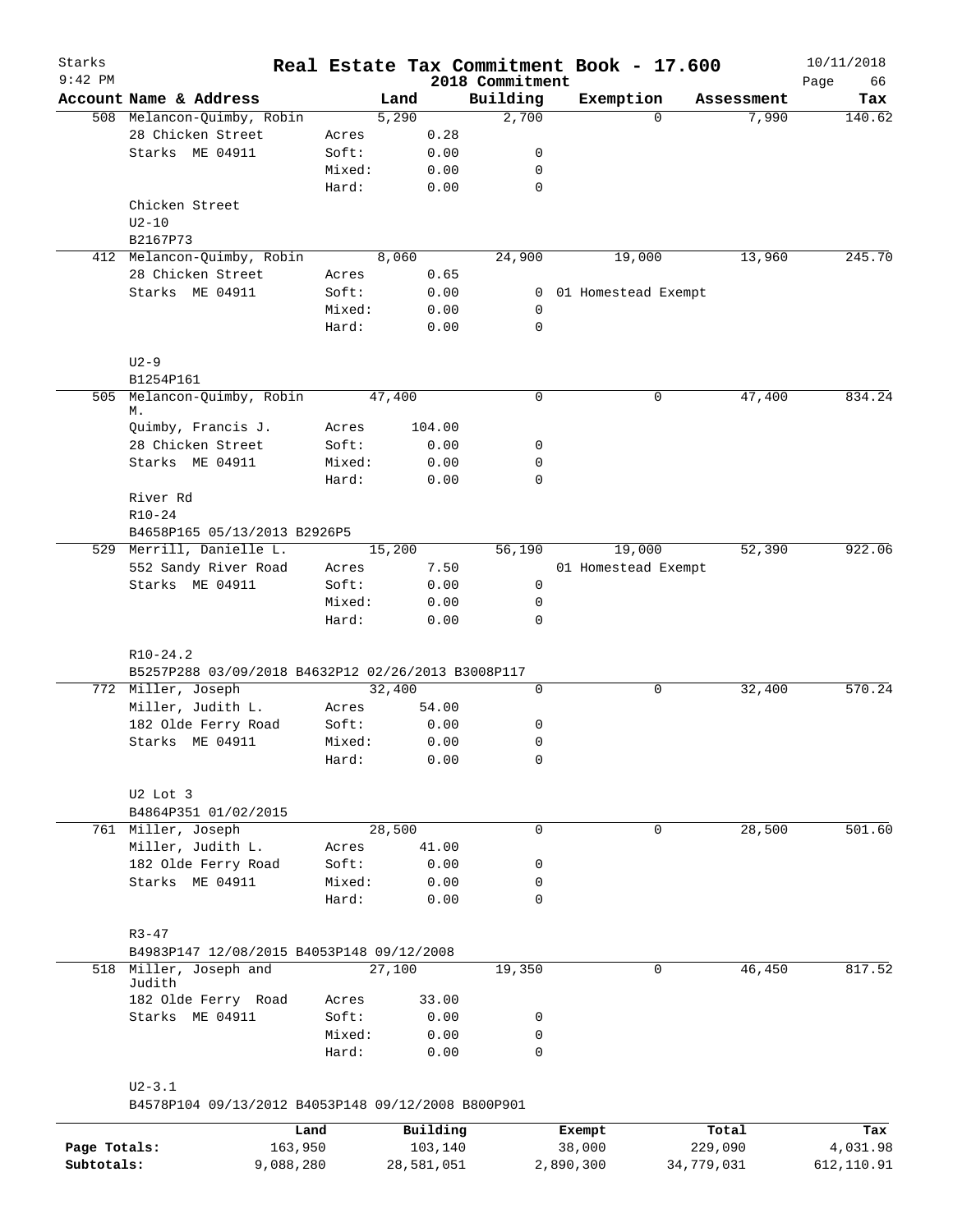Starks 9:42 PM

# Real Estate Tax Commitment Book - 17.600

2018 Commitment

10/11/2018

| Account | Name & Address | | Land | Building | Exemption | Assessment | Tax |
|---|---|---|---|---|---|---|---|
| 508 | Melancon-Quimby, Robin | | 5,290 | 2,700 | 0 | 7,990 | 140.62 |
| | 28 Chicken Street | Acres | 0.28 | | | | |
| | Starks ME 04911 | Soft: | 0.00 | 0 | | | |
| | | Mixed: | 0.00 | 0 | | | |
| | | Hard: | 0.00 | 0 | | | |
| | Chicken Street | | | | | | |
| | U2-10 | | | | | | |
| | B2167P73 | | | | | | |
| 412 | Melancon-Quimby, Robin | | 8,060 | 24,900 | 19,000 | 13,960 | 245.70 |
| | 28 Chicken Street | Acres | 0.65 | | | | |
| | Starks ME 04911 | Soft: | 0.00 | 0 | 01 Homestead Exempt | | |
| | | Mixed: | 0.00 | 0 | | | |
| | | Hard: | 0.00 | 0 | | | |
| | U2-9 | | | | | | |
| | B1254P161 | | | | | | |
| 505 | Melancon-Quimby, Robin M. | | 47,400 | 0 | 0 | 47,400 | 834.24 |
| | Quimby, Francis J. | Acres | 104.00 | | | | |
| | 28 Chicken Street | Soft: | 0.00 | 0 | | | |
| | Starks ME 04911 | Mixed: | 0.00 | 0 | | | |
| | | Hard: | 0.00 | 0 | | | |
| | River Rd | | | | | | |
| | R10-24 | | | | | | |
| | B4658P165 05/13/2013 B2926P5 | | | | | | |
| 529 | Merrill, Danielle L. | | 15,200 | 56,190 | 19,000 | 52,390 | 922.06 |
| | 552 Sandy River Road | Acres | 7.50 | | 01 Homestead Exempt | | |
| | Starks ME 04911 | Soft: | 0.00 | 0 | | | |
| | | Mixed: | 0.00 | 0 | | | |
| | | Hard: | 0.00 | 0 | | | |
| | R10-24.2 | | | | | | |
| | B5257P288 03/09/2018 B4632P12 02/26/2013 B3008P117 | | | | | | |
| 772 | Miller, Joseph | | 32,400 | 0 | 0 | 32,400 | 570.24 |
| | Miller, Judith L. | Acres | 54.00 | | | | |
| | 182 Olde Ferry Road | Soft: | 0.00 | 0 | | | |
| | Starks ME 04911 | Mixed: | 0.00 | 0 | | | |
| | | Hard: | 0.00 | 0 | | | |
| | U2 Lot 3 | | | | | | |
| | B4864P351 01/02/2015 | | | | | | |
| 761 | Miller, Joseph | | 28,500 | 0 | 0 | 28,500 | 501.60 |
| | Miller, Judith L. | Acres | 41.00 | | | | |
| | 182 Olde Ferry Road | Soft: | 0.00 | 0 | | | |
| | Starks ME 04911 | Mixed: | 0.00 | 0 | | | |
| | | Hard: | 0.00 | 0 | | | |
| | R3-47 | | | | | | |
| | B4983P147 12/08/2015 B4053P148 09/12/2008 | | | | | | |
| 518 | Miller, Joseph and Judith | | 27,100 | 19,350 | 0 | 46,450 | 817.52 |
| | 182 Olde Ferry Road | Acres | 33.00 | | | | |
| | Starks ME 04911 | Soft: | 0.00 | 0 | | | |
| | | Mixed: | 0.00 | 0 | | | |
| | | Hard: | 0.00 | 0 | | | |
| | U2-3.1 | | | | | | |
| | B4578P104 09/13/2012 B4053P148 09/12/2008 B800P901 | | | | | | |

| | Land | Building | Exempt | Total | Tax |
|---|---|---|---|---|---|
| Page Totals: | 163,950 | 103,140 | 38,000 | 229,090 | 4,031.98 |
| Subtotals: | 9,088,280 | 28,581,051 | 2,890,300 | 34,779,031 | 612,110.91 |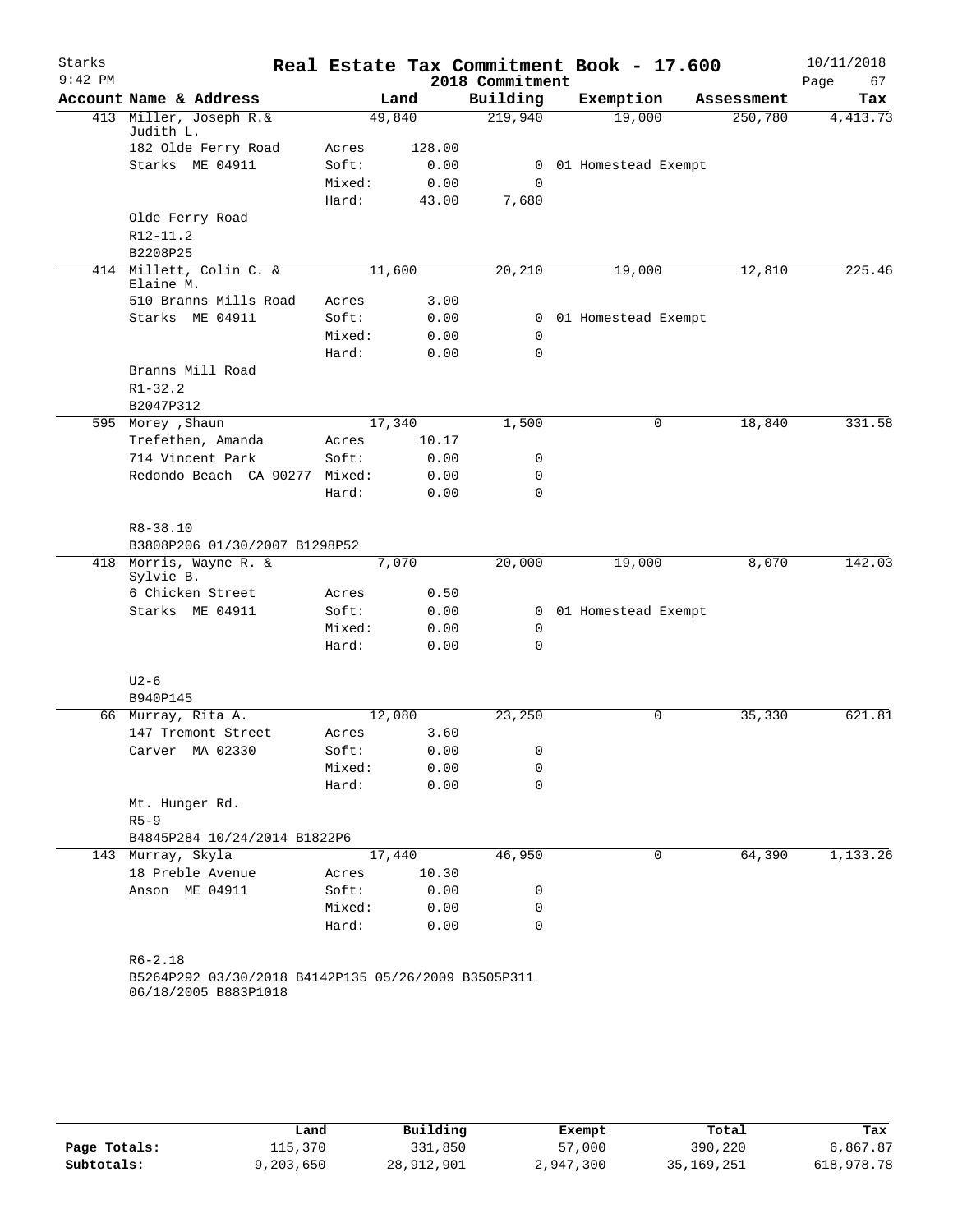Starks 9:42 PM

# Real Estate Tax Commitment Book - 17.600

2018 Commitment

10/11/2018

| Account Name & Address | | Land | Building | Exemption | Assessment | Tax |
|---|---|---|---|---|---|---|
| 413 Miller, Joseph R.& Judith L. | | 49,840 | 219,940 | 19,000 | 250,780 | 4,413.73 |
| 182 Olde Ferry Road | Acres | 128.00 | | | | |
| Starks ME 04911 | Soft: | 0.00 | 0 | 01 Homestead Exempt | | |
| | Mixed: | 0.00 | 0 | | | |
| | Hard: | 43.00 | 7,680 | | | |
| Olde Ferry Road | | | | | | |
| R12-11.2 | | | | | | |
| B2208P25 | | | | | | |
| 414 Millett, Colin C. & Elaine M. | | 11,600 | 20,210 | 19,000 | 12,810 | 225.46 |
| 510 Branns Mills Road | Acres | 3.00 | | | | |
| Starks ME 04911 | Soft: | 0.00 | 0 | 01 Homestead Exempt | | |
| | Mixed: | 0.00 | 0 | | | |
| | Hard: | 0.00 | 0 | | | |
| Branns Mill Road | | | | | | |
| R1-32.2 | | | | | | |
| B2047P312 | | | | | | |
| 595 Morey ,Shaun | | 17,340 | 1,500 | 0 | 18,840 | 331.58 |
| Trefethen, Amanda | Acres | 10.17 | | | | |
| 714 Vincent Park | Soft: | 0.00 | 0 | | | |
| Redondo Beach CA 90277 | Mixed: | 0.00 | 0 | | | |
| | Hard: | 0.00 | 0 | | | |
| R8-38.10 | | | | | | |
| B3808P206 01/30/2007 B1298P52 | | | | | | |
| 418 Morris, Wayne R. & Sylvie B. | | 7,070 | 20,000 | 19,000 | 8,070 | 142.03 |
| 6 Chicken Street | Acres | 0.50 | | | | |
| Starks ME 04911 | Soft: | 0.00 | 0 | 01 Homestead Exempt | | |
| | Mixed: | 0.00 | 0 | | | |
| | Hard: | 0.00 | 0 | | | |
| U2-6 | | | | | | |
| B940P145 | | | | | | |
| 66 Murray, Rita A. | | 12,080 | 23,250 | 0 | 35,330 | 621.81 |
| 147 Tremont Street | Acres | 3.60 | | | | |
| Carver MA 02330 | Soft: | 0.00 | 0 | | | |
| | Mixed: | 0.00 | 0 | | | |
| | Hard: | 0.00 | 0 | | | |
| Mt. Hunger Rd. | | | | | | |
| R5-9 | | | | | | |
| B4845P284 10/24/2014 B1822P6 | | | | | | |
| 143 Murray, Skyla | | 17,440 | 46,950 | 0 | 64,390 | 1,133.26 |
| 18 Preble Avenue | Acres | 10.30 | | | | |
| Anson ME 04911 | Soft: | 0.00 | 0 | | | |
| | Mixed: | 0.00 | 0 | | | |
| | Hard: | 0.00 | 0 | | | |
| R6-2.18 | | | | | | |
| B5264P292 03/30/2018 B4142P135 05/26/2009 B3505P311 06/18/2005 B883P1018 | | | | | | |

| | Land | Building | Exempt | Total | Tax |
|---|---|---|---|---|---|
| Page Totals: | 115,370 | 331,850 | 57,000 | 390,220 | 6,867.87 |
| Subtotals: | 9,203,650 | 28,912,901 | 2,947,300 | 35,169,251 | 618,978.78 |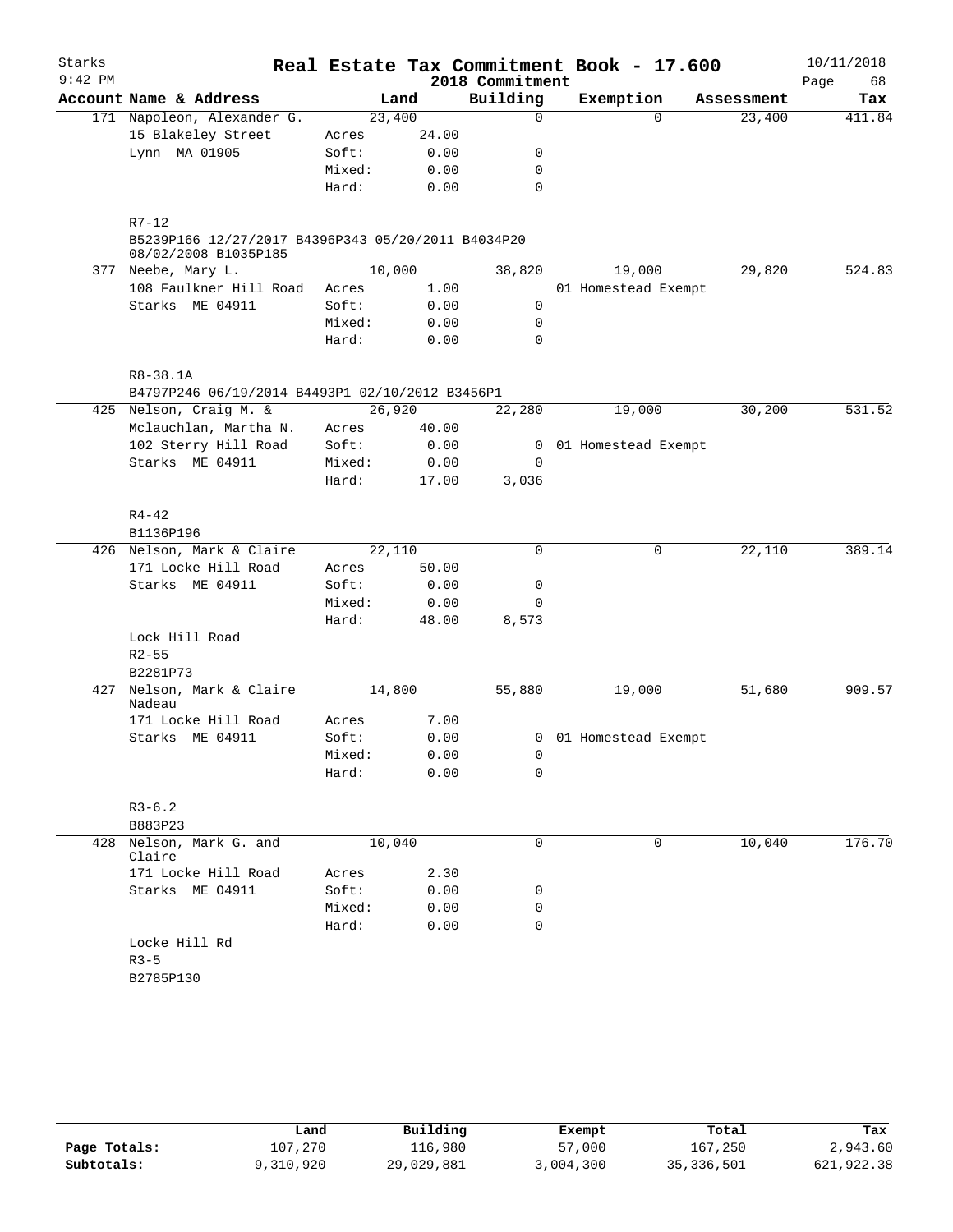# Real Estate Tax Commitment Book - 17.600

Starks
9:42 PM

2018 Commitment

10/11/2018

| Account Name & Address | | Land | Building | Exemption | Assessment | Tax |
|---|---|---|---|---|---|---|
| 171 Napoleon, Alexander G. | | 23,400 | 0 | 0 | 23,400 | 411.84 |
| 15 Blakeley Street | Acres | 24.00 | | | | |
| Lynn MA 01905 | Soft: | 0.00 | 0 | | | |
| | Mixed: | 0.00 | 0 | | | |
| | Hard: | 0.00 | 0 | | | |
| R7-12 | | | | | | |
| B5239P166 12/27/2017 B4396P343 05/20/2011 B4034P20 08/02/2008 B1035P185 | | | | | | |
| 377 Neebe, Mary L. | | 10,000 | 38,820 | 19,000 | 29,820 | 524.83 |
| 108 Faulkner Hill Road | Acres | 1.00 | | 01 Homestead Exempt | | |
| Starks ME 04911 | Soft: | 0.00 | 0 | | | |
| | Mixed: | 0.00 | 0 | | | |
| | Hard: | 0.00 | 0 | | | |
| R8-38.1A | | | | | | |
| B4797P246 06/19/2014 B4493P1 02/10/2012 B3456P1 | | | | | | |
| 425 Nelson, Craig M. & | | 26,920 | 22,280 | 19,000 | 30,200 | 531.52 |
| Mclauchlan, Martha N. | Acres | 40.00 | | | | |
| 102 Sterry Hill Road | Soft: | 0.00 | 0 | 01 Homestead Exempt | | |
| Starks ME 04911 | Mixed: | 0.00 | 0 | | | |
| | Hard: | 17.00 | 3,036 | | | |
| R4-42 | | | | | | |
| B1136P196 | | | | | | |
| 426 Nelson, Mark & Claire | | 22,110 | 0 | 0 | 22,110 | 389.14 |
| 171 Locke Hill Road | Acres | 50.00 | | | | |
| Starks ME 04911 | Soft: | 0.00 | 0 | | | |
| | Mixed: | 0.00 | 0 | | | |
| | Hard: | 48.00 | 8,573 | | | |
| Lock Hill Road | | | | | | |
| R2-55 | | | | | | |
| B2281P73 | | | | | | |
| 427 Nelson, Mark & Claire Nadeau | | 14,800 | 55,880 | 19,000 | 51,680 | 909.57 |
| 171 Locke Hill Road | Acres | 7.00 | | | | |
| Starks ME 04911 | Soft: | 0.00 | 0 | 01 Homestead Exempt | | |
| | Mixed: | 0.00 | 0 | | | |
| | Hard: | 0.00 | 0 | | | |
| R3-6.2 | | | | | | |
| B883P23 | | | | | | |
| 428 Nelson, Mark G. and Claire | | 10,040 | 0 | 0 | 10,040 | 176.70 |
| 171 Locke Hill Road | Acres | 2.30 | | | | |
| Starks ME 04911 | Soft: | 0.00 | 0 | | | |
| | Mixed: | 0.00 | 0 | | | |
| | Hard: | 0.00 | 0 | | | |
| Locke Hill Rd | | | | | | |
| R3-5 | | | | | | |
| B2785P130 | | | | | | |

| | Land | Building | Exempt | Total | Tax |
|---|---|---|---|---|---|
| Page Totals: | 107,270 | 116,980 | 57,000 | 167,250 | 2,943.60 |
| Subtotals: | 9,310,920 | 29,029,881 | 3,004,300 | 35,336,501 | 621,922.38 |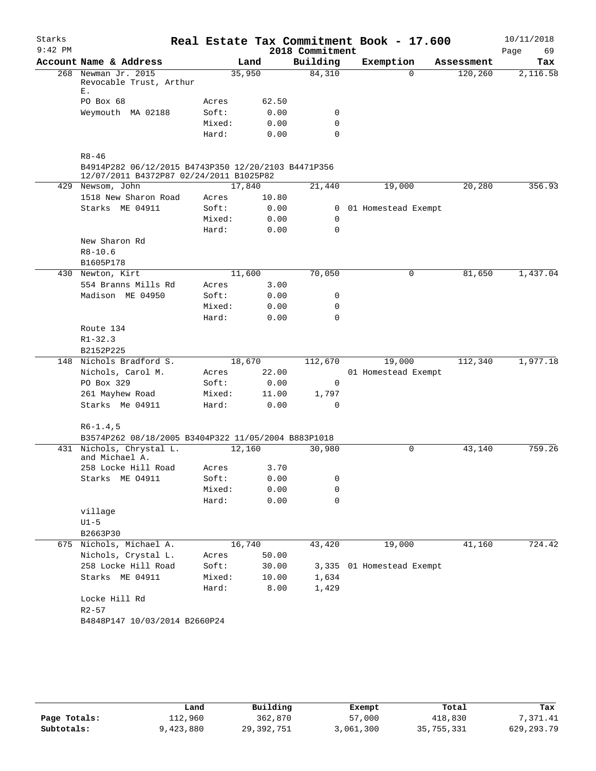# Real Estate Tax Commitment Book - 17.600

Starks 9:42 PM — 2018 Commitment — 10/11/2018

| Account | Name & Address | | Land | Building | Exemption | Assessment | Tax |
|---|---|---|---|---|---|---|---|
| 268 | Newman Jr. 2015 Revocable Trust, Arthur E. | | 35,950 | 84,310 | 0 | 120,260 | 2,116.58 |
| | PO Box 68 | Acres | 62.50 | | | | |
| | Weymouth MA 02188 | Soft: | 0.00 | 0 | | | |
| | | Mixed: | 0.00 | 0 | | | |
| | | Hard: | 0.00 | 0 | | | |
| | R8-46 | | | | | | |
| | B4914P282 06/12/2015 B4743P350 12/20/2103 B4471P356 12/07/2011 B4372P87 02/24/2011 B1025P82 | | | | | | |
| 429 | Newsom, John | | 17,840 | 21,440 | 19,000 | 20,280 | 356.93 |
| | 1518 New Sharon Road | Acres | 10.80 | | | | |
| | Starks ME 04911 | Soft: | 0.00 | 0 | 01 Homestead Exempt | | |
| | | Mixed: | 0.00 | 0 | | | |
| | | Hard: | 0.00 | 0 | | | |
| | New Sharon Rd | | | | | | |
| | R8-10.6 | | | | | | |
| | B1605P178 | | | | | | |
| 430 | Newton, Kirt | | 11,600 | 70,050 | 0 | 81,650 | 1,437.04 |
| | 554 Branns Mills Rd | Acres | 3.00 | | | | |
| | Madison ME 04950 | Soft: | 0.00 | 0 | | | |
| | | Mixed: | 0.00 | 0 | | | |
| | | Hard: | 0.00 | 0 | | | |
| | Route 134 | | | | | | |
| | R1-32.3 | | | | | | |
| | B2152P225 | | | | | | |
| 148 | Nichols Bradford S. | | 18,670 | 112,670 | 19,000 | 112,340 | 1,977.18 |
| | Nichols, Carol M. | Acres | 22.00 | | 01 Homestead Exempt | | |
| | PO Box 329 | Soft: | 0.00 | 0 | | | |
| | 261 Mayhew Road | Mixed: | 11.00 | 1,797 | | | |
| | Starks Me 04911 | Hard: | 0.00 | 0 | | | |
| | R6-1.4,5 | | | | | | |
| | B3574P262 08/18/2005 B3404P322 11/05/2004 B883P1018 | | | | | | |
| 431 | Nichols, Chrystal L. and Michael A. | | 12,160 | 30,980 | 0 | 43,140 | 759.26 |
| | 258 Locke Hill Road | Acres | 3.70 | | | | |
| | Starks ME O4911 | Soft: | 0.00 | 0 | | | |
| | | Mixed: | 0.00 | 0 | | | |
| | | Hard: | 0.00 | 0 | | | |
| | village | | | | | | |
| | U1-5 | | | | | | |
| | B2663P30 | | | | | | |
| 675 | Nichols, Michael A. | | 16,740 | 43,420 | 19,000 | 41,160 | 724.42 |
| | Nichols, Crystal L. | Acres | 50.00 | | | | |
| | 258 Locke Hill Road | Soft: | 30.00 | 3,335 | 01 Homestead Exempt | | |
| | Starks ME 04911 | Mixed: | 10.00 | 1,634 | | | |
| | | Hard: | 8.00 | 1,429 | | | |
| | Locke Hill Rd | | | | | | |
| | R2-57 | | | | | | |
| | B4848P147 10/03/2014 B2660P24 | | | | | | |

| | Land | Building | Exempt | Total | Tax |
|---|---|---|---|---|---|
| Page Totals: | 112,960 | 362,870 | 57,000 | 418,830 | 7,371.41 |
| Subtotals: | 9,423,880 | 29,392,751 | 3,061,300 | 35,755,331 | 629,293.79 |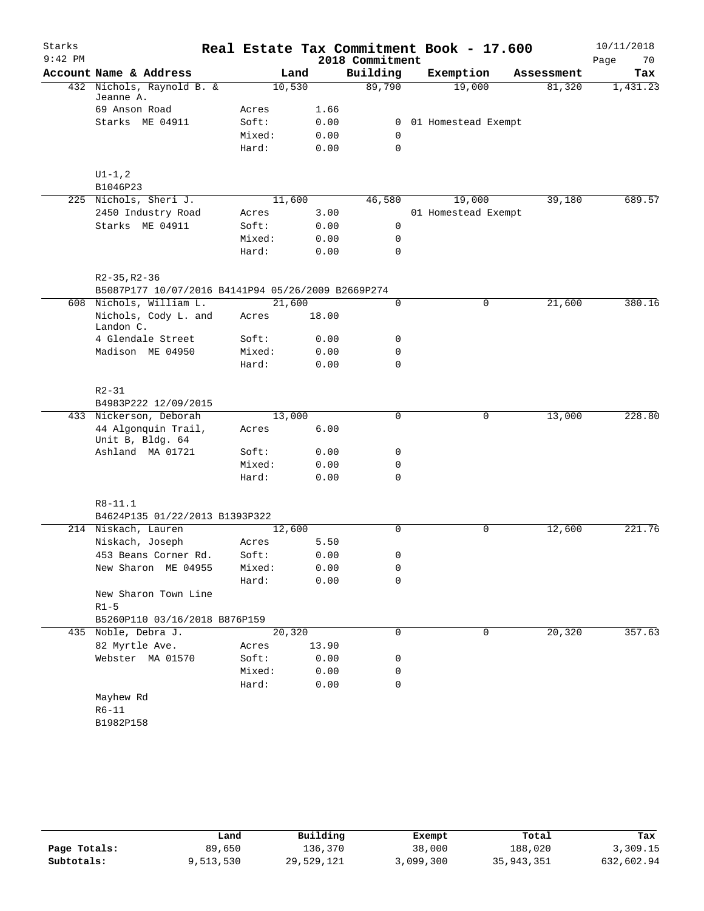Starks
9:42 PM

# Real Estate Tax Commitment Book - 17.600

2018 Commitment

10/11/2018

| Account | Name & Address | | Land | Building | Exemption | Assessment | Tax |
|---|---|---|---|---|---|---|---|
| 432 | Nichols, Raynold B. & Jeanne A. | | 10,530 | 89,790 | 19,000 | 81,320 | 1,431.23 |
| | 69 Anson Road | Acres | 1.66 | | | | |
| | Starks ME 04911 | Soft: | 0.00 | 0 | 01 Homestead Exempt | | |
| | | Mixed: | 0.00 | 0 | | | |
| | | Hard: | 0.00 | 0 | | | |
| | U1-1,2 | | | | | | |
| | B1046P23 | | | | | | |
| 225 | Nichols, Sheri J. | | 11,600 | 46,580 | 19,000 | 39,180 | 689.57 |
| | 2450 Industry Road | Acres | 3.00 | | 01 Homestead Exempt | | |
| | Starks ME 04911 | Soft: | 0.00 | 0 | | | |
| | | Mixed: | 0.00 | 0 | | | |
| | | Hard: | 0.00 | 0 | | | |
| | R2-35,R2-36 | | | | | | |
| | B5087P177 10/07/2016 B4141P94 05/26/2009 B2669P274 | | | | | | |
| 608 | Nichols, William L. | | 21,600 | 0 | 0 | 21,600 | 380.16 |
| | Nichols, Cody L. and Landon C. | Acres | 18.00 | | | | |
| | 4 Glendale Street | Soft: | 0.00 | 0 | | | |
| | Madison ME 04950 | Mixed: | 0.00 | 0 | | | |
| | | Hard: | 0.00 | 0 | | | |
| | R2-31 | | | | | | |
| | B4983P222 12/09/2015 | | | | | | |
| 433 | Nickerson, Deborah | | 13,000 | 0 | 0 | 13,000 | 228.80 |
| | 44 Algonquin Trail, Unit B, Bldg. 64 | Acres | 6.00 | | | | |
| | Ashland MA 01721 | Soft: | 0.00 | 0 | | | |
| | | Mixed: | 0.00 | 0 | | | |
| | | Hard: | 0.00 | 0 | | | |
| | R8-11.1 | | | | | | |
| | B4624P135 01/22/2013 B1393P322 | | | | | | |
| 214 | Niskach, Lauren | | 12,600 | 0 | 0 | 12,600 | 221.76 |
| | Niskach, Joseph | Acres | 5.50 | | | | |
| | 453 Beans Corner Rd. | Soft: | 0.00 | 0 | | | |
| | New Sharon ME 04955 | Mixed: | 0.00 | 0 | | | |
| | | Hard: | 0.00 | 0 | | | |
| | New Sharon Town Line | | | | | | |
| | R1-5 | | | | | | |
| | B5260P110 03/16/2018 B876P159 | | | | | | |
| 435 | Noble, Debra J. | | 20,320 | 0 | 0 | 20,320 | 357.63 |
| | 82 Myrtle Ave. | Acres | 13.90 | | | | |
| | Webster MA 01570 | Soft: | 0.00 | 0 | | | |
| | | Mixed: | 0.00 | 0 | | | |
| | | Hard: | 0.00 | 0 | | | |
| | Mayhew Rd | | | | | | |
| | R6-11 | | | | | | |
| | B1982P158 | | | | | | |

| | Land | Building | Exempt | Total | Tax |
|---|---|---|---|---|---|
| Page Totals: | 89,650 | 136,370 | 38,000 | 188,020 | 3,309.15 |
| Subtotals: | 9,513,530 | 29,529,121 | 3,099,300 | 35,943,351 | 632,602.94 |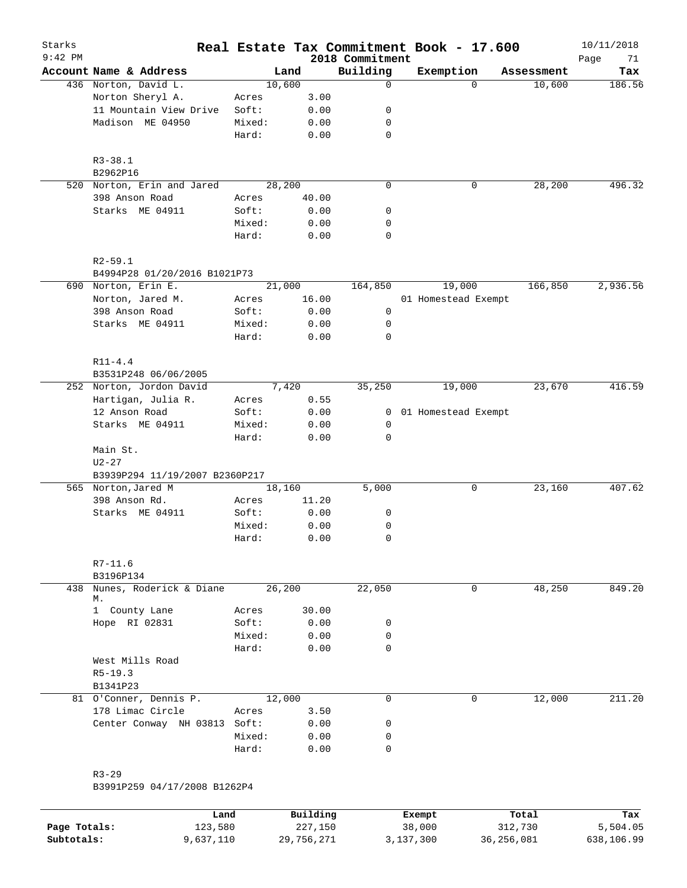# Real Estate Tax Commitment Book - 17.600

Starks
9:42 PM

2018 Commitment

10/11/2018

| Account | Name & Address | | Land | Building | Exemption | Assessment | Tax |
|---|---|---|---|---|---|---|---|
| 436 | Norton, David L. | | 10,600 | 0 | 0 | 10,600 | 186.56 |
| | Norton Sheryl A. | Acres | 3.00 | | | | |
| | 11 Mountain View Drive | Soft: | 0.00 | 0 | | | |
| | Madison ME 04950 | Mixed: | 0.00 | 0 | | | |
| | | Hard: | 0.00 | 0 | | | |
| | R3-38.1 | | | | | | |
| | B2962P16 | | | | | | |
| 520 | Norton, Erin and Jared | | 28,200 | 0 | 0 | 28,200 | 496.32 |
| | 398 Anson Road | Acres | 40.00 | | | | |
| | Starks ME 04911 | Soft: | 0.00 | 0 | | | |
| | | Mixed: | 0.00 | 0 | | | |
| | | Hard: | 0.00 | 0 | | | |
| | R2-59.1 | | | | | | |
| | B4994P28 01/20/2016 B1021P73 | | | | | | |
| 690 | Norton, Erin E. | | 21,000 | 164,850 | 19,000 | 166,850 | 2,936.56 |
| | Norton, Jared M. | Acres | 16.00 | | 01 Homestead Exempt | | |
| | 398 Anson Road | Soft: | 0.00 | 0 | | | |
| | Starks ME 04911 | Mixed: | 0.00 | 0 | | | |
| | | Hard: | 0.00 | 0 | | | |
| | R11-4.4 | | | | | | |
| | B3531P248 06/06/2005 | | | | | | |
| 252 | Norton, Jordon David | | 7,420 | 35,250 | 19,000 | 23,670 | 416.59 |
| | Hartigan, Julia R. | Acres | 0.55 | | | | |
| | 12 Anson Road | Soft: | 0.00 | 0 | 01 Homestead Exempt | | |
| | Starks ME 04911 | Mixed: | 0.00 | 0 | | | |
| | | Hard: | 0.00 | 0 | | | |
| | Main St. | | | | | | |
| | U2-27 | | | | | | |
| | B3939P294 11/19/2007 B2360P217 | | | | | | |
| 565 | Norton,Jared M | | 18,160 | 5,000 | 0 | 23,160 | 407.62 |
| | 398 Anson Rd. | Acres | 11.20 | | | | |
| | Starks ME 04911 | Soft: | 0.00 | 0 | | | |
| | | Mixed: | 0.00 | 0 | | | |
| | | Hard: | 0.00 | 0 | | | |
| | R7-11.6 | | | | | | |
| | B3196P134 | | | | | | |
| 438 | Nunes, Roderick & Diane M. | | 26,200 | 22,050 | 0 | 48,250 | 849.20 |
| | 1 County Lane | Acres | 30.00 | | | | |
| | Hope RI 02831 | Soft: | 0.00 | 0 | | | |
| | | Mixed: | 0.00 | 0 | | | |
| | | Hard: | 0.00 | 0 | | | |
| | West Mills Road | | | | | | |
| | R5-19.3 | | | | | | |
| | B1341P23 | | | | | | |
| 81 | O'Conner, Dennis P. | | 12,000 | 0 | 0 | 12,000 | 211.20 |
| | 178 Limac Circle | Acres | 3.50 | | | | |
| | Center Conway NH 03813 | Soft: | 0.00 | 0 | | | |
| | | Mixed: | 0.00 | 0 | | | |
| | | Hard: | 0.00 | 0 | | | |
| | R3-29 | | | | | | |
| | B3991P259 04/17/2008 B1262P4 | | | | | | |

| | Land | Building | Exempt | Total | Tax |
|---|---|---|---|---|---|
| Page Totals: | 123,580 | 227,150 | 38,000 | 312,730 | 5,504.05 |
| Subtotals: | 9,637,110 | 29,756,271 | 3,137,300 | 36,256,081 | 638,106.99 |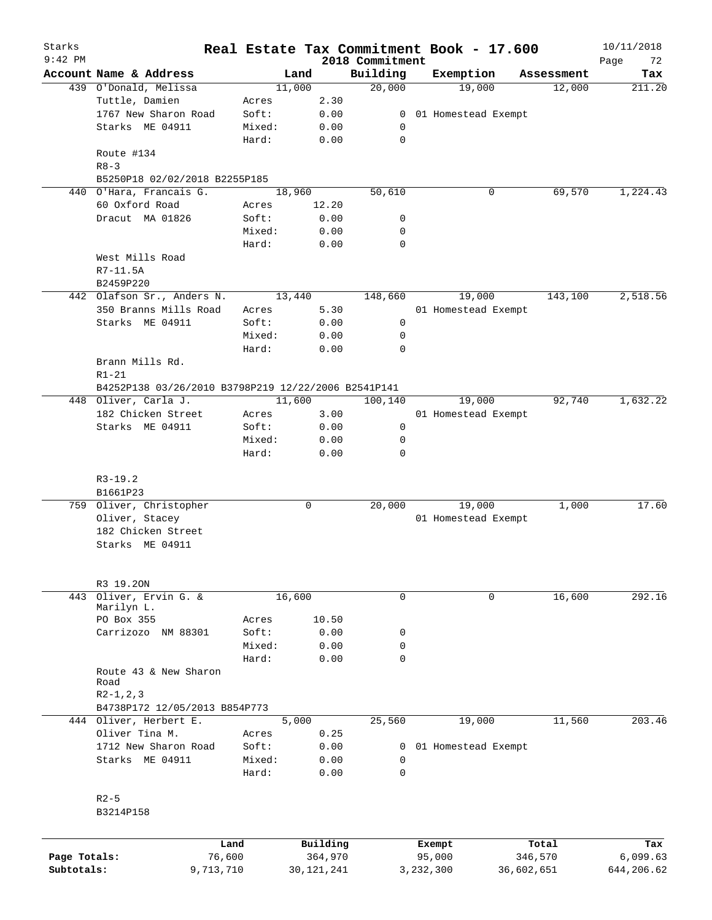# Real Estate Tax Commitment Book - 17.600

Starks
9:42 PM
2018 Commitment
10/11/2018

| Account Name & Address | | Land | Building | Exemption | Assessment | Tax |
|---|---|---|---|---|---|---|
| 439 O'Donald, Melissa | | 11,000 | 20,000 | 19,000 | 12,000 | 211.20 |
| Tuttle, Damien | Acres | 2.30 | | | | |
| 1767 New Sharon Road | Soft: | 0.00 | 0 | 01 Homestead Exempt | | |
| Starks ME 04911 | Mixed: | 0.00 | 0 | | | |
| | Hard: | 0.00 | 0 | | | |
| Route #134 | | | | | | |
| R8-3 | | | | | | |
| B5250P18 02/02/2018 B2255P185 | | | | | | |
| 440 O'Hara, Francais G. | | 18,960 | 50,610 | 0 | 69,570 | 1,224.43 |
| 60 Oxford Road | Acres | 12.20 | | | | |
| Dracut MA 01826 | Soft: | 0.00 | 0 | | | |
| | Mixed: | 0.00 | 0 | | | |
| | Hard: | 0.00 | 0 | | | |
| West Mills Road | | | | | | |
| R7-11.5A | | | | | | |
| B2459P220 | | | | | | |
| 442 Olafson Sr., Anders N. | | 13,440 | 148,660 | 19,000 | 143,100 | 2,518.56 |
| 350 Branns Mills Road | Acres | 5.30 | | 01 Homestead Exempt | | |
| Starks ME 04911 | Soft: | 0.00 | 0 | | | |
| | Mixed: | 0.00 | 0 | | | |
| | Hard: | 0.00 | 0 | | | |
| Brann Mills Rd. | | | | | | |
| R1-21 | | | | | | |
| B4252P138 03/26/2010 B3798P219 12/22/2006 B2541P141 | | | | | | |
| 448 Oliver, Carla J. | | 11,600 | 100,140 | 19,000 | 92,740 | 1,632.22 |
| 182 Chicken Street | Acres | 3.00 | | 01 Homestead Exempt | | |
| Starks ME 04911 | Soft: | 0.00 | 0 | | | |
| | Mixed: | 0.00 | 0 | | | |
| | Hard: | 0.00 | 0 | | | |
| R3-19.2 | | | | | | |
| B1661P23 | | | | | | |
| 759 Oliver, Christopher | | 0 | 20,000 | 19,000 | 1,000 | 17.60 |
| Oliver, Stacey | | | | 01 Homestead Exempt | | |
| 182 Chicken Street | | | | | | |
| Starks ME 04911 | | | | | | |
| R3 19.2ON | | | | | | |
| 443 Oliver, Ervin G. & Marilyn L. | | 16,600 | 0 | 0 | 16,600 | 292.16 |
| PO Box 355 | Acres | 10.50 | | | | |
| Carrizozo NM 88301 | Soft: | 0.00 | 0 | | | |
| | Mixed: | 0.00 | 0 | | | |
| | Hard: | 0.00 | 0 | | | |
| Route 43 & New Sharon Road | | | | | | |
| R2-1,2,3 | | | | | | |
| B4738P172 12/05/2013 B854P773 | | | | | | |
| 444 Oliver, Herbert E. | | 5,000 | 25,560 | 19,000 | 11,560 | 203.46 |
| Oliver Tina M. | Acres | 0.25 | | | | |
| 1712 New Sharon Road | Soft: | 0.00 | 0 | 01 Homestead Exempt | | |
| Starks ME 04911 | Mixed: | 0.00 | 0 | | | |
| | Hard: | 0.00 | 0 | | | |
| R2-5 | | | | | | |
| B3214P158 | | | | | | |

| | Land | Building | Exempt | Total | Tax |
|---|---|---|---|---|---|
| Page Totals: | 76,600 | 364,970 | 95,000 | 346,570 | 6,099.63 |
| Subtotals: | 9,713,710 | 30,121,241 | 3,232,300 | 36,602,651 | 644,206.62 |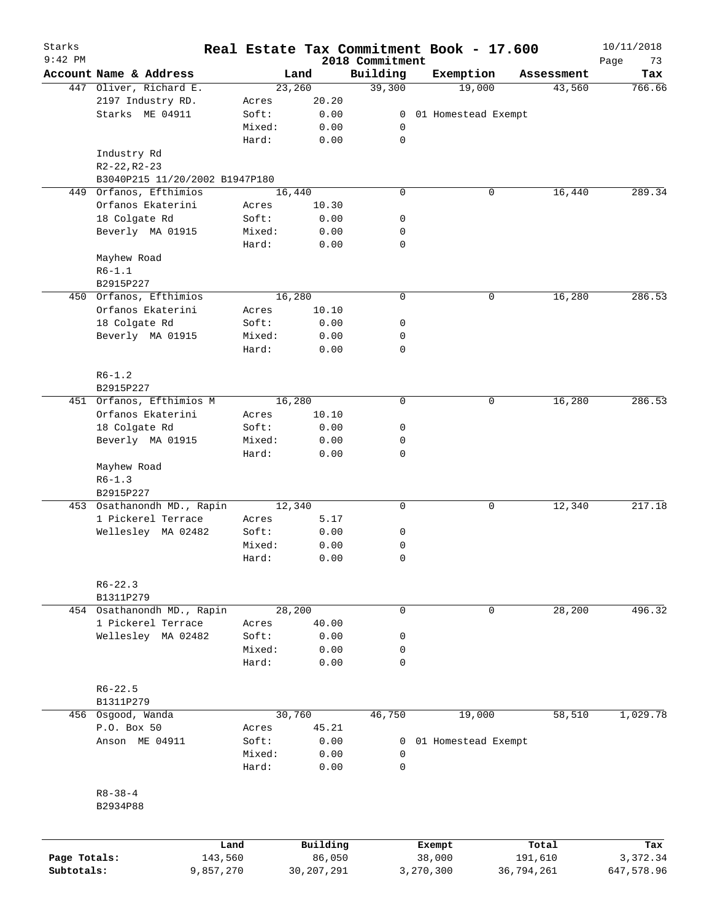# Real Estate Tax Commitment Book - 17.600

Starks 9:42 PM — 2018 Commitment — 10/11/2018

| Account | Name & Address | | Land | Building | Exemption | Assessment | Tax |
|---|---|---|---|---|---|---|---|
| 447 | Oliver, Richard E. | | 23,260 | 39,300 | 19,000 | 43,560 | 766.66 |
| | 2197 Industry RD. | Acres | 20.20 | | | | |
| | Starks ME 04911 | Soft: | 0.00 | 0 | 01 Homestead Exempt | | |
| | | Mixed: | 0.00 | 0 | | | |
| | | Hard: | 0.00 | 0 | | | |
| | Industry Rd | | | | | | |
| | R2-22,R2-23 | | | | | | |
| | B3040P215 11/20/2002 B1947P180 | | | | | | |
| 449 | Orfanos, Efthimios | | 16,440 | 0 | 0 | 16,440 | 289.34 |
| | Orfanos Ekaterini | Acres | 10.30 | | | | |
| | 18 Colgate Rd | Soft: | 0.00 | 0 | | | |
| | Beverly MA 01915 | Mixed: | 0.00 | 0 | | | |
| | | Hard: | 0.00 | 0 | | | |
| | Mayhew Road | | | | | | |
| | R6-1.1 | | | | | | |
| | B2915P227 | | | | | | |
| 450 | Orfanos, Efthimios | | 16,280 | 0 | 0 | 16,280 | 286.53 |
| | Orfanos Ekaterini | Acres | 10.10 | | | | |
| | 18 Colgate Rd | Soft: | 0.00 | 0 | | | |
| | Beverly MA 01915 | Mixed: | 0.00 | 0 | | | |
| | | Hard: | 0.00 | 0 | | | |
| | R6-1.2 | | | | | | |
| | B2915P227 | | | | | | |
| 451 | Orfanos, Efthimios M | | 16,280 | 0 | 0 | 16,280 | 286.53 |
| | Orfanos Ekaterini | Acres | 10.10 | | | | |
| | 18 Colgate Rd | Soft: | 0.00 | 0 | | | |
| | Beverly MA 01915 | Mixed: | 0.00 | 0 | | | |
| | | Hard: | 0.00 | 0 | | | |
| | Mayhew Road | | | | | | |
| | R6-1.3 | | | | | | |
| | B2915P227 | | | | | | |
| 453 | Osathanondh MD., Rapin | | 12,340 | 0 | 0 | 12,340 | 217.18 |
| | 1 Pickerel Terrace | Acres | 5.17 | | | | |
| | Wellesley MA 02482 | Soft: | 0.00 | 0 | | | |
| | | Mixed: | 0.00 | 0 | | | |
| | | Hard: | 0.00 | 0 | | | |
| | R6-22.3 | | | | | | |
| | B1311P279 | | | | | | |
| 454 | Osathanondh MD., Rapin | | 28,200 | 0 | 0 | 28,200 | 496.32 |
| | 1 Pickerel Terrace | Acres | 40.00 | | | | |
| | Wellesley MA 02482 | Soft: | 0.00 | 0 | | | |
| | | Mixed: | 0.00 | 0 | | | |
| | | Hard: | 0.00 | 0 | | | |
| | R6-22.5 | | | | | | |
| | B1311P279 | | | | | | |
| 456 | Osgood, Wanda | | 30,760 | 46,750 | 19,000 | 58,510 | 1,029.78 |
| | P.O. Box 50 | Acres | 45.21 | | | | |
| | Anson ME 04911 | Soft: | 0.00 | 0 | 01 Homestead Exempt | | |
| | | Mixed: | 0.00 | 0 | | | |
| | | Hard: | 0.00 | 0 | | | |
| | R8-38-4 | | | | | | |
| | B2934P88 | | | | | | |

| | Land | Building | Exempt | Total | Tax |
|---|---|---|---|---|---|
| Page Totals: | 143,560 | 86,050 | 38,000 | 191,610 | 3,372.34 |
| Subtotals: | 9,857,270 | 30,207,291 | 3,270,300 | 36,794,261 | 647,578.96 |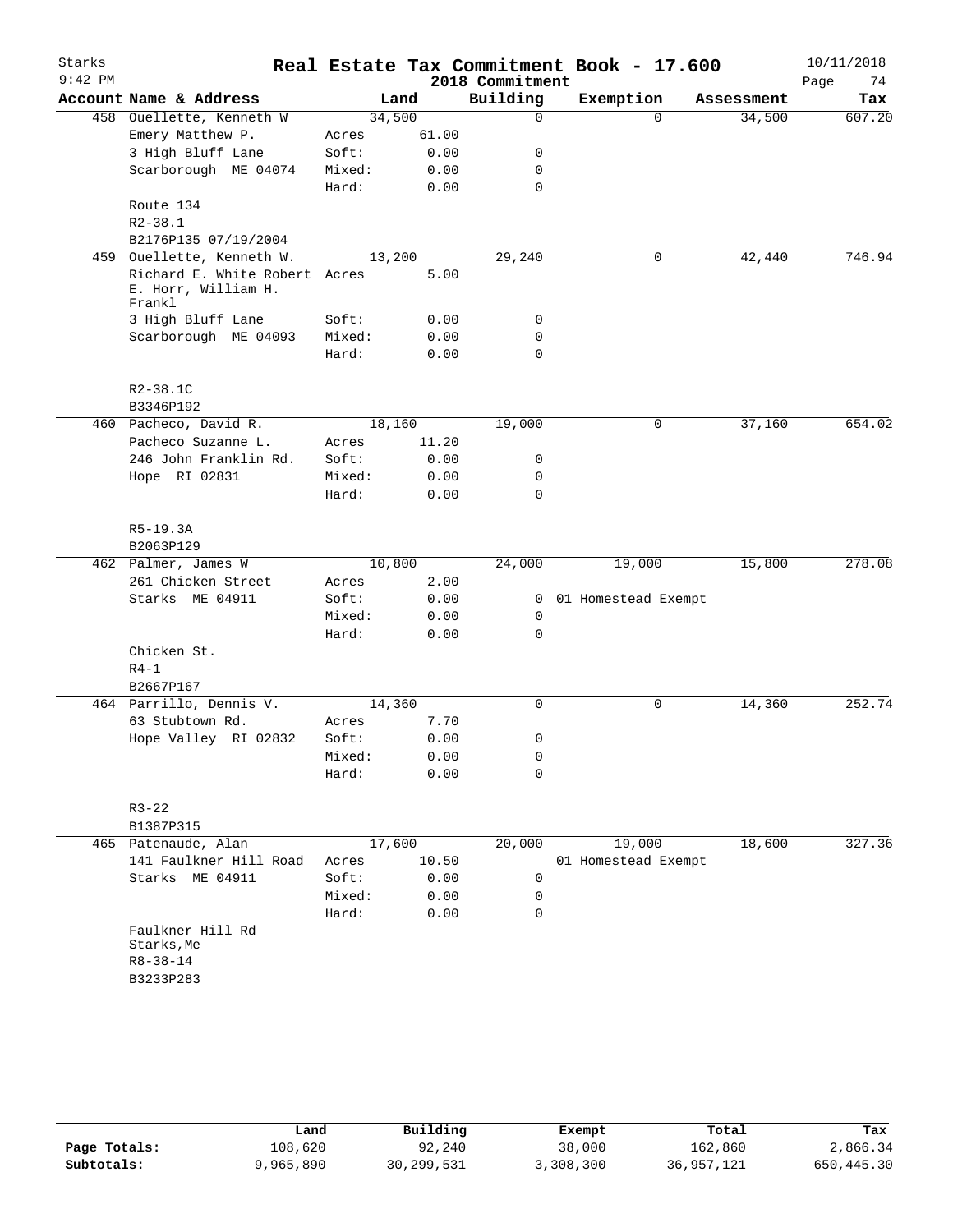# Real Estate Tax Commitment Book - 17.600

Starks
9:42 PM

2018 Commitment

10/11/2018

| Account | Name & Address | Land | | Building | Exemption | Assessment | Tax |
|---|---|---|---|---|---|---|---|
| 458 | Ouellette, Kenneth W | | 34,500 | 0 | 0 | 34,500 | 607.20 |
| | Emery Matthew P. | Acres | 61.00 | | | | |
| | 3 High Bluff Lane | Soft: | 0.00 | 0 | | | |
| | Scarborough ME 04074 | Mixed: | 0.00 | 0 | | | |
| | | Hard: | 0.00 | 0 | | | |
| | Route 134 | | | | | | |
| | R2-38.1 | | | | | | |
| | B2176P135 07/19/2004 | | | | | | |
| 459 | Ouellette, Kenneth W. | | 13,200 | 29,240 | 0 | 42,440 | 746.94 |
| | Richard E. White Robert E. Horr, William H. Frankl | Acres | 5.00 | | | | |
| | 3 High Bluff Lane | Soft: | 0.00 | 0 | | | |
| | Scarborough ME 04093 | Mixed: | 0.00 | 0 | | | |
| | | Hard: | 0.00 | 0 | | | |
| | R2-38.1C | | | | | | |
| | B3346P192 | | | | | | |
| 460 | Pacheco, David R. | | 18,160 | 19,000 | 0 | 37,160 | 654.02 |
| | Pacheco Suzanne L. | Acres | 11.20 | | | | |
| | 246 John Franklin Rd. | Soft: | 0.00 | 0 | | | |
| | Hope RI 02831 | Mixed: | 0.00 | 0 | | | |
| | | Hard: | 0.00 | 0 | | | |
| | R5-19.3A | | | | | | |
| | B2063P129 | | | | | | |
| 462 | Palmer, James W | | 10,800 | 24,000 | 19,000 | 15,800 | 278.08 |
| | 261 Chicken Street | Acres | 2.00 | | | | |
| | Starks ME 04911 | Soft: | 0.00 | 0 | 01 Homestead Exempt | | |
| | | Mixed: | 0.00 | 0 | | | |
| | | Hard: | 0.00 | 0 | | | |
| | Chicken St. | | | | | | |
| | R4-1 | | | | | | |
| | B2667P167 | | | | | | |
| 464 | Parrillo, Dennis V. | | 14,360 | 0 | 0 | 14,360 | 252.74 |
| | 63 Stubtown Rd. | Acres | 7.70 | | | | |
| | Hope Valley RI 02832 | Soft: | 0.00 | 0 | | | |
| | | Mixed: | 0.00 | 0 | | | |
| | | Hard: | 0.00 | 0 | | | |
| | R3-22 | | | | | | |
| | B1387P315 | | | | | | |
| 465 | Patenaude, Alan | | 17,600 | 20,000 | 19,000 | 18,600 | 327.36 |
| | 141 Faulkner Hill Road | Acres | 10.50 | | 01 Homestead Exempt | | |
| | Starks ME 04911 | Soft: | 0.00 | 0 | | | |
| | | Mixed: | 0.00 | 0 | | | |
| | | Hard: | 0.00 | 0 | | | |
| | Faulkner Hill Rd Starks,Me | | | | | | |
| | R8-38-14 | | | | | | |
| | B3233P283 | | | | | | |

| | Land | Building | Exempt | Total | Tax |
|---|---|---|---|---|---|
| Page Totals: | 108,620 | 92,240 | 38,000 | 162,860 | 2,866.34 |
| Subtotals: | 9,965,890 | 30,299,531 | 3,308,300 | 36,957,121 | 650,445.30 |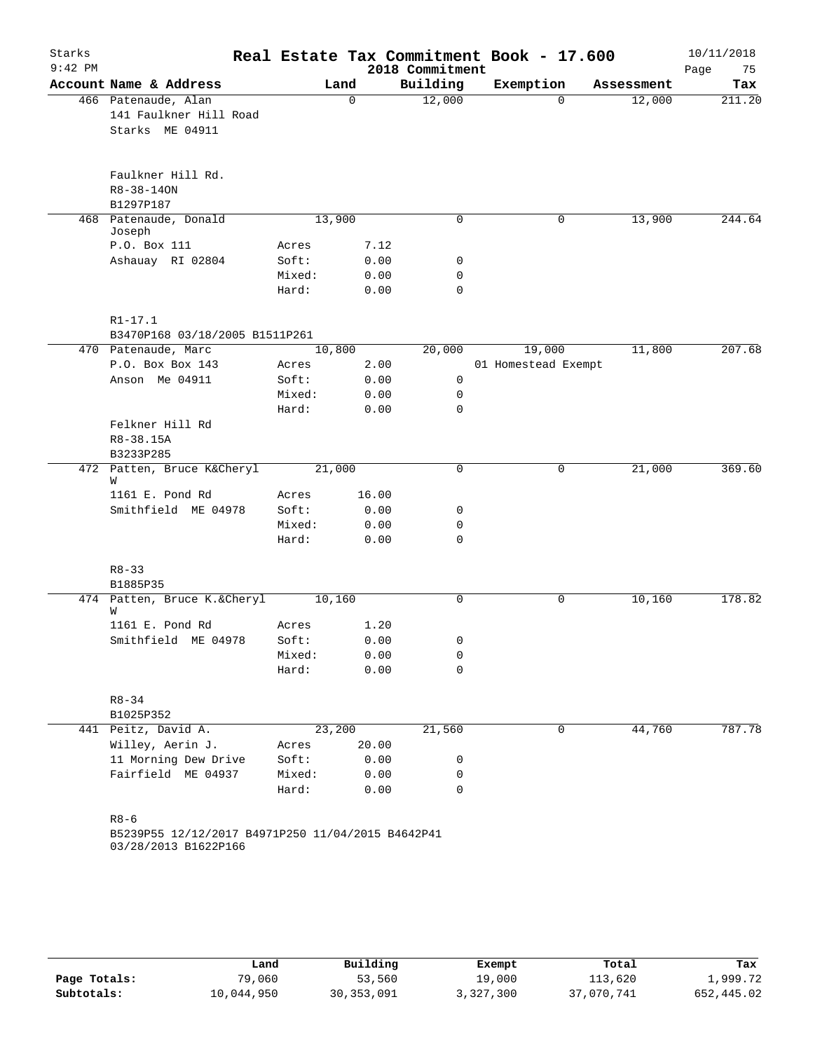# Real Estate Tax Commitment Book - 17.600

Starks
9:42 PM

2018 Commitment

10/11/2018
Page 75

| Account Name & Address | | Land | Building | Exemption | Assessment | Tax |
|---|---|---|---|---|---|---|
| 466 Patenaude, Alan | | 0 | 12,000 | 0 | 12,000 | 211.20 |
| 141 Faulkner Hill Road | | | | | | |
| Starks ME 04911 | | | | | | |
| Faulkner Hill Rd. | | | | | | |
| R8-38-14ON | | | | | | |
| B1297P187 | | | | | | |
| 468 Patenaude, Donald Joseph | | 13,900 | 0 | 0 | 13,900 | 244.64 |
| P.O. Box 111 | Acres | 7.12 | | | | |
| Ashauay RI 02804 | Soft: | 0.00 | 0 | | | |
| | Mixed: | 0.00 | 0 | | | |
| | Hard: | 0.00 | 0 | | | |
| R1-17.1 | | | | | | |
| B3470P168 03/18/2005 B1511P261 | | | | | | |
| 470 Patenaude, Marc | | 10,800 | 20,000 | 19,000 | 11,800 | 207.68 |
| P.O. Box Box 143 | Acres | 2.00 | | 01 Homestead Exempt | | |
| Anson Me 04911 | Soft: | 0.00 | 0 | | | |
| | Mixed: | 0.00 | 0 | | | |
| | Hard: | 0.00 | 0 | | | |
| Felkner Hill Rd | | | | | | |
| R8-38.15A | | | | | | |
| B3233P285 | | | | | | |
| 472 Patten, Bruce K&Cheryl W | | 21,000 | 0 | 0 | 21,000 | 369.60 |
| 1161 E. Pond Rd | Acres | 16.00 | | | | |
| Smithfield ME 04978 | Soft: | 0.00 | 0 | | | |
| | Mixed: | 0.00 | 0 | | | |
| | Hard: | 0.00 | 0 | | | |
| R8-33 | | | | | | |
| B1885P35 | | | | | | |
| 474 Patten, Bruce K.&Cheryl W | | 10,160 | 0 | 0 | 10,160 | 178.82 |
| 1161 E. Pond Rd | Acres | 1.20 | | | | |
| Smithfield ME 04978 | Soft: | 0.00 | 0 | | | |
| | Mixed: | 0.00 | 0 | | | |
| | Hard: | 0.00 | 0 | | | |
| R8-34 | | | | | | |
| B1025P352 | | | | | | |
| 441 Peitz, David A. | | 23,200 | 21,560 | 0 | 44,760 | 787.78 |
| Willey, Aerin J. | Acres | 20.00 | | | | |
| 11 Morning Dew Drive | Soft: | 0.00 | 0 | | | |
| Fairfield ME 04937 | Mixed: | 0.00 | 0 | | | |
| | Hard: | 0.00 | 0 | | | |
| R8-6 | | | | | | |
| B5239P55 12/12/2017 B4971P250 11/04/2015 B4642P41 03/28/2013 B1622P166 | | | | | | |

| | Land | Building | Exempt | Total | Tax |
|---|---|---|---|---|---|
| **Page Totals:** | 79,060 | 53,560 | 19,000 | 113,620 | 1,999.72 |
| **Subtotals:** | 10,044,950 | 30,353,091 | 3,327,300 | 37,070,741 | 652,445.02 |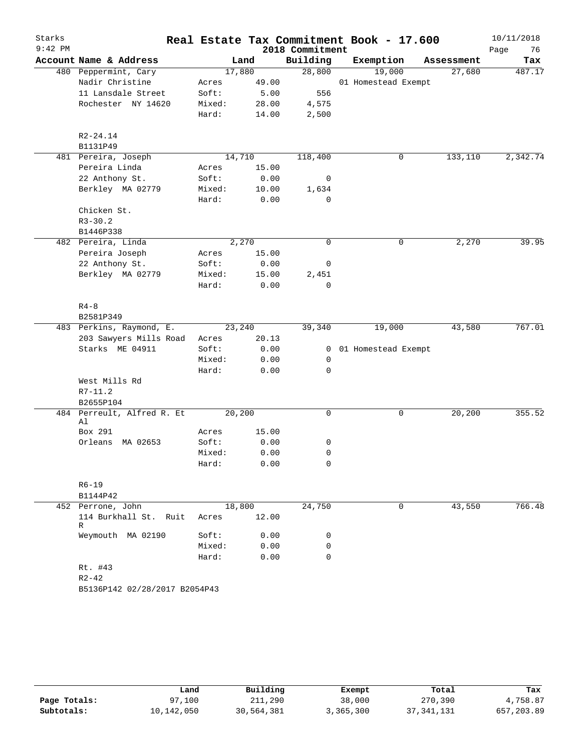# Real Estate Tax Commitment Book - 17.600

Starks 9:42 PM — 2018 Commitment — 10/11/2018

| Account Name & Address | | Land | Building | Exemption | Assessment | Tax |
|---|---|---|---|---|---|---|
| 480 Peppermint, Cary | | 17,880 | 28,800 | 19,000 | 27,680 | 487.17 |
| Nadir Christine | Acres | 49.00 | | 01 Homestead Exempt | | |
| 11 Lansdale Street | Soft: | 5.00 | 556 | | | |
| Rochester NY 14620 | Mixed: | 28.00 | 4,575 | | | |
| | Hard: | 14.00 | 2,500 | | | |
| R2-24.14 | | | | | | |
| B1131P49 | | | | | | |
| 481 Pereira, Joseph | | 14,710 | 118,400 | 0 | 133,110 | 2,342.74 |
| Pereira Linda | Acres | 15.00 | | | | |
| 22 Anthony St. | Soft: | 0.00 | 0 | | | |
| Berkley MA 02779 | Mixed: | 10.00 | 1,634 | | | |
| | Hard: | 0.00 | 0 | | | |
| Chicken St. | | | | | | |
| R3-30.2 | | | | | | |
| B1446P338 | | | | | | |
| 482 Pereira, Linda | | 2,270 | 0 | 0 | 2,270 | 39.95 |
| Pereira Joseph | Acres | 15.00 | | | | |
| 22 Anthony St. | Soft: | 0.00 | 0 | | | |
| Berkley MA 02779 | Mixed: | 15.00 | 2,451 | | | |
| | Hard: | 0.00 | 0 | | | |
| R4-8 | | | | | | |
| B2581P349 | | | | | | |
| 483 Perkins, Raymond, E. | | 23,240 | 39,340 | 19,000 | 43,580 | 767.01 |
| 203 Sawyers Mills Road | Acres | 20.13 | | | | |
| Starks ME 04911 | Soft: | 0.00 | 0 | 01 Homestead Exempt | | |
| | Mixed: | 0.00 | 0 | | | |
| | Hard: | 0.00 | 0 | | | |
| West Mills Rd | | | | | | |
| R7-11.2 | | | | | | |
| B2655P104 | | | | | | |
| 484 Perreult, Alfred R. Et Al | | 20,200 | 0 | 0 | 20,200 | 355.52 |
| Box 291 | Acres | 15.00 | | | | |
| Orleans MA 02653 | Soft: | 0.00 | 0 | | | |
| | Mixed: | 0.00 | 0 | | | |
| | Hard: | 0.00 | 0 | | | |
| R6-19 | | | | | | |
| B1144P42 | | | | | | |
| 452 Perrone, John | | 18,800 | 24,750 | 0 | 43,550 | 766.48 |
| 114 Burkhall St. Ruit R | Acres | 12.00 | | | | |
| Weymouth MA 02190 | Soft: | 0.00 | 0 | | | |
| | Mixed: | 0.00 | 0 | | | |
| | Hard: | 0.00 | 0 | | | |
| Rt. #43 | | | | | | |
| R2-42 | | | | | | |
| B5136P142 02/28/2017 B2054P43 | | | | | | |

| | Land | Building | Exempt | Total | Tax |
|---|---|---|---|---|---|
| Page Totals: | 97,100 | 211,290 | 38,000 | 270,390 | 4,758.87 |
| Subtotals: | 10,142,050 | 30,564,381 | 3,365,300 | 37,341,131 | 657,203.89 |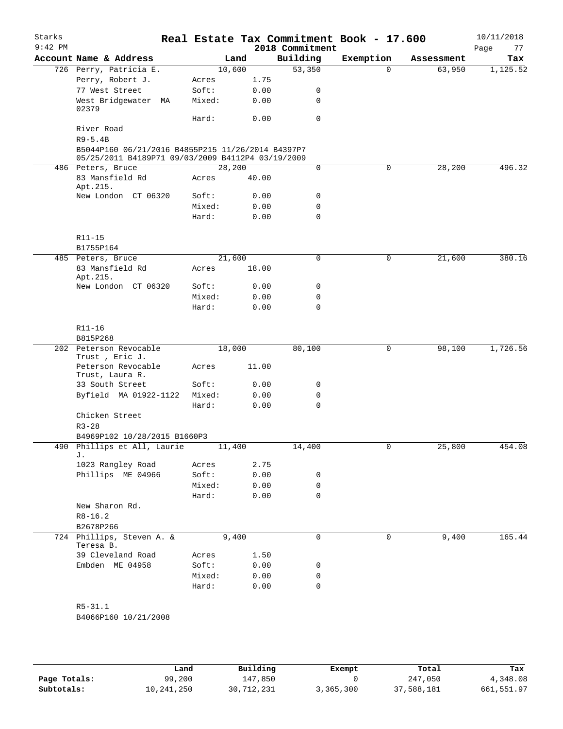# Real Estate Tax Commitment Book - 17.600

Starks
9:42 PM

2018 Commitment

10/11/2018

| Account Name & Address | | Land | Building | Exemption | Assessment | Tax |
|---|---|---|---|---|---|---|
| 726 Perry, Patricia E. | | 10,600 | 53,350 | 0 | 63,950 | 1,125.52 |
| Perry, Robert J. | Acres | 1.75 | | | | |
| 77 West Street | Soft: | 0.00 | 0 | | | |
| West Bridgewater MA 02379 | Mixed: | 0.00 | 0 | | | |
| | Hard: | 0.00 | 0 | | | |
| River Road | | | | | | |
| R9-5.4B | | | | | | |
| B5044P160 06/21/2016 B4855P215 11/26/2014 B4397P7 05/25/2011 B4189P71 09/03/2009 B4112P4 03/19/2009 | | | | | | |
| 486 Peters, Bruce | | 28,200 | 0 | 0 | 28,200 | 496.32 |
| 83 Mansfield Rd Apt.215. | Acres | 40.00 | | | | |
| New London CT 06320 | Soft: | 0.00 | 0 | | | |
| | Mixed: | 0.00 | 0 | | | |
| | Hard: | 0.00 | 0 | | | |
| R11-15 | | | | | | |
| B1755P164 | | | | | | |
| 485 Peters, Bruce | | 21,600 | 0 | 0 | 21,600 | 380.16 |
| 83 Mansfield Rd Apt.215. | Acres | 18.00 | | | | |
| New London CT 06320 | Soft: | 0.00 | 0 | | | |
| | Mixed: | 0.00 | 0 | | | |
| | Hard: | 0.00 | 0 | | | |
| R11-16 | | | | | | |
| B815P268 | | | | | | |
| 202 Peterson Revocable Trust , Eric J. | | 18,000 | 80,100 | 0 | 98,100 | 1,726.56 |
| Peterson Revocable Trust, Laura R. | Acres | 11.00 | | | | |
| 33 South Street | Soft: | 0.00 | 0 | | | |
| Byfield MA 01922-1122 | Mixed: | 0.00 | 0 | | | |
| | Hard: | 0.00 | 0 | | | |
| Chicken Street | | | | | | |
| R3-28 | | | | | | |
| B4969P102 10/28/2015 B1660P3 | | | | | | |
| 490 Phillips et All, Laurie J. | | 11,400 | 14,400 | 0 | 25,800 | 454.08 |
| 1023 Rangley Road | Acres | 2.75 | | | | |
| Phillips ME 04966 | Soft: | 0.00 | 0 | | | |
| | Mixed: | 0.00 | 0 | | | |
| | Hard: | 0.00 | 0 | | | |
| New Sharon Rd. | | | | | | |
| R8-16.2 | | | | | | |
| B2678P266 | | | | | | |
| 724 Phillips, Steven A. & Teresa B. | | 9,400 | 0 | 0 | 9,400 | 165.44 |
| 39 Cleveland Road | Acres | 1.50 | | | | |
| Embden ME 04958 | Soft: | 0.00 | 0 | | | |
| | Mixed: | 0.00 | 0 | | | |
| | Hard: | 0.00 | 0 | | | |
| R5-31.1 | | | | | | |
| B4066P160 10/21/2008 | | | | | | |

| | Land | Building | Exempt | Total | Tax |
|---|---|---|---|---|---|
| Page Totals: | 99,200 | 147,850 | 0 | 247,050 | 4,348.08 |
| Subtotals: | 10,241,250 | 30,712,231 | 3,365,300 | 37,588,181 | 661,551.97 |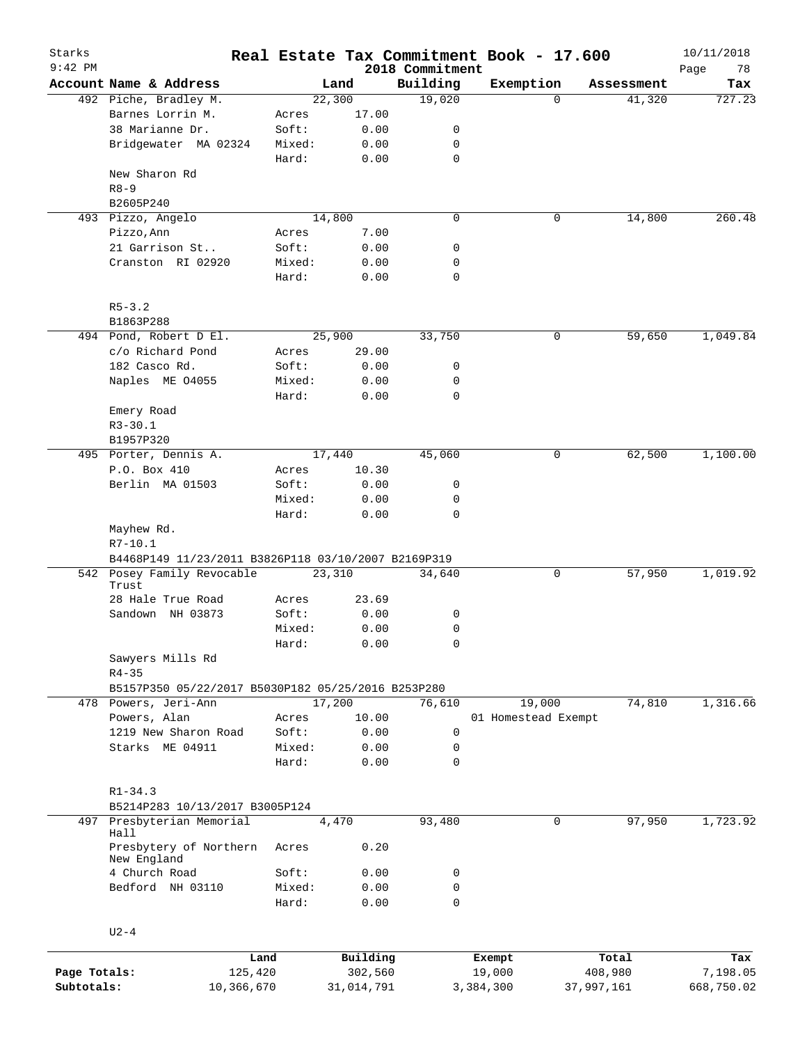# Real Estate Tax Commitment Book - 17.600

Starks
9:42 PM

2018 Commitment

10/11/2018

| Account Name & Address | | Land | Building | Exemption | Assessment | Tax |
|---|---|---|---|---|---|---|
| 492 Piche, Bradley M. | | 22,300 | 19,020 | 0 | 41,320 | 727.23 |
| Barnes Lorrin M. | Acres | 17.00 | | | | |
| 38 Marianne Dr. | Soft: | 0.00 | 0 | | | |
| Bridgewater MA 02324 | Mixed: | 0.00 | 0 | | | |
| | Hard: | 0.00 | 0 | | | |
| New Sharon Rd | | | | | | |
| R8-9 | | | | | | |
| B2605P240 | | | | | | |
| 493 Pizzo, Angelo | | 14,800 | 0 | 0 | 14,800 | 260.48 |
| Pizzo,Ann | Acres | 7.00 | | | | |
| 21 Garrison St.. | Soft: | 0.00 | 0 | | | |
| Cranston RI 02920 | Mixed: | 0.00 | 0 | | | |
| | Hard: | 0.00 | 0 | | | |
| R5-3.2 | | | | | | |
| B1863P288 | | | | | | |
| 494 Pond, Robert D El. | | 25,900 | 33,750 | 0 | 59,650 | 1,049.84 |
| c/o Richard Pond | Acres | 29.00 | | | | |
| 182 Casco Rd. | Soft: | 0.00 | 0 | | | |
| Naples ME 04055 | Mixed: | 0.00 | 0 | | | |
| | Hard: | 0.00 | 0 | | | |
| Emery Road | | | | | | |
| R3-30.1 | | | | | | |
| B1957P320 | | | | | | |
| 495 Porter, Dennis A. | | 17,440 | 45,060 | 0 | 62,500 | 1,100.00 |
| P.O. Box 410 | Acres | 10.30 | | | | |
| Berlin MA 01503 | Soft: | 0.00 | 0 | | | |
| | Mixed: | 0.00 | 0 | | | |
| | Hard: | 0.00 | 0 | | | |
| Mayhew Rd. | | | | | | |
| R7-10.1 | | | | | | |
| B4468P149 11/23/2011 B3826P118 03/10/2007 B2169P319 | | | | | | |
| 542 Posey Family Revocable Trust | | 23,310 | 34,640 | 0 | 57,950 | 1,019.92 |
| 28 Hale True Road | Acres | 23.69 | | | | |
| Sandown NH 03873 | Soft: | 0.00 | 0 | | | |
| | Mixed: | 0.00 | 0 | | | |
| | Hard: | 0.00 | 0 | | | |
| Sawyers Mills Rd | | | | | | |
| R4-35 | | | | | | |
| B5157P350 05/22/2017 B5030P182 05/25/2016 B253P280 | | | | | | |
| 478 Powers, Jeri-Ann | | 17,200 | 76,610 | 19,000 | 74,810 | 1,316.66 |
| Powers, Alan | Acres | 10.00 | | 01 Homestead Exempt | | |
| 1219 New Sharon Road | Soft: | 0.00 | 0 | | | |
| Starks ME 04911 | Mixed: | 0.00 | 0 | | | |
| | Hard: | 0.00 | 0 | | | |
| R1-34.3 | | | | | | |
| B5214P283 10/13/2017 B3005P124 | | | | | | |
| 497 Presbyterian Memorial Hall | | 4,470 | 93,480 | 0 | 97,950 | 1,723.92 |
| Presbytery of Northern New England | Acres | 0.20 | | | | |
| 4 Church Road | Soft: | 0.00 | 0 | | | |
| Bedford NH 03110 | Mixed: | 0.00 | 0 | | | |
| | Hard: | 0.00 | 0 | | | |
| U2-4 | | | | | | |

| | Land | Building | Exempt | Total | Tax |
|---|---|---|---|---|---|
| Page Totals: | 125,420 | 302,560 | 19,000 | 408,980 | 7,198.05 |
| Subtotals: | 10,366,670 | 31,014,791 | 3,384,300 | 37,997,161 | 668,750.02 |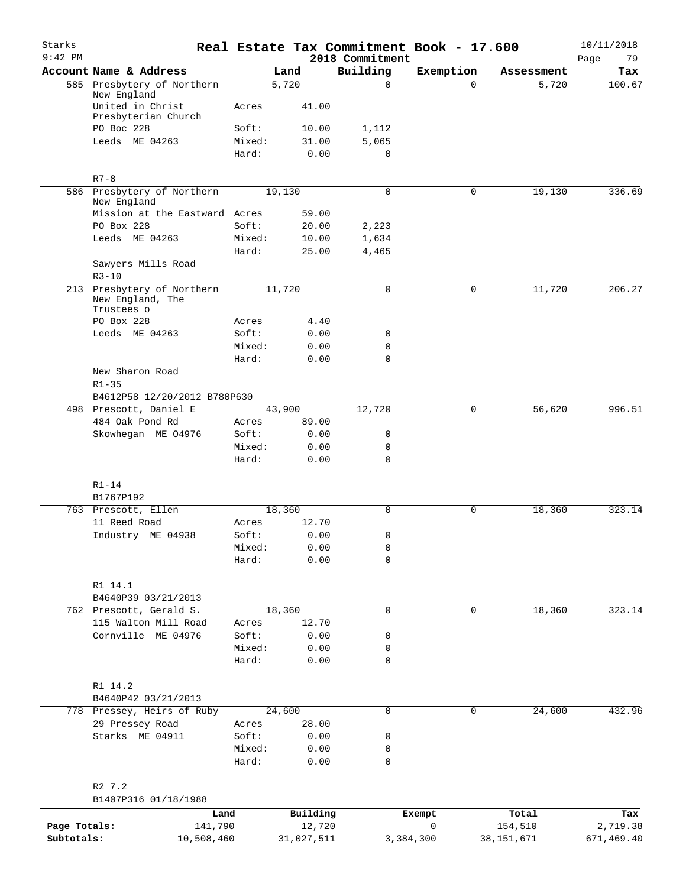# Real Estate Tax Commitment Book - 17.600

Starks
9:42 PM

2018 Commitment

10/11/2018

| Account Name & Address | | Land | Building | Exemption | Assessment | Tax |
|---|---|---|---|---|---|---|
| 585 Presbytery of Northern New England | | 5,720 | 0 | 0 | 5,720 | 100.67 |
| United in Christ Presbyterian Church | Acres | 41.00 | | | | |
| PO Boc 228 | Soft: | 10.00 | 1,112 | | | |
| Leeds ME 04263 | Mixed: | 31.00 | 5,065 | | | |
| | Hard: | 0.00 | 0 | | | |
| R7-8 | | | | | | |
| 586 Presbytery of Northern New England | | 19,130 | 0 | 0 | 19,130 | 336.69 |
| Mission at the Eastward | Acres | 59.00 | | | | |
| PO Box 228 | Soft: | 20.00 | 2,223 | | | |
| Leeds ME 04263 | Mixed: | 10.00 | 1,634 | | | |
| | Hard: | 25.00 | 4,465 | | | |
| Sawyers Mills Road | | | | | | |
| R3-10 | | | | | | |
| 213 Presbytery of Northern New England, The Trustees o | | 11,720 | 0 | 0 | 11,720 | 206.27 |
| PO Box 228 | Acres | 4.40 | | | | |
| Leeds ME 04263 | Soft: | 0.00 | 0 | | | |
| | Mixed: | 0.00 | 0 | | | |
| | Hard: | 0.00 | 0 | | | |
| New Sharon Road | | | | | | |
| R1-35 | | | | | | |
| B4612P58 12/20/2012 B780P630 | | | | | | |
| 498 Prescott, Daniel E | | 43,900 | 12,720 | 0 | 56,620 | 996.51 |
| 484 Oak Pond Rd | Acres | 89.00 | | | | |
| Skowhegan ME O4976 | Soft: | 0.00 | 0 | | | |
| | Mixed: | 0.00 | 0 | | | |
| | Hard: | 0.00 | 0 | | | |
| R1-14 | | | | | | |
| B1767P192 | | | | | | |
| 763 Prescott, Ellen | | 18,360 | 0 | 0 | 18,360 | 323.14 |
| 11 Reed Road | Acres | 12.70 | | | | |
| Industry ME 04938 | Soft: | 0.00 | 0 | | | |
| | Mixed: | 0.00 | 0 | | | |
| | Hard: | 0.00 | 0 | | | |
| R1 14.1 | | | | | | |
| B4640P39 03/21/2013 | | | | | | |
| 762 Prescott, Gerald S. | | 18,360 | 0 | 0 | 18,360 | 323.14 |
| 115 Walton Mill Road | Acres | 12.70 | | | | |
| Cornville ME 04976 | Soft: | 0.00 | 0 | | | |
| | Mixed: | 0.00 | 0 | | | |
| | Hard: | 0.00 | 0 | | | |
| R1 14.2 | | | | | | |
| B4640P42 03/21/2013 | | | | | | |
| 778 Pressey, Heirs of Ruby | | 24,600 | 0 | 0 | 24,600 | 432.96 |
| 29 Pressey Road | Acres | 28.00 | | | | |
| Starks ME 04911 | Soft: | 0.00 | 0 | | | |
| | Mixed: | 0.00 | 0 | | | |
| | Hard: | 0.00 | 0 | | | |
| R2 7.2 | | | | | | |
| B1407P316 01/18/1988 | | | | | | |

| | Land | Building | Exempt | Total | Tax |
|---|---|---|---|---|---|
| Page Totals: | 141,790 | 12,720 | 0 | 154,510 | 2,719.38 |
| Subtotals: | 10,508,460 | 31,027,511 | 3,384,300 | 38,151,671 | 671,469.40 |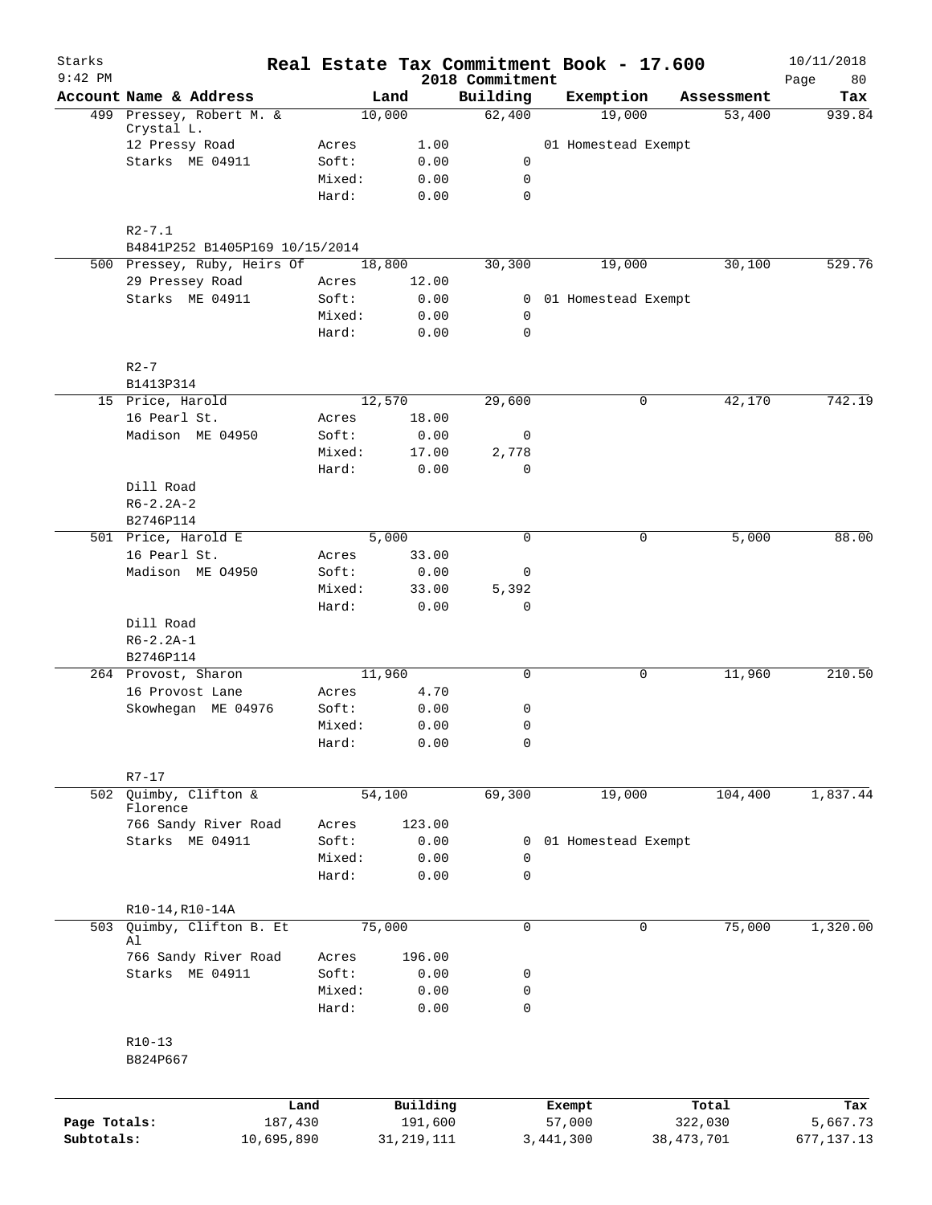# Real Estate Tax Commitment Book - 17.600

Starks
9:42 PM
2018 Commitment
10/11/2018

| Account Name & Address | | Land | Building | Exemption | Assessment | Tax |
|---|---|---|---|---|---|---|
| 499 Pressey, Robert M. & Crystal L. | | 10,000 | 62,400 | 19,000 | 53,400 | 939.84 |
| 12 Pressy Road | Acres | 1.00 | | 01 Homestead Exempt | | |
| Starks ME 04911 | Soft: | 0.00 | 0 | | | |
| | Mixed: | 0.00 | 0 | | | |
| | Hard: | 0.00 | 0 | | | |
| R2-7.1 | | | | | | |
| B4841P252 B1405P169 10/15/2014 | | | | | | |
| 500 Pressey, Ruby, Heirs Of | | 18,800 | 30,300 | 19,000 | 30,100 | 529.76 |
| 29 Pressey Road | Acres | 12.00 | | | | |
| Starks ME 04911 | Soft: | 0.00 | 0 | 01 Homestead Exempt | | |
| | Mixed: | 0.00 | 0 | | | |
| | Hard: | 0.00 | 0 | | | |
| R2-7 | | | | | | |
| B1413P314 | | | | | | |
| 15 Price, Harold | | 12,570 | 29,600 | 0 | 42,170 | 742.19 |
| 16 Pearl St. | Acres | 18.00 | | | | |
| Madison ME 04950 | Soft: | 0.00 | 0 | | | |
| | Mixed: | 17.00 | 2,778 | | | |
| | Hard: | 0.00 | 0 | | | |
| Dill Road | | | | | | |
| R6-2.2A-2 | | | | | | |
| B2746P114 | | | | | | |
| 501 Price, Harold E | | 5,000 | 0 | 0 | 5,000 | 88.00 |
| 16 Pearl St. | Acres | 33.00 | | | | |
| Madison ME O4950 | Soft: | 0.00 | 0 | | | |
| | Mixed: | 33.00 | 5,392 | | | |
| | Hard: | 0.00 | 0 | | | |
| Dill Road | | | | | | |
| R6-2.2A-1 | | | | | | |
| B2746P114 | | | | | | |
| 264 Provost, Sharon | | 11,960 | 0 | 0 | 11,960 | 210.50 |
| 16 Provost Lane | Acres | 4.70 | | | | |
| Skowhegan ME 04976 | Soft: | 0.00 | 0 | | | |
| | Mixed: | 0.00 | 0 | | | |
| | Hard: | 0.00 | 0 | | | |
| R7-17 | | | | | | |
| 502 Quimby, Clifton & Florence | | 54,100 | 69,300 | 19,000 | 104,400 | 1,837.44 |
| 766 Sandy River Road | Acres | 123.00 | | | | |
| Starks ME 04911 | Soft: | 0.00 | 0 | 01 Homestead Exempt | | |
| | Mixed: | 0.00 | 0 | | | |
| | Hard: | 0.00 | 0 | | | |
| R10-14,R10-14A | | | | | | |
| 503 Quimby, Clifton B. Et Al | | 75,000 | 0 | 0 | 75,000 | 1,320.00 |
| 766 Sandy River Road | Acres | 196.00 | | | | |
| Starks ME 04911 | Soft: | 0.00 | 0 | | | |
| | Mixed: | 0.00 | 0 | | | |
| | Hard: | 0.00 | 0 | | | |
| R10-13 | | | | | | |
| B824P667 | | | | | | |

| | Land | Building | Exempt | Total | Tax |
|---|---|---|---|---|---|
| Page Totals: | 187,430 | 191,600 | 57,000 | 322,030 | 5,667.73 |
| Subtotals: | 10,695,890 | 31,219,111 | 3,441,300 | 38,473,701 | 677,137.13 |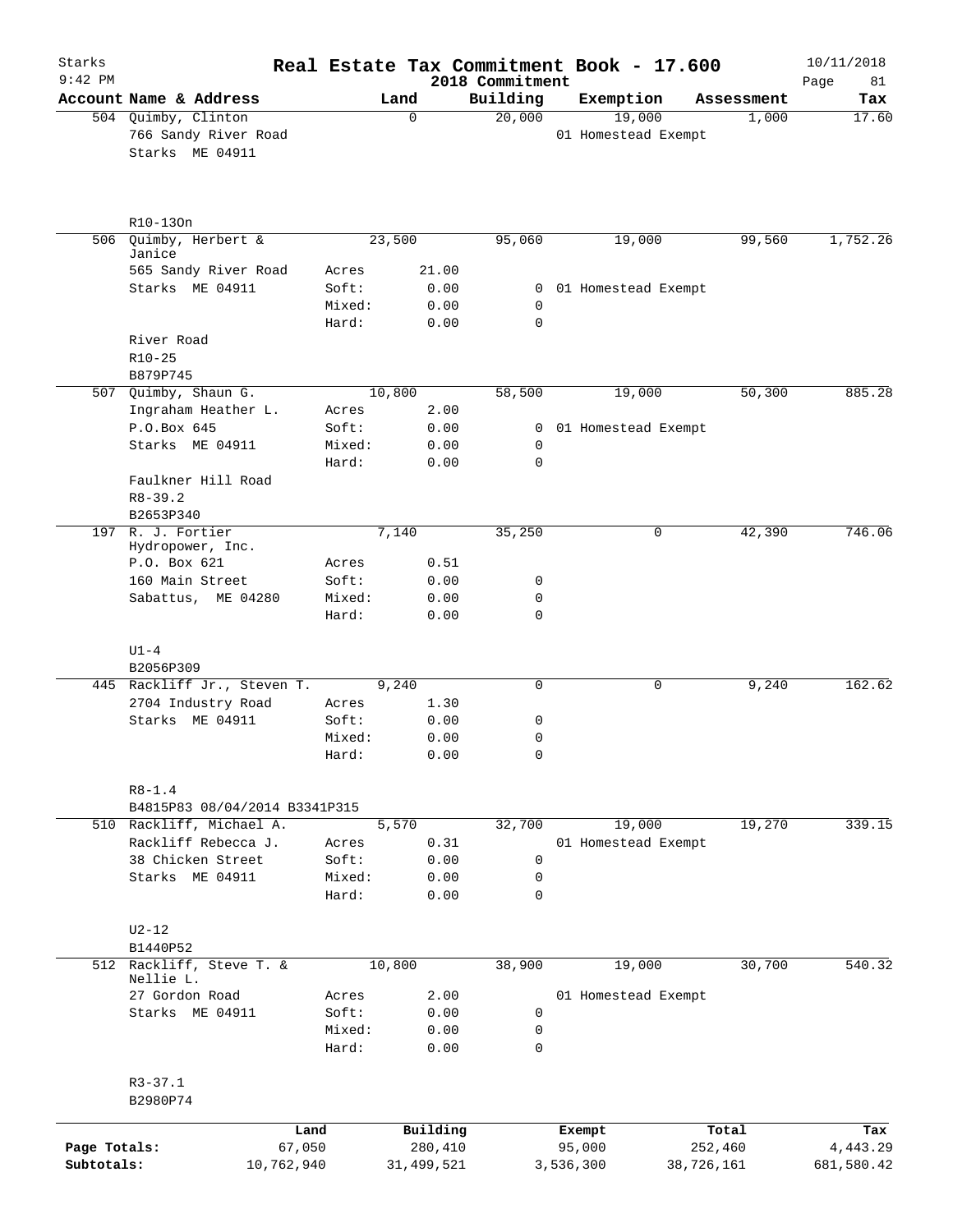# Real Estate Tax Commitment Book - 17.600

Starks
9:42 PM

2018 Commitment

10/11/2018

| Account Name & Address | | Land | Building | Exemption | Assessment | Tax |
|---|---|---|---|---|---|---|
| 504 Quimby, Clinton | | 0 | 20,000 | 19,000 | 1,000 | 17.60 |
| 766 Sandy River Road | | | | 01 Homestead Exempt | | |
| Starks ME 04911 | | | | | | |
| R10-13On | | | | | | |
| 506 Quimby, Herbert & Janice | | 23,500 | 95,060 | 19,000 | 99,560 | 1,752.26 |
| 565 Sandy River Road | Acres | 21.00 | | | | |
| Starks ME 04911 | Soft: | 0.00 | 0 | 01 Homestead Exempt | | |
| | Mixed: | 0.00 | 0 | | | |
| | Hard: | 0.00 | 0 | | | |
| River Road | | | | | | |
| R10-25 | | | | | | |
| B879P745 | | | | | | |
| 507 Quimby, Shaun G. | | 10,800 | 58,500 | 19,000 | 50,300 | 885.28 |
| Ingraham Heather L. | Acres | 2.00 | | | | |
| P.O.Box 645 | Soft: | 0.00 | 0 | 01 Homestead Exempt | | |
| Starks ME 04911 | Mixed: | 0.00 | 0 | | | |
| | Hard: | 0.00 | 0 | | | |
| Faulkner Hill Road | | | | | | |
| R8-39.2 | | | | | | |
| B2653P340 | | | | | | |
| 197 R. J. Fortier Hydropower, Inc. | | 7,140 | 35,250 | 0 | 42,390 | 746.06 |
| P.O. Box 621 | Acres | 0.51 | | | | |
| 160 Main Street | Soft: | 0.00 | 0 | | | |
| Sabattus, ME 04280 | Mixed: | 0.00 | 0 | | | |
| | Hard: | 0.00 | 0 | | | |
| U1-4 | | | | | | |
| B2056P309 | | | | | | |
| 445 Rackliff Jr., Steven T. | | 9,240 | 0 | 0 | 9,240 | 162.62 |
| 2704 Industry Road | Acres | 1.30 | | | | |
| Starks ME 04911 | Soft: | 0.00 | 0 | | | |
| | Mixed: | 0.00 | 0 | | | |
| | Hard: | 0.00 | 0 | | | |
| R8-1.4 | | | | | | |
| B4815P83 08/04/2014 B3341P315 | | | | | | |
| 510 Rackliff, Michael A. | | 5,570 | 32,700 | 19,000 | 19,270 | 339.15 |
| Rackliff Rebecca J. | Acres | 0.31 | | 01 Homestead Exempt | | |
| 38 Chicken Street | Soft: | 0.00 | 0 | | | |
| Starks ME 04911 | Mixed: | 0.00 | 0 | | | |
| | Hard: | 0.00 | 0 | | | |
| U2-12 | | | | | | |
| B1440P52 | | | | | | |
| 512 Rackliff, Steve T. & Nellie L. | | 10,800 | 38,900 | 19,000 | 30,700 | 540.32 |
| 27 Gordon Road | Acres | 2.00 | | 01 Homestead Exempt | | |
| Starks ME 04911 | Soft: | 0.00 | 0 | | | |
| | Mixed: | 0.00 | 0 | | | |
| | Hard: | 0.00 | 0 | | | |
| R3-37.1 | | | | | | |
| B2980P74 | | | | | | |

| | Land | Building | Exempt | Total | Tax |
|---|---|---|---|---|---|
| Page Totals: | 67,050 | 280,410 | 95,000 | 252,460 | 4,443.29 |
| Subtotals: | 10,762,940 | 31,499,521 | 3,536,300 | 38,726,161 | 681,580.42 |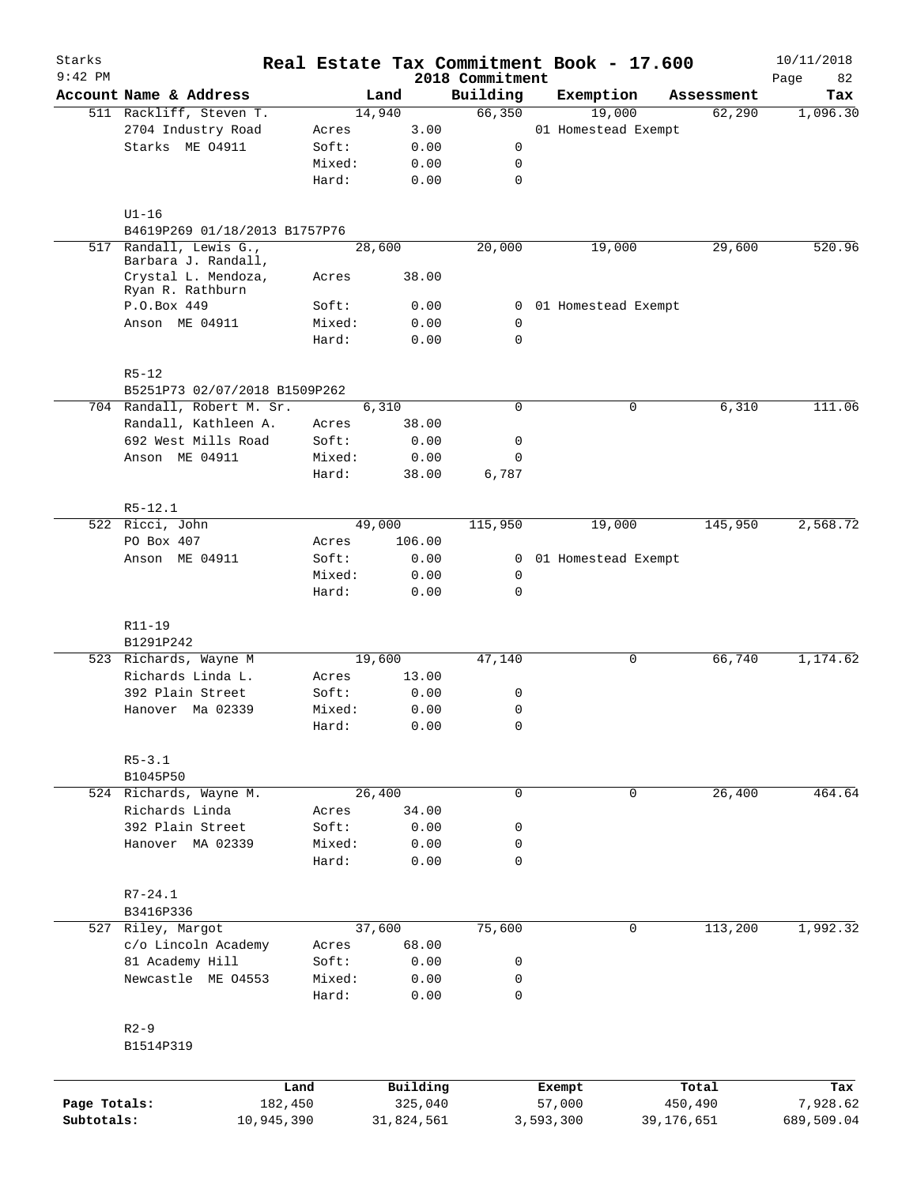# Real Estate Tax Commitment Book - 17.600

Starks
9:42 PM

2018 Commitment

10/11/2018

| Account Name & Address | Land | | Building | Exemption | Assessment | Tax |
|---|---|---|---|---|---|---|
| 511 Rackliff, Steven T. | 14,940 | | 66,350 | 19,000 | 62,290 | 1,096.30 |
| 2704 Industry Road | Acres | 3.00 | | 01 Homestead Exempt | | |
| Starks ME 04911 | Soft: | 0.00 | 0 | | | |
| | Mixed: | 0.00 | 0 | | | |
| | Hard: | 0.00 | 0 | | | |
| U1-16 | | | | | | |
| B4619P269 01/18/2013 B1757P76 | | | | | | |
| 517 Randall, Lewis G., Barbara J. Randall, | 28,600 | | 20,000 | 19,000 | 29,600 | 520.96 |
| Crystal L. Mendoza, Ryan R. Rathburn | Acres | 38.00 | | | | |
| P.O.Box 449 | Soft: | 0.00 | 0 | 01 Homestead Exempt | | |
| Anson ME 04911 | Mixed: | 0.00 | 0 | | | |
| | Hard: | 0.00 | 0 | | | |
| R5-12 | | | | | | |
| B5251P73 02/07/2018 B1509P262 | | | | | | |
| 704 Randall, Robert M. Sr. | 6,310 | | 0 | 0 | 6,310 | 111.06 |
| Randall, Kathleen A. | Acres | 38.00 | | | | |
| 692 West Mills Road | Soft: | 0.00 | 0 | | | |
| Anson ME 04911 | Mixed: | 0.00 | 0 | | | |
| | Hard: | 38.00 | 6,787 | | | |
| R5-12.1 | | | | | | |
| 522 Ricci, John | 49,000 | | 115,950 | 19,000 | 145,950 | 2,568.72 |
| PO Box 407 | Acres | 106.00 | | | | |
| Anson ME 04911 | Soft: | 0.00 | 0 | 01 Homestead Exempt | | |
| | Mixed: | 0.00 | 0 | | | |
| | Hard: | 0.00 | 0 | | | |
| R11-19 | | | | | | |
| B1291P242 | | | | | | |
| 523 Richards, Wayne M | 19,600 | | 47,140 | 0 | 66,740 | 1,174.62 |
| Richards Linda L. | Acres | 13.00 | | | | |
| 392 Plain Street | Soft: | 0.00 | 0 | | | |
| Hanover Ma 02339 | Mixed: | 0.00 | 0 | | | |
| | Hard: | 0.00 | 0 | | | |
| R5-3.1 | | | | | | |
| B1045P50 | | | | | | |
| 524 Richards, Wayne M. | 26,400 | | 0 | 0 | 26,400 | 464.64 |
| Richards Linda | Acres | 34.00 | | | | |
| 392 Plain Street | Soft: | 0.00 | 0 | | | |
| Hanover MA 02339 | Mixed: | 0.00 | 0 | | | |
| | Hard: | 0.00 | 0 | | | |
| R7-24.1 | | | | | | |
| B3416P336 | | | | | | |
| 527 Riley, Margot | 37,600 | | 75,600 | 0 | 113,200 | 1,992.32 |
| c/o Lincoln Academy | Acres | 68.00 | | | | |
| 81 Academy Hill | Soft: | 0.00 | 0 | | | |
| Newcastle ME 04553 | Mixed: | 0.00 | 0 | | | |
| | Hard: | 0.00 | 0 | | | |
| R2-9 | | | | | | |
| B1514P319 | | | | | | |

| | Land | Building | Exempt | Total | Tax |
|---|---|---|---|---|---|
| Page Totals: | 182,450 | 325,040 | 57,000 | 450,490 | 7,928.62 |
| Subtotals: | 10,945,390 | 31,824,561 | 3,593,300 | 39,176,651 | 689,509.04 |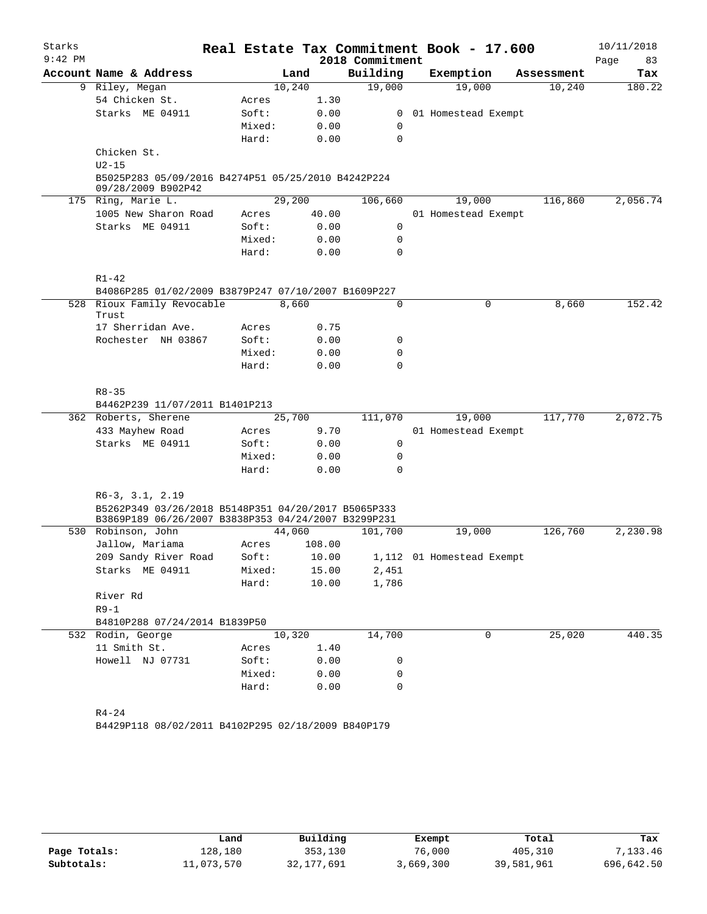Starks 9:42 PM

# Real Estate Tax Commitment Book - 17.600

2018 Commitment

10/11/2018

| Account Name & Address | | Land | Building | Exemption | Assessment | Tax |
|---|---|---|---|---|---|---|
| 9 Riley, Megan | | 10,240 | 19,000 | 19,000 | 10,240 | 180.22 |
| 54 Chicken St. | Acres | 1.30 | | | | |
| Starks ME 04911 | Soft: | 0.00 | 0 | 01 Homestead Exempt | | |
| | Mixed: | 0.00 | 0 | | | |
| | Hard: | 0.00 | 0 | | | |
| Chicken St. | | | | | | |
| U2-15 | | | | | | |
| B5025P283 05/09/2016 B4274P51 05/25/2010 B4242P224 09/28/2009 B902P42 | | | | | | |
| 175 Ring, Marie L. | | 29,200 | 106,660 | 19,000 | 116,860 | 2,056.74 |
| 1005 New Sharon Road | Acres | 40.00 | | 01 Homestead Exempt | | |
| Starks ME 04911 | Soft: | 0.00 | 0 | | | |
| | Mixed: | 0.00 | 0 | | | |
| | Hard: | 0.00 | 0 | | | |
| R1-42 | | | | | | |
| B4086P285 01/02/2009 B3879P247 07/10/2007 B1609P227 | | | | | | |
| 528 Rioux Family Revocable Trust | | 8,660 | 0 | 0 | 8,660 | 152.42 |
| 17 Sherridan Ave. | Acres | 0.75 | | | | |
| Rochester NH 03867 | Soft: | 0.00 | 0 | | | |
| | Mixed: | 0.00 | 0 | | | |
| | Hard: | 0.00 | 0 | | | |
| R8-35 | | | | | | |
| B4462P239 11/07/2011 B1401P213 | | | | | | |
| 362 Roberts, Sherene | | 25,700 | 111,070 | 19,000 | 117,770 | 2,072.75 |
| 433 Mayhew Road | Acres | 9.70 | | 01 Homestead Exempt | | |
| Starks ME 04911 | Soft: | 0.00 | 0 | | | |
| | Mixed: | 0.00 | 0 | | | |
| | Hard: | 0.00 | 0 | | | |
| R6-3, 3.1, 2.19 | | | | | | |
| B5262P349 03/26/2018 B5148P351 04/20/2017 B5065P333 B3869P189 06/26/2007 B3838P353 04/24/2007 B3299P231 | | | | | | |
| 530 Robinson, John | | 44,060 | 101,700 | 19,000 | 126,760 | 2,230.98 |
| Jallow, Mariama | Acres | 108.00 | | | | |
| 209 Sandy River Road | Soft: | 10.00 | 1,112 | 01 Homestead Exempt | | |
| Starks ME 04911 | Mixed: | 15.00 | 2,451 | | | |
| | Hard: | 10.00 | 1,786 | | | |
| River Rd | | | | | | |
| R9-1 | | | | | | |
| B4810P288 07/24/2014 B1839P50 | | | | | | |
| 532 Rodin, George | | 10,320 | 14,700 | 0 | 25,020 | 440.35 |
| 11 Smith St. | Acres | 1.40 | | | | |
| Howell NJ 07731 | Soft: | 0.00 | 0 | | | |
| | Mixed: | 0.00 | 0 | | | |
| | Hard: | 0.00 | 0 | | | |
| R4-24 | | | | | | |
| B4429P118 08/02/2011 B4102P295 02/18/2009 B840P179 | | | | | | |

| | Land | Building | Exempt | Total | Tax |
|---|---|---|---|---|---|
| Page Totals: | 128,180 | 353,130 | 76,000 | 405,310 | 7,133.46 |
| Subtotals: | 11,073,570 | 32,177,691 | 3,669,300 | 39,581,961 | 696,642.50 |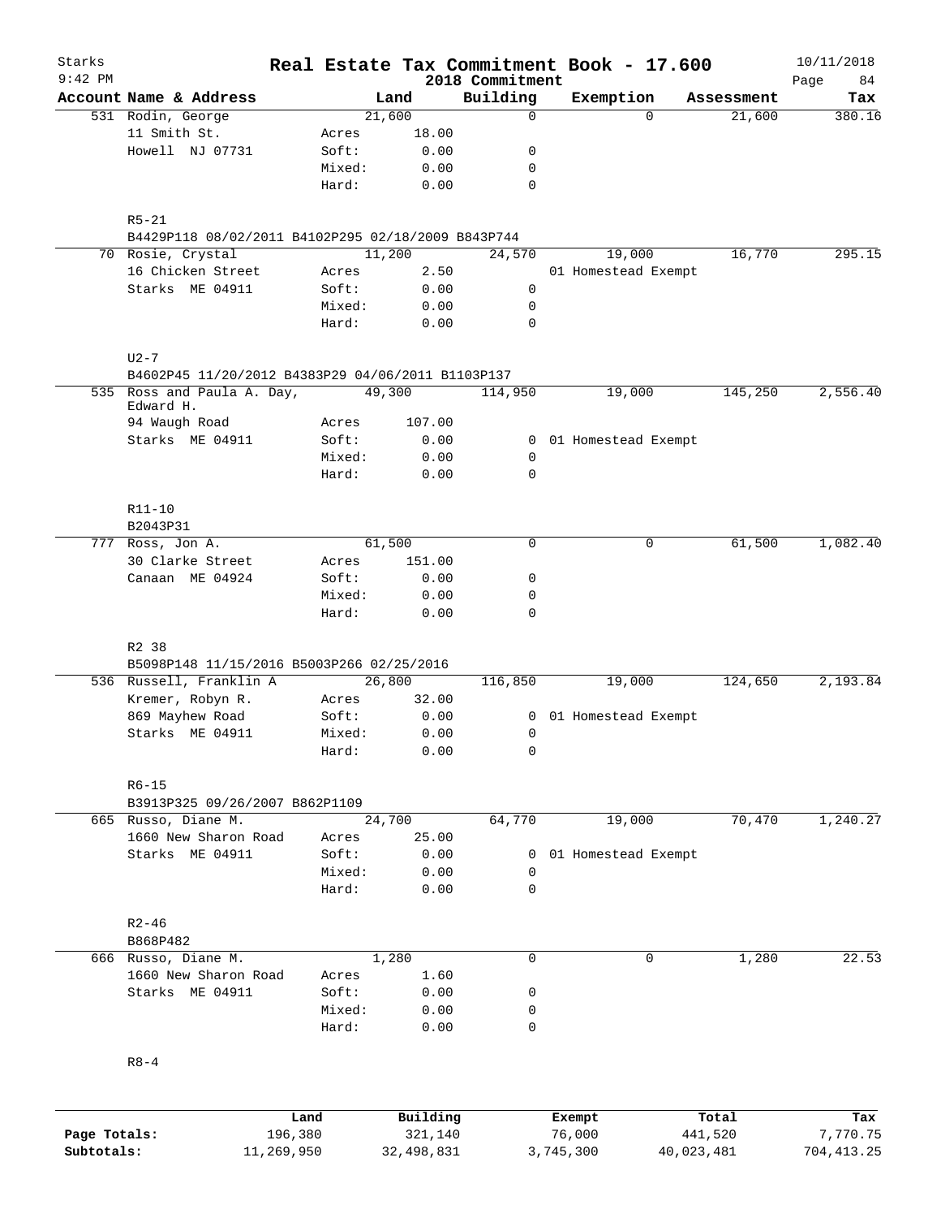Starks
9:42 PM

# Real Estate Tax Commitment Book - 17.600

2018 Commitment

10/11/2018

| Account Name & Address | | Land | Building | Exemption | Assessment | Tax |
|---|---|---|---|---|---|---|
| 531 Rodin, George | | 21,600 | 0 | 0 | 21,600 | 380.16 |
| 11 Smith St. | Acres | 18.00 | | | | |
| Howell NJ 07731 | Soft: | 0.00 | 0 | | | |
| | Mixed: | 0.00 | 0 | | | |
| | Hard: | 0.00 | 0 | | | |
| R5-21 | | | | | | |
| B4429P118 08/02/2011 B4102P295 02/18/2009 B843P744 | | | | | | |
| 70 Rosie, Crystal | | 11,200 | 24,570 | 19,000 | 16,770 | 295.15 |
| 16 Chicken Street | Acres | 2.50 | | 01 Homestead Exempt | | |
| Starks ME 04911 | Soft: | 0.00 | 0 | | | |
| | Mixed: | 0.00 | 0 | | | |
| | Hard: | 0.00 | 0 | | | |
| U2-7 | | | | | | |
| B4602P45 11/20/2012 B4383P29 04/06/2011 B1103P137 | | | | | | |
| 535 Ross and Paula A. Day, Edward H. | | 49,300 | 114,950 | 19,000 | 145,250 | 2,556.40 |
| 94 Waugh Road | Acres | 107.00 | | | | |
| Starks ME 04911 | Soft: | 0.00 | 0 | 01 Homestead Exempt | | |
| | Mixed: | 0.00 | 0 | | | |
| | Hard: | 0.00 | 0 | | | |
| R11-10 | | | | | | |
| B2043P31 | | | | | | |
| 777 Ross, Jon A. | | 61,500 | 0 | 0 | 61,500 | 1,082.40 |
| 30 Clarke Street | Acres | 151.00 | | | | |
| Canaan ME 04924 | Soft: | 0.00 | 0 | | | |
| | Mixed: | 0.00 | 0 | | | |
| | Hard: | 0.00 | 0 | | | |
| R2 38 | | | | | | |
| B5098P148 11/15/2016 B5003P266 02/25/2016 | | | | | | |
| 536 Russell, Franklin A | | 26,800 | 116,850 | 19,000 | 124,650 | 2,193.84 |
| Kremer, Robyn R. | Acres | 32.00 | | | | |
| 869 Mayhew Road | Soft: | 0.00 | 0 | 01 Homestead Exempt | | |
| Starks ME 04911 | Mixed: | 0.00 | 0 | | | |
| | Hard: | 0.00 | 0 | | | |
| R6-15 | | | | | | |
| B3913P325 09/26/2007 B862P1109 | | | | | | |
| 665 Russo, Diane M. | | 24,700 | 64,770 | 19,000 | 70,470 | 1,240.27 |
| 1660 New Sharon Road | Acres | 25.00 | | | | |
| Starks ME 04911 | Soft: | 0.00 | 0 | 01 Homestead Exempt | | |
| | Mixed: | 0.00 | 0 | | | |
| | Hard: | 0.00 | 0 | | | |
| R2-46 | | | | | | |
| B868P482 | | | | | | |
| 666 Russo, Diane M. | | 1,280 | 0 | 0 | 1,280 | 22.53 |
| 1660 New Sharon Road | Acres | 1.60 | | | | |
| Starks ME 04911 | Soft: | 0.00 | 0 | | | |
| | Mixed: | 0.00 | 0 | | | |
| | Hard: | 0.00 | 0 | | | |
| R8-4 | | | | | | |

| | Land | Building | Exempt | Total | Tax |
|---|---|---|---|---|---|
| Page Totals: | 196,380 | 321,140 | 76,000 | 441,520 | 7,770.75 |
| Subtotals: | 11,269,950 | 32,498,831 | 3,745,300 | 40,023,481 | 704,413.25 |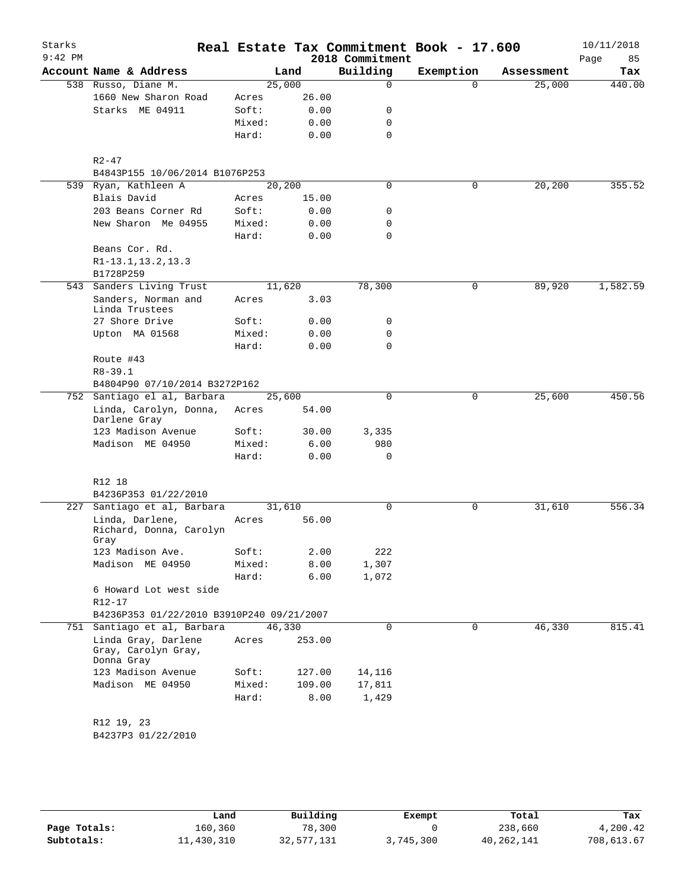# Real Estate Tax Commitment Book - 17.600

Starks
9:42 PM
2018 Commitment
10/11/2018

| Account Name & Address | | Land | Building | Exemption | Assessment | Tax |
|---|---|---|---|---|---|---|
| 538 Russo, Diane M. | | 25,000 | 0 | 0 | 25,000 | 440.00 |
| 1660 New Sharon Road | Acres | 26.00 | | | | |
| Starks ME 04911 | Soft: | 0.00 | 0 | | | |
| | Mixed: | 0.00 | 0 | | | |
| | Hard: | 0.00 | 0 | | | |
| R2-47 | | | | | | |
| B4843P155 10/06/2014 B1076P253 | | | | | | |
| 539 Ryan, Kathleen A | | 20,200 | 0 | 0 | 20,200 | 355.52 |
| Blais David | Acres | 15.00 | | | | |
| 203 Beans Corner Rd | Soft: | 0.00 | 0 | | | |
| New Sharon Me 04955 | Mixed: | 0.00 | 0 | | | |
| | Hard: | 0.00 | 0 | | | |
| Beans Cor. Rd. | | | | | | |
| R1-13.1,13.2,13.3 | | | | | | |
| B1728P259 | | | | | | |
| 543 Sanders Living Trust | | 11,620 | 78,300 | 0 | 89,920 | 1,582.59 |
| Sanders, Norman and Linda Trustees | Acres | 3.03 | | | | |
| 27 Shore Drive | Soft: | 0.00 | 0 | | | |
| Upton MA 01568 | Mixed: | 0.00 | 0 | | | |
| | Hard: | 0.00 | 0 | | | |
| Route #43 | | | | | | |
| R8-39.1 | | | | | | |
| B4804P90 07/10/2014 B3272P162 | | | | | | |
| 752 Santiago el al, Barbara | | 25,600 | 0 | 0 | 25,600 | 450.56 |
| Linda, Carolyn, Donna, Darlene Gray | Acres | 54.00 | | | | |
| 123 Madison Avenue | Soft: | 30.00 | 3,335 | | | |
| Madison ME 04950 | Mixed: | 6.00 | 980 | | | |
| | Hard: | 0.00 | 0 | | | |
| R12 18 | | | | | | |
| B4236P353 01/22/2010 | | | | | | |
| 227 Santiago et al, Barbara | | 31,610 | 0 | 0 | 31,610 | 556.34 |
| Linda, Darlene, Richard, Donna, Carolyn Gray | Acres | 56.00 | | | | |
| 123 Madison Ave. | Soft: | 2.00 | 222 | | | |
| Madison ME 04950 | Mixed: | 8.00 | 1,307 | | | |
| | Hard: | 6.00 | 1,072 | | | |
| 6 Howard Lot west side | | | | | | |
| R12-17 | | | | | | |
| B4236P353 01/22/2010 B3910P240 09/21/2007 | | | | | | |
| 751 Santiago et al, Barbara | | 46,330 | 0 | 0 | 46,330 | 815.41 |
| Linda Gray, Darlene Gray, Carolyn Gray, Donna Gray | Acres | 253.00 | | | | |
| 123 Madison Avenue | Soft: | 127.00 | 14,116 | | | |
| Madison ME 04950 | Mixed: | 109.00 | 17,811 | | | |
| | Hard: | 8.00 | 1,429 | | | |
| R12 19, 23 | | | | | | |
| B4237P3 01/22/2010 | | | | | | |

| | Land | Building | Exempt | Total | Tax |
|---|---|---|---|---|---|
| Page Totals: | 160,360 | 78,300 | 0 | 238,660 | 4,200.42 |
| Subtotals: | 11,430,310 | 32,577,131 | 3,745,300 | 40,262,141 | 708,613.67 |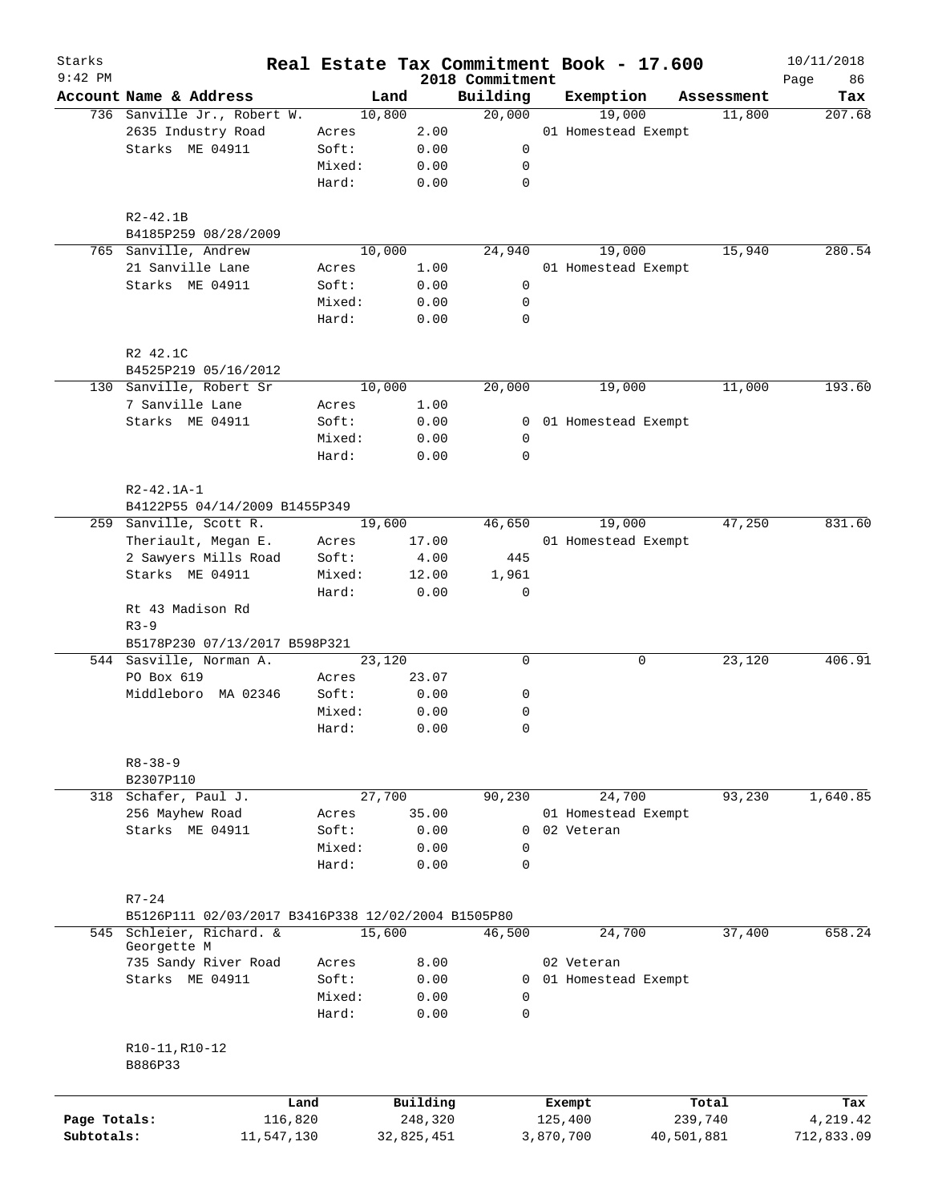# Real Estate Tax Commitment Book - 17.600

Starks
9:42 PM

2018 Commitment

10/11/2018

| Account Name & Address | | Land | Building | Exemption | Assessment | Tax |
|---|---|---|---|---|---|---|
| 736 Sanville Jr., Robert W. | | 10,800 | 20,000 | 19,000 | 11,800 | 207.68 |
| 2635 Industry Road | Acres | 2.00 | | 01 Homestead Exempt | | |
| Starks ME 04911 | Soft: | 0.00 | 0 | | | |
| | Mixed: | 0.00 | 0 | | | |
| | Hard: | 0.00 | 0 | | | |
| R2-42.1B | | | | | | |
| B4185P259 08/28/2009 | | | | | | |
| 765 Sanville, Andrew | | 10,000 | 24,940 | 19,000 | 15,940 | 280.54 |
| 21 Sanville Lane | Acres | 1.00 | | 01 Homestead Exempt | | |
| Starks ME 04911 | Soft: | 0.00 | 0 | | | |
| | Mixed: | 0.00 | 0 | | | |
| | Hard: | 0.00 | 0 | | | |
| R2 42.1C | | | | | | |
| B4525P219 05/16/2012 | | | | | | |
| 130 Sanville, Robert Sr | | 10,000 | 20,000 | 19,000 | 11,000 | 193.60 |
| 7 Sanville Lane | Acres | 1.00 | | | | |
| Starks ME 04911 | Soft: | 0.00 | 0 | 01 Homestead Exempt | | |
| | Mixed: | 0.00 | 0 | | | |
| | Hard: | 0.00 | 0 | | | |
| R2-42.1A-1 | | | | | | |
| B4122P55 04/14/2009 B1455P349 | | | | | | |
| 259 Sanville, Scott R. | | 19,600 | 46,650 | 19,000 | 47,250 | 831.60 |
| Theriault, Megan E. | Acres | 17.00 | | 01 Homestead Exempt | | |
| 2 Sawyers Mills Road | Soft: | 4.00 | 445 | | | |
| Starks ME 04911 | Mixed: | 12.00 | 1,961 | | | |
| | Hard: | 0.00 | 0 | | | |
| Rt 43 Madison Rd | | | | | | |
| R3-9 | | | | | | |
| B5178P230 07/13/2017 B598P321 | | | | | | |
| 544 Sasville, Norman A. | | 23,120 | 0 | 0 | 23,120 | 406.91 |
| PO Box 619 | Acres | 23.07 | | | | |
| Middleboro MA 02346 | Soft: | 0.00 | 0 | | | |
| | Mixed: | 0.00 | 0 | | | |
| | Hard: | 0.00 | 0 | | | |
| R8-38-9 | | | | | | |
| B2307P110 | | | | | | |
| 318 Schafer, Paul J. | | 27,700 | 90,230 | 24,700 | 93,230 | 1,640.85 |
| 256 Mayhew Road | Acres | 35.00 | | 01 Homestead Exempt | | |
| Starks ME 04911 | Soft: | 0.00 | 0 | 02 Veteran | | |
| | Mixed: | 0.00 | 0 | | | |
| | Hard: | 0.00 | 0 | | | |
| R7-24 | | | | | | |
| B5126P111 02/03/2017 B3416P338 12/02/2004 B1505P80 | | | | | | |
| 545 Schleier, Richard. & Georgette M | | 15,600 | 46,500 | 24,700 | 37,400 | 658.24 |
| 735 Sandy River Road | Acres | 8.00 | | 02 Veteran | | |
| Starks ME 04911 | Soft: | 0.00 | 0 | 01 Homestead Exempt | | |
| | Mixed: | 0.00 | 0 | | | |
| | Hard: | 0.00 | 0 | | | |
| R10-11,R10-12 | | | | | | |
| B886P33 | | | | | | |

| | Land | Building | Exempt | Total | Tax |
|---|---|---|---|---|---|
| Page Totals: | 116,820 | 248,320 | 125,400 | 239,740 | 4,219.42 |
| Subtotals: | 11,547,130 | 32,825,451 | 3,870,700 | 40,501,881 | 712,833.09 |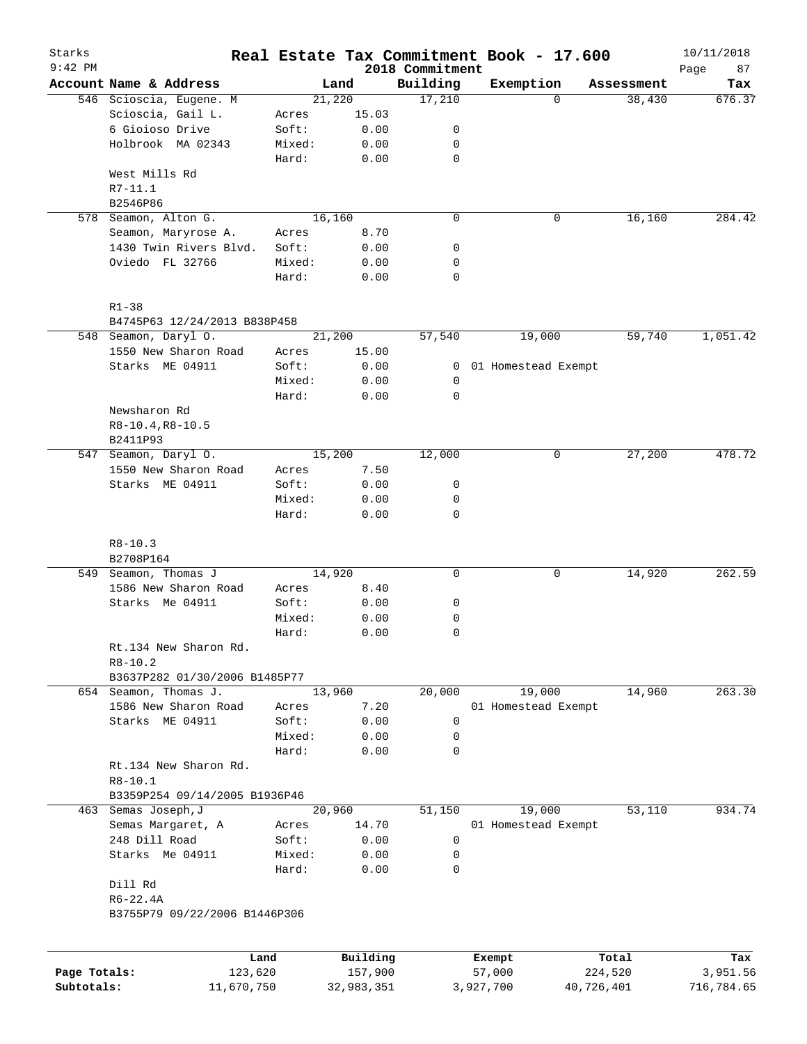Starks 9:42 PM

# Real Estate Tax Commitment Book - 17.600

2018 Commitment

10/11/2018

| Account Name & Address | | Land | Building | Exemption | Assessment | Tax |
|---|---|---|---|---|---|---|
| 546 Scioscia, Eugene. M | | 21,220 | 17,210 | 0 | 38,430 | 676.37 |
| Scioscia, Gail L. | Acres | 15.03 | | | | |
| 6 Gioioso Drive | Soft: | 0.00 | 0 | | | |
| Holbrook MA 02343 | Mixed: | 0.00 | 0 | | | |
| | Hard: | 0.00 | 0 | | | |
| West Mills Rd | | | | | | |
| R7-11.1 | | | | | | |
| B2546P86 | | | | | | |
| 578 Seamon, Alton G. | | 16,160 | 0 | 0 | 16,160 | 284.42 |
| Seamon, Maryrose A. | Acres | 8.70 | | | | |
| 1430 Twin Rivers Blvd. | Soft: | 0.00 | 0 | | | |
| Oviedo FL 32766 | Mixed: | 0.00 | 0 | | | |
| | Hard: | 0.00 | 0 | | | |
| R1-38 | | | | | | |
| B4745P63 12/24/2013 B838P458 | | | | | | |
| 548 Seamon, Daryl O. | | 21,200 | 57,540 | 19,000 | 59,740 | 1,051.42 |
| 1550 New Sharon Road | Acres | 15.00 | | | | |
| Starks ME 04911 | Soft: | 0.00 | 0 | 01 Homestead Exempt | | |
| | Mixed: | 0.00 | 0 | | | |
| | Hard: | 0.00 | 0 | | | |
| Newsharon Rd | | | | | | |
| R8-10.4,R8-10.5 | | | | | | |
| B2411P93 | | | | | | |
| 547 Seamon, Daryl O. | | 15,200 | 12,000 | 0 | 27,200 | 478.72 |
| 1550 New Sharon Road | Acres | 7.50 | | | | |
| Starks ME 04911 | Soft: | 0.00 | 0 | | | |
| | Mixed: | 0.00 | 0 | | | |
| | Hard: | 0.00 | 0 | | | |
| R8-10.3 | | | | | | |
| B2708P164 | | | | | | |
| 549 Seamon, Thomas J | | 14,920 | 0 | 0 | 14,920 | 262.59 |
| 1586 New Sharon Road | Acres | 8.40 | | | | |
| Starks Me 04911 | Soft: | 0.00 | 0 | | | |
| | Mixed: | 0.00 | 0 | | | |
| | Hard: | 0.00 | 0 | | | |
| Rt.134 New Sharon Rd. | | | | | | |
| R8-10.2 | | | | | | |
| B3637P282 01/30/2006 B1485P77 | | | | | | |
| 654 Seamon, Thomas J. | | 13,960 | 20,000 | 19,000 | 14,960 | 263.30 |
| 1586 New Sharon Road | Acres | 7.20 | | 01 Homestead Exempt | | |
| Starks ME 04911 | Soft: | 0.00 | 0 | | | |
| | Mixed: | 0.00 | 0 | | | |
| | Hard: | 0.00 | 0 | | | |
| Rt.134 New Sharon Rd. | | | | | | |
| R8-10.1 | | | | | | |
| B3359P254 09/14/2005 B1936P46 | | | | | | |
| 463 Semas Joseph,J | | 20,960 | 51,150 | 19,000 | 53,110 | 934.74 |
| Semas Margaret, A | Acres | 14.70 | | 01 Homestead Exempt | | |
| 248 Dill Road | Soft: | 0.00 | 0 | | | |
| Starks Me 04911 | Mixed: | 0.00 | 0 | | | |
| | Hard: | 0.00 | 0 | | | |
| Dill Rd | | | | | | |
| R6-22.4A | | | | | | |
| B3755P79 09/22/2006 B1446P306 | | | | | | |

| | Land | Building | Exempt | Total | Tax |
|---|---|---|---|---|---|
| Page Totals: | 123,620 | 157,900 | 57,000 | 224,520 | 3,951.56 |
| Subtotals: | 11,670,750 | 32,983,351 | 3,927,700 | 40,726,401 | 716,784.65 |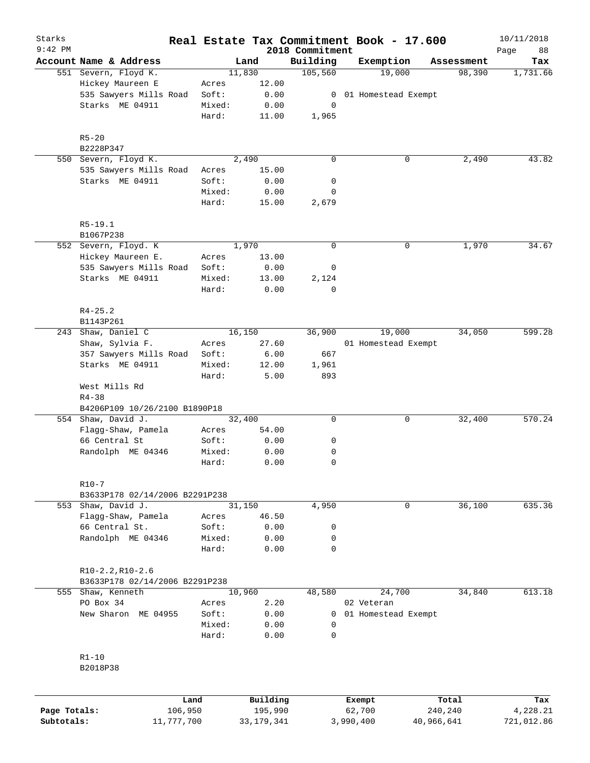# Real Estate Tax Commitment Book - 17.600

Starks
9:42 PM

2018 Commitment

10/11/2018

| Account Name & Address | | Land | Building | Exemption | Assessment | Tax |
|---|---|---|---|---|---|---|
| 551 Severn, Floyd K. | | 11,830 | 105,560 | 19,000 | 98,390 | 1,731.66 |
| Hickey Maureen E | Acres | 12.00 | | | | |
| 535 Sawyers Mills Road | Soft: | 0.00 | 0 | 01 Homestead Exempt | | |
| Starks ME 04911 | Mixed: | 0.00 | 0 | | | |
| | Hard: | 11.00 | 1,965 | | | |
| R5-20 | | | | | | |
| B2228P347 | | | | | | |
| 550 Severn, Floyd K. | | 2,490 | 0 | 0 | 2,490 | 43.82 |
| 535 Sawyers Mills Road | Acres | 15.00 | | | | |
| Starks ME 04911 | Soft: | 0.00 | 0 | | | |
| | Mixed: | 0.00 | 0 | | | |
| | Hard: | 15.00 | 2,679 | | | |
| R5-19.1 | | | | | | |
| B1067P238 | | | | | | |
| 552 Severn, Floyd. K | | 1,970 | 0 | 0 | 1,970 | 34.67 |
| Hickey Maureen E. | Acres | 13.00 | | | | |
| 535 Sawyers Mills Road | Soft: | 0.00 | 0 | | | |
| Starks ME 04911 | Mixed: | 13.00 | 2,124 | | | |
| | Hard: | 0.00 | 0 | | | |
| R4-25.2 | | | | | | |
| B1143P261 | | | | | | |
| 243 Shaw, Daniel C | | 16,150 | 36,900 | 19,000 | 34,050 | 599.28 |
| Shaw, Sylvia F. | Acres | 27.60 | | 01 Homestead Exempt | | |
| 357 Sawyers Mills Road | Soft: | 6.00 | 667 | | | |
| Starks ME 04911 | Mixed: | 12.00 | 1,961 | | | |
| | Hard: | 5.00 | 893 | | | |
| West Mills Rd | | | | | | |
| R4-38 | | | | | | |
| B4206P109 10/26/2100 B1890P18 | | | | | | |
| 554 Shaw, David J. | | 32,400 | 0 | 0 | 32,400 | 570.24 |
| Flagg-Shaw, Pamela | Acres | 54.00 | | | | |
| 66 Central St | Soft: | 0.00 | 0 | | | |
| Randolph ME 04346 | Mixed: | 0.00 | 0 | | | |
| | Hard: | 0.00 | 0 | | | |
| R10-7 | | | | | | |
| B3633P178 02/14/2006 B2291P238 | | | | | | |
| 553 Shaw, David J. | | 31,150 | 4,950 | 0 | 36,100 | 635.36 |
| Flagg-Shaw, Pamela | Acres | 46.50 | | | | |
| 66 Central St. | Soft: | 0.00 | 0 | | | |
| Randolph ME 04346 | Mixed: | 0.00 | 0 | | | |
| | Hard: | 0.00 | 0 | | | |
| R10-2.2,R10-2.6 | | | | | | |
| B3633P178 02/14/2006 B2291P238 | | | | | | |
| 555 Shaw, Kenneth | | 10,960 | 48,580 | 24,700 | 34,840 | 613.18 |
| PO Box 34 | Acres | 2.20 | | 02 Veteran | | |
| New Sharon ME 04955 | Soft: | 0.00 | 0 | 01 Homestead Exempt | | |
| | Mixed: | 0.00 | 0 | | | |
| | Hard: | 0.00 | 0 | | | |
| R1-10 | | | | | | |
| B2018P38 | | | | | | |

| | Land | Building | Exempt | Total | Tax |
|---|---|---|---|---|---|
| Page Totals: | 106,950 | 195,990 | 62,700 | 240,240 | 4,228.21 |
| Subtotals: | 11,777,700 | 33,179,341 | 3,990,400 | 40,966,641 | 721,012.86 |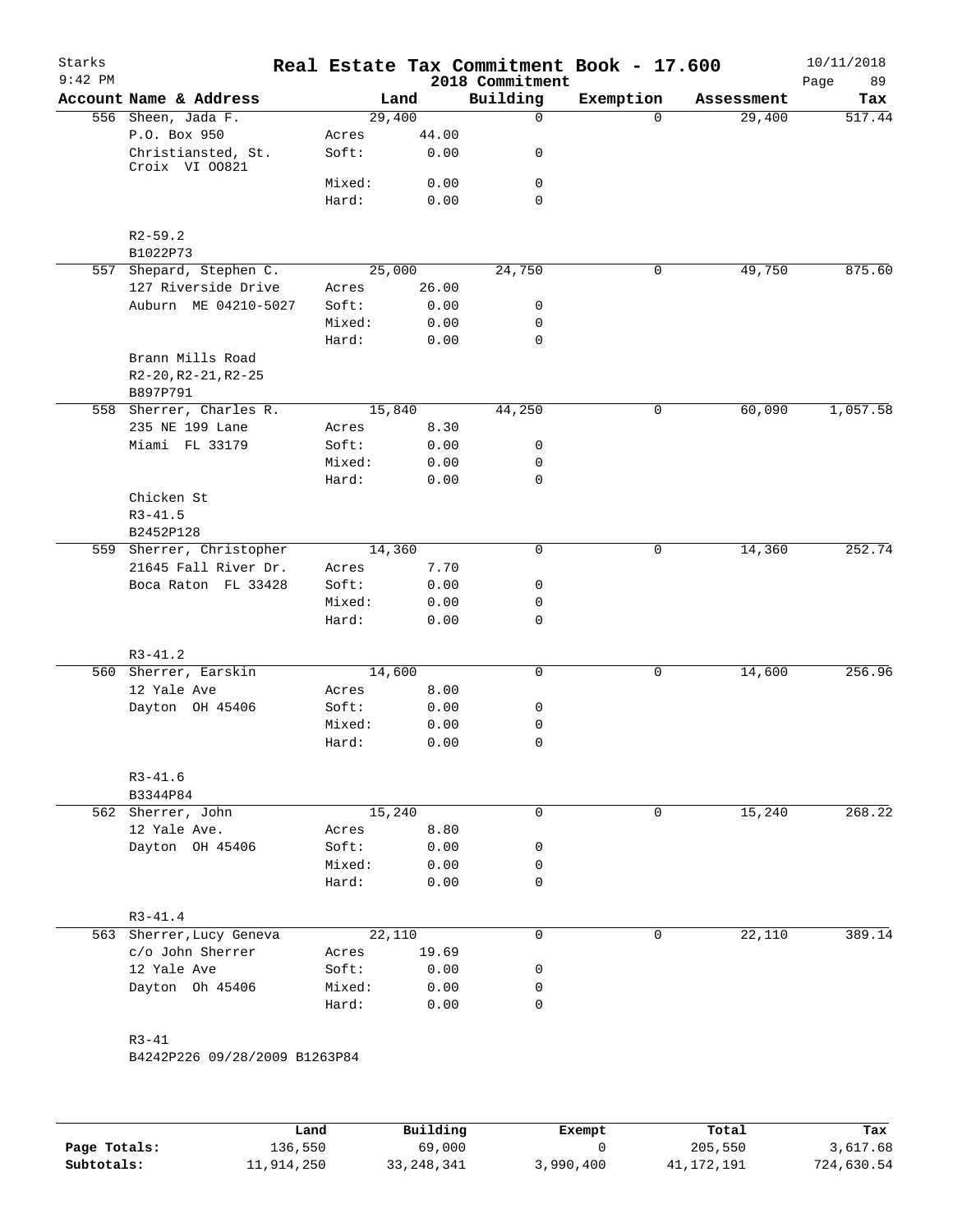# Real Estate Tax Commitment Book - 17.600

Starks 9:42 PM — 2018 Commitment — 10/11/2018

| Account | Name & Address | | Land | Building | Exemption | Assessment | Tax |
|---|---|---|---|---|---|---|---|
| 556 | Sheen, Jada F. | | 29,400 | 0 | 0 | 29,400 | 517.44 |
| | P.O. Box 950 | Acres | 44.00 | | | | |
| | Christiansted, St. Croix VI 00821 | Soft: | 0.00 | 0 | | | |
| | | Mixed: | 0.00 | 0 | | | |
| | | Hard: | 0.00 | 0 | | | |
| | R2-59.2 | | | | | | |
| | B1022P73 | | | | | | |
| 557 | Shepard, Stephen C. | | 25,000 | 24,750 | 0 | 49,750 | 875.60 |
| | 127 Riverside Drive | Acres | 26.00 | | | | |
| | Auburn ME 04210-5027 | Soft: | 0.00 | 0 | | | |
| | | Mixed: | 0.00 | 0 | | | |
| | | Hard: | 0.00 | 0 | | | |
| | Brann Mills Road | | | | | | |
| | R2-20,R2-21,R2-25 | | | | | | |
| | B897P791 | | | | | | |
| 558 | Sherrer, Charles R. | | 15,840 | 44,250 | 0 | 60,090 | 1,057.58 |
| | 235 NE 199 Lane | Acres | 8.30 | | | | |
| | Miami FL 33179 | Soft: | 0.00 | 0 | | | |
| | | Mixed: | 0.00 | 0 | | | |
| | | Hard: | 0.00 | 0 | | | |
| | Chicken St | | | | | | |
| | R3-41.5 | | | | | | |
| | B2452P128 | | | | | | |
| 559 | Sherrer, Christopher | | 14,360 | 0 | 0 | 14,360 | 252.74 |
| | 21645 Fall River Dr. | Acres | 7.70 | | | | |
| | Boca Raton FL 33428 | Soft: | 0.00 | 0 | | | |
| | | Mixed: | 0.00 | 0 | | | |
| | | Hard: | 0.00 | 0 | | | |
| | R3-41.2 | | | | | | |
| 560 | Sherrer, Earskin | | 14,600 | 0 | 0 | 14,600 | 256.96 |
| | 12 Yale Ave | Acres | 8.00 | | | | |
| | Dayton OH 45406 | Soft: | 0.00 | 0 | | | |
| | | Mixed: | 0.00 | 0 | | | |
| | | Hard: | 0.00 | 0 | | | |
| | R3-41.6 | | | | | | |
| | B3344P84 | | | | | | |
| 562 | Sherrer, John | | 15,240 | 0 | 0 | 15,240 | 268.22 |
| | 12 Yale Ave. | Acres | 8.80 | | | | |
| | Dayton OH 45406 | Soft: | 0.00 | 0 | | | |
| | | Mixed: | 0.00 | 0 | | | |
| | | Hard: | 0.00 | 0 | | | |
| | R3-41.4 | | | | | | |
| 563 | Sherrer,Lucy Geneva | | 22,110 | 0 | 0 | 22,110 | 389.14 |
| | c/o John Sherrer | Acres | 19.69 | | | | |
| | 12 Yale Ave | Soft: | 0.00 | 0 | | | |
| | Dayton Oh 45406 | Mixed: | 0.00 | 0 | | | |
| | | Hard: | 0.00 | 0 | | | |
| | R3-41 | | | | | | |
| | B4242P226 09/28/2009 B1263P84 | | | | | | |

| | Land | Building | Exempt | Total | Tax |
|---|---|---|---|---|---|
| Page Totals: | 136,550 | 69,000 | 0 | 205,550 | 3,617.68 |
| Subtotals: | 11,914,250 | 33,248,341 | 3,990,400 | 41,172,191 | 724,630.54 |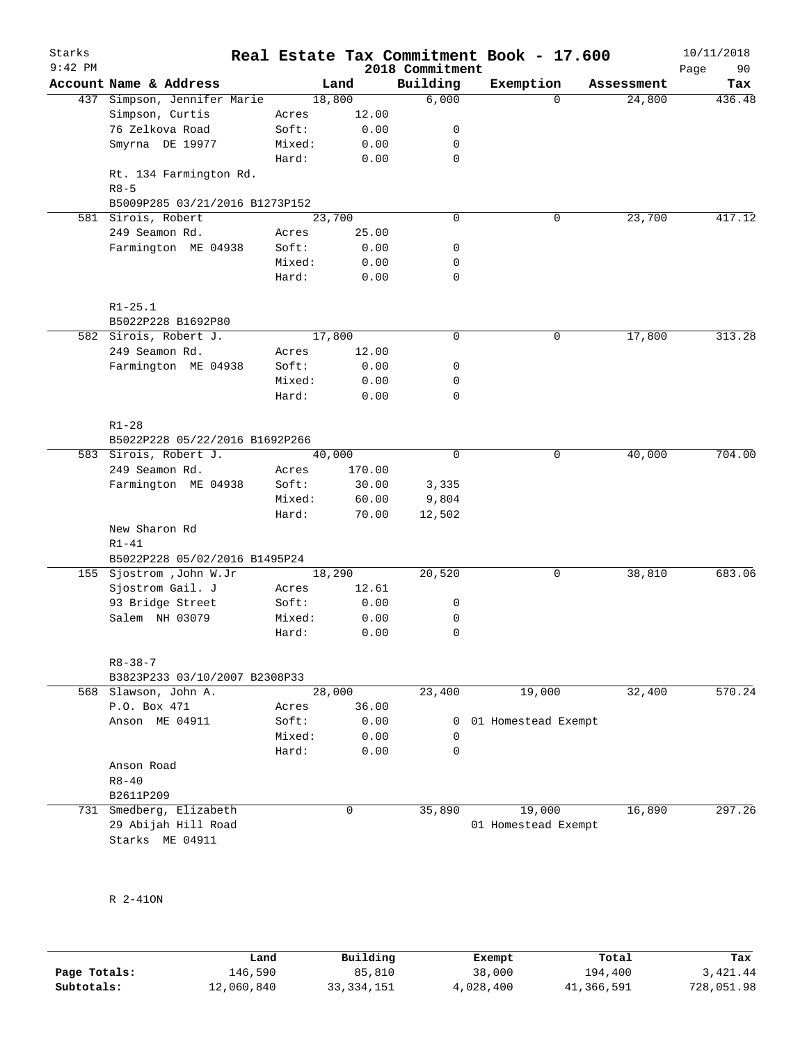Starks 9:42 PM

# Real Estate Tax Commitment Book - 17.600

2018 Commitment

10/11/2018 Page 90

| Account Name & Address | | Land | Building | Exemption | Assessment | Tax |
|---|---|---|---|---|---|---|
| 437 Simpson, Jennifer Marie | | 18,800 | 6,000 | 0 | 24,800 | 436.48 |
| Simpson, Curtis | Acres | 12.00 | | | | |
| 76 Zelkova Road | Soft: | 0.00 | 0 | | | |
| Smyrna DE 19977 | Mixed: | 0.00 | 0 | | | |
| | Hard: | 0.00 | 0 | | | |
| Rt. 134 Farmington Rd. | | | | | | |
| R8-5 | | | | | | |
| B5009P285 03/21/2016 B1273P152 | | | | | | |
| 581 Sirois, Robert | | 23,700 | 0 | 0 | 23,700 | 417.12 |
| 249 Seamon Rd. | Acres | 25.00 | | | | |
| Farmington ME 04938 | Soft: | 0.00 | 0 | | | |
| | Mixed: | 0.00 | 0 | | | |
| | Hard: | 0.00 | 0 | | | |
| R1-25.1 | | | | | | |
| B5022P228 B1692P80 | | | | | | |
| 582 Sirois, Robert J. | | 17,800 | 0 | 0 | 17,800 | 313.28 |
| 249 Seamon Rd. | Acres | 12.00 | | | | |
| Farmington ME 04938 | Soft: | 0.00 | 0 | | | |
| | Mixed: | 0.00 | 0 | | | |
| | Hard: | 0.00 | 0 | | | |
| R1-28 | | | | | | |
| B5022P228 05/22/2016 B1692P266 | | | | | | |
| 583 Sirois, Robert J. | | 40,000 | 0 | 0 | 40,000 | 704.00 |
| 249 Seamon Rd. | Acres | 170.00 | | | | |
| Farmington ME 04938 | Soft: | 30.00 | 3,335 | | | |
| | Mixed: | 60.00 | 9,804 | | | |
| | Hard: | 70.00 | 12,502 | | | |
| New Sharon Rd | | | | | | |
| R1-41 | | | | | | |
| B5022P228 05/02/2016 B1495P24 | | | | | | |
| 155 Sjostrom ,John W.Jr | | 18,290 | 20,520 | 0 | 38,810 | 683.06 |
| Sjostrom Gail. J | Acres | 12.61 | | | | |
| 93 Bridge Street | Soft: | 0.00 | 0 | | | |
| Salem NH 03079 | Mixed: | 0.00 | 0 | | | |
| | Hard: | 0.00 | 0 | | | |
| R8-38-7 | | | | | | |
| B3823P233 03/10/2007 B2308P33 | | | | | | |
| 568 Slawson, John A. | | 28,000 | 23,400 | 19,000 | 32,400 | 570.24 |
| P.O. Box 471 | Acres | 36.00 | | | | |
| Anson ME 04911 | Soft: | 0.00 | 0 | 01 Homestead Exempt | | |
| | Mixed: | 0.00 | 0 | | | |
| | Hard: | 0.00 | 0 | | | |
| Anson Road | | | | | | |
| R8-40 | | | | | | |
| B2611P209 | | | | | | |
| 731 Smedberg, Elizabeth | | 0 | 35,890 | 19,000 | 16,890 | 297.26 |
| 29 Abijah Hill Road | | | | 01 Homestead Exempt | | |
| Starks ME 04911 | | | | | | |
| R 2-41ON | | | | | | |

| | Land | Building | Exempt | Total | Tax |
|---|---|---|---|---|---|
| Page Totals: | 146,590 | 85,810 | 38,000 | 194,400 | 3,421.44 |
| Subtotals: | 12,060,840 | 33,334,151 | 4,028,400 | 41,366,591 | 728,051.98 |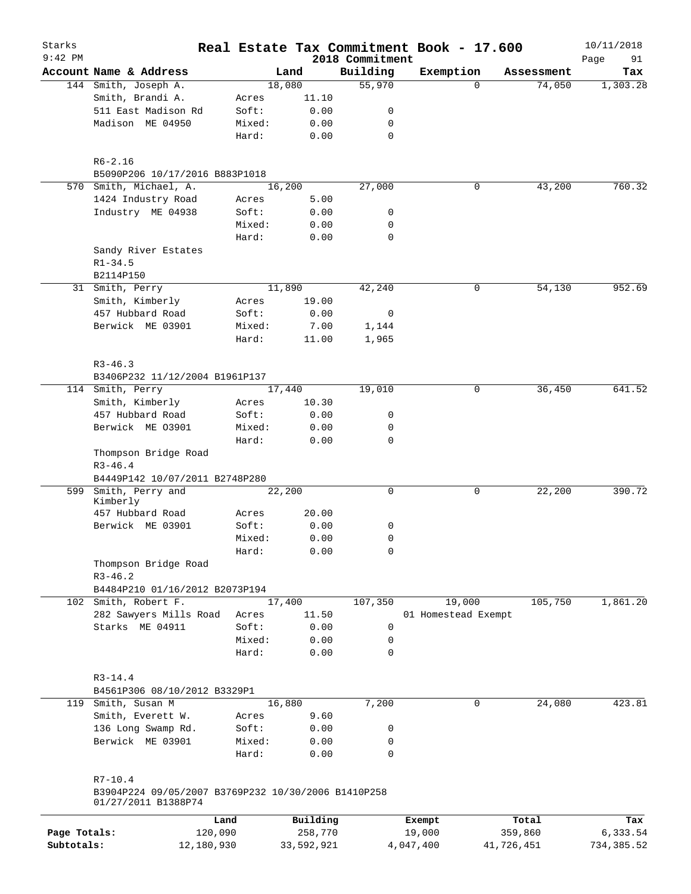Starks 9:42 PM

# Real Estate Tax Commitment Book - 17.600

2018 Commitment

10/11/2018

| Account | Name & Address | | Land | Building | Exemption | Assessment | Tax |
|---|---|---|---|---|---|---|---|
| 144 | Smith, Joseph A. | | 18,080 | 55,970 | 0 | 74,050 | 1,303.28 |
| | Smith, Brandi A. | Acres | 11.10 | | | | |
| | 511 East Madison Rd | Soft: | 0.00 | 0 | | | |
| | Madison ME 04950 | Mixed: | 0.00 | 0 | | | |
| | | Hard: | 0.00 | 0 | | | |
| | R6-2.16 | | | | | | |
| | B5090P206 10/17/2016 B883P1018 | | | | | | |
| 570 | Smith, Michael, A. | | 16,200 | 27,000 | 0 | 43,200 | 760.32 |
| | 1424 Industry Road | Acres | 5.00 | | | | |
| | Industry ME 04938 | Soft: | 0.00 | 0 | | | |
| | | Mixed: | 0.00 | 0 | | | |
| | | Hard: | 0.00 | 0 | | | |
| | Sandy River Estates | | | | | | |
| | R1-34.5 | | | | | | |
| | B2114P150 | | | | | | |
| 31 | Smith, Perry | | 11,890 | 42,240 | 0 | 54,130 | 952.69 |
| | Smith, Kimberly | Acres | 19.00 | | | | |
| | 457 Hubbard Road | Soft: | 0.00 | 0 | | | |
| | Berwick ME 03901 | Mixed: | 7.00 | 1,144 | | | |
| | | Hard: | 11.00 | 1,965 | | | |
| | R3-46.3 | | | | | | |
| | B3406P232 11/12/2004 B1961P137 | | | | | | |
| 114 | Smith, Perry | | 17,440 | 19,010 | 0 | 36,450 | 641.52 |
| | Smith, Kimberly | Acres | 10.30 | | | | |
| | 457 Hubbard Road | Soft: | 0.00 | 0 | | | |
| | Berwick ME O3901 | Mixed: | 0.00 | 0 | | | |
| | | Hard: | 0.00 | 0 | | | |
| | Thompson Bridge Road | | | | | | |
| | R3-46.4 | | | | | | |
| | B4449P142 10/07/2011 B2748P280 | | | | | | |
| 599 | Smith, Perry and Kimberly | | 22,200 | 0 | 0 | 22,200 | 390.72 |
| | 457 Hubbard Road | Acres | 20.00 | | | | |
| | Berwick ME 03901 | Soft: | 0.00 | 0 | | | |
| | | Mixed: | 0.00 | 0 | | | |
| | | Hard: | 0.00 | 0 | | | |
| | Thompson Bridge Road | | | | | | |
| | R3-46.2 | | | | | | |
| | B4484P210 01/16/2012 B2073P194 | | | | | | |
| 102 | Smith, Robert F. | | 17,400 | 107,350 | 19,000 | 105,750 | 1,861.20 |
| | 282 Sawyers Mills Road | Acres | 11.50 | | 01 Homestead Exempt | | |
| | Starks ME 04911 | Soft: | 0.00 | 0 | | | |
| | | Mixed: | 0.00 | 0 | | | |
| | | Hard: | 0.00 | 0 | | | |
| | R3-14.4 | | | | | | |
| | B4561P306 08/10/2012 B3329P1 | | | | | | |
| 119 | Smith, Susan M | | 16,880 | 7,200 | 0 | 24,080 | 423.81 |
| | Smith, Everett W. | Acres | 9.60 | | | | |
| | 136 Long Swamp Rd. | Soft: | 0.00 | 0 | | | |
| | Berwick ME 03901 | Mixed: | 0.00 | 0 | | | |
| | | Hard: | 0.00 | 0 | | | |
| | R7-10.4 | | | | | | |
| | B3904P224 09/05/2007 B3769P232 10/30/2006 B1410P258 01/27/2011 B1388P74 | | | | | | |

| | Land | Building | Exempt | Total | Tax |
|---|---|---|---|---|---|
| Page Totals: | 120,090 | 258,770 | 19,000 | 359,860 | 6,333.54 |
| Subtotals: | 12,180,930 | 33,592,921 | 4,047,400 | 41,726,451 | 734,385.52 |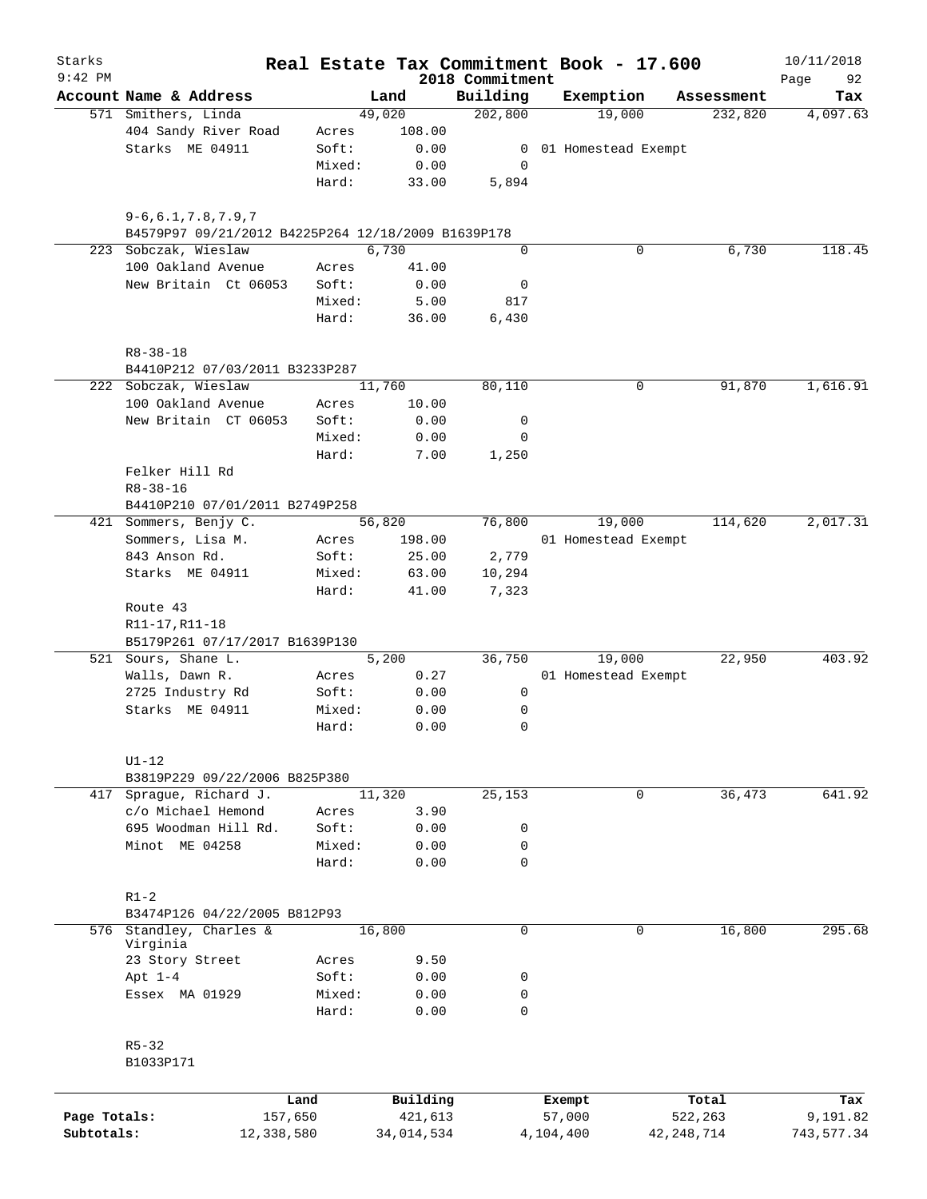# Real Estate Tax Commitment Book - 17.600

Starks
9:42 PM

2018 Commitment

10/11/2018

| Account Name & Address | | Land | Building | Exemption | Assessment | Tax |
|---|---|---|---|---|---|---|
| 571 Smithers, Linda | | 49,020 | 202,800 | 19,000 | 232,820 | 4,097.63 |
| 404 Sandy River Road | Acres | 108.00 | | | | |
| Starks ME 04911 | Soft: | 0.00 | 0 | 01 Homestead Exempt | | |
| | Mixed: | 0.00 | 0 | | | |
| | Hard: | 33.00 | 5,894 | | | |
| 9-6,6.1,7.8,7.9,7 | | | | | | |
| B4579P97 09/21/2012 B4225P264 12/18/2009 B1639P178 | | | | | | |
| 223 Sobczak, Wieslaw | | 6,730 | 0 | 0 | 6,730 | 118.45 |
| 100 Oakland Avenue | Acres | 41.00 | | | | |
| New Britain Ct 06053 | Soft: | 0.00 | 0 | | | |
| | Mixed: | 5.00 | 817 | | | |
| | Hard: | 36.00 | 6,430 | | | |
| R8-38-18 | | | | | | |
| B4410P212 07/03/2011 B3233P287 | | | | | | |
| 222 Sobczak, Wieslaw | | 11,760 | 80,110 | 0 | 91,870 | 1,616.91 |
| 100 Oakland Avenue | Acres | 10.00 | | | | |
| New Britain CT 06053 | Soft: | 0.00 | 0 | | | |
| | Mixed: | 0.00 | 0 | | | |
| | Hard: | 7.00 | 1,250 | | | |
| Felker Hill Rd | | | | | | |
| R8-38-16 | | | | | | |
| B4410P210 07/01/2011 B2749P258 | | | | | | |
| 421 Sommers, Benjy C. | | 56,820 | 76,800 | 19,000 | 114,620 | 2,017.31 |
| Sommers, Lisa M. | Acres | 198.00 | | 01 Homestead Exempt | | |
| 843 Anson Rd. | Soft: | 25.00 | 2,779 | | | |
| Starks ME 04911 | Mixed: | 63.00 | 10,294 | | | |
| | Hard: | 41.00 | 7,323 | | | |
| Route 43 | | | | | | |
| R11-17,R11-18 | | | | | | |
| B5179P261 07/17/2017 B1639P130 | | | | | | |
| 521 Sours, Shane L. | | 5,200 | 36,750 | 19,000 | 22,950 | 403.92 |
| Walls, Dawn R. | Acres | 0.27 | | 01 Homestead Exempt | | |
| 2725 Industry Rd | Soft: | 0.00 | 0 | | | |
| Starks ME 04911 | Mixed: | 0.00 | 0 | | | |
| | Hard: | 0.00 | 0 | | | |
| U1-12 | | | | | | |
| B3819P229 09/22/2006 B825P380 | | | | | | |
| 417 Sprague, Richard J. | | 11,320 | 25,153 | 0 | 36,473 | 641.92 |
| c/o Michael Hemond | Acres | 3.90 | | | | |
| 695 Woodman Hill Rd. | Soft: | 0.00 | 0 | | | |
| Minot ME 04258 | Mixed: | 0.00 | 0 | | | |
| | Hard: | 0.00 | 0 | | | |
| R1-2 | | | | | | |
| B3474P126 04/22/2005 B812P93 | | | | | | |
| 576 Standley, Charles & Virginia | | 16,800 | 0 | 0 | 16,800 | 295.68 |
| 23 Story Street | Acres | 9.50 | | | | |
| Apt 1-4 | Soft: | 0.00 | 0 | | | |
| Essex MA 01929 | Mixed: | 0.00 | 0 | | | |
| | Hard: | 0.00 | 0 | | | |
| R5-32 | | | | | | |
| B1033P171 | | | | | | |

| | Land | Building | Exempt | Total | Tax |
|---|---|---|---|---|---|
| Page Totals: | 157,650 | 421,613 | 57,000 | 522,263 | 9,191.82 |
| Subtotals: | 12,338,580 | 34,014,534 | 4,104,400 | 42,248,714 | 743,577.34 |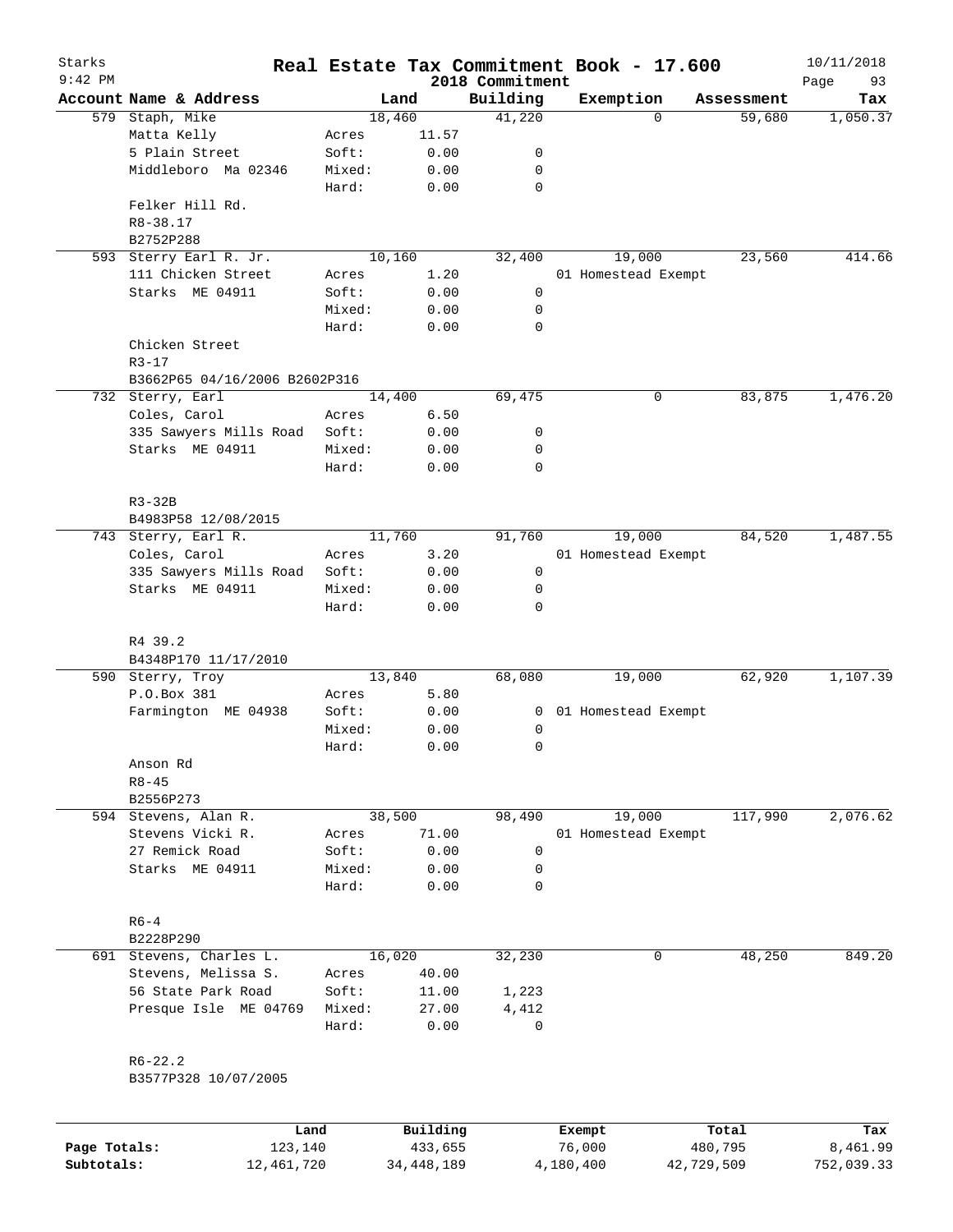# Real Estate Tax Commitment Book - 17.600

Starks
9:42 PM

2018 Commitment

10/11/2018

| Account Name & Address | | Land | Building | Exemption | Assessment | Tax |
|---|---|---|---|---|---|---|
| 579 Staph, Mike | | 18,460 | 41,220 | 0 | 59,680 | 1,050.37 |
| Matta Kelly | Acres | 11.57 | | | | |
| 5 Plain Street | Soft: | 0.00 | 0 | | | |
| Middleboro Ma 02346 | Mixed: | 0.00 | 0 | | | |
| | Hard: | 0.00 | 0 | | | |
| Felker Hill Rd. | | | | | | |
| R8-38.17 | | | | | | |
| B2752P288 | | | | | | |
| 593 Sterry Earl R. Jr. | | 10,160 | 32,400 | 19,000 | 23,560 | 414.66 |
| 111 Chicken Street | Acres | 1.20 | | 01 Homestead Exempt | | |
| Starks ME 04911 | Soft: | 0.00 | 0 | | | |
| | Mixed: | 0.00 | 0 | | | |
| | Hard: | 0.00 | 0 | | | |
| Chicken Street | | | | | | |
| R3-17 | | | | | | |
| B3662P65 04/16/2006 B2602P316 | | | | | | |
| 732 Sterry, Earl | | 14,400 | 69,475 | 0 | 83,875 | 1,476.20 |
| Coles, Carol | Acres | 6.50 | | | | |
| 335 Sawyers Mills Road | Soft: | 0.00 | 0 | | | |
| Starks ME 04911 | Mixed: | 0.00 | 0 | | | |
| | Hard: | 0.00 | 0 | | | |
| R3-32B | | | | | | |
| B4983P58 12/08/2015 | | | | | | |
| 743 Sterry, Earl R. | | 11,760 | 91,760 | 19,000 | 84,520 | 1,487.55 |
| Coles, Carol | Acres | 3.20 | | 01 Homestead Exempt | | |
| 335 Sawyers Mills Road | Soft: | 0.00 | 0 | | | |
| Starks ME 04911 | Mixed: | 0.00 | 0 | | | |
| | Hard: | 0.00 | 0 | | | |
| R4 39.2 | | | | | | |
| B4348P170 11/17/2010 | | | | | | |
| 590 Sterry, Troy | | 13,840 | 68,080 | 19,000 | 62,920 | 1,107.39 |
| P.O.Box 381 | Acres | 5.80 | | | | |
| Farmington ME 04938 | Soft: | 0.00 | 0 | 01 Homestead Exempt | | |
| | Mixed: | 0.00 | 0 | | | |
| | Hard: | 0.00 | 0 | | | |
| Anson Rd | | | | | | |
| R8-45 | | | | | | |
| B2556P273 | | | | | | |
| 594 Stevens, Alan R. | | 38,500 | 98,490 | 19,000 | 117,990 | 2,076.62 |
| Stevens Vicki R. | Acres | 71.00 | | 01 Homestead Exempt | | |
| 27 Remick Road | Soft: | 0.00 | 0 | | | |
| Starks ME 04911 | Mixed: | 0.00 | 0 | | | |
| | Hard: | 0.00 | 0 | | | |
| R6-4 | | | | | | |
| B2228P290 | | | | | | |
| 691 Stevens, Charles L. | | 16,020 | 32,230 | 0 | 48,250 | 849.20 |
| Stevens, Melissa S. | Acres | 40.00 | | | | |
| 56 State Park Road | Soft: | 11.00 | 1,223 | | | |
| Presque Isle ME 04769 | Mixed: | 27.00 | 4,412 | | | |
| | Hard: | 0.00 | 0 | | | |
| R6-22.2 | | | | | | |
| B3577P328 10/07/2005 | | | | | | |

| | Land | Building | Exempt | Total | Tax |
|---|---|---|---|---|---|
| Page Totals: | 123,140 | 433,655 | 76,000 | 480,795 | 8,461.99 |
| Subtotals: | 12,461,720 | 34,448,189 | 4,180,400 | 42,729,509 | 752,039.33 |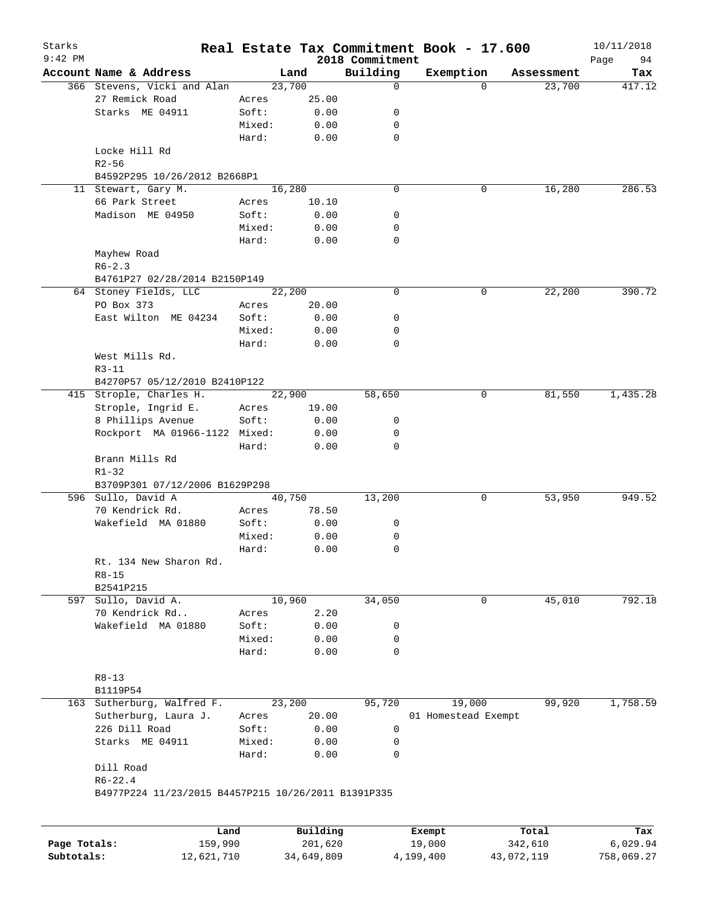# Real Estate Tax Commitment Book - 17.600

Starks
9:42 PM

2018 Commitment

10/11/2018

| Account Name & Address | | Land | Building | Exemption | Assessment | Tax |
|---|---|---|---|---|---|---|
| 366 Stevens, Vicki and Alan | | 23,700 | 0 | 0 | 23,700 | 417.12 |
| 27 Remick Road | Acres | 25.00 | | | | |
| Starks ME 04911 | Soft: | 0.00 | 0 | | | |
| | Mixed: | 0.00 | 0 | | | |
| | Hard: | 0.00 | 0 | | | |
| Locke Hill Rd | | | | | | |
| R2-56 | | | | | | |
| B4592P295 10/26/2012 B2668P1 | | | | | | |
| 11 Stewart, Gary M. | | 16,280 | 0 | 0 | 16,280 | 286.53 |
| 66 Park Street | Acres | 10.10 | | | | |
| Madison ME 04950 | Soft: | 0.00 | 0 | | | |
| | Mixed: | 0.00 | 0 | | | |
| | Hard: | 0.00 | 0 | | | |
| Mayhew Road | | | | | | |
| R6-2.3 | | | | | | |
| B4761P27 02/28/2014 B2150P149 | | | | | | |
| 64 Stoney Fields, LLC | | 22,200 | 0 | 0 | 22,200 | 390.72 |
| PO Box 373 | Acres | 20.00 | | | | |
| East Wilton ME 04234 | Soft: | 0.00 | 0 | | | |
| | Mixed: | 0.00 | 0 | | | |
| | Hard: | 0.00 | 0 | | | |
| West Mills Rd. | | | | | | |
| R3-11 | | | | | | |
| B4270P57 05/12/2010 B2410P122 | | | | | | |
| 415 Strople, Charles H. | | 22,900 | 58,650 | 0 | 81,550 | 1,435.28 |
| Strople, Ingrid E. | Acres | 19.00 | | | | |
| 8 Phillips Avenue | Soft: | 0.00 | 0 | | | |
| Rockport MA 01966-1122 | Mixed: | 0.00 | 0 | | | |
| | Hard: | 0.00 | 0 | | | |
| Brann Mills Rd | | | | | | |
| R1-32 | | | | | | |
| B3709P301 07/12/2006 B1629P298 | | | | | | |
| 596 Sullo, David A | | 40,750 | 13,200 | 0 | 53,950 | 949.52 |
| 70 Kendrick Rd. | Acres | 78.50 | | | | |
| Wakefield MA 01880 | Soft: | 0.00 | 0 | | | |
| | Mixed: | 0.00 | 0 | | | |
| | Hard: | 0.00 | 0 | | | |
| Rt. 134 New Sharon Rd. | | | | | | |
| R8-15 | | | | | | |
| B2541P215 | | | | | | |
| 597 Sullo, David A. | | 10,960 | 34,050 | 0 | 45,010 | 792.18 |
| 70 Kendrick Rd.. | Acres | 2.20 | | | | |
| Wakefield MA 01880 | Soft: | 0.00 | 0 | | | |
| | Mixed: | 0.00 | 0 | | | |
| | Hard: | 0.00 | 0 | | | |
| R8-13 | | | | | | |
| B1119P54 | | | | | | |
| 163 Sutherburg, Walfred F. | | 23,200 | 95,720 | 19,000 | 99,920 | 1,758.59 |
| Sutherburg, Laura J. | Acres | 20.00 | | 01 Homestead Exempt | | |
| 226 Dill Road | Soft: | 0.00 | 0 | | | |
| Starks ME 04911 | Mixed: | 0.00 | 0 | | | |
| | Hard: | 0.00 | 0 | | | |
| Dill Road | | | | | | |
| R6-22.4 | | | | | | |
| B4977P224 11/23/2015 B4457P215 10/26/2011 B1391P335 | | | | | | |

| | Land | Building | Exempt | Total | Tax |
|---|---|---|---|---|---|
| Page Totals: | 159,990 | 201,620 | 19,000 | 342,610 | 6,029.94 |
| Subtotals: | 12,621,710 | 34,649,809 | 4,199,400 | 43,072,119 | 758,069.27 |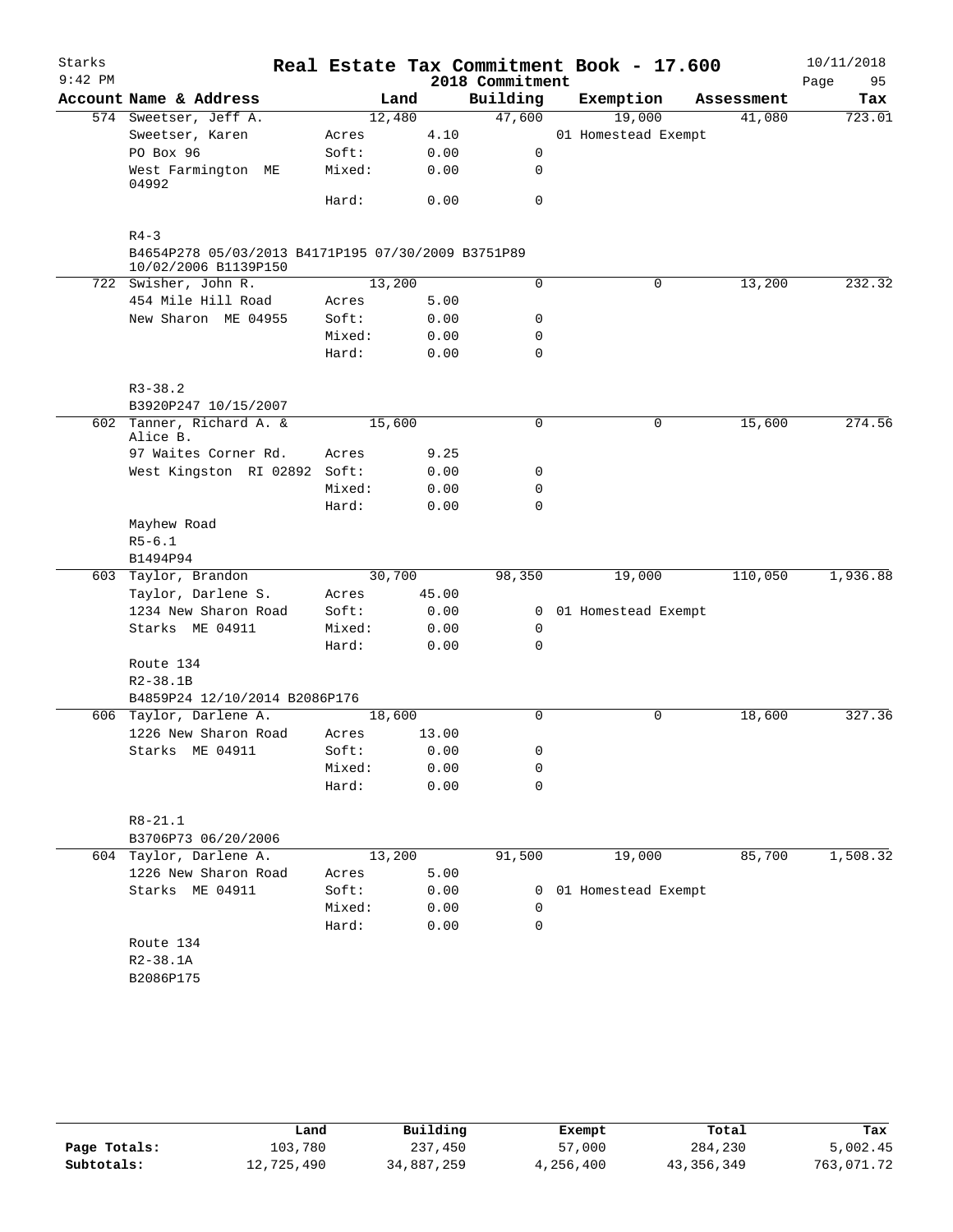Starks 9:42 PM

# Real Estate Tax Commitment Book - 17.600

2018 Commitment

10/11/2018

| Account | Name & Address | Land | | Building | Exemption | Assessment | Tax |
|---|---|---|---|---|---|---|---|
| 574 | Sweetser, Jeff A. | 12,480 | | 47,600 | 19,000 | 41,080 | 723.01 |
| | Sweetser, Karen | Acres | 4.10 | | 01 Homestead Exempt | | |
| | PO Box 96 | Soft: | 0.00 | 0 | | | |
| | West Farmington ME 04992 | Mixed: | 0.00 | 0 | | | |
| | | Hard: | 0.00 | 0 | | | |
| | R4-3 | | | | | | |
| | B4654P278 05/03/2013 B4171P195 07/30/2009 B3751P89 10/02/2006 B1139P150 | | | | | | |
| 722 | Swisher, John R. | 13,200 | | 0 | 0 | 13,200 | 232.32 |
| | 454 Mile Hill Road | Acres | 5.00 | | | | |
| | New Sharon ME 04955 | Soft: | 0.00 | 0 | | | |
| | | Mixed: | 0.00 | 0 | | | |
| | | Hard: | 0.00 | 0 | | | |
| | R3-38.2 | | | | | | |
| | B3920P247 10/15/2007 | | | | | | |
| 602 | Tanner, Richard A. & Alice B. | 15,600 | | 0 | 0 | 15,600 | 274.56 |
| | 97 Waites Corner Rd. | Acres | 9.25 | | | | |
| | West Kingston RI 02892 | Soft: | 0.00 | 0 | | | |
| | | Mixed: | 0.00 | 0 | | | |
| | | Hard: | 0.00 | 0 | | | |
| | Mayhew Road | | | | | | |
| | R5-6.1 | | | | | | |
| | B1494P94 | | | | | | |
| 603 | Taylor, Brandon | 30,700 | | 98,350 | 19,000 | 110,050 | 1,936.88 |
| | Taylor, Darlene S. | Acres | 45.00 | | | | |
| | 1234 New Sharon Road | Soft: | 0.00 | 0 | 01 Homestead Exempt | | |
| | Starks ME 04911 | Mixed: | 0.00 | 0 | | | |
| | | Hard: | 0.00 | 0 | | | |
| | Route 134 | | | | | | |
| | R2-38.1B | | | | | | |
| | B4859P24 12/10/2014 B2086P176 | | | | | | |
| 606 | Taylor, Darlene A. | 18,600 | | 0 | 0 | 18,600 | 327.36 |
| | 1226 New Sharon Road | Acres | 13.00 | | | | |
| | Starks ME 04911 | Soft: | 0.00 | 0 | | | |
| | | Mixed: | 0.00 | 0 | | | |
| | | Hard: | 0.00 | 0 | | | |
| | R8-21.1 | | | | | | |
| | B3706P73 06/20/2006 | | | | | | |
| 604 | Taylor, Darlene A. | 13,200 | | 91,500 | 19,000 | 85,700 | 1,508.32 |
| | 1226 New Sharon Road | Acres | 5.00 | | | | |
| | Starks ME 04911 | Soft: | 0.00 | 0 | 01 Homestead Exempt | | |
| | | Mixed: | 0.00 | 0 | | | |
| | | Hard: | 0.00 | 0 | | | |
| | Route 134 | | | | | | |
| | R2-38.1A | | | | | | |
| | B2086P175 | | | | | | |

| | Land | Building | Exempt | Total | Tax |
|---|---|---|---|---|---|
| Page Totals: | 103,780 | 237,450 | 57,000 | 284,230 | 5,002.45 |
| Subtotals: | 12,725,490 | 34,887,259 | 4,256,400 | 43,356,349 | 763,071.72 |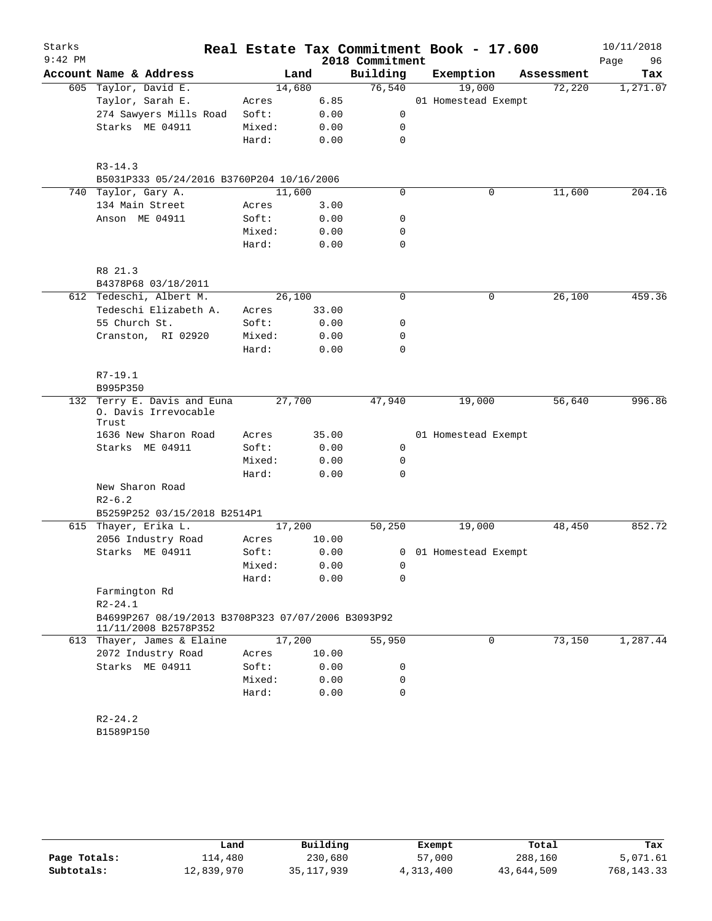# Starks — Real Estate Tax Commitment Book - 17.600

2018 Commitment — 10/11/2018 9:42 PM

| Account | Name & Address | Land | | Building | Exemption | Assessment | Tax |
|---|---|---|---|---|---|---|---|
| 605 | Taylor, David E. | 14,680 | | 76,540 | 19,000 | 72,220 | 1,271.07 |
| | Taylor, Sarah E. | Acres | 6.85 | | 01 Homestead Exempt | | |
| | 274 Sawyers Mills Road | Soft: | 0.00 | 0 | | | |
| | Starks ME 04911 | Mixed: | 0.00 | 0 | | | |
| | | Hard: | 0.00 | 0 | | | |
| | R3-14.3 | | | | | | |
| | B5031P333 05/24/2016 B3760P204 10/16/2006 | | | | | | |
| 740 | Taylor, Gary A. | 11,600 | | 0 | 0 | 11,600 | 204.16 |
| | 134 Main Street | Acres | 3.00 | | | | |
| | Anson ME 04911 | Soft: | 0.00 | 0 | | | |
| | | Mixed: | 0.00 | 0 | | | |
| | | Hard: | 0.00 | 0 | | | |
| | R8 21.3 | | | | | | |
| | B4378P68 03/18/2011 | | | | | | |
| 612 | Tedeschi, Albert M. | 26,100 | | 0 | 0 | 26,100 | 459.36 |
| | Tedeschi Elizabeth A. | Acres | 33.00 | | | | |
| | 55 Church St. | Soft: | 0.00 | 0 | | | |
| | Cranston, RI 02920 | Mixed: | 0.00 | 0 | | | |
| | | Hard: | 0.00 | 0 | | | |
| | R7-19.1 | | | | | | |
| | B995P350 | | | | | | |
| 132 | Terry E. Davis and Euna O. Davis Irrevocable Trust | 27,700 | | 47,940 | 19,000 | 56,640 | 996.86 |
| | 1636 New Sharon Road | Acres | 35.00 | | 01 Homestead Exempt | | |
| | Starks ME 04911 | Soft: | 0.00 | 0 | | | |
| | | Mixed: | 0.00 | 0 | | | |
| | | Hard: | 0.00 | 0 | | | |
| | New Sharon Road | | | | | | |
| | R2-6.2 | | | | | | |
| | B5259P252 03/15/2018 B2514P1 | | | | | | |
| 615 | Thayer, Erika L. | 17,200 | | 50,250 | 19,000 | 48,450 | 852.72 |
| | 2056 Industry Road | Acres | 10.00 | | | | |
| | Starks ME 04911 | Soft: | 0.00 | 0 | 01 Homestead Exempt | | |
| | | Mixed: | 0.00 | 0 | | | |
| | | Hard: | 0.00 | 0 | | | |
| | Farmington Rd | | | | | | |
| | R2-24.1 | | | | | | |
| | B4699P267 08/19/2013 B3708P323 07/07/2006 B3093P92 11/11/2008 B2578P352 | | | | | | |
| 613 | Thayer, James & Elaine | 17,200 | | 55,950 | 0 | 73,150 | 1,287.44 |
| | 2072 Industry Road | Acres | 10.00 | | | | |
| | Starks ME 04911 | Soft: | 0.00 | 0 | | | |
| | | Mixed: | 0.00 | 0 | | | |
| | | Hard: | 0.00 | 0 | | | |
| | R2-24.2 | | | | | | |
| | B1589P150 | | | | | | |

| | Land | Building | Exempt | Total | Tax |
|---|---|---|---|---|---|
| **Page Totals:** | 114,480 | 230,680 | 57,000 | 288,160 | 5,071.61 |
| **Subtotals:** | 12,839,970 | 35,117,939 | 4,313,400 | 43,644,509 | 768,143.33 |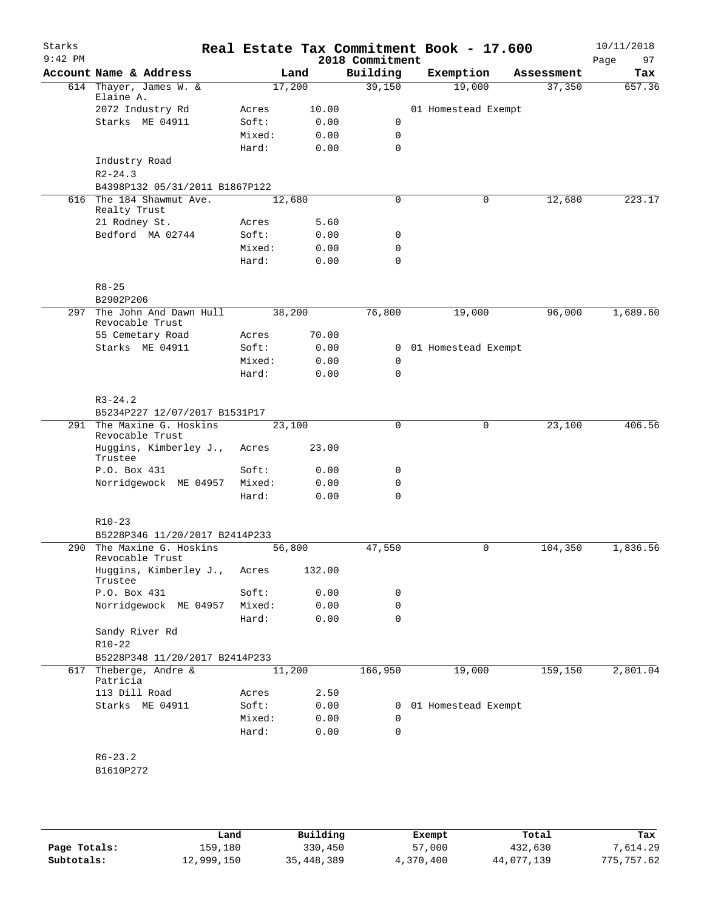# Real Estate Tax Commitment Book - 17.600

Starks — 9:42 PM — 2018 Commitment — 10/11/2018

| Account | Name & Address | | Land | Building | Exemption | Assessment | Tax |
|---|---|---|---|---|---|---|---|
| 614 | Thayer, James W. & Elaine A. | | 17,200 | 39,150 | 19,000 | 37,350 | 657.36 |
| | 2072 Industry Rd | Acres | 10.00 | | 01 Homestead Exempt | | |
| | Starks ME 04911 | Soft: | 0.00 | 0 | | | |
| | | Mixed: | 0.00 | 0 | | | |
| | | Hard: | 0.00 | 0 | | | |
| | Industry Road | | | | | | |
| | R2-24.3 | | | | | | |
| | B4398P132 05/31/2011 B1867P122 | | | | | | |
| 616 | The 184 Shawmut Ave. Realty Trust | | 12,680 | 0 | 0 | 12,680 | 223.17 |
| | 21 Rodney St. | Acres | 5.60 | | | | |
| | Bedford MA 02744 | Soft: | 0.00 | 0 | | | |
| | | Mixed: | 0.00 | 0 | | | |
| | | Hard: | 0.00 | 0 | | | |
| | R8-25 | | | | | | |
| | B2902P206 | | | | | | |
| 297 | The John And Dawn Hull Revocable Trust | | 38,200 | 76,800 | 19,000 | 96,000 | 1,689.60 |
| | 55 Cemetary Road | Acres | 70.00 | | | | |
| | Starks ME 04911 | Soft: | 0.00 | 0 | 01 Homestead Exempt | | |
| | | Mixed: | 0.00 | 0 | | | |
| | | Hard: | 0.00 | 0 | | | |
| | R3-24.2 | | | | | | |
| | B5234P227 12/07/2017 B1531P17 | | | | | | |
| 291 | The Maxine G. Hoskins Revocable Trust | | 23,100 | 0 | 0 | 23,100 | 406.56 |
| | Huggins, Kimberley J., Trustee | Acres | 23.00 | | | | |
| | P.O. Box 431 | Soft: | 0.00 | 0 | | | |
| | Norridgewock ME 04957 | Mixed: | 0.00 | 0 | | | |
| | | Hard: | 0.00 | 0 | | | |
| | R10-23 | | | | | | |
| | B5228P346 11/20/2017 B2414P233 | | | | | | |
| 290 | The Maxine G. Hoskins Revocable Trust | | 56,800 | 47,550 | 0 | 104,350 | 1,836.56 |
| | Huggins, Kimberley J., Trustee | Acres | 132.00 | | | | |
| | P.O. Box 431 | Soft: | 0.00 | 0 | | | |
| | Norridgewock ME 04957 | Mixed: | 0.00 | 0 | | | |
| | | Hard: | 0.00 | 0 | | | |
| | Sandy River Rd | | | | | | |
| | R10-22 | | | | | | |
| | B5228P348 11/20/2017 B2414P233 | | | | | | |
| 617 | Theberge, Andre & Patricia | | 11,200 | 166,950 | 19,000 | 159,150 | 2,801.04 |
| | 113 Dill Road | Acres | 2.50 | | | | |
| | Starks ME 04911 | Soft: | 0.00 | 0 | 01 Homestead Exempt | | |
| | | Mixed: | 0.00 | 0 | | | |
| | | Hard: | 0.00 | 0 | | | |
| | R6-23.2 | | | | | | |
| | B1610P272 | | | | | | |

| | Land | Building | Exempt | Total | Tax |
|---|---|---|---|---|---|
| Page Totals: | 159,180 | 330,450 | 57,000 | 432,630 | 7,614.29 |
| Subtotals: | 12,999,150 | 35,448,389 | 4,370,400 | 44,077,139 | 775,757.62 |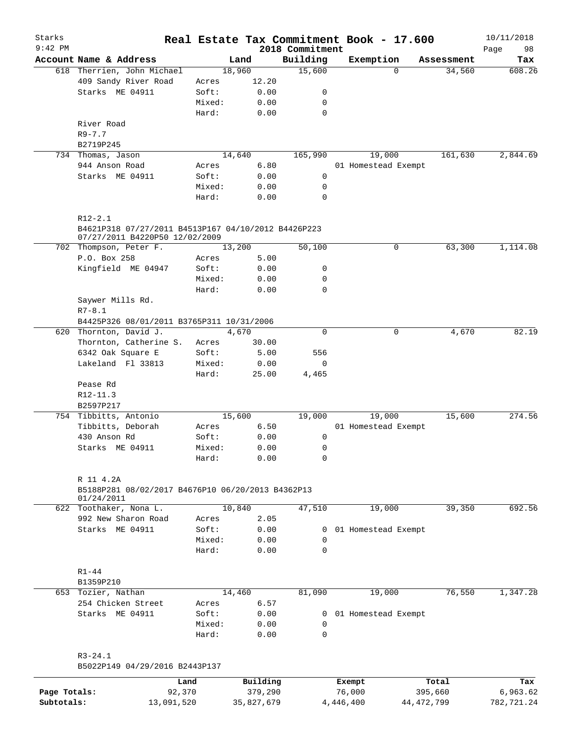# Starks — Real Estate Tax Commitment Book - 17.600

9:42 PM — 2018 Commitment — 10/11/2018

| Account | Name & Address | | Land | Building | Exemption | Assessment | Tax |
|---|---|---|---|---|---|---|---|
| 618 | Therrien, John Michael | | 18,960 | 15,600 | 0 | 34,560 | 608.26 |
| | 409 Sandy River Road | Acres | 12.20 | | | | |
| | Starks ME 04911 | Soft: | 0.00 | 0 | | | |
| | | Mixed: | 0.00 | 0 | | | |
| | | Hard: | 0.00 | 0 | | | |
| | River Road | | | | | | |
| | R9-7.7 | | | | | | |
| | B2719P245 | | | | | | |
| 734 | Thomas, Jason | | 14,640 | 165,990 | 19,000 | 161,630 | 2,844.69 |
| | 944 Anson Road | Acres | 6.80 | | 01 Homestead Exempt | | |
| | Starks ME 04911 | Soft: | 0.00 | 0 | | | |
| | | Mixed: | 0.00 | 0 | | | |
| | | Hard: | 0.00 | 0 | | | |
| | R12-2.1 | | | | | | |
| | B4621P318 07/27/2011 B4513P167 04/10/2012 B4426P223 07/27/2011 B4220P50 12/02/2009 | | | | | | |
| 702 | Thompson, Peter F. | | 13,200 | 50,100 | 0 | 63,300 | 1,114.08 |
| | P.O. Box 258 | Acres | 5.00 | | | | |
| | Kingfield ME 04947 | Soft: | 0.00 | 0 | | | |
| | | Mixed: | 0.00 | 0 | | | |
| | | Hard: | 0.00 | 0 | | | |
| | Saywer Mills Rd. | | | | | | |
| | R7-8.1 | | | | | | |
| | B4425P326 08/01/2011 B3765P311 10/31/2006 | | | | | | |
| 620 | Thornton, David J. | | 4,670 | 0 | 0 | 4,670 | 82.19 |
| | Thornton, Catherine S. | Acres | 30.00 | | | | |
| | 6342 Oak Square E | Soft: | 5.00 | 556 | | | |
| | Lakeland Fl 33813 | Mixed: | 0.00 | 0 | | | |
| | | Hard: | 25.00 | 4,465 | | | |
| | Pease Rd | | | | | | |
| | R12-11.3 | | | | | | |
| | B2597P217 | | | | | | |
| 754 | Tibbitts, Antonio | | 15,600 | 19,000 | 19,000 | 15,600 | 274.56 |
| | Tibbitts, Deborah | Acres | 6.50 | | 01 Homestead Exempt | | |
| | 430 Anson Rd | Soft: | 0.00 | 0 | | | |
| | Starks ME 04911 | Mixed: | 0.00 | 0 | | | |
| | | Hard: | 0.00 | 0 | | | |
| | R 11 4.2A | | | | | | |
| | B5188P281 08/02/2017 B4676P10 06/20/2013 B4362P13 01/24/2011 | | | | | | |
| 622 | Toothaker, Nona L. | | 10,840 | 47,510 | 19,000 | 39,350 | 692.56 |
| | 992 New Sharon Road | Acres | 2.05 | | | | |
| | Starks ME 04911 | Soft: | 0.00 | 0 | 01 Homestead Exempt | | |
| | | Mixed: | 0.00 | 0 | | | |
| | | Hard: | 0.00 | 0 | | | |
| | R1-44 | | | | | | |
| | B1359P210 | | | | | | |
| 653 | Tozier, Nathan | | 14,460 | 81,090 | 19,000 | 76,550 | 1,347.28 |
| | 254 Chicken Street | Acres | 6.57 | | | | |
| | Starks ME 04911 | Soft: | 0.00 | 0 | 01 Homestead Exempt | | |
| | | Mixed: | 0.00 | 0 | | | |
| | | Hard: | 0.00 | 0 | | | |
| | R3-24.1 | | | | | | |
| | B5022P149 04/29/2016 B2443P137 | | | | | | |

| | Land | Building | Exempt | Total | Tax |
|---|---|---|---|---|---|
| Page Totals: | 92,370 | 379,290 | 76,000 | 395,660 | 6,963.62 |
| Subtotals: | 13,091,520 | 35,827,679 | 4,446,400 | 44,472,799 | 782,721.24 |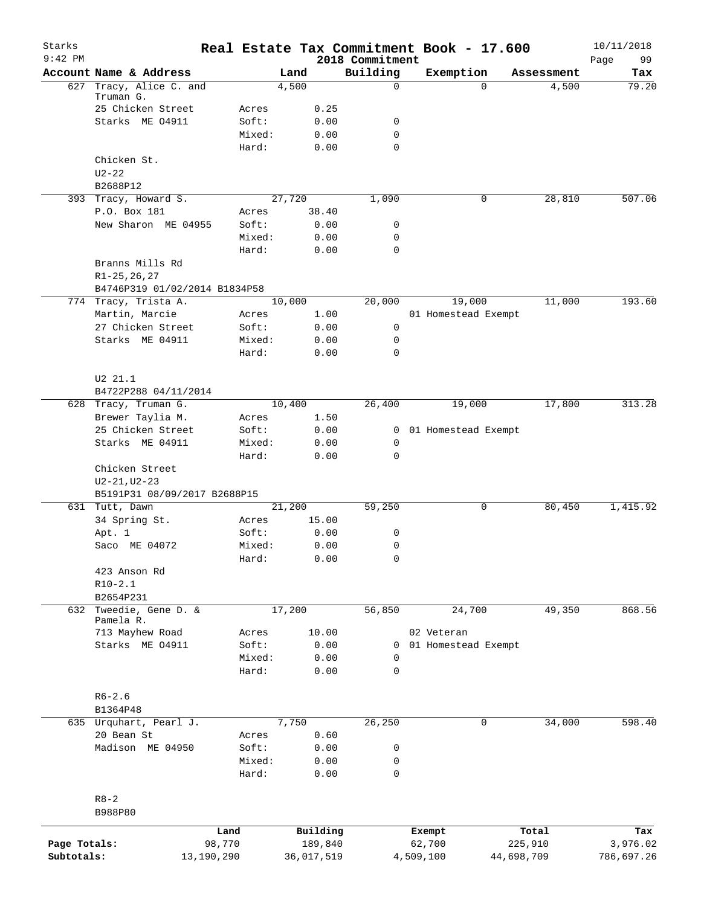# Real Estate Tax Commitment Book - 17.600

Starks
9:42 PM
2018 Commitment
10/11/2018

| Account | Name & Address | | Land | Building | Exemption | Assessment | Tax |
|---|---|---|---|---|---|---|---|
| 627 | Tracy, Alice C. and Truman G. | | 4,500 | 0 | 0 | 4,500 | 79.20 |
| | 25 Chicken Street | Acres | 0.25 | | | | |
| | Starks ME 04911 | Soft: | 0.00 | 0 | | | |
| | | Mixed: | 0.00 | 0 | | | |
| | | Hard: | 0.00 | 0 | | | |
| | Chicken St. | | | | | | |
| | U2-22 | | | | | | |
| | B2688P12 | | | | | | |
| 393 | Tracy, Howard S. | | 27,720 | 1,090 | 0 | 28,810 | 507.06 |
| | P.O. Box 181 | Acres | 38.40 | | | | |
| | New Sharon ME 04955 | Soft: | 0.00 | 0 | | | |
| | | Mixed: | 0.00 | 0 | | | |
| | | Hard: | 0.00 | 0 | | | |
| | Branns Mills Rd | | | | | | |
| | R1-25,26,27 | | | | | | |
| | B4746P319 01/02/2014 B1834P58 | | | | | | |
| 774 | Tracy, Trista A. | | 10,000 | 20,000 | 19,000 | 11,000 | 193.60 |
| | Martin, Marcie | Acres | 1.00 | | 01 Homestead Exempt | | |
| | 27 Chicken Street | Soft: | 0.00 | 0 | | | |
| | Starks ME 04911 | Mixed: | 0.00 | 0 | | | |
| | | Hard: | 0.00 | 0 | | | |
| | U2 21.1 | | | | | | |
| | B4722P288 04/11/2014 | | | | | | |
| 628 | Tracy, Truman G. | | 10,400 | 26,400 | 19,000 | 17,800 | 313.28 |
| | Brewer Taylia M. | Acres | 1.50 | | | | |
| | 25 Chicken Street | Soft: | 0.00 | 0 | 01 Homestead Exempt | | |
| | Starks ME 04911 | Mixed: | 0.00 | 0 | | | |
| | | Hard: | 0.00 | 0 | | | |
| | Chicken Street | | | | | | |
| | U2-21,U2-23 | | | | | | |
| | B5191P31 08/09/2017 B2688P15 | | | | | | |
| 631 | Tutt, Dawn | | 21,200 | 59,250 | 0 | 80,450 | 1,415.92 |
| | 34 Spring St. | Acres | 15.00 | | | | |
| | Apt. 1 | Soft: | 0.00 | 0 | | | |
| | Saco ME 04072 | Mixed: | 0.00 | 0 | | | |
| | | Hard: | 0.00 | 0 | | | |
| | 423 Anson Rd | | | | | | |
| | R10-2.1 | | | | | | |
| | B2654P231 | | | | | | |
| 632 | Tweedie, Gene D. & Pamela R. | | 17,200 | 56,850 | 24,700 | 49,350 | 868.56 |
| | 713 Mayhew Road | Acres | 10.00 | | 02 Veteran | | |
| | Starks ME 04911 | Soft: | 0.00 | 0 | 01 Homestead Exempt | | |
| | | Mixed: | 0.00 | 0 | | | |
| | | Hard: | 0.00 | 0 | | | |
| | R6-2.6 | | | | | | |
| | B1364P48 | | | | | | |
| 635 | Urquhart, Pearl J. | | 7,750 | 26,250 | 0 | 34,000 | 598.40 |
| | 20 Bean St | Acres | 0.60 | | | | |
| | Madison ME 04950 | Soft: | 0.00 | 0 | | | |
| | | Mixed: | 0.00 | 0 | | | |
| | | Hard: | 0.00 | 0 | | | |
| | R8-2 | | | | | | |
| | B988P80 | | | | | | |

| | Land | Building | Exempt | Total | Tax |
|---|---|---|---|---|---|
| Page Totals: | 98,770 | 189,840 | 62,700 | 225,910 | 3,976.02 |
| Subtotals: | 13,190,290 | 36,017,519 | 4,509,100 | 44,698,709 | 786,697.26 |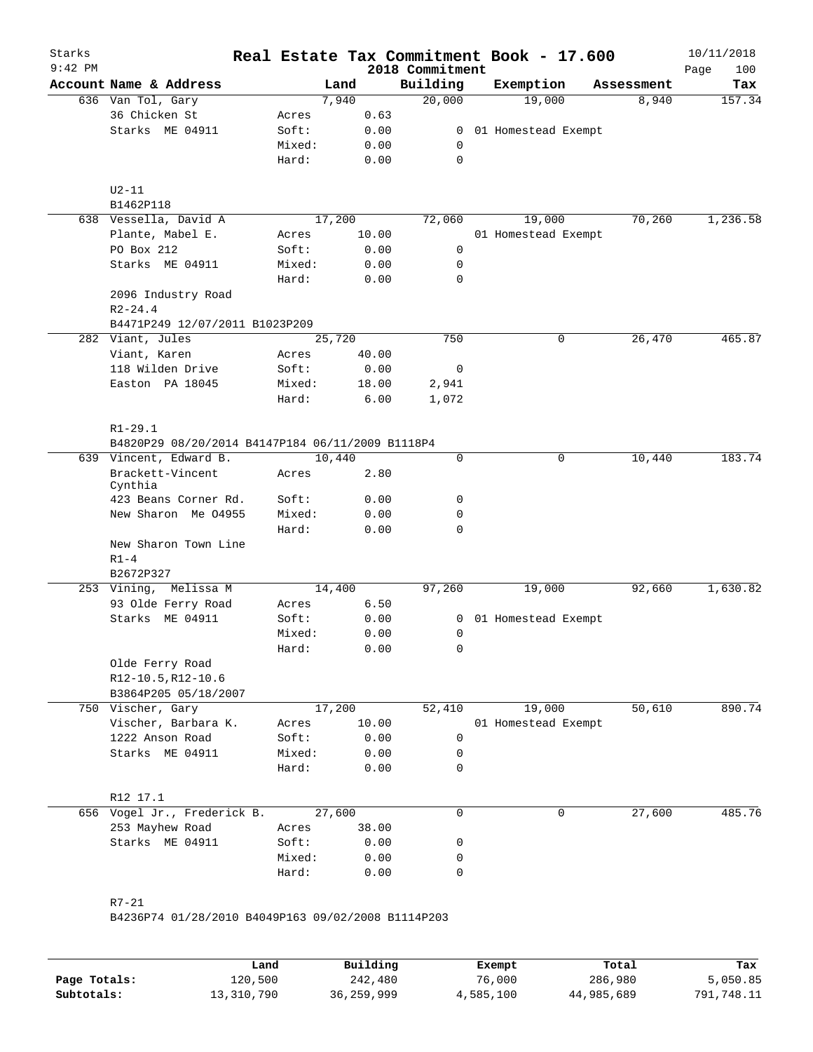# Real Estate Tax Commitment Book - 17.600

Starks
9:42 PM

2018 Commitment

10/11/2018

| Account Name & Address | | Land | Building | Exemption | Assessment | Tax |
|---|---|---|---|---|---|---|
| 636 Van Tol, Gary | | 7,940 | 20,000 | 19,000 | 8,940 | 157.34 |
| 36 Chicken St | Acres | 0.63 | | | | |
| Starks ME 04911 | Soft: | 0.00 | 0 | 01 Homestead Exempt | | |
| | Mixed: | 0.00 | 0 | | | |
| | Hard: | 0.00 | 0 | | | |
| U2-11 | | | | | | |
| B1462P118 | | | | | | |
| 638 Vessella, David A | | 17,200 | 72,060 | 19,000 | 70,260 | 1,236.58 |
| Plante, Mabel E. | Acres | 10.00 | | 01 Homestead Exempt | | |
| PO Box 212 | Soft: | 0.00 | 0 | | | |
| Starks ME 04911 | Mixed: | 0.00 | 0 | | | |
| | Hard: | 0.00 | 0 | | | |
| 2096 Industry Road | | | | | | |
| R2-24.4 | | | | | | |
| B4471P249 12/07/2011 B1023P209 | | | | | | |
| 282 Viant, Jules | | 25,720 | 750 | 0 | 26,470 | 465.87 |
| Viant, Karen | Acres | 40.00 | | | | |
| 118 Wilden Drive | Soft: | 0.00 | 0 | | | |
| Easton PA 18045 | Mixed: | 18.00 | 2,941 | | | |
| | Hard: | 6.00 | 1,072 | | | |
| R1-29.1 | | | | | | |
| B4820P29 08/20/2014 B4147P184 06/11/2009 B1118P4 | | | | | | |
| 639 Vincent, Edward B. | | 10,440 | 0 | 0 | 10,440 | 183.74 |
| Brackett-Vincent Cynthia | Acres | 2.80 | | | | |
| 423 Beans Corner Rd. | Soft: | 0.00 | 0 | | | |
| New Sharon Me 04955 | Mixed: | 0.00 | 0 | | | |
| | Hard: | 0.00 | 0 | | | |
| New Sharon Town Line | | | | | | |
| R1-4 | | | | | | |
| B2672P327 | | | | | | |
| 253 Vining, Melissa M | | 14,400 | 97,260 | 19,000 | 92,660 | 1,630.82 |
| 93 Olde Ferry Road | Acres | 6.50 | | | | |
| Starks ME 04911 | Soft: | 0.00 | 0 | 01 Homestead Exempt | | |
| | Mixed: | 0.00 | 0 | | | |
| | Hard: | 0.00 | 0 | | | |
| Olde Ferry Road | | | | | | |
| R12-10.5,R12-10.6 | | | | | | |
| B3864P205 05/18/2007 | | | | | | |
| 750 Vischer, Gary | | 17,200 | 52,410 | 19,000 | 50,610 | 890.74 |
| Vischer, Barbara K. | Acres | 10.00 | | 01 Homestead Exempt | | |
| 1222 Anson Road | Soft: | 0.00 | 0 | | | |
| Starks ME 04911 | Mixed: | 0.00 | 0 | | | |
| | Hard: | 0.00 | 0 | | | |
| R12 17.1 | | | | | | |
| 656 Vogel Jr., Frederick B. | | 27,600 | 0 | 0 | 27,600 | 485.76 |
| 253 Mayhew Road | Acres | 38.00 | | | | |
| Starks ME 04911 | Soft: | 0.00 | 0 | | | |
| | Mixed: | 0.00 | 0 | | | |
| | Hard: | 0.00 | 0 | | | |
| R7-21 | | | | | | |
| B4236P74 01/28/2010 B4049P163 09/02/2008 B1114P203 | | | | | | |

| | Land | Building | Exempt | Total | Tax |
|---|---|---|---|---|---|
| Page Totals: | 120,500 | 242,480 | 76,000 | 286,980 | 5,050.85 |
| Subtotals: | 13,310,790 | 36,259,999 | 4,585,100 | 44,985,689 | 791,748.11 |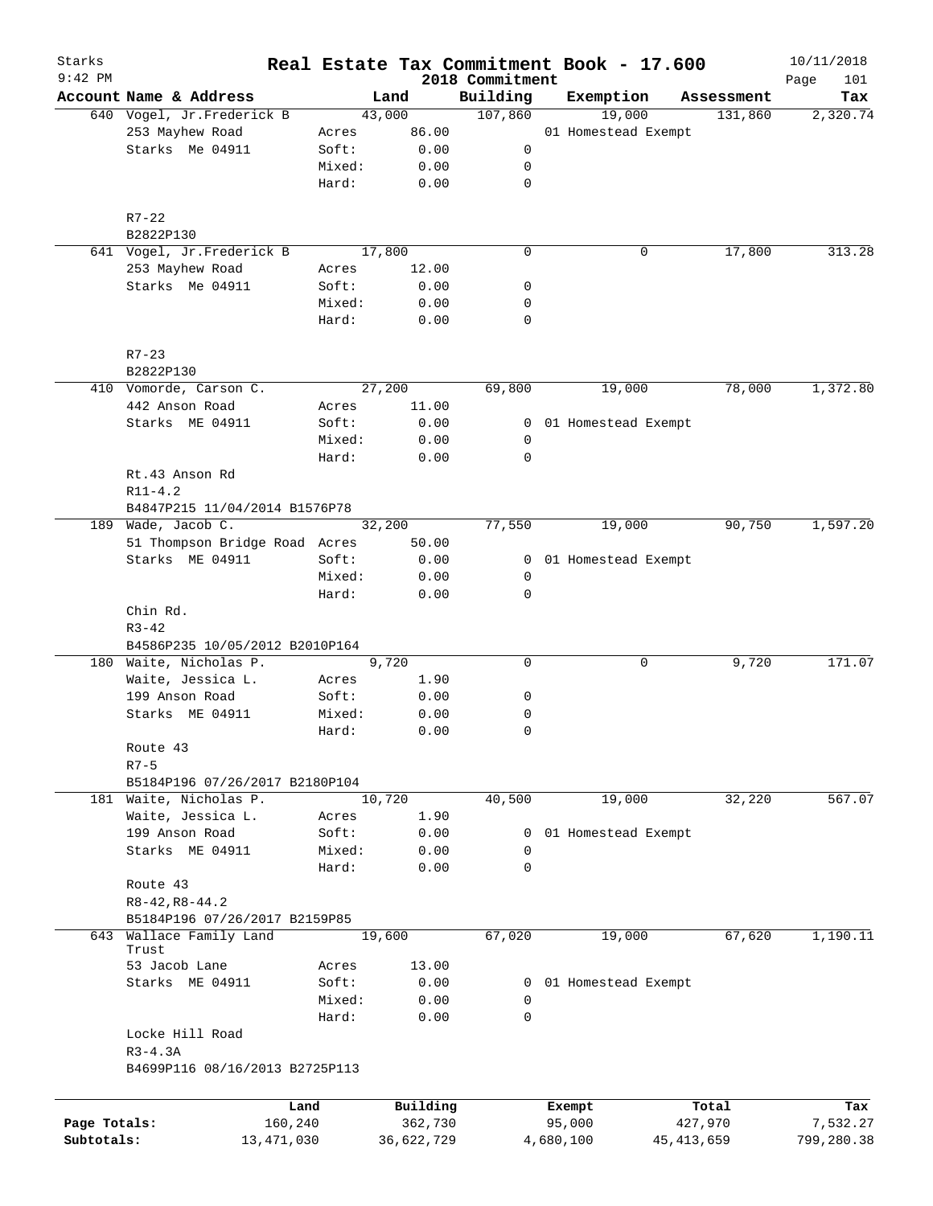# Real Estate Tax Commitment Book - 17.600

Starks
9:42 PM

2018 Commitment

10/11/2018

| Account Name & Address | | Land | Building | Exemption | Assessment | Tax |
|---|---|---|---|---|---|---|
| 640 Vogel, Jr.Frederick B | | 43,000 | 107,860 | 19,000 | 131,860 | 2,320.74 |
| 253 Mayhew Road | Acres | 86.00 | | 01 Homestead Exempt | | |
| Starks Me 04911 | Soft: | 0.00 | 0 | | | |
| | Mixed: | 0.00 | 0 | | | |
| | Hard: | 0.00 | 0 | | | |
| R7-22 | | | | | | |
| B2822P130 | | | | | | |
| 641 Vogel, Jr.Frederick B | | 17,800 | 0 | 0 | 17,800 | 313.28 |
| 253 Mayhew Road | Acres | 12.00 | | | | |
| Starks Me 04911 | Soft: | 0.00 | 0 | | | |
| | Mixed: | 0.00 | 0 | | | |
| | Hard: | 0.00 | 0 | | | |
| R7-23 | | | | | | |
| B2822P130 | | | | | | |
| 410 Vomorde, Carson C. | | 27,200 | 69,800 | 19,000 | 78,000 | 1,372.80 |
| 442 Anson Road | Acres | 11.00 | | | | |
| Starks ME 04911 | Soft: | 0.00 | 0 | 01 Homestead Exempt | | |
| | Mixed: | 0.00 | 0 | | | |
| | Hard: | 0.00 | 0 | | | |
| Rt.43 Anson Rd | | | | | | |
| R11-4.2 | | | | | | |
| B4847P215 11/04/2014 B1576P78 | | | | | | |
| 189 Wade, Jacob C. | | 32,200 | 77,550 | 19,000 | 90,750 | 1,597.20 |
| 51 Thompson Bridge Road | Acres | 50.00 | | | | |
| Starks ME 04911 | Soft: | 0.00 | 0 | 01 Homestead Exempt | | |
| | Mixed: | 0.00 | 0 | | | |
| | Hard: | 0.00 | 0 | | | |
| Chin Rd. | | | | | | |
| R3-42 | | | | | | |
| B4586P235 10/05/2012 B2010P164 | | | | | | |
| 180 Waite, Nicholas P. | | 9,720 | 0 | 0 | 9,720 | 171.07 |
| Waite, Jessica L. | Acres | 1.90 | | | | |
| 199 Anson Road | Soft: | 0.00 | 0 | | | |
| Starks ME 04911 | Mixed: | 0.00 | 0 | | | |
| | Hard: | 0.00 | 0 | | | |
| Route 43 | | | | | | |
| R7-5 | | | | | | |
| B5184P196 07/26/2017 B2180P104 | | | | | | |
| 181 Waite, Nicholas P. | | 10,720 | 40,500 | 19,000 | 32,220 | 567.07 |
| Waite, Jessica L. | Acres | 1.90 | | | | |
| 199 Anson Road | Soft: | 0.00 | 0 | 01 Homestead Exempt | | |
| Starks ME 04911 | Mixed: | 0.00 | 0 | | | |
| | Hard: | 0.00 | 0 | | | |
| Route 43 | | | | | | |
| R8-42,R8-44.2 | | | | | | |
| B5184P196 07/26/2017 B2159P85 | | | | | | |
| 643 Wallace Family Land Trust | | 19,600 | 67,020 | 19,000 | 67,620 | 1,190.11 |
| 53 Jacob Lane | Acres | 13.00 | | | | |
| Starks ME 04911 | Soft: | 0.00 | 0 | 01 Homestead Exempt | | |
| | Mixed: | 0.00 | 0 | | | |
| | Hard: | 0.00 | 0 | | | |
| Locke Hill Road | | | | | | |
| R3-4.3A | | | | | | |
| B4699P116 08/16/2013 B2725P113 | | | | | | |

| | Land | Building | Exempt | Total | Tax |
|---|---|---|---|---|---|
| Page Totals: | 160,240 | 362,730 | 95,000 | 427,970 | 7,532.27 |
| Subtotals: | 13,471,030 | 36,622,729 | 4,680,100 | 45,413,659 | 799,280.38 |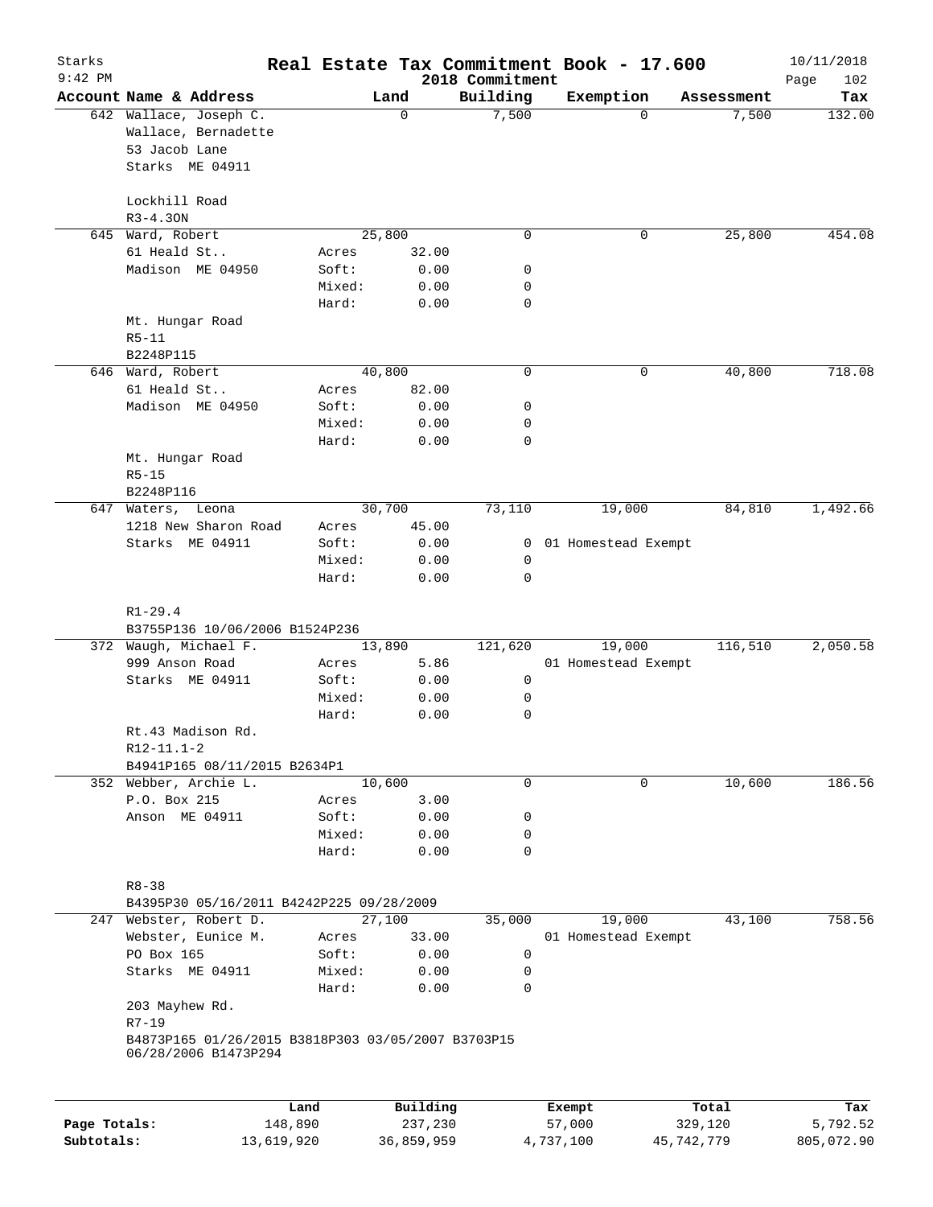Starks 9:42 PM

# Real Estate Tax Commitment Book - 17.600

2018 Commitment

10/11/2018 Page 102

| Account Name & Address | Land | | Building | Exemption | Assessment | Tax |
|---|---|---|---|---|---|---|
| 642 Wallace, Joseph C. | | 0 | 7,500 | 0 | 7,500 | 132.00 |
| Wallace, Bernadette | | | | | | |
| 53 Jacob Lane | | | | | | |
| Starks ME 04911 | | | | | | |
| Lockhill Road | | | | | | |
| R3-4.3ON | | | | | | |
| 645 Ward, Robert | | 25,800 | 0 | 0 | 25,800 | 454.08 |
| 61 Heald St.. | Acres | 32.00 | | | | |
| Madison ME 04950 | Soft: | 0.00 | 0 | | | |
| | Mixed: | 0.00 | 0 | | | |
| | Hard: | 0.00 | 0 | | | |
| Mt. Hungar Road | | | | | | |
| R5-11 | | | | | | |
| B2248P115 | | | | | | |
| 646 Ward, Robert | | 40,800 | 0 | 0 | 40,800 | 718.08 |
| 61 Heald St.. | Acres | 82.00 | | | | |
| Madison ME 04950 | Soft: | 0.00 | 0 | | | |
| | Mixed: | 0.00 | 0 | | | |
| | Hard: | 0.00 | 0 | | | |
| Mt. Hungar Road | | | | | | |
| R5-15 | | | | | | |
| B2248P116 | | | | | | |
| 647 Waters, Leona | | 30,700 | 73,110 | 19,000 | 84,810 | 1,492.66 |
| 1218 New Sharon Road | Acres | 45.00 | | | | |
| Starks ME 04911 | Soft: | 0.00 | 0 | 01 Homestead Exempt | | |
| | Mixed: | 0.00 | 0 | | | |
| | Hard: | 0.00 | 0 | | | |
| R1-29.4 | | | | | | |
| B3755P136 10/06/2006 B1524P236 | | | | | | |
| 372 Waugh, Michael F. | | 13,890 | 121,620 | 19,000 | 116,510 | 2,050.58 |
| 999 Anson Road | Acres | 5.86 | | 01 Homestead Exempt | | |
| Starks ME 04911 | Soft: | 0.00 | 0 | | | |
| | Mixed: | 0.00 | 0 | | | |
| | Hard: | 0.00 | 0 | | | |
| Rt.43 Madison Rd. | | | | | | |
| R12-11.1-2 | | | | | | |
| B4941P165 08/11/2015 B2634P1 | | | | | | |
| 352 Webber, Archie L. | | 10,600 | 0 | 0 | 10,600 | 186.56 |
| P.O. Box 215 | Acres | 3.00 | | | | |
| Anson ME 04911 | Soft: | 0.00 | 0 | | | |
| | Mixed: | 0.00 | 0 | | | |
| | Hard: | 0.00 | 0 | | | |
| R8-38 | | | | | | |
| B4395P30 05/16/2011 B4242P225 09/28/2009 | | | | | | |
| 247 Webster, Robert D. | | 27,100 | 35,000 | 19,000 | 43,100 | 758.56 |
| Webster, Eunice M. | Acres | 33.00 | | 01 Homestead Exempt | | |
| PO Box 165 | Soft: | 0.00 | 0 | | | |
| Starks ME 04911 | Mixed: | 0.00 | 0 | | | |
| | Hard: | 0.00 | 0 | | | |
| 203 Mayhew Rd. | | | | | | |
| R7-19 | | | | | | |
| B4873P165 01/26/2015 B3818P303 03/05/2007 B3703P15 06/28/2006 B1473P294 | | | | | | |

| | Land | Building | Exempt | Total | Tax |
|---|---|---|---|---|---|
| Page Totals: | 148,890 | 237,230 | 57,000 | 329,120 | 5,792.52 |
| Subtotals: | 13,619,920 | 36,859,959 | 4,737,100 | 45,742,779 | 805,072.90 |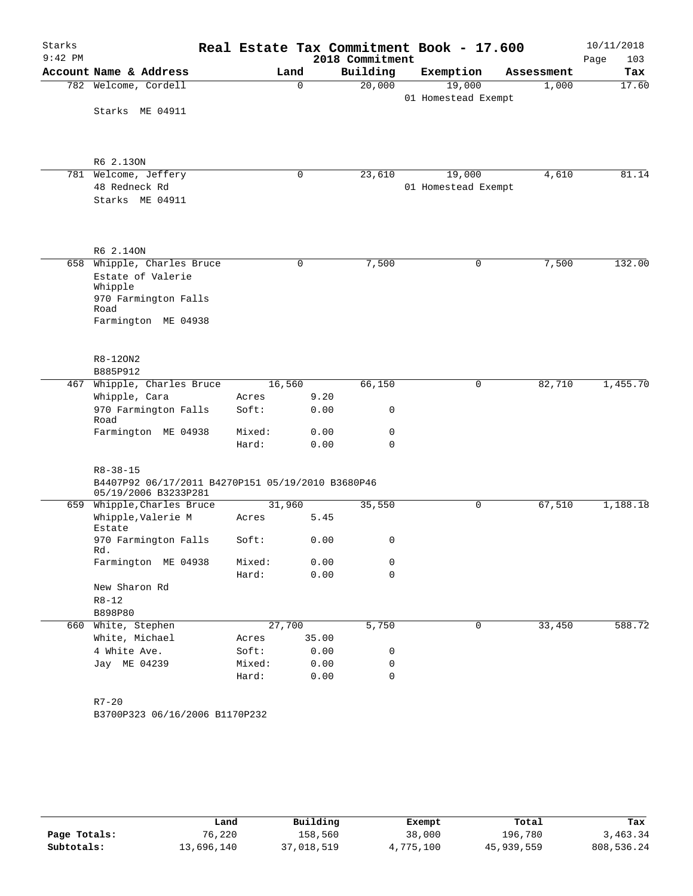# Real Estate Tax Commitment Book - 17.600

Starks
9:42 PM

2018 Commitment

10/11/2018

| Account Name & Address | Land | | Building | Exemption | Assessment | Tax |
|---|---|---|---|---|---|---|
| 782 Welcome, Cordell | 0 | | 20,000 | 19,000 | 1,000 | 17.60 |
| | | | | 01 Homestead Exempt | | |
| Starks ME 04911 | | | | | | |
| R6 2.13ON | | | | | | |
| 781 Welcome, Jeffery | 0 | | 23,610 | 19,000 | 4,610 | 81.14 |
| 48 Redneck Rd | | | | 01 Homestead Exempt | | |
| Starks ME 04911 | | | | | | |
| R6 2.14ON | | | | | | |
| 658 Whipple, Charles Bruce | 0 | | 7,500 | 0 | 7,500 | 132.00 |
| Estate of Valerie Whipple | | | | | | |
| 970 Farmington Falls Road | | | | | | |
| Farmington ME 04938 | | | | | | |
| R8-12ON2 | | | | | | |
| B885P912 | | | | | | |
| 467 Whipple, Charles Bruce | 16,560 | | 66,150 | 0 | 82,710 | 1,455.70 |
| Whipple, Cara | Acres | 9.20 | | | | |
| 970 Farmington Falls Road | Soft: | 0.00 | 0 | | | |
| Farmington ME 04938 | Mixed: | 0.00 | 0 | | | |
| | Hard: | 0.00 | 0 | | | |
| R8-38-15 | | | | | | |
| B4407P92 06/17/2011 B4270P151 05/19/2010 B3680P46 05/19/2006 B3233P281 | | | | | | |
| 659 Whipple,Charles Bruce | 31,960 | | 35,550 | 0 | 67,510 | 1,188.18 |
| Whipple,Valerie M Estate | Acres | 5.45 | | | | |
| 970 Farmington Falls Rd. | Soft: | 0.00 | 0 | | | |
| Farmington ME 04938 | Mixed: | 0.00 | 0 | | | |
| | Hard: | 0.00 | 0 | | | |
| New Sharon Rd | | | | | | |
| R8-12 | | | | | | |
| B898P80 | | | | | | |
| 660 White, Stephen | 27,700 | | 5,750 | 0 | 33,450 | 588.72 |
| White, Michael | Acres | 35.00 | | | | |
| 4 White Ave. | Soft: | 0.00 | 0 | | | |
| Jay ME 04239 | Mixed: | 0.00 | 0 | | | |
| | Hard: | 0.00 | 0 | | | |
| R7-20 | | | | | | |
| B3700P323 06/16/2006 B1170P232 | | | | | | |

| | Land | Building | Exempt | Total | Tax |
|---|---|---|---|---|---|
| Page Totals: | 76,220 | 158,560 | 38,000 | 196,780 | 3,463.34 |
| Subtotals: | 13,696,140 | 37,018,519 | 4,775,100 | 45,939,559 | 808,536.24 |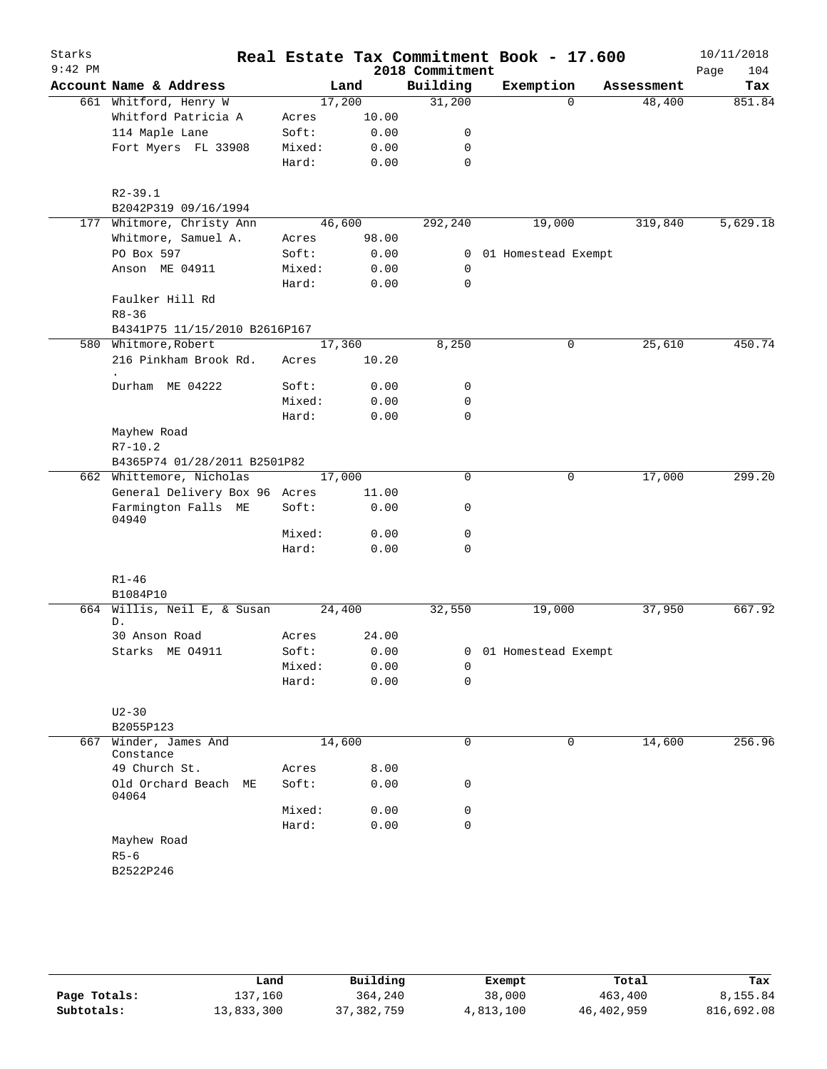# Real Estate Tax Commitment Book - 17.600

## 2018 Commitment

Starks, 9:42 PM — 10/11/2018

| Account Name & Address | | Land | Building | Exemption | Assessment | Tax |
|---|---|---|---|---|---|---|
| 661 Whitford, Henry W | | 17,200 | 31,200 | 0 | 48,400 | 851.84 |
| Whitford Patricia A | Acres | 10.00 | | | | |
| 114 Maple Lane | Soft: | 0.00 | 0 | | | |
| Fort Myers FL 33908 | Mixed: | 0.00 | 0 | | | |
| | Hard: | 0.00 | 0 | | | |
| R2-39.1 | | | | | | |
| B2042P319 09/16/1994 | | | | | | |
| 177 Whitmore, Christy Ann | | 46,600 | 292,240 | 19,000 | 319,840 | 5,629.18 |
| Whitmore, Samuel A. | Acres | 98.00 | | | | |
| PO Box 597 | Soft: | 0.00 | 0 | 01 Homestead Exempt | | |
| Anson ME 04911 | Mixed: | 0.00 | 0 | | | |
| | Hard: | 0.00 | 0 | | | |
| Faulker Hill Rd | | | | | | |
| R8-36 | | | | | | |
| B4341P75 11/15/2010 B2616P167 | | | | | | |
| 580 Whitmore, Robert | | 17,360 | 8,250 | 0 | 25,610 | 450.74 |
| 216 Pinkham Brook Rd. . | Acres | 10.20 | | | | |
| Durham ME 04222 | Soft: | 0.00 | 0 | | | |
| | Mixed: | 0.00 | 0 | | | |
| | Hard: | 0.00 | 0 | | | |
| Mayhew Road | | | | | | |
| R7-10.2 | | | | | | |
| B4365P74 01/28/2011 B2501P82 | | | | | | |
| 662 Whittemore, Nicholas | | 17,000 | 0 | 0 | 17,000 | 299.20 |
| General Delivery Box 96 | Acres | 11.00 | | | | |
| Farmington Falls ME 04940 | Soft: | 0.00 | 0 | | | |
| | Mixed: | 0.00 | 0 | | | |
| | Hard: | 0.00 | 0 | | | |
| R1-46 | | | | | | |
| B1084P10 | | | | | | |
| 664 Willis, Neil E, & Susan D. | | 24,400 | 32,550 | 19,000 | 37,950 | 667.92 |
| 30 Anson Road | Acres | 24.00 | | | | |
| Starks ME 04911 | Soft: | 0.00 | 0 | 01 Homestead Exempt | | |
| | Mixed: | 0.00 | 0 | | | |
| | Hard: | 0.00 | 0 | | | |
| U2-30 | | | | | | |
| B2055P123 | | | | | | |
| 667 Winder, James And Constance | | 14,600 | 0 | 0 | 14,600 | 256.96 |
| 49 Church St. | Acres | 8.00 | | | | |
| Old Orchard Beach ME 04064 | Soft: | 0.00 | 0 | | | |
| | Mixed: | 0.00 | 0 | | | |
| | Hard: | 0.00 | 0 | | | |
| Mayhew Road | | | | | | |
| R5-6 | | | | | | |
| B2522P246 | | | | | | |

| | Land | Building | Exempt | Total | Tax |
|---|---|---|---|---|---|
| Page Totals: | 137,160 | 364,240 | 38,000 | 463,400 | 8,155.84 |
| Subtotals: | 13,833,300 | 37,382,759 | 4,813,100 | 46,402,959 | 816,692.08 |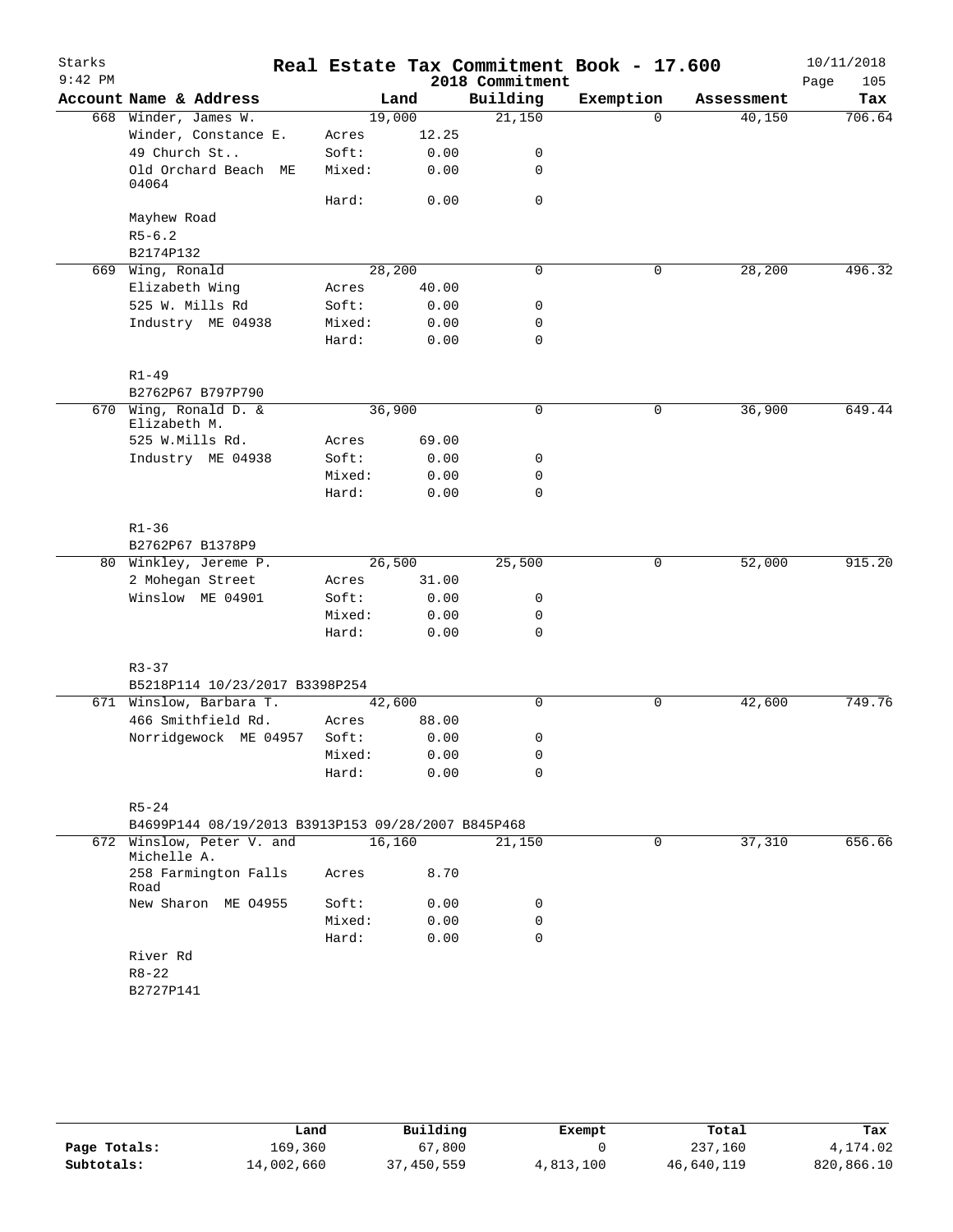# Real Estate Tax Commitment Book - 17.600

Starks 9:42 PM — 2018 Commitment — 10/11/2018

| Account Name & Address | | Land | Building | Exemption | Assessment | Tax |
|---|---|---|---|---|---|---|
| 668 Winder, James W. | | 19,000 | 21,150 | 0 | 40,150 | 706.64 |
| Winder, Constance E. | Acres | 12.25 | | | | |
| 49 Church St.. | Soft: | 0.00 | 0 | | | |
| Old Orchard Beach ME 04064 | Mixed: | 0.00 | 0 | | | |
| | Hard: | 0.00 | 0 | | | |
| Mayhew Road | | | | | | |
| R5-6.2 | | | | | | |
| B2174P132 | | | | | | |
| 669 Wing, Ronald | | 28,200 | 0 | 0 | 28,200 | 496.32 |
| Elizabeth Wing | Acres | 40.00 | | | | |
| 525 W. Mills Rd | Soft: | 0.00 | 0 | | | |
| Industry ME 04938 | Mixed: | 0.00 | 0 | | | |
| | Hard: | 0.00 | 0 | | | |
| R1-49 | | | | | | |
| B2762P67 B797P790 | | | | | | |
| 670 Wing, Ronald D. & Elizabeth M. | | 36,900 | 0 | 0 | 36,900 | 649.44 |
| 525 W.Mills Rd. | Acres | 69.00 | | | | |
| Industry ME 04938 | Soft: | 0.00 | 0 | | | |
| | Mixed: | 0.00 | 0 | | | |
| | Hard: | 0.00 | 0 | | | |
| R1-36 | | | | | | |
| B2762P67 B1378P9 | | | | | | |
| 80 Winkley, Jereme P. | | 26,500 | 25,500 | 0 | 52,000 | 915.20 |
| 2 Mohegan Street | Acres | 31.00 | | | | |
| Winslow ME 04901 | Soft: | 0.00 | 0 | | | |
| | Mixed: | 0.00 | 0 | | | |
| | Hard: | 0.00 | 0 | | | |
| R3-37 | | | | | | |
| B5218P114 10/23/2017 B3398P254 | | | | | | |
| 671 Winslow, Barbara T. | | 42,600 | 0 | 0 | 42,600 | 749.76 |
| 466 Smithfield Rd. | Acres | 88.00 | | | | |
| Norridgewock ME 04957 | Soft: | 0.00 | 0 | | | |
| | Mixed: | 0.00 | 0 | | | |
| | Hard: | 0.00 | 0 | | | |
| R5-24 | | | | | | |
| B4699P144 08/19/2013 B3913P153 09/28/2007 B845P468 | | | | | | |
| 672 Winslow, Peter V. and Michelle A. | | 16,160 | 21,150 | 0 | 37,310 | 656.66 |
| 258 Farmington Falls Road | Acres | 8.70 | | | | |
| New Sharon ME O4955 | Soft: | 0.00 | 0 | | | |
| | Mixed: | 0.00 | 0 | | | |
| | Hard: | 0.00 | 0 | | | |
| River Rd | | | | | | |
| R8-22 | | | | | | |
| B2727P141 | | | | | | |

| | Land | Building | Exempt | Total | Tax |
|---|---|---|---|---|---|
| Page Totals: | 169,360 | 67,800 | 0 | 237,160 | 4,174.02 |
| Subtotals: | 14,002,660 | 37,450,559 | 4,813,100 | 46,640,119 | 820,866.10 |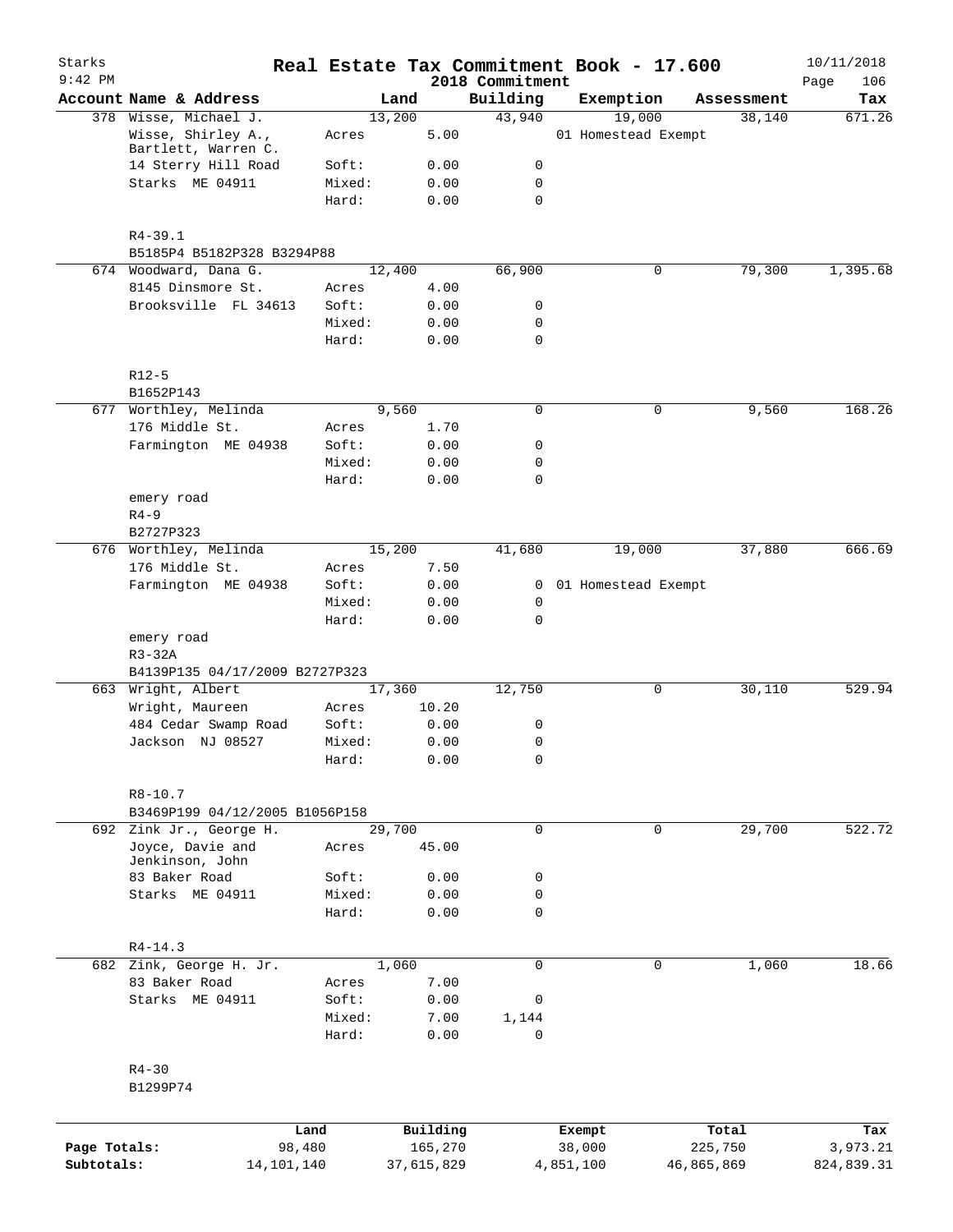# Real Estate Tax Commitment Book - 17.600

Starks
9:42 PM
2018 Commitment
10/11/2018

| Account Name & Address | Land | | Building | Exemption | Assessment | Tax |
|---|---|---|---|---|---|---|
| 378 Wisse, Michael J. | 13,200 | | 43,940 | 19,000 | 38,140 | 671.26 |
| Wisse, Shirley A., Bartlett, Warren C. | Acres | 5.00 | | 01 Homestead Exempt | | |
| 14 Sterry Hill Road | Soft: | 0.00 | 0 | | | |
| Starks ME 04911 | Mixed: | 0.00 | 0 | | | |
| | Hard: | 0.00 | 0 | | | |
| R4-39.1 | | | | | | |
| B5185P4 B5182P328 B3294P88 | | | | | | |
| 674 Woodward, Dana G. | 12,400 | | 66,900 | 0 | 79,300 | 1,395.68 |
| 8145 Dinsmore St. | Acres | 4.00 | | | | |
| Brooksville FL 34613 | Soft: | 0.00 | 0 | | | |
| | Mixed: | 0.00 | 0 | | | |
| | Hard: | 0.00 | 0 | | | |
| R12-5 | | | | | | |
| B1652P143 | | | | | | |
| 677 Worthley, Melinda | 9,560 | | 0 | 0 | 9,560 | 168.26 |
| 176 Middle St. | Acres | 1.70 | | | | |
| Farmington ME 04938 | Soft: | 0.00 | 0 | | | |
| | Mixed: | 0.00 | 0 | | | |
| | Hard: | 0.00 | 0 | | | |
| emery road | | | | | | |
| R4-9 | | | | | | |
| B2727P323 | | | | | | |
| 676 Worthley, Melinda | 15,200 | | 41,680 | 19,000 | 37,880 | 666.69 |
| 176 Middle St. | Acres | 7.50 | | | | |
| Farmington ME 04938 | Soft: | 0.00 | 0 | 01 Homestead Exempt | | |
| | Mixed: | 0.00 | 0 | | | |
| | Hard: | 0.00 | 0 | | | |
| emery road | | | | | | |
| R3-32A | | | | | | |
| B4139P135 04/17/2009 B2727P323 | | | | | | |
| 663 Wright, Albert | 17,360 | | 12,750 | 0 | 30,110 | 529.94 |
| Wright, Maureen | Acres | 10.20 | | | | |
| 484 Cedar Swamp Road | Soft: | 0.00 | 0 | | | |
| Jackson NJ 08527 | Mixed: | 0.00 | 0 | | | |
| | Hard: | 0.00 | 0 | | | |
| R8-10.7 | | | | | | |
| B3469P199 04/12/2005 B1056P158 | | | | | | |
| 692 Zink Jr., George H. | 29,700 | | 0 | 0 | 29,700 | 522.72 |
| Joyce, Davie and Jenkinson, John | Acres | 45.00 | | | | |
| 83 Baker Road | Soft: | 0.00 | 0 | | | |
| Starks ME 04911 | Mixed: | 0.00 | 0 | | | |
| | Hard: | 0.00 | 0 | | | |
| R4-14.3 | | | | | | |
| 682 Zink, George H. Jr. | 1,060 | | 0 | 0 | 1,060 | 18.66 |
| 83 Baker Road | Acres | 7.00 | | | | |
| Starks ME 04911 | Soft: | 0.00 | 0 | | | |
| | Mixed: | 7.00 | 1,144 | | | |
| | Hard: | 0.00 | 0 | | | |
| R4-30 | | | | | | |
| B1299P74 | | | | | | |

| | Land | Building | Exempt | Total | Tax |
|---|---|---|---|---|---|
| Page Totals: | 98,480 | 165,270 | 38,000 | 225,750 | 3,973.21 |
| Subtotals: | 14,101,140 | 37,615,829 | 4,851,100 | 46,865,869 | 824,839.31 |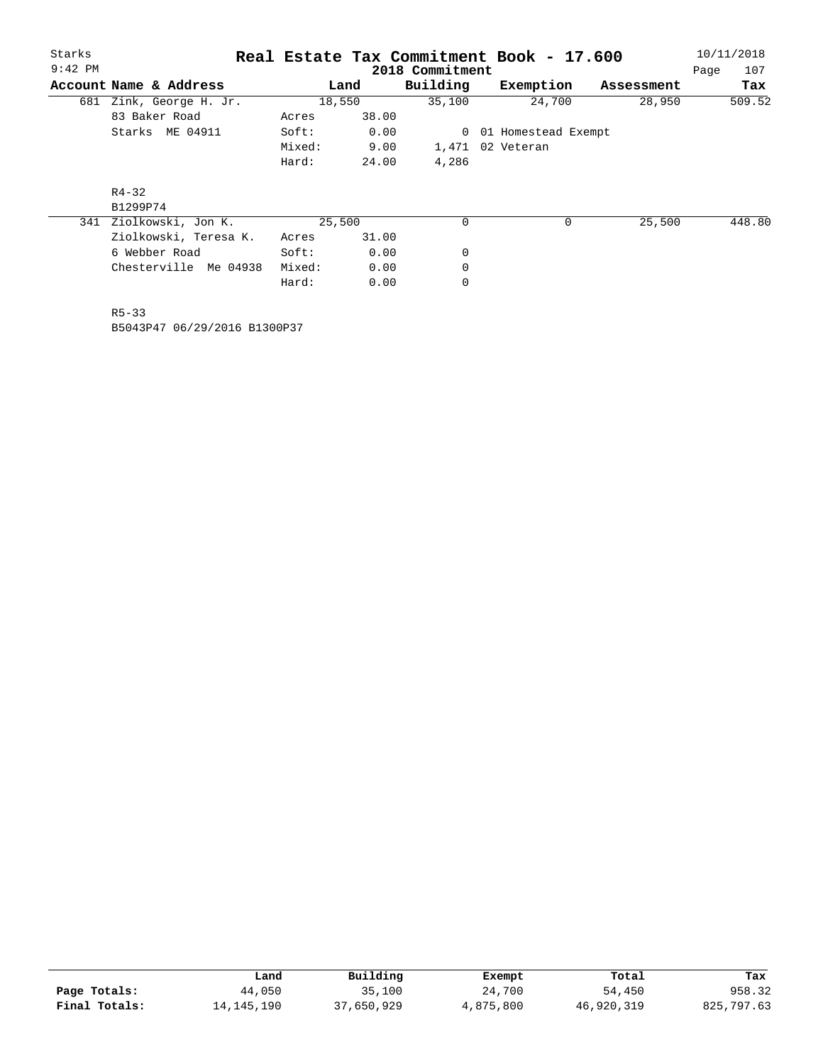# Real Estate Tax Commitment Book - 17.600

Starks
9:42 PM

2018 Commitment

10/11/2018

| Account | Name & Address | | Land | Building | Exemption | Assessment | Tax |
|---|---|---|---|---|---|---|---|
| 681 | Zink, George H. Jr. | | 18,550 | 35,100 | 24,700 | 28,950 | 509.52 |
| | 83 Baker Road | Acres | 38.00 | | | | |
| | Starks ME 04911 | Soft: | 0.00 | 0 | 01 Homestead Exempt | | |
| | | Mixed: | 9.00 | 1,471 | 02 Veteran | | |
| | | Hard: | 24.00 | 4,286 | | | |
| | R4-32 | | | | | | |
| | B1299P74 | | | | | | |
| 341 | Ziolkowski, Jon K. | | 25,500 | 0 | 0 | 25,500 | 448.80 |
| | Ziolkowski, Teresa K. | Acres | 31.00 | | | | |
| | 6 Webber Road | Soft: | 0.00 | 0 | | | |
| | Chesterville Me 04938 | Mixed: | 0.00 | 0 | | | |
| | | Hard: | 0.00 | 0 | | | |
| | R5-33 | | | | | | |
| | B5043P47 06/29/2016 B1300P37 | | | | | | |

| | Land | Building | Exempt | Total | Tax |
|---|---|---|---|---|---|
| **Page Totals:** | 44,050 | 35,100 | 24,700 | 54,450 | 958.32 |
| **Final Totals:** | 14,145,190 | 37,650,929 | 4,875,800 | 46,920,319 | 825,797.63 |